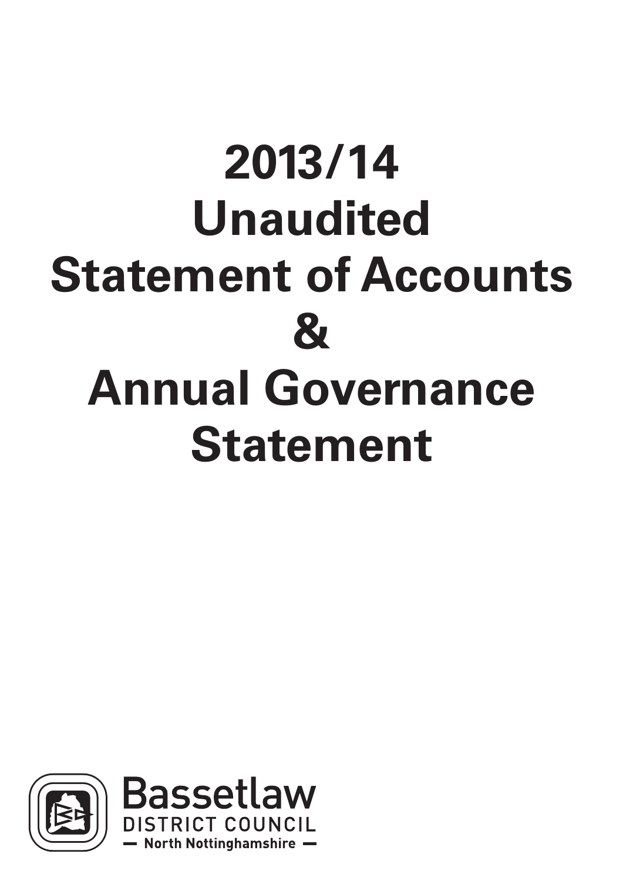# 2013/14 Unaudited Statement of Accounts & Annual Governance Statement

Bassetlaw
DISTRICT COUNCIL
— North Nottinghamshire —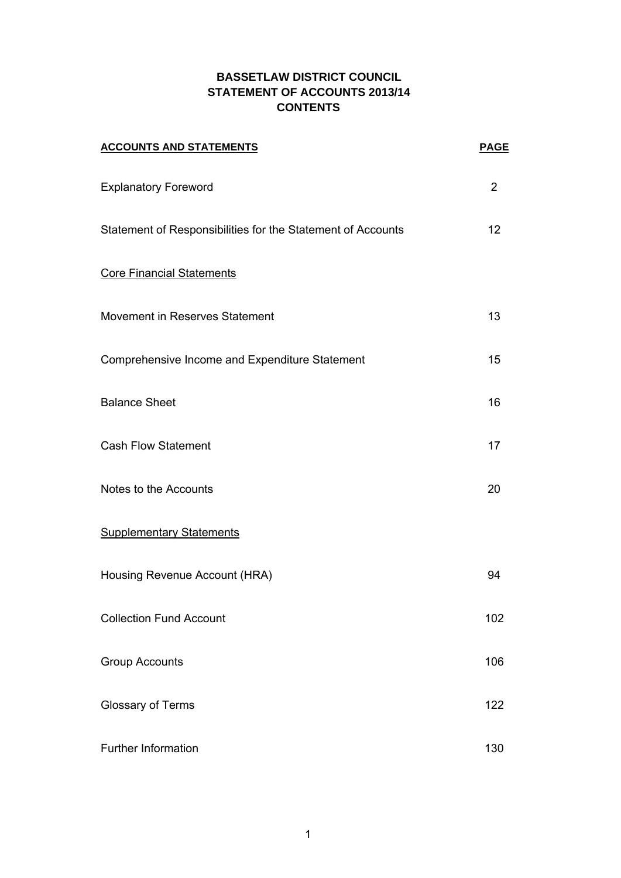# BASSETLAW DISTRICT COUNCIL
# STATEMENT OF ACCOUNTS 2013/14
# CONTENTS

| ACCOUNTS AND STATEMENTS | PAGE |
|---|---|
| Explanatory Foreword | 2 |
| Statement of Responsibilities for the Statement of Accounts | 12 |
| Core Financial Statements | |
| Movement in Reserves Statement | 13 |
| Comprehensive Income and Expenditure Statement | 15 |
| Balance Sheet | 16 |
| Cash Flow Statement | 17 |
| Notes to the Accounts | 20 |
| Supplementary Statements | |
| Housing Revenue Account (HRA) | 94 |
| Collection Fund Account | 102 |
| Group Accounts | 106 |
| Glossary of Terms | 122 |
| Further Information | 130 |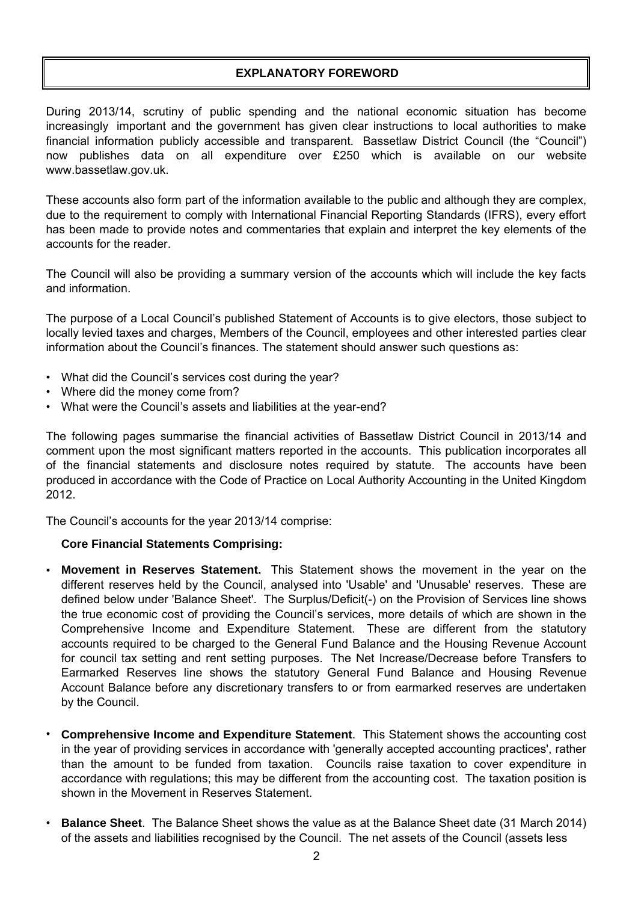# EXPLANATORY FOREWORD

During 2013/14, scrutiny of public spending and the national economic situation has become increasingly important and the government has given clear instructions to local authorities to make financial information publicly accessible and transparent. Bassetlaw District Council (the "Council") now publishes data on all expenditure over £250 which is available on our website www.bassetlaw.gov.uk.

These accounts also form part of the information available to the public and although they are complex, due to the requirement to comply with International Financial Reporting Standards (IFRS), every effort has been made to provide notes and commentaries that explain and interpret the key elements of the accounts for the reader.

The Council will also be providing a summary version of the accounts which will include the key facts and information.

The purpose of a Local Council's published Statement of Accounts is to give electors, those subject to locally levied taxes and charges, Members of the Council, employees and other interested parties clear information about the Council's finances. The statement should answer such questions as:

- What did the Council's services cost during the year?
- Where did the money come from?
- What were the Council's assets and liabilities at the year-end?

The following pages summarise the financial activities of Bassetlaw District Council in 2013/14 and comment upon the most significant matters reported in the accounts. This publication incorporates all of the financial statements and disclosure notes required by statute. The accounts have been produced in accordance with the Code of Practice on Local Authority Accounting in the United Kingdom 2012.

The Council's accounts for the year 2013/14 comprise:

**Core Financial Statements Comprising:**

- **Movement in Reserves Statement.** This Statement shows the movement in the year on the different reserves held by the Council, analysed into 'Usable' and 'Unusable' reserves. These are defined below under 'Balance Sheet'. The Surplus/Deficit(-) on the Provision of Services line shows the true economic cost of providing the Council's services, more details of which are shown in the Comprehensive Income and Expenditure Statement. These are different from the statutory accounts required to be charged to the General Fund Balance and the Housing Revenue Account for council tax setting and rent setting purposes. The Net Increase/Decrease before Transfers to Earmarked Reserves line shows the statutory General Fund Balance and Housing Revenue Account Balance before any discretionary transfers to or from earmarked reserves are undertaken by the Council.

- **Comprehensive Income and Expenditure Statement**. This Statement shows the accounting cost in the year of providing services in accordance with 'generally accepted accounting practices', rather than the amount to be funded from taxation. Councils raise taxation to cover expenditure in accordance with regulations; this may be different from the accounting cost. The taxation position is shown in the Movement in Reserves Statement.

- **Balance Sheet**. The Balance Sheet shows the value as at the Balance Sheet date (31 March 2014) of the assets and liabilities recognised by the Council. The net assets of the Council (assets less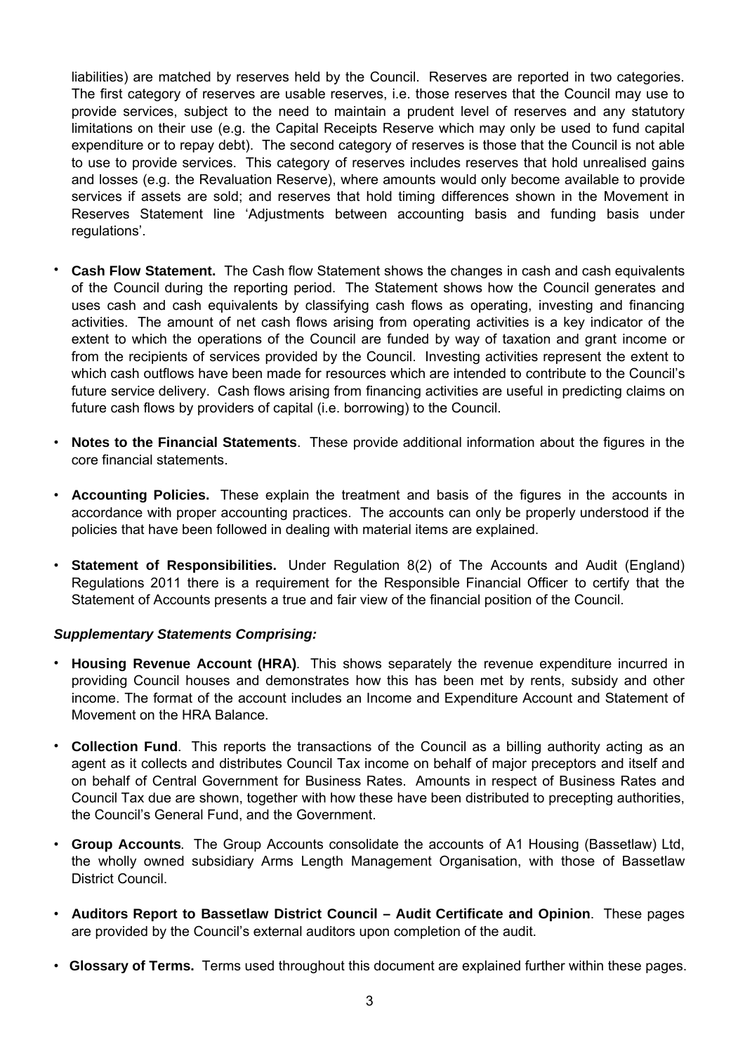liabilities) are matched by reserves held by the Council. Reserves are reported in two categories. The first category of reserves are usable reserves, i.e. those reserves that the Council may use to provide services, subject to the need to maintain a prudent level of reserves and any statutory limitations on their use (e.g. the Capital Receipts Reserve which may only be used to fund capital expenditure or to repay debt). The second category of reserves is those that the Council is not able to use to provide services. This category of reserves includes reserves that hold unrealised gains and losses (e.g. the Revaluation Reserve), where amounts would only become available to provide services if assets are sold; and reserves that hold timing differences shown in the Movement in Reserves Statement line 'Adjustments between accounting basis and funding basis under regulations'.

- **Cash Flow Statement.** The Cash flow Statement shows the changes in cash and cash equivalents of the Council during the reporting period. The Statement shows how the Council generates and uses cash and cash equivalents by classifying cash flows as operating, investing and financing activities. The amount of net cash flows arising from operating activities is a key indicator of the extent to which the operations of the Council are funded by way of taxation and grant income or from the recipients of services provided by the Council. Investing activities represent the extent to which cash outflows have been made for resources which are intended to contribute to the Council's future service delivery. Cash flows arising from financing activities are useful in predicting claims on future cash flows by providers of capital (i.e. borrowing) to the Council.

- **Notes to the Financial Statements**. These provide additional information about the figures in the core financial statements.

- **Accounting Policies.** These explain the treatment and basis of the figures in the accounts in accordance with proper accounting practices. The accounts can only be properly understood if the policies that have been followed in dealing with material items are explained.

- **Statement of Responsibilities.** Under Regulation 8(2) of The Accounts and Audit (England) Regulations 2011 there is a requirement for the Responsible Financial Officer to certify that the Statement of Accounts presents a true and fair view of the financial position of the Council.

***Supplementary Statements Comprising:***

- **Housing Revenue Account (HRA)**. This shows separately the revenue expenditure incurred in providing Council houses and demonstrates how this has been met by rents, subsidy and other income. The format of the account includes an Income and Expenditure Account and Statement of Movement on the HRA Balance.

- **Collection Fund**. This reports the transactions of the Council as a billing authority acting as an agent as it collects and distributes Council Tax income on behalf of major preceptors and itself and on behalf of Central Government for Business Rates. Amounts in respect of Business Rates and Council Tax due are shown, together with how these have been distributed to precepting authorities, the Council's General Fund, and the Government.

- **Group Accounts**. The Group Accounts consolidate the accounts of A1 Housing (Bassetlaw) Ltd, the wholly owned subsidiary Arms Length Management Organisation, with those of Bassetlaw District Council.

- **Auditors Report to Bassetlaw District Council – Audit Certificate and Opinion**. These pages are provided by the Council's external auditors upon completion of the audit.

- **Glossary of Terms.** Terms used throughout this document are explained further within these pages.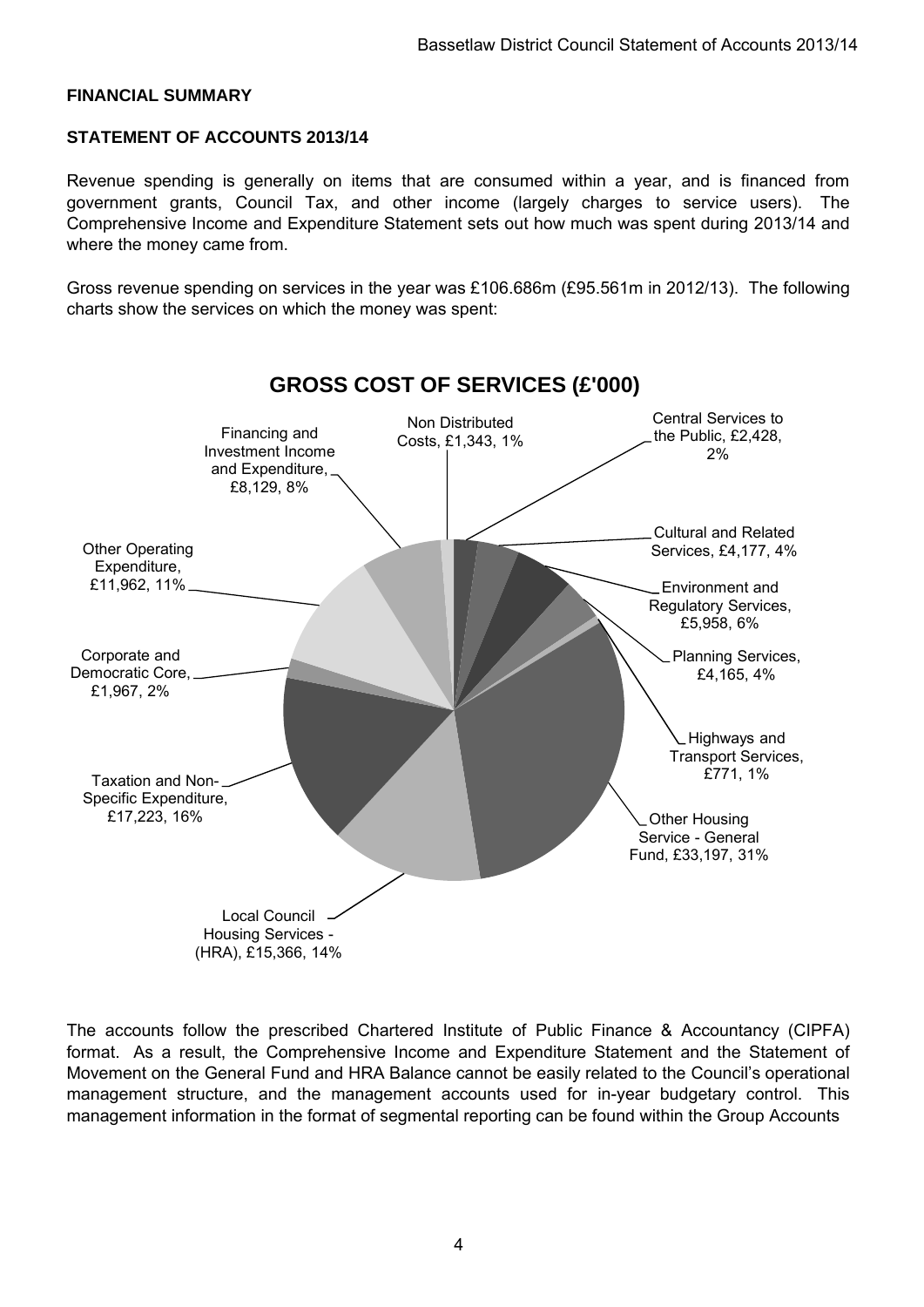**FINANCIAL SUMMARY**

**STATEMENT OF ACCOUNTS 2013/14**

Revenue spending is generally on items that are consumed within a year, and is financed from government grants, Council Tax, and other income (largely charges to service users). The Comprehensive Income and Expenditure Statement sets out how much was spent during 2013/14 and where the money came from.

Gross revenue spending on services in the year was £106.686m (£95.561m in 2012/13). The following charts show the services on which the money was spent:

**GROSS COST OF SERVICES (£'000)**

Non Distributed Costs, £1,343, 1%

Central Services to the Public, £2,428, 2%

Cultural and Related Services, £4,177, 4%

Environment and Regulatory Services, £5,958, 6%

Planning Services, £4,165, 4%

Highways and Transport Services, £771, 1%

Other Housing Service - General Fund, £33,197, 31%

Local Council Housing Services - (HRA), £15,366, 14%

Taxation and Non-Specific Expenditure, £17,223, 16%

Corporate and Democratic Core, £1,967, 2%

Other Operating Expenditure, £11,962, 11%

Financing and Investment Income and Expenditure, £8,129, 8%

The accounts follow the prescribed Chartered Institute of Public Finance & Accountancy (CIPFA) format. As a result, the Comprehensive Income and Expenditure Statement and the Statement of Movement on the General Fund and HRA Balance cannot be easily related to the Council's operational management structure, and the management accounts used for in-year budgetary control. This management information in the format of segmental reporting can be found within the Group Accounts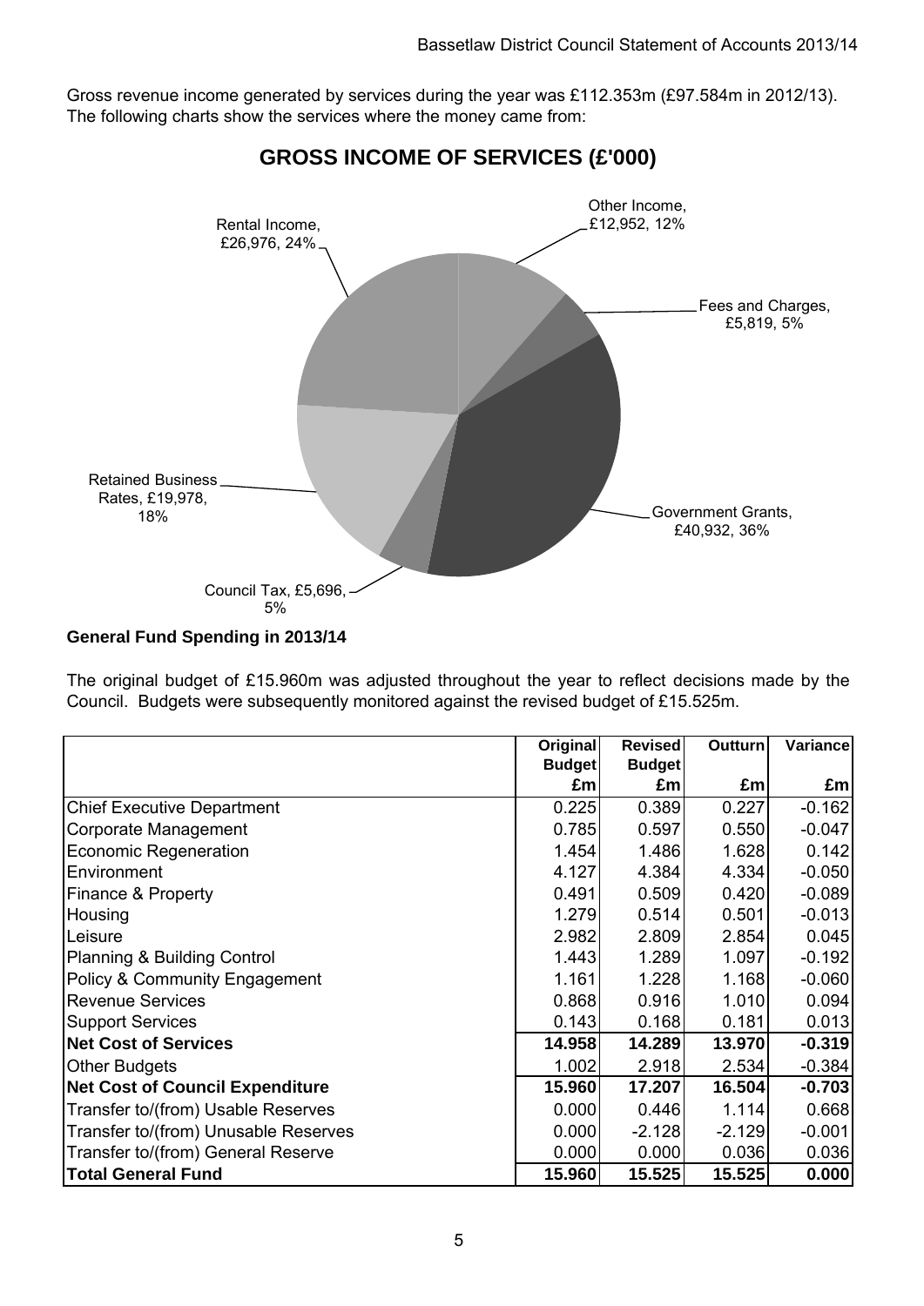Gross revenue income generated by services during the year was £112.353m (£97.584m in 2012/13). The following charts show the services where the money came from:

**GROSS INCOME OF SERVICES (£'000)**

Other Income, £12,952, 12%

Fees and Charges, £5,819, 5%

Government Grants, £40,932, 36%

Council Tax, £5,696, 5%

Retained Business Rates, £19,978, 18%

Rental Income, £26,976, 24%

**General Fund Spending in 2013/14**

The original budget of £15.960m was adjusted throughout the year to reflect decisions made by the Council. Budgets were subsequently monitored against the revised budget of £15.525m.

| | Original Budget £m | Revised Budget £m | Outturn £m | Variance £m |
|---|---|---|---|---|
| Chief Executive Department | 0.225 | 0.389 | 0.227 | -0.162 |
| Corporate Management | 0.785 | 0.597 | 0.550 | -0.047 |
| Economic Regeneration | 1.454 | 1.486 | 1.628 | 0.142 |
| Environment | 4.127 | 4.384 | 4.334 | -0.050 |
| Finance & Property | 0.491 | 0.509 | 0.420 | -0.089 |
| Housing | 1.279 | 0.514 | 0.501 | -0.013 |
| Leisure | 2.982 | 2.809 | 2.854 | 0.045 |
| Planning & Building Control | 1.443 | 1.289 | 1.097 | -0.192 |
| Policy & Community Engagement | 1.161 | 1.228 | 1.168 | -0.060 |
| Revenue Services | 0.868 | 0.916 | 1.010 | 0.094 |
| Support Services | 0.143 | 0.168 | 0.181 | 0.013 |
| **Net Cost of Services** | **14.958** | **14.289** | **13.970** | **-0.319** |
| Other Budgets | 1.002 | 2.918 | 2.534 | -0.384 |
| **Net Cost of Council Expenditure** | **15.960** | **17.207** | **16.504** | **-0.703** |
| Transfer to/(from) Usable Reserves | 0.000 | 0.446 | 1.114 | 0.668 |
| Transfer to/(from) Unusable Reserves | 0.000 | -2.128 | -2.129 | -0.001 |
| Transfer to/(from) General Reserve | 0.000 | 0.000 | 0.036 | 0.036 |
| **Total General Fund** | **15.960** | **15.525** | **15.525** | **0.000** |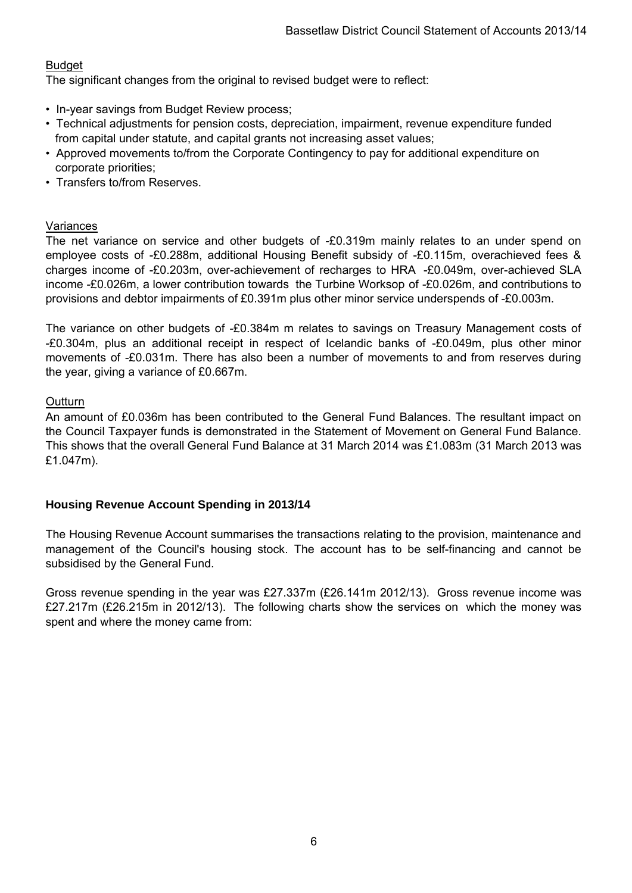Budget

The significant changes from the original to revised budget were to reflect:

- In-year savings from Budget Review process;
- Technical adjustments for pension costs, depreciation, impairment, revenue expenditure funded from capital under statute, and capital grants not increasing asset values;
- Approved movements to/from the Corporate Contingency to pay for additional expenditure on corporate priorities;
- Transfers to/from Reserves.

Variances

The net variance on service and other budgets of -£0.319m mainly relates to an under spend on employee costs of -£0.288m, additional Housing Benefit subsidy of -£0.115m, overachieved fees & charges income of -£0.203m, over-achievement of recharges to HRA -£0.049m, over-achieved SLA income -£0.026m, a lower contribution towards the Turbine Worksop of -£0.026m, and contributions to provisions and debtor impairments of £0.391m plus other minor service underspends of -£0.003m.

The variance on other budgets of -£0.384m m relates to savings on Treasury Management costs of -£0.304m, plus an additional receipt in respect of Icelandic banks of -£0.049m, plus other minor movements of -£0.031m. There has also been a number of movements to and from reserves during the year, giving a variance of £0.667m.

Outturn

An amount of £0.036m has been contributed to the General Fund Balances. The resultant impact on the Council Taxpayer funds is demonstrated in the Statement of Movement on General Fund Balance. This shows that the overall General Fund Balance at 31 March 2014 was £1.083m (31 March 2013 was £1.047m).

**Housing Revenue Account Spending in 2013/14**

The Housing Revenue Account summarises the transactions relating to the provision, maintenance and management of the Council's housing stock. The account has to be self-financing and cannot be subsidised by the General Fund.

Gross revenue spending in the year was £27.337m (£26.141m 2012/13). Gross revenue income was £27.217m (£26.215m in 2012/13). The following charts show the services on which the money was spent and where the money came from: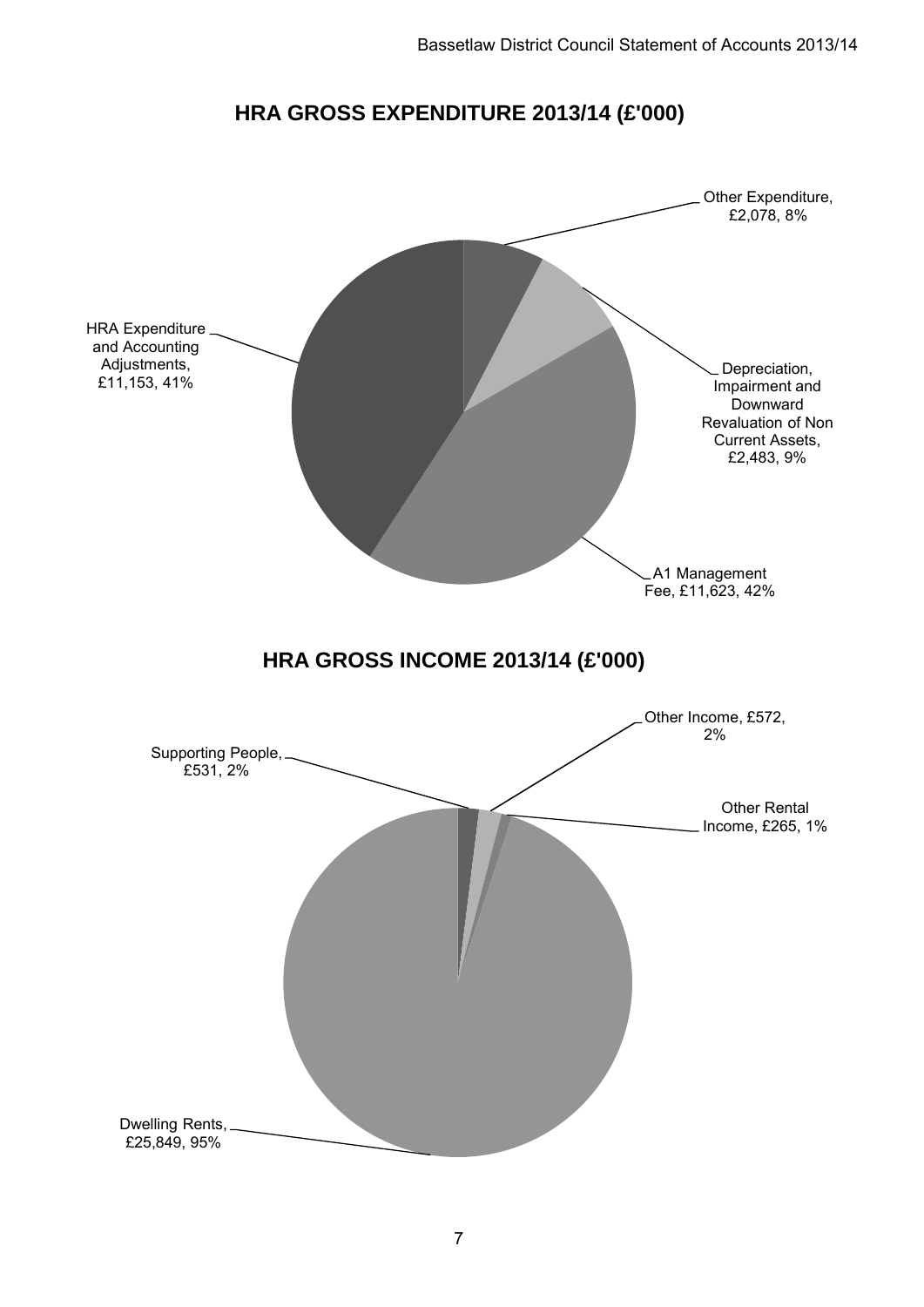## HRA GROSS EXPENDITURE 2013/14 (£'000)

Other Expenditure, £2,078, 8%

Depreciation, Impairment and Downward Revaluation of Non Current Assets, £2,483, 9%

A1 Management Fee, £11,623, 42%

HRA Expenditure and Accounting Adjustments, £11,153, 41%

## HRA GROSS INCOME 2013/14 (£'000)

Supporting People, £531, 2%

Other Income, £572, 2%

Other Rental Income, £265, 1%

Dwelling Rents, £25,849, 95%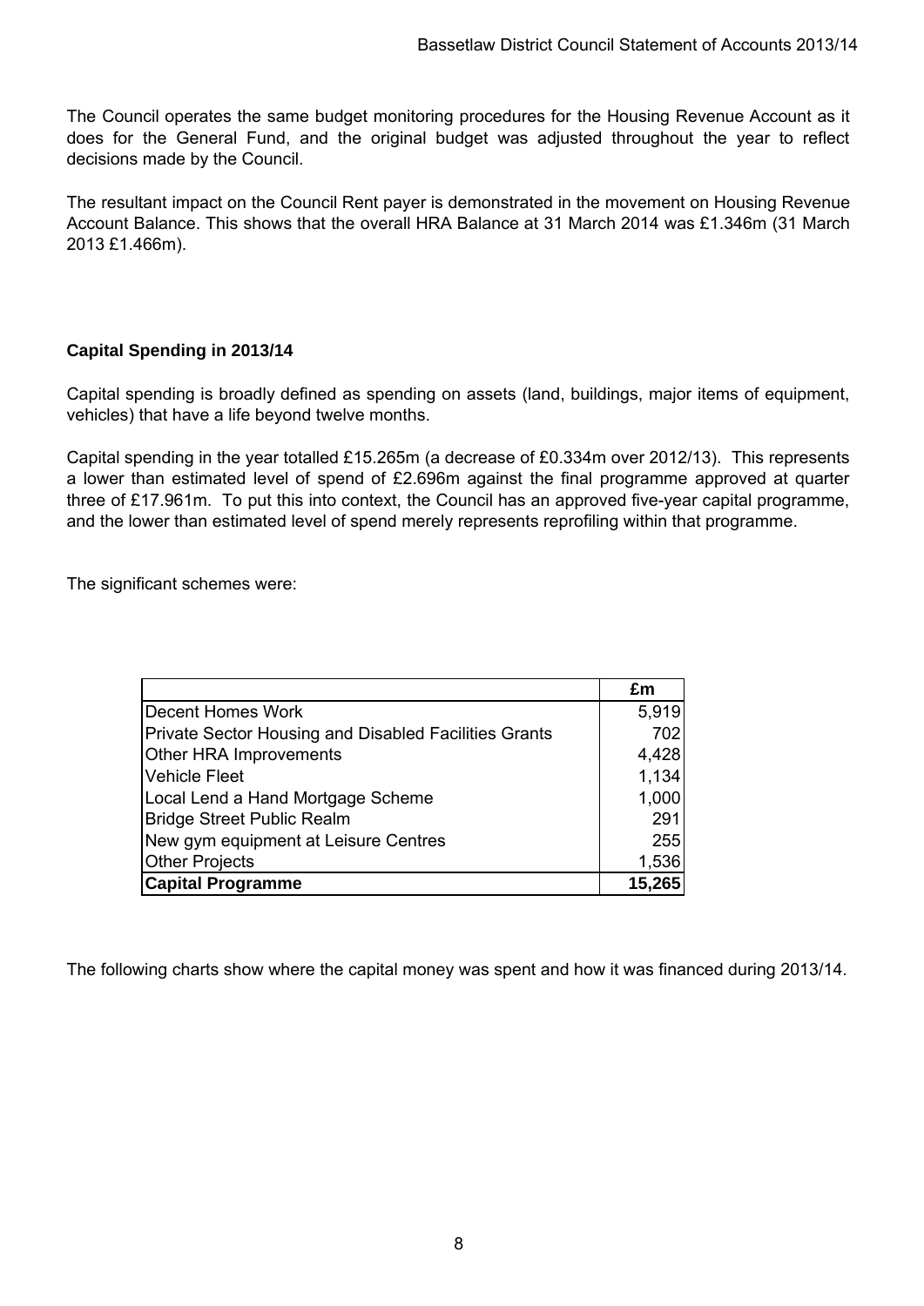The Council operates the same budget monitoring procedures for the Housing Revenue Account as it does for the General Fund, and the original budget was adjusted throughout the year to reflect decisions made by the Council.

The resultant impact on the Council Rent payer is demonstrated in the movement on Housing Revenue Account Balance. This shows that the overall HRA Balance at 31 March 2014 was £1.346m (31 March 2013 £1.466m).

**Capital Spending in 2013/14**

Capital spending is broadly defined as spending on assets (land, buildings, major items of equipment, vehicles) that have a life beyond twelve months.

Capital spending in the year totalled £15.265m (a decrease of £0.334m over 2012/13). This represents a lower than estimated level of spend of £2.696m against the final programme approved at quarter three of £17.961m. To put this into context, the Council has an approved five-year capital programme, and the lower than estimated level of spend merely represents reprofiling within that programme.

The significant schemes were:

| | £m |
|---|---|
| Decent Homes Work | 5,919 |
| Private Sector Housing and Disabled Facilities Grants | 702 |
| Other HRA Improvements | 4,428 |
| Vehicle Fleet | 1,134 |
| Local Lend a Hand Mortgage Scheme | 1,000 |
| Bridge Street Public Realm | 291 |
| New gym equipment at Leisure Centres | 255 |
| Other Projects | 1,536 |
| **Capital Programme** | **15,265** |

The following charts show where the capital money was spent and how it was financed during 2013/14.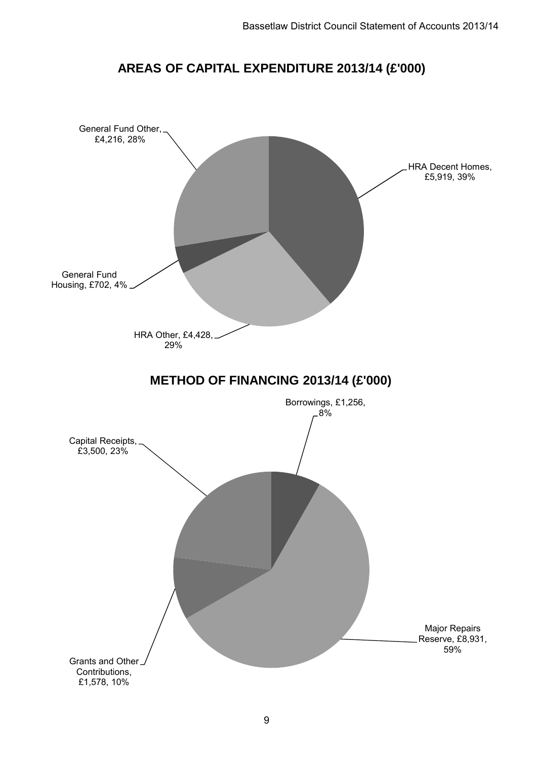## AREAS OF CAPITAL EXPENDITURE 2013/14 (£'000)

General Fund Other, £4,216, 28%

HRA Decent Homes, £5,919, 39%

General Fund Housing, £702, 4%

HRA Other, £4,428, 29%

## METHOD OF FINANCING 2013/14 (£'000)

Borrowings, £1,256, 8%

Capital Receipts, £3,500, 23%

Major Repairs Reserve, £8,931, 59%

Grants and Other Contributions, £1,578, 10%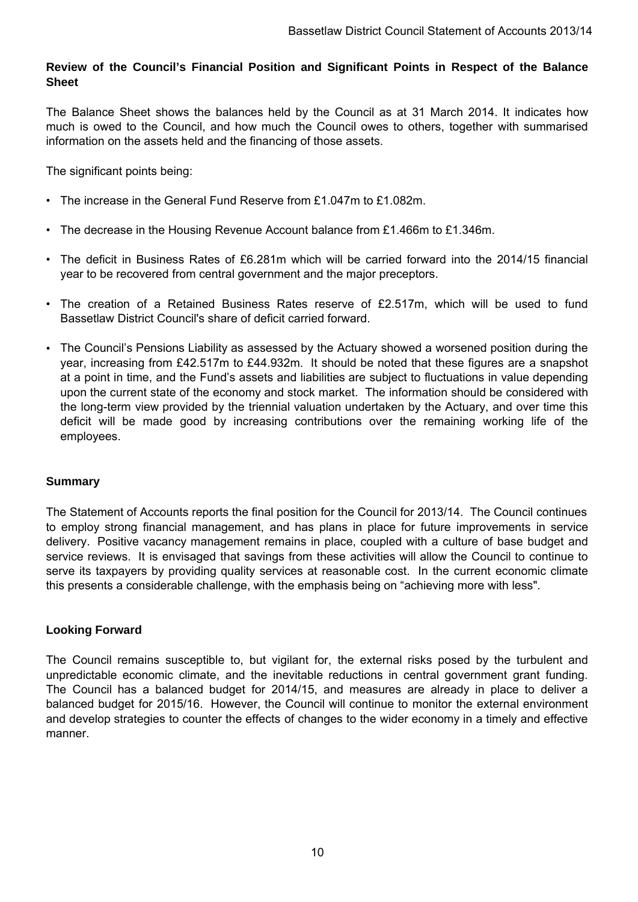## Review of the Council's Financial Position and Significant Points in Respect of the Balance Sheet

The Balance Sheet shows the balances held by the Council as at 31 March 2014. It indicates how much is owed to the Council, and how much the Council owes to others, together with summarised information on the assets held and the financing of those assets.

The significant points being:

- The increase in the General Fund Reserve from £1.047m to £1.082m.
- The decrease in the Housing Revenue Account balance from £1.466m to £1.346m.
- The deficit in Business Rates of £6.281m which will be carried forward into the 2014/15 financial year to be recovered from central government and the major preceptors.
- The creation of a Retained Business Rates reserve of £2.517m, which will be used to fund Bassetlaw District Council's share of deficit carried forward.
- The Council's Pensions Liability as assessed by the Actuary showed a worsened position during the year, increasing from £42.517m to £44.932m. It should be noted that these figures are a snapshot at a point in time, and the Fund's assets and liabilities are subject to fluctuations in value depending upon the current state of the economy and stock market. The information should be considered with the long-term view provided by the triennial valuation undertaken by the Actuary, and over time this deficit will be made good by increasing contributions over the remaining working life of the employees.

## Summary

The Statement of Accounts reports the final position for the Council for 2013/14. The Council continues to employ strong financial management, and has plans in place for future improvements in service delivery. Positive vacancy management remains in place, coupled with a culture of base budget and service reviews. It is envisaged that savings from these activities will allow the Council to continue to serve its taxpayers by providing quality services at reasonable cost. In the current economic climate this presents a considerable challenge, with the emphasis being on "achieving more with less".

## Looking Forward

The Council remains susceptible to, but vigilant for, the external risks posed by the turbulent and unpredictable economic climate, and the inevitable reductions in central government grant funding. The Council has a balanced budget for 2014/15, and measures are already in place to deliver a balanced budget for 2015/16. However, the Council will continue to monitor the external environment and develop strategies to counter the effects of changes to the wider economy in a timely and effective manner.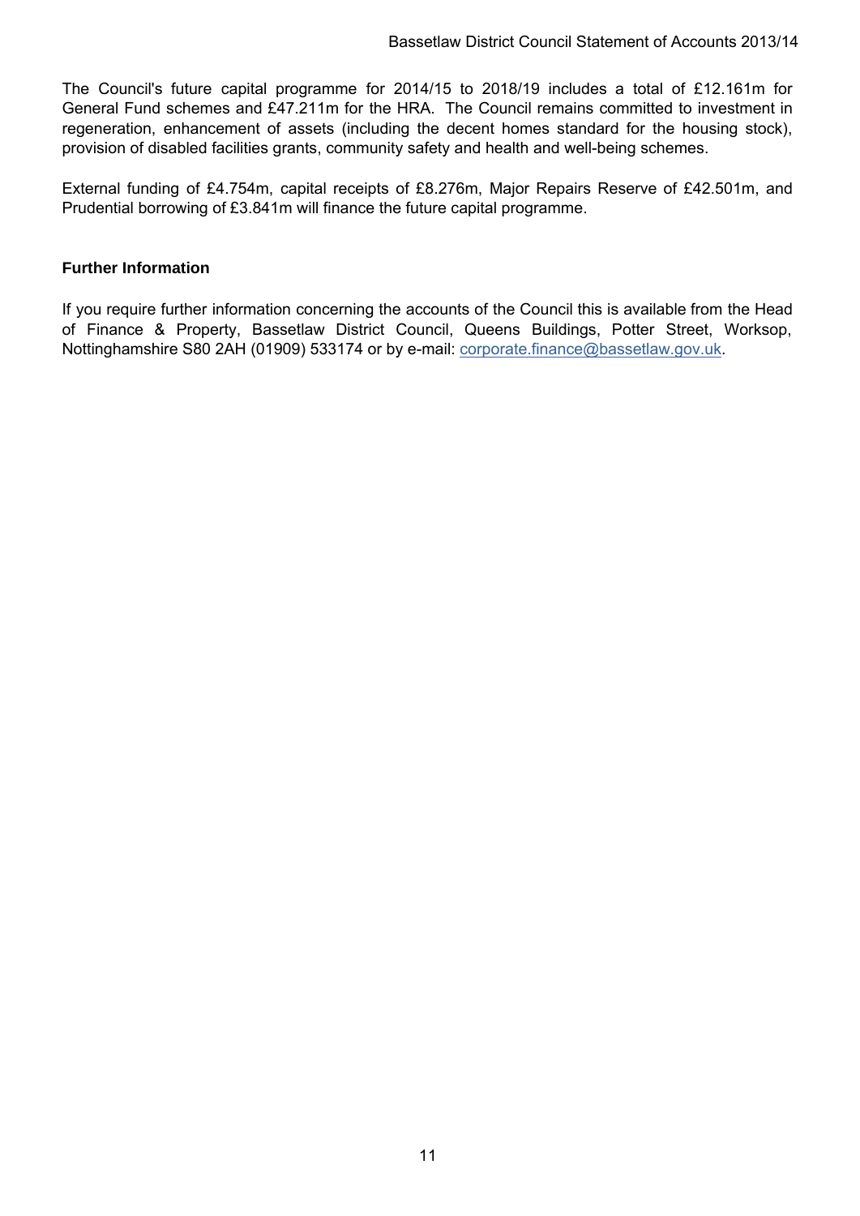The Council's future capital programme for 2014/15 to 2018/19 includes a total of £12.161m for General Fund schemes and £47.211m for the HRA. The Council remains committed to investment in regeneration, enhancement of assets (including the decent homes standard for the housing stock), provision of disabled facilities grants, community safety and health and well-being schemes.

External funding of £4.754m, capital receipts of £8.276m, Major Repairs Reserve of £42.501m, and Prudential borrowing of £3.841m will finance the future capital programme.

**Further Information**

If you require further information concerning the accounts of the Council this is available from the Head of Finance & Property, Bassetlaw District Council, Queens Buildings, Potter Street, Worksop, Nottinghamshire S80 2AH (01909) 533174 or by e-mail: corporate.finance@bassetlaw.gov.uk.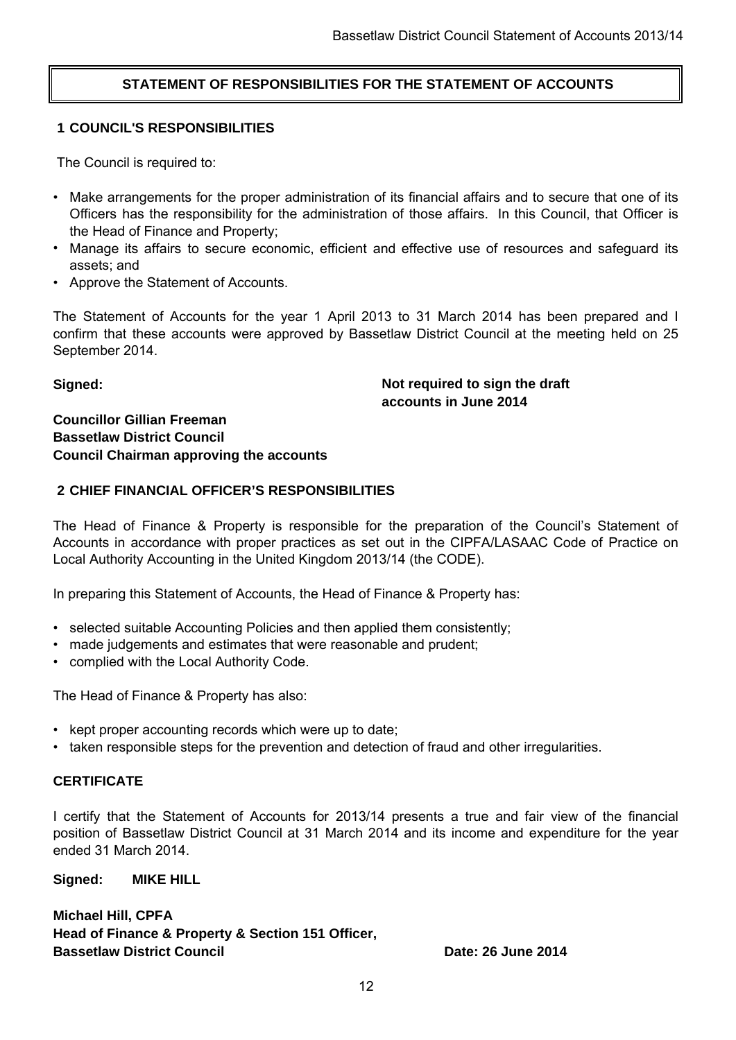# STATEMENT OF RESPONSIBILITIES FOR THE STATEMENT OF ACCOUNTS

## 1 COUNCIL'S RESPONSIBILITIES

The Council is required to:

- Make arrangements for the proper administration of its financial affairs and to secure that one of its Officers has the responsibility for the administration of those affairs. In this Council, that Officer is the Head of Finance and Property;
- Manage its affairs to secure economic, efficient and effective use of resources and safeguard its assets; and
- Approve the Statement of Accounts.

The Statement of Accounts for the year 1 April 2013 to 31 March 2014 has been prepared and I confirm that these accounts were approved by Bassetlaw District Council at the meeting held on 25 September 2014.

**Signed:** **Not required to sign the draft accounts in June 2014**

**Councillor Gillian Freeman**
**Bassetlaw District Council**
**Council Chairman approving the accounts**

## 2 CHIEF FINANCIAL OFFICER'S RESPONSIBILITIES

The Head of Finance & Property is responsible for the preparation of the Council's Statement of Accounts in accordance with proper practices as set out in the CIPFA/LASAAC Code of Practice on Local Authority Accounting in the United Kingdom 2013/14 (the CODE).

In preparing this Statement of Accounts, the Head of Finance & Property has:

- selected suitable Accounting Policies and then applied them consistently;
- made judgements and estimates that were reasonable and prudent;
- complied with the Local Authority Code.

The Head of Finance & Property has also:

- kept proper accounting records which were up to date;
- taken responsible steps for the prevention and detection of fraud and other irregularities.

## CERTIFICATE

I certify that the Statement of Accounts for 2013/14 presents a true and fair view of the financial position of Bassetlaw District Council at 31 March 2014 and its income and expenditure for the year ended 31 March 2014.

**Signed: MIKE HILL**

**Michael Hill, CPFA**
**Head of Finance & Property & Section 151 Officer,**
**Bassetlaw District Council** **Date: 26 June 2014**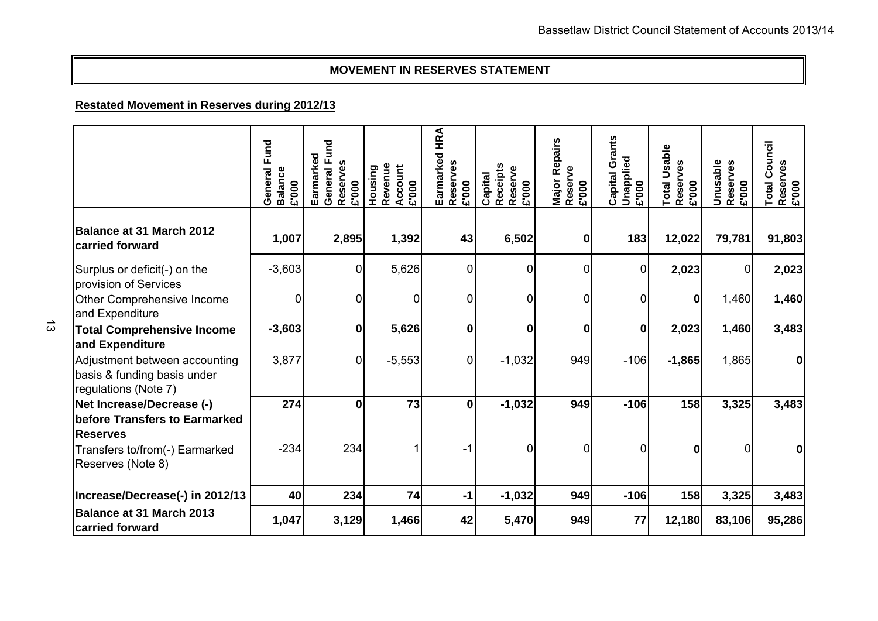## MOVEMENT IN RESERVES STATEMENT

**Restated Movement in Reserves during 2012/13**

| | General Fund Balance £'000 | Earmarked General Fund Reserves £'000 | Housing Revenue Account £'000 | Earmarked HRA Reserves £'000 | Capital Receipts Reserve £'000 | Major Repairs Reserve £'000 | Capital Grants Unapplied £'000 | Total Usable Reserves £'000 | Unusable Reserves £'000 | Total Council Reserves £'000 |
|---|---|---|---|---|---|---|---|---|---|---|
| **Balance at 31 March 2012 carried forward** | **1,007** | **2,895** | **1,392** | **43** | **6,502** | **0** | **183** | **12,022** | **79,781** | **91,803** |
| Surplus or deficit(-) on the provision of Services | -3,603 | 0 | 5,626 | 0 | 0 | 0 | 0 | **2,023** | 0 | **2,023** |
| Other Comprehensive Income and Expenditure | 0 | 0 | 0 | 0 | 0 | 0 | 0 | **0** | 1,460 | **1,460** |
| **Total Comprehensive Income and Expenditure** | **-3,603** | **0** | **5,626** | **0** | **0** | **0** | **0** | **2,023** | **1,460** | **3,483** |
| Adjustment between accounting basis & funding basis under regulations (Note 7) | 3,877 | 0 | -5,553 | 0 | -1,032 | 949 | -106 | **-1,865** | 1,865 | **0** |
| **Net Increase/Decrease (-) before Transfers to Earmarked Reserves** | **274** | **0** | **73** | **0** | **-1,032** | **949** | **-106** | **158** | **3,325** | **3,483** |
| Transfers to/from(-) Earmarked Reserves (Note 8) | -234 | 234 | 1 | -1 | 0 | 0 | 0 | **0** | 0 | **0** |
| **Increase/Decrease(-) in 2012/13** | **40** | **234** | **74** | **-1** | **-1,032** | **949** | **-106** | **158** | **3,325** | **3,483** |
| **Balance at 31 March 2013 carried forward** | **1,047** | **3,129** | **1,466** | **42** | **5,470** | **949** | **77** | **12,180** | **83,106** | **95,286** |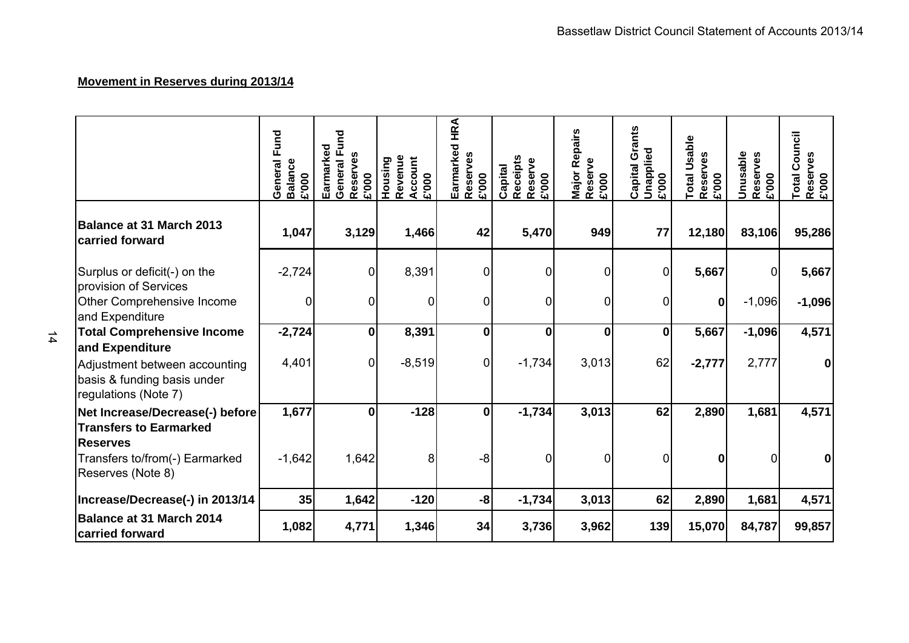**Movement in Reserves during 2013/14**

| | General Fund Balance £'000 | Earmarked General Fund Reserves £'000 | Housing Revenue Account £'000 | Earmarked HRA Reserves £'000 | Capital Receipts Reserve £'000 | Major Repairs Reserve £'000 | Capital Grants Unapplied £'000 | Total Usable Reserves £'000 | Unusable Reserves £'000 | Total Council Reserves £'000 |
|---|---|---|---|---|---|---|---|---|---|---|
| **Balance at 31 March 2013 carried forward** | **1,047** | **3,129** | **1,466** | **42** | **5,470** | **949** | **77** | **12,180** | **83,106** | **95,286** |
| Surplus or deficit(-) on the provision of Services | -2,724 | 0 | 8,391 | 0 | 0 | 0 | 0 | **5,667** | 0 | **5,667** |
| Other Comprehensive Income and Expenditure | 0 | 0 | 0 | 0 | 0 | 0 | 0 | **0** | -1,096 | **-1,096** |
| **Total Comprehensive Income and Expenditure** | **-2,724** | **0** | **8,391** | **0** | **0** | **0** | **0** | **5,667** | **-1,096** | **4,571** |
| Adjustment between accounting basis & funding basis under regulations (Note 7) | 4,401 | 0 | -8,519 | 0 | -1,734 | 3,013 | 62 | **-2,777** | 2,777 | **0** |
| **Net Increase/Decrease(-) before Transfers to Earmarked Reserves** | **1,677** | **0** | **-128** | **0** | **-1,734** | **3,013** | **62** | **2,890** | **1,681** | **4,571** |
| Transfers to/from(-) Earmarked Reserves (Note 8) | -1,642 | 1,642 | 8 | -8 | 0 | 0 | 0 | **0** | 0 | **0** |
| **Increase/Decrease(-) in 2013/14** | **35** | **1,642** | **-120** | **-8** | **-1,734** | **3,013** | **62** | **2,890** | **1,681** | **4,571** |
| **Balance at 31 March 2014 carried forward** | **1,082** | **4,771** | **1,346** | **34** | **3,736** | **3,962** | **139** | **15,070** | **84,787** | **99,857** |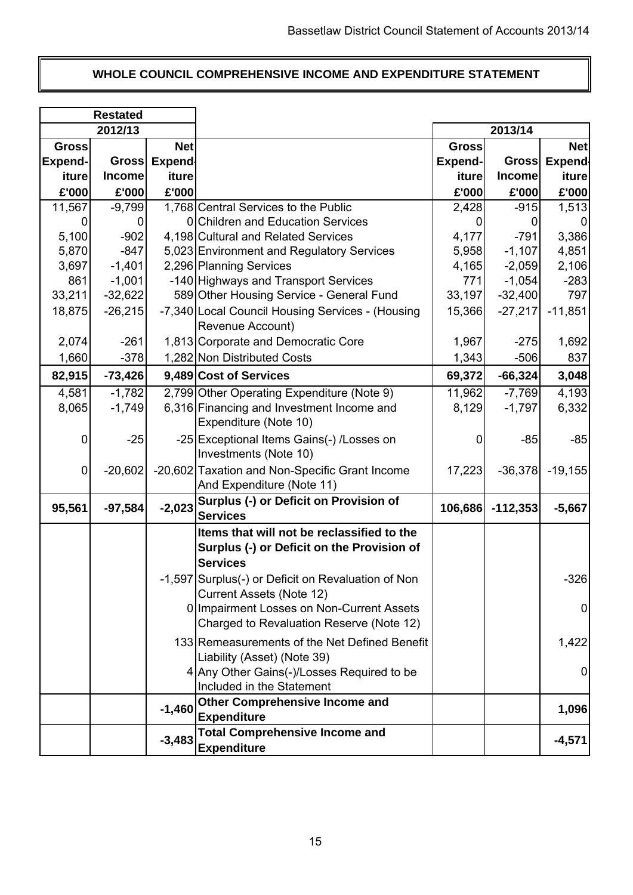# WHOLE COUNCIL COMPREHENSIVE INCOME AND EXPENDITURE STATEMENT

| Restated 2012/13 | | | | 2013/14 | | |
|---|---|---|---|---|---|---|
| Gross Expend-iture £'000 | Gross Income £'000 | Net Expend-iture £'000 | | Gross Expend-iture £'000 | Gross Income £'000 | Net Expend-iture £'000 |
| 11,567 | -9,799 | 1,768 | Central Services to the Public | 2,428 | -915 | 1,513 |
| 0 | 0 | 0 | Children and Education Services | 0 | 0 | 0 |
| 5,100 | -902 | 4,198 | Cultural and Related Services | 4,177 | -791 | 3,386 |
| 5,870 | -847 | 5,023 | Environment and Regulatory Services | 5,958 | -1,107 | 4,851 |
| 3,697 | -1,401 | 2,296 | Planning Services | 4,165 | -2,059 | 2,106 |
| 861 | -1,001 | -140 | Highways and Transport Services | 771 | -1,054 | -283 |
| 33,211 | -32,622 | 589 | Other Housing Service - General Fund | 33,197 | -32,400 | 797 |
| 18,875 | -26,215 | -7,340 | Local Council Housing Services - (Housing Revenue Account) | 15,366 | -27,217 | -11,851 |
| 2,074 | -261 | 1,813 | Corporate and Democratic Core | 1,967 | -275 | 1,692 |
| 1,660 | -378 | 1,282 | Non Distributed Costs | 1,343 | -506 | 837 |
| **82,915** | **-73,426** | **9,489** | **Cost of Services** | **69,372** | **-66,324** | **3,048** |
| 4,581 | -1,782 | 2,799 | Other Operating Expenditure (Note 9) | 11,962 | -7,769 | 4,193 |
| 8,065 | -1,749 | 6,316 | Financing and Investment Income and Expenditure (Note 10) | 8,129 | -1,797 | 6,332 |
| 0 | -25 | -25 | Exceptional Items Gains(-) /Losses on Investments (Note 10) | 0 | -85 | -85 |
| 0 | -20,602 | -20,602 | Taxation and Non-Specific Grant Income And Expenditure (Note 11) | 17,223 | -36,378 | -19,155 |
| **95,561** | **-97,584** | **-2,023** | **Surplus (-) or Deficit on Provision of Services** | **106,686** | **-112,353** | **-5,667** |
| | | | **Items that will not be reclassified to the Surplus (-) or Deficit on the Provision of Services** | | | |
| | | -1,597 | Surplus(-) or Deficit on Revaluation of Non Current Assets (Note 12) | | | -326 |
| | | 0 | Impairment Losses on Non-Current Assets Charged to Revaluation Reserve (Note 12) | | | 0 |
| | | 133 | Remeasurements of the Net Defined Benefit Liability (Asset) (Note 39) | | | 1,422 |
| | | 4 | Any Other Gains(-)/Losses Required to be Included in the Statement | | | 0 |
| | | **-1,460** | **Other Comprehensive Income and Expenditure** | | | **1,096** |
| | | **-3,483** | **Total Comprehensive Income and Expenditure** | | | **-4,571** |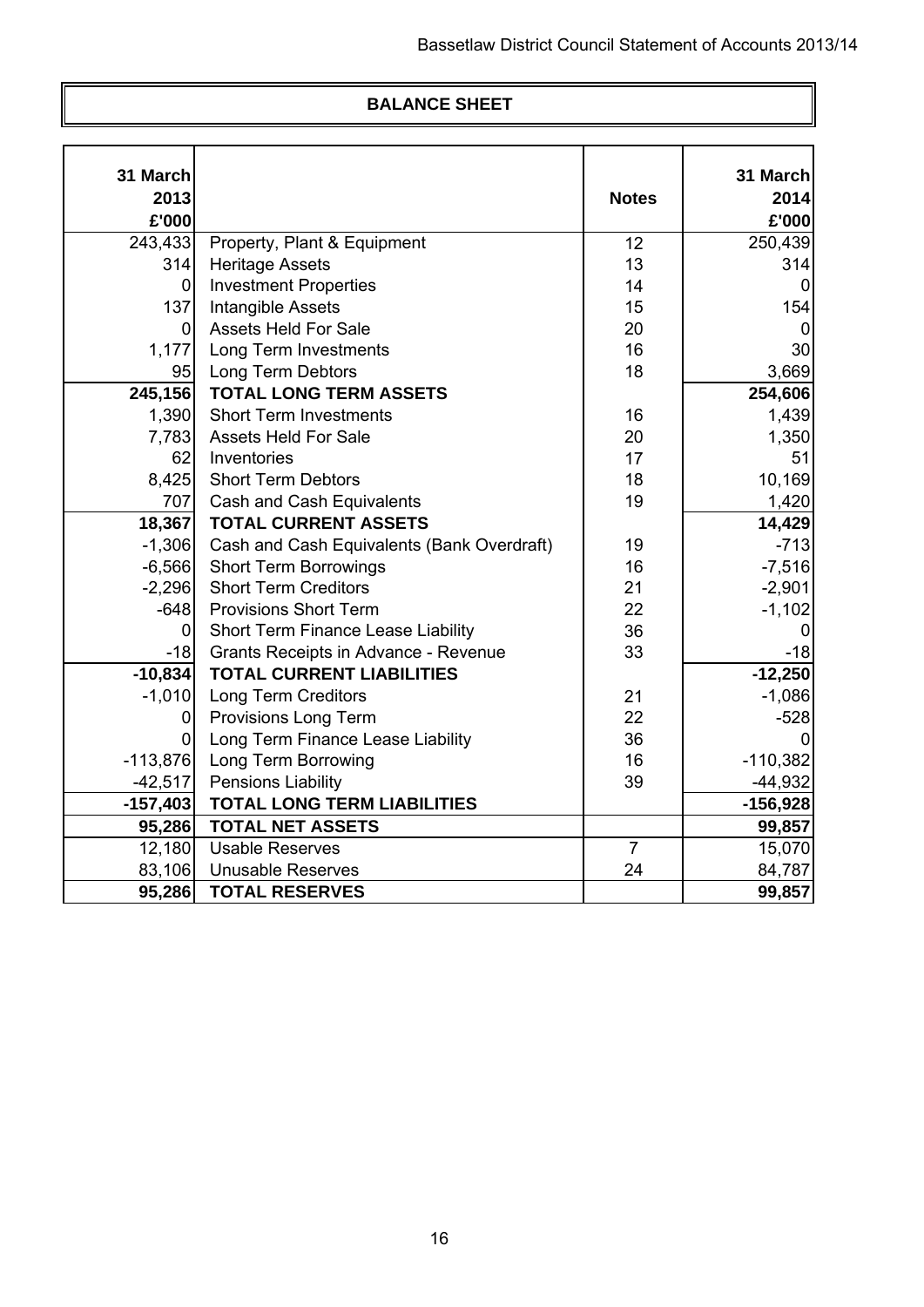# BALANCE SHEET

| 31 March 2013 £'000 | | Notes | 31 March 2014 £'000 |
|---|---|---|---|
| 243,433 | Property, Plant & Equipment | 12 | 250,439 |
| 314 | Heritage Assets | 13 | 314 |
| 0 | Investment Properties | 14 | 0 |
| 137 | Intangible Assets | 15 | 154 |
| 0 | Assets Held For Sale | 20 | 0 |
| 1,177 | Long Term Investments | 16 | 30 |
| 95 | Long Term Debtors | 18 | 3,669 |
| **245,156** | **TOTAL LONG TERM ASSETS** | | **254,606** |
| 1,390 | Short Term Investments | 16 | 1,439 |
| 7,783 | Assets Held For Sale | 20 | 1,350 |
| 62 | Inventories | 17 | 51 |
| 8,425 | Short Term Debtors | 18 | 10,169 |
| 707 | Cash and Cash Equivalents | 19 | 1,420 |
| **18,367** | **TOTAL CURRENT ASSETS** | | **14,429** |
| -1,306 | Cash and Cash Equivalents (Bank Overdraft) | 19 | -713 |
| -6,566 | Short Term Borrowings | 16 | -7,516 |
| -2,296 | Short Term Creditors | 21 | -2,901 |
| -648 | Provisions Short Term | 22 | -1,102 |
| 0 | Short Term Finance Lease Liability | 36 | 0 |
| -18 | Grants Receipts in Advance - Revenue | 33 | -18 |
| **-10,834** | **TOTAL CURRENT LIABILITIES** | | **-12,250** |
| -1,010 | Long Term Creditors | 21 | -1,086 |
| 0 | Provisions Long Term | 22 | -528 |
| 0 | Long Term Finance Lease Liability | 36 | 0 |
| -113,876 | Long Term Borrowing | 16 | -110,382 |
| -42,517 | Pensions Liability | 39 | -44,932 |
| **-157,403** | **TOTAL LONG TERM LIABILITIES** | | **-156,928** |
| **95,286** | **TOTAL NET ASSETS** | | **99,857** |
| 12,180 | Usable Reserves | 7 | 15,070 |
| 83,106 | Unusable Reserves | 24 | 84,787 |
| **95,286** | **TOTAL RESERVES** | | **99,857** |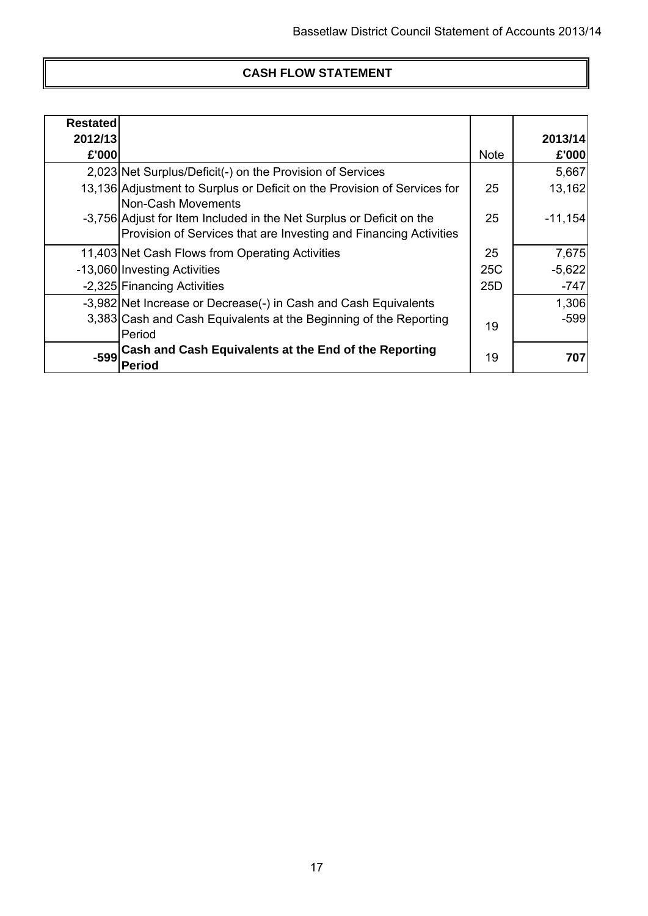## CASH FLOW STATEMENT

| Restated 2012/13 £'000 | | Note | 2013/14 £'000 |
|---|---|---|---|
| 2,023 | Net Surplus/Deficit(-) on the Provision of Services | | 5,667 |
| 13,136 | Adjustment to Surplus or Deficit on the Provision of Services for Non-Cash Movements | 25 | 13,162 |
| -3,756 | Adjust for Item Included in the Net Surplus or Deficit on the Provision of Services that are Investing and Financing Activities | 25 | -11,154 |
| 11,403 | Net Cash Flows from Operating Activities | 25 | 7,675 |
| -13,060 | Investing Activities | 25C | -5,622 |
| -2,325 | Financing Activities | 25D | -747 |
| -3,982 | Net Increase or Decrease(-) in Cash and Cash Equivalents | | 1,306 |
| 3,383 | Cash and Cash Equivalents at the Beginning of the Reporting Period | 19 | -599 |
| **-599** | **Cash and Cash Equivalents at the End of the Reporting Period** | 19 | **707** |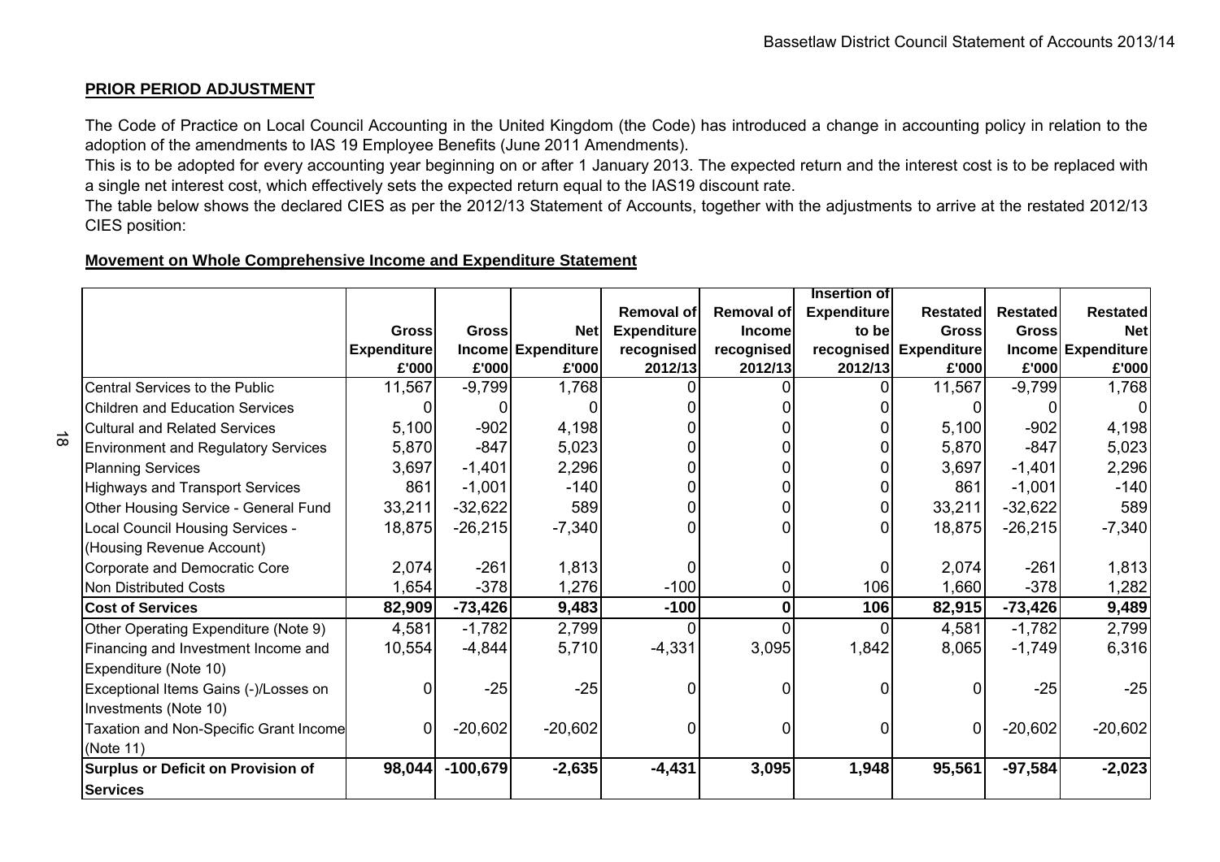## PRIOR PERIOD ADJUSTMENT

The Code of Practice on Local Council Accounting in the United Kingdom (the Code) has introduced a change in accounting policy in relation to the adoption of the amendments to IAS 19 Employee Benefits (June 2011 Amendments).

This is to be adopted for every accounting year beginning on or after 1 January 2013. The expected return and the interest cost is to be replaced with a single net interest cost, which effectively sets the expected return equal to the IAS19 discount rate.

The table below shows the declared CIES as per the 2012/13 Statement of Accounts, together with the adjustments to arrive at the restated 2012/13 CIES position:

### Movement on Whole Comprehensive Income and Expenditure Statement

| | Gross Expenditure £'000 | Gross Income £'000 | Net Expenditure £'000 | Removal of Expenditure recognised 2012/13 | Removal of Income recognised 2012/13 | Insertion of Expenditure to be recognised 2012/13 | Restated Gross Expenditure £'000 | Restated Gross Income £'000 | Restated Net Expenditure £'000 |
|---|---|---|---|---|---|---|---|---|---|
| Central Services to the Public | 11,567 | -9,799 | 1,768 | 0 | 0 | 0 | 11,567 | -9,799 | 1,768 |
| Children and Education Services | 0 | 0 | 0 | 0 | 0 | 0 | 0 | 0 | 0 |
| Cultural and Related Services | 5,100 | -902 | 4,198 | 0 | 0 | 0 | 5,100 | -902 | 4,198 |
| Environment and Regulatory Services | 5,870 | -847 | 5,023 | 0 | 0 | 0 | 5,870 | -847 | 5,023 |
| Planning Services | 3,697 | -1,401 | 2,296 | 0 | 0 | 0 | 3,697 | -1,401 | 2,296 |
| Highways and Transport Services | 861 | -1,001 | -140 | 0 | 0 | 0 | 861 | -1,001 | -140 |
| Other Housing Service - General Fund | 33,211 | -32,622 | 589 | 0 | 0 | 0 | 33,211 | -32,622 | 589 |
| Local Council Housing Services - (Housing Revenue Account) | 18,875 | -26,215 | -7,340 | 0 | 0 | 0 | 18,875 | -26,215 | -7,340 |
| Corporate and Democratic Core | 2,074 | -261 | 1,813 | 0 | 0 | 0 | 2,074 | -261 | 1,813 |
| Non Distributed Costs | 1,654 | -378 | 1,276 | -100 | 0 | 106 | 1,660 | -378 | 1,282 |
| **Cost of Services** | **82,909** | **-73,426** | **9,483** | **-100** | **0** | **106** | **82,915** | **-73,426** | **9,489** |
| Other Operating Expenditure (Note 9) | 4,581 | -1,782 | 2,799 | 0 | 0 | 0 | 4,581 | -1,782 | 2,799 |
| Financing and Investment Income and Expenditure (Note 10) | 10,554 | -4,844 | 5,710 | -4,331 | 3,095 | 1,842 | 8,065 | -1,749 | 6,316 |
| Exceptional Items Gains (-)/Losses on Investments (Note 10) | 0 | -25 | -25 | 0 | 0 | 0 | 0 | -25 | -25 |
| Taxation and Non-Specific Grant Income (Note 11) | 0 | -20,602 | -20,602 | 0 | 0 | 0 | 0 | -20,602 | -20,602 |
| **Surplus or Deficit on Provision of Services** | **98,044** | **-100,679** | **-2,635** | **-4,431** | **3,095** | **1,948** | **95,561** | **-97,584** | **-2,023** |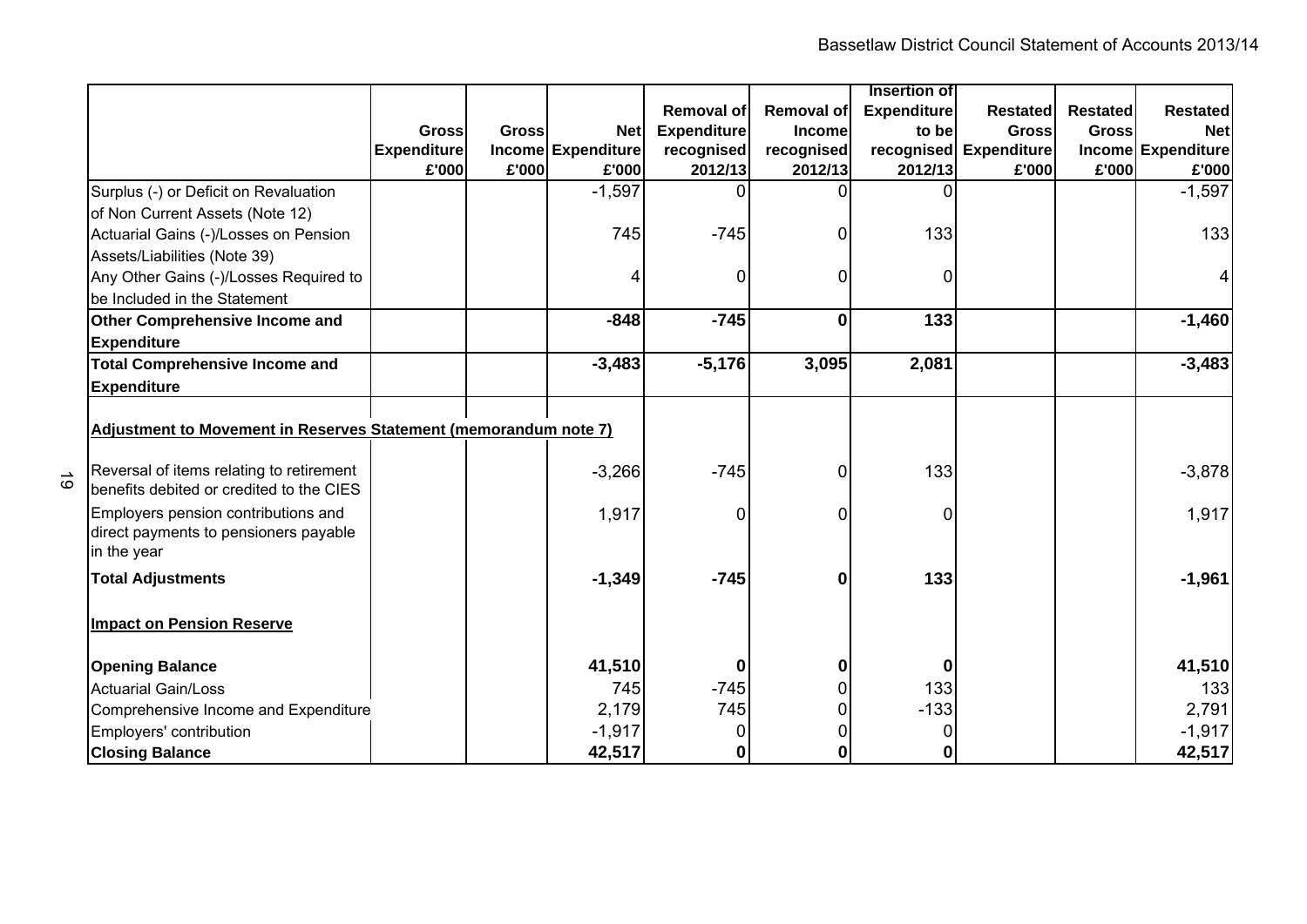| | Gross Expenditure £'000 | Gross Income £'000 | Net Expenditure £'000 | Removal of Expenditure recognised 2012/13 | Removal of Income recognised 2012/13 | Insertion of Expenditure to be recognised 2012/13 | Restated Gross Expenditure £'000 | Restated Gross Income £'000 | Restated Net Expenditure £'000 |
|---|---|---|---|---|---|---|---|---|---|
| Surplus (-) or Deficit on Revaluation of Non Current Assets (Note 12) | | | -1,597 | 0 | 0 | 0 | | | -1,597 |
| Actuarial Gains (-)/Losses on Pension Assets/Liabilities (Note 39) | | | 745 | -745 | 0 | 133 | | | 133 |
| Any Other Gains (-)/Losses Required to be Included in the Statement | | | 4 | 0 | 0 | 0 | | | 4 |
| **Other Comprehensive Income and Expenditure** | | | **-848** | **-745** | **0** | **133** | | | **-1,460** |
| **Total Comprehensive Income and Expenditure** | | | **-3,483** | **-5,176** | **3,095** | **2,081** | | | **-3,483** |
| **Adjustment to Movement in Reserves Statement (memorandum note 7)** | | | | | | | | | |
| Reversal of items relating to retirement benefits debited or credited to the CIES | | | -3,266 | -745 | 0 | 133 | | | -3,878 |
| Employers pension contributions and direct payments to pensioners payable in the year | | | 1,917 | 0 | 0 | 0 | | | 1,917 |
| **Total Adjustments** | | | **-1,349** | **-745** | **0** | **133** | | | **-1,961** |
| **Impact on Pension Reserve** | | | | | | | | | |
| **Opening Balance** | | | **41,510** | **0** | **0** | **0** | | | **41,510** |
| Actuarial Gain/Loss | | | 745 | -745 | 0 | 133 | | | 133 |
| Comprehensive Income and Expenditure | | | 2,179 | 745 | 0 | -133 | | | 2,791 |
| Employers' contribution | | | -1,917 | 0 | 0 | 0 | | | -1,917 |
| **Closing Balance** | | | **42,517** | **0** | **0** | **0** | | | **42,517** |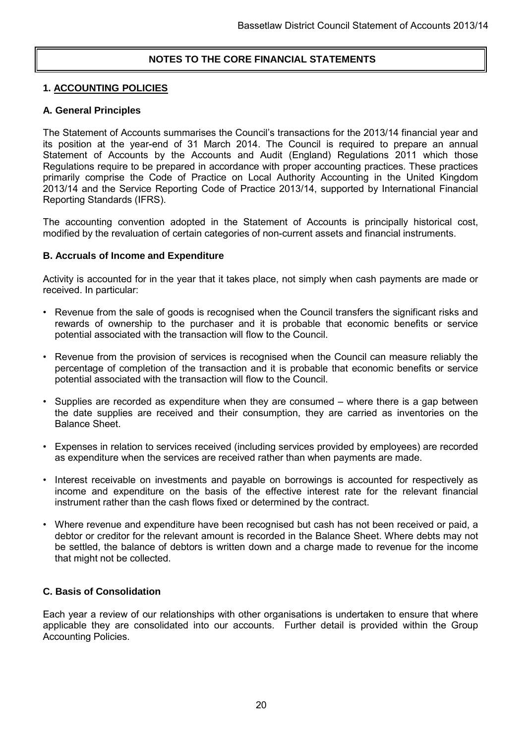# NOTES TO THE CORE FINANCIAL STATEMENTS

## 1. ACCOUNTING POLICIES

### A. General Principles

The Statement of Accounts summarises the Council's transactions for the 2013/14 financial year and its position at the year-end of 31 March 2014. The Council is required to prepare an annual Statement of Accounts by the Accounts and Audit (England) Regulations 2011 which those Regulations require to be prepared in accordance with proper accounting practices. These practices primarily comprise the Code of Practice on Local Authority Accounting in the United Kingdom 2013/14 and the Service Reporting Code of Practice 2013/14, supported by International Financial Reporting Standards (IFRS).

The accounting convention adopted in the Statement of Accounts is principally historical cost, modified by the revaluation of certain categories of non-current assets and financial instruments.

### B. Accruals of Income and Expenditure

Activity is accounted for in the year that it takes place, not simply when cash payments are made or received. In particular:

- Revenue from the sale of goods is recognised when the Council transfers the significant risks and rewards of ownership to the purchaser and it is probable that economic benefits or service potential associated with the transaction will flow to the Council.
- Revenue from the provision of services is recognised when the Council can measure reliably the percentage of completion of the transaction and it is probable that economic benefits or service potential associated with the transaction will flow to the Council.
- Supplies are recorded as expenditure when they are consumed – where there is a gap between the date supplies are received and their consumption, they are carried as inventories on the Balance Sheet.
- Expenses in relation to services received (including services provided by employees) are recorded as expenditure when the services are received rather than when payments are made.
- Interest receivable on investments and payable on borrowings is accounted for respectively as income and expenditure on the basis of the effective interest rate for the relevant financial instrument rather than the cash flows fixed or determined by the contract.
- Where revenue and expenditure have been recognised but cash has not been received or paid, a debtor or creditor for the relevant amount is recorded in the Balance Sheet. Where debts may not be settled, the balance of debtors is written down and a charge made to revenue for the income that might not be collected.

### C. Basis of Consolidation

Each year a review of our relationships with other organisations is undertaken to ensure that where applicable they are consolidated into our accounts. Further detail is provided within the Group Accounting Policies.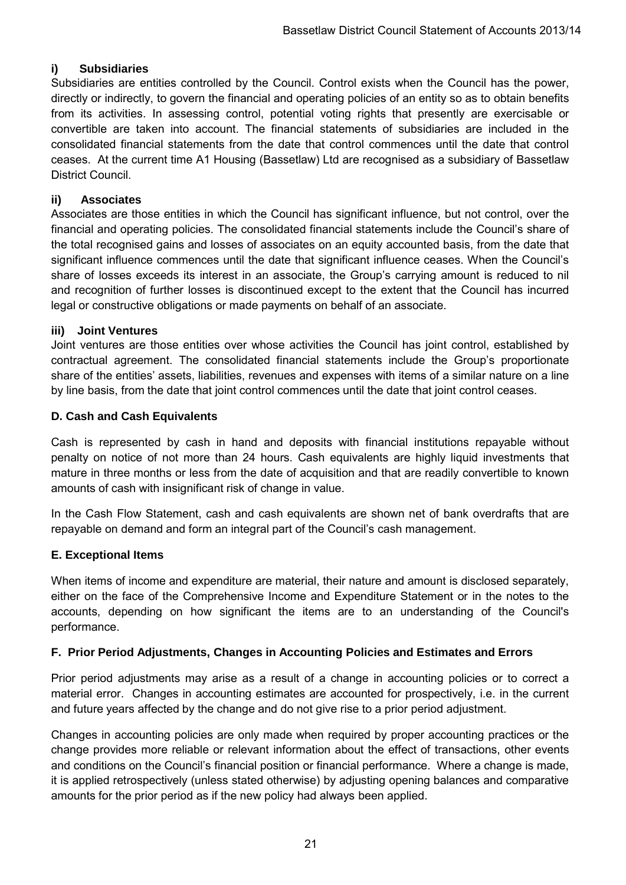#### i) Subsidiaries

Subsidiaries are entities controlled by the Council. Control exists when the Council has the power, directly or indirectly, to govern the financial and operating policies of an entity so as to obtain benefits from its activities. In assessing control, potential voting rights that presently are exercisable or convertible are taken into account. The financial statements of subsidiaries are included in the consolidated financial statements from the date that control commences until the date that control ceases. At the current time A1 Housing (Bassetlaw) Ltd are recognised as a subsidiary of Bassetlaw District Council.

#### ii) Associates

Associates are those entities in which the Council has significant influence, but not control, over the financial and operating policies. The consolidated financial statements include the Council's share of the total recognised gains and losses of associates on an equity accounted basis, from the date that significant influence commences until the date that significant influence ceases. When the Council's share of losses exceeds its interest in an associate, the Group's carrying amount is reduced to nil and recognition of further losses is discontinued except to the extent that the Council has incurred legal or constructive obligations or made payments on behalf of an associate.

#### iii) Joint Ventures

Joint ventures are those entities over whose activities the Council has joint control, established by contractual agreement. The consolidated financial statements include the Group's proportionate share of the entities' assets, liabilities, revenues and expenses with items of a similar nature on a line by line basis, from the date that joint control commences until the date that joint control ceases.

### D. Cash and Cash Equivalents

Cash is represented by cash in hand and deposits with financial institutions repayable without penalty on notice of not more than 24 hours. Cash equivalents are highly liquid investments that mature in three months or less from the date of acquisition and that are readily convertible to known amounts of cash with insignificant risk of change in value.

In the Cash Flow Statement, cash and cash equivalents are shown net of bank overdrafts that are repayable on demand and form an integral part of the Council's cash management.

### E. Exceptional Items

When items of income and expenditure are material, their nature and amount is disclosed separately, either on the face of the Comprehensive Income and Expenditure Statement or in the notes to the accounts, depending on how significant the items are to an understanding of the Council's performance.

### F. Prior Period Adjustments, Changes in Accounting Policies and Estimates and Errors

Prior period adjustments may arise as a result of a change in accounting policies or to correct a material error. Changes in accounting estimates are accounted for prospectively, i.e. in the current and future years affected by the change and do not give rise to a prior period adjustment.

Changes in accounting policies are only made when required by proper accounting practices or the change provides more reliable or relevant information about the effect of transactions, other events and conditions on the Council's financial position or financial performance. Where a change is made, it is applied retrospectively (unless stated otherwise) by adjusting opening balances and comparative amounts for the prior period as if the new policy had always been applied.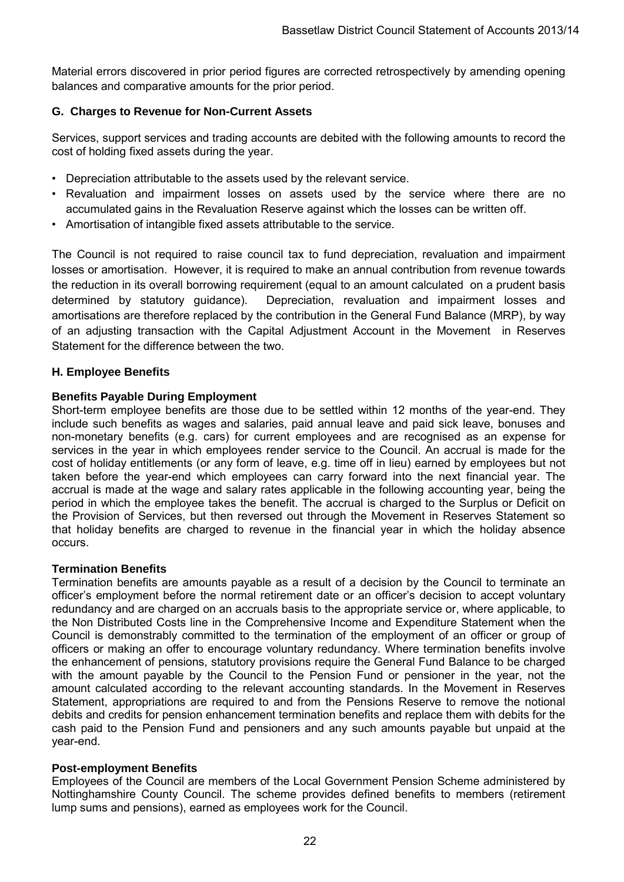Material errors discovered in prior period figures are corrected retrospectively by amending opening balances and comparative amounts for the prior period.

## G. Charges to Revenue for Non-Current Assets

Services, support services and trading accounts are debited with the following amounts to record the cost of holding fixed assets during the year.

- Depreciation attributable to the assets used by the relevant service.
- Revaluation and impairment losses on assets used by the service where there are no accumulated gains in the Revaluation Reserve against which the losses can be written off.
- Amortisation of intangible fixed assets attributable to the service.

The Council is not required to raise council tax to fund depreciation, revaluation and impairment losses or amortisation. However, it is required to make an annual contribution from revenue towards the reduction in its overall borrowing requirement (equal to an amount calculated on a prudent basis determined by statutory guidance). Depreciation, revaluation and impairment losses and amortisations are therefore replaced by the contribution in the General Fund Balance (MRP), by way of an adjusting transaction with the Capital Adjustment Account in the Movement in Reserves Statement for the difference between the two.

## H. Employee Benefits

### Benefits Payable During Employment

Short-term employee benefits are those due to be settled within 12 months of the year-end. They include such benefits as wages and salaries, paid annual leave and paid sick leave, bonuses and non-monetary benefits (e.g. cars) for current employees and are recognised as an expense for services in the year in which employees render service to the Council. An accrual is made for the cost of holiday entitlements (or any form of leave, e.g. time off in lieu) earned by employees but not taken before the year-end which employees can carry forward into the next financial year. The accrual is made at the wage and salary rates applicable in the following accounting year, being the period in which the employee takes the benefit. The accrual is charged to the Surplus or Deficit on the Provision of Services, but then reversed out through the Movement in Reserves Statement so that holiday benefits are charged to revenue in the financial year in which the holiday absence occurs.

### Termination Benefits

Termination benefits are amounts payable as a result of a decision by the Council to terminate an officer's employment before the normal retirement date or an officer's decision to accept voluntary redundancy and are charged on an accruals basis to the appropriate service or, where applicable, to the Non Distributed Costs line in the Comprehensive Income and Expenditure Statement when the Council is demonstrably committed to the termination of the employment of an officer or group of officers or making an offer to encourage voluntary redundancy. Where termination benefits involve the enhancement of pensions, statutory provisions require the General Fund Balance to be charged with the amount payable by the Council to the Pension Fund or pensioner in the year, not the amount calculated according to the relevant accounting standards. In the Movement in Reserves Statement, appropriations are required to and from the Pensions Reserve to remove the notional debits and credits for pension enhancement termination benefits and replace them with debits for the cash paid to the Pension Fund and pensioners and any such amounts payable but unpaid at the year-end.

### Post-employment Benefits

Employees of the Council are members of the Local Government Pension Scheme administered by Nottinghamshire County Council. The scheme provides defined benefits to members (retirement lump sums and pensions), earned as employees work for the Council.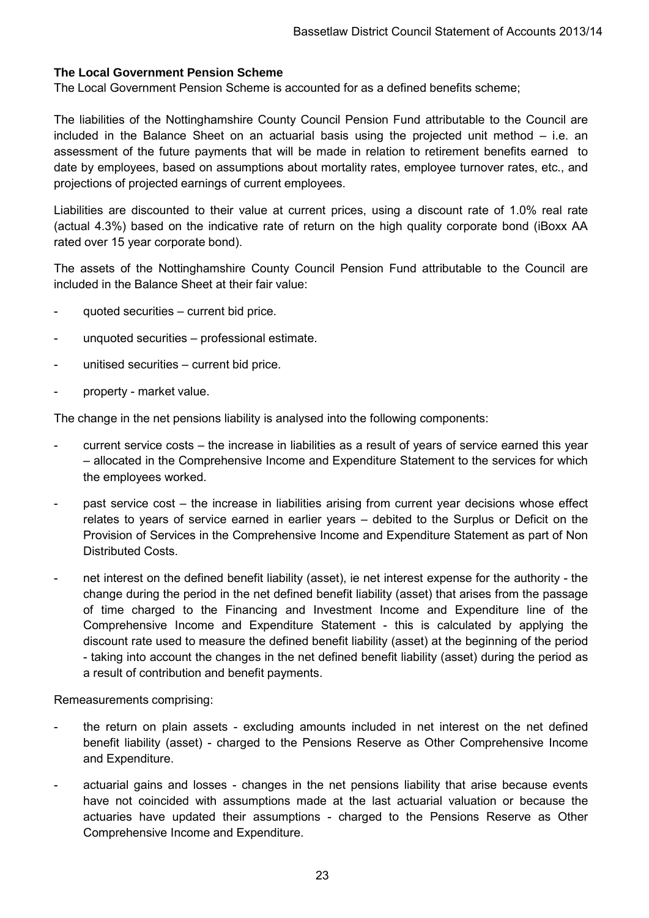**The Local Government Pension Scheme**

The Local Government Pension Scheme is accounted for as a defined benefits scheme;

The liabilities of the Nottinghamshire County Council Pension Fund attributable to the Council are included in the Balance Sheet on an actuarial basis using the projected unit method – i.e. an assessment of the future payments that will be made in relation to retirement benefits earned to date by employees, based on assumptions about mortality rates, employee turnover rates, etc., and projections of projected earnings of current employees.

Liabilities are discounted to their value at current prices, using a discount rate of 1.0% real rate (actual 4.3%) based on the indicative rate of return on the high quality corporate bond (iBoxx AA rated over 15 year corporate bond).

The assets of the Nottinghamshire County Council Pension Fund attributable to the Council are included in the Balance Sheet at their fair value:

- quoted securities – current bid price.
- unquoted securities – professional estimate.
- unitised securities – current bid price.
- property - market value.

The change in the net pensions liability is analysed into the following components:

- current service costs – the increase in liabilities as a result of years of service earned this year – allocated in the Comprehensive Income and Expenditure Statement to the services for which the employees worked.
- past service cost – the increase in liabilities arising from current year decisions whose effect relates to years of service earned in earlier years – debited to the Surplus or Deficit on the Provision of Services in the Comprehensive Income and Expenditure Statement as part of Non Distributed Costs.
- net interest on the defined benefit liability (asset), ie net interest expense for the authority - the change during the period in the net defined benefit liability (asset) that arises from the passage of time charged to the Financing and Investment Income and Expenditure line of the Comprehensive Income and Expenditure Statement - this is calculated by applying the discount rate used to measure the defined benefit liability (asset) at the beginning of the period - taking into account the changes in the net defined benefit liability (asset) during the period as a result of contribution and benefit payments.

Remeasurements comprising:

- the return on plain assets - excluding amounts included in net interest on the net defined benefit liability (asset) - charged to the Pensions Reserve as Other Comprehensive Income and Expenditure.
- actuarial gains and losses - changes in the net pensions liability that arise because events have not coincided with assumptions made at the last actuarial valuation or because the actuaries have updated their assumptions - charged to the Pensions Reserve as Other Comprehensive Income and Expenditure.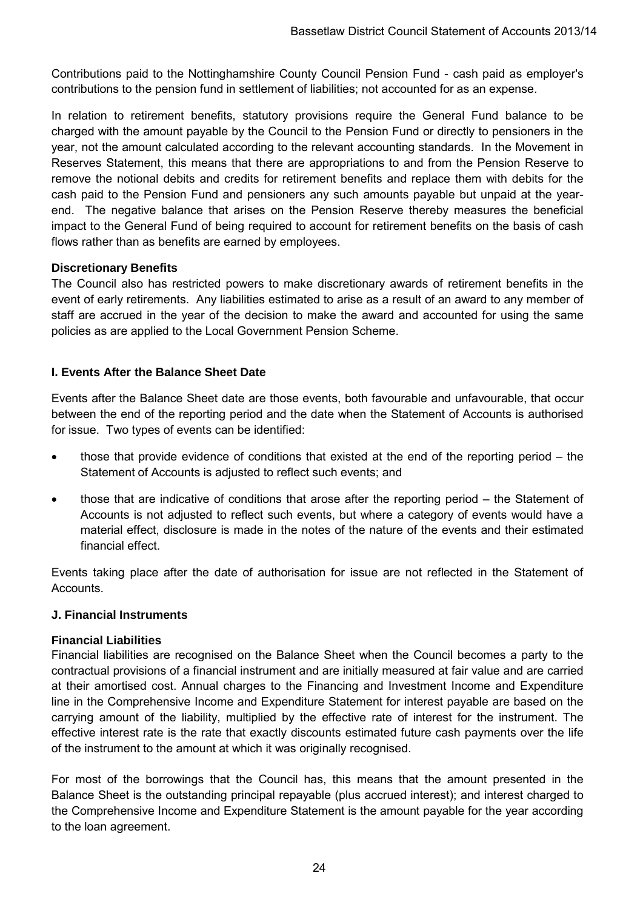Contributions paid to the Nottinghamshire County Council Pension Fund - cash paid as employer's contributions to the pension fund in settlement of liabilities; not accounted for as an expense.

In relation to retirement benefits, statutory provisions require the General Fund balance to be charged with the amount payable by the Council to the Pension Fund or directly to pensioners in the year, not the amount calculated according to the relevant accounting standards. In the Movement in Reserves Statement, this means that there are appropriations to and from the Pension Reserve to remove the notional debits and credits for retirement benefits and replace them with debits for the cash paid to the Pension Fund and pensioners any such amounts payable but unpaid at the year-end. The negative balance that arises on the Pension Reserve thereby measures the beneficial impact to the General Fund of being required to account for retirement benefits on the basis of cash flows rather than as benefits are earned by employees.

**Discretionary Benefits**

The Council also has restricted powers to make discretionary awards of retirement benefits in the event of early retirements. Any liabilities estimated to arise as a result of an award to any member of staff are accrued in the year of the decision to make the award and accounted for using the same policies as are applied to the Local Government Pension Scheme.

### I. Events After the Balance Sheet Date

Events after the Balance Sheet date are those events, both favourable and unfavourable, that occur between the end of the reporting period and the date when the Statement of Accounts is authorised for issue. Two types of events can be identified:

- those that provide evidence of conditions that existed at the end of the reporting period – the Statement of Accounts is adjusted to reflect such events; and
- those that are indicative of conditions that arose after the reporting period – the Statement of Accounts is not adjusted to reflect such events, but where a category of events would have a material effect, disclosure is made in the notes of the nature of the events and their estimated financial effect.

Events taking place after the date of authorisation for issue are not reflected in the Statement of Accounts.

### J. Financial Instruments

**Financial Liabilities**

Financial liabilities are recognised on the Balance Sheet when the Council becomes a party to the contractual provisions of a financial instrument and are initially measured at fair value and are carried at their amortised cost. Annual charges to the Financing and Investment Income and Expenditure line in the Comprehensive Income and Expenditure Statement for interest payable are based on the carrying amount of the liability, multiplied by the effective rate of interest for the instrument. The effective interest rate is the rate that exactly discounts estimated future cash payments over the life of the instrument to the amount at which it was originally recognised.

For most of the borrowings that the Council has, this means that the amount presented in the Balance Sheet is the outstanding principal repayable (plus accrued interest); and interest charged to the Comprehensive Income and Expenditure Statement is the amount payable for the year according to the loan agreement.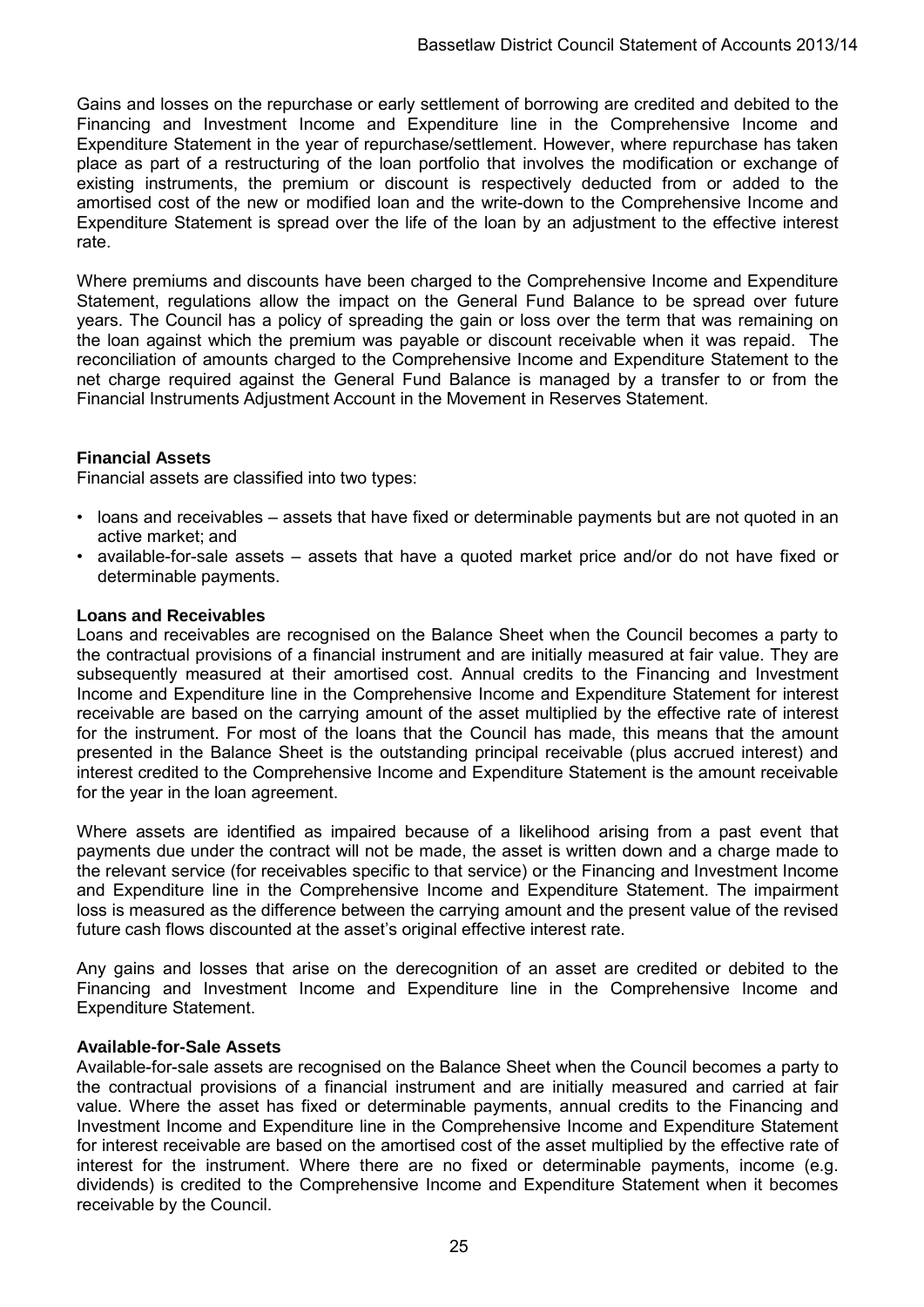Gains and losses on the repurchase or early settlement of borrowing are credited and debited to the Financing and Investment Income and Expenditure line in the Comprehensive Income and Expenditure Statement in the year of repurchase/settlement. However, where repurchase has taken place as part of a restructuring of the loan portfolio that involves the modification or exchange of existing instruments, the premium or discount is respectively deducted from or added to the amortised cost of the new or modified loan and the write-down to the Comprehensive Income and Expenditure Statement is spread over the life of the loan by an adjustment to the effective interest rate.

Where premiums and discounts have been charged to the Comprehensive Income and Expenditure Statement, regulations allow the impact on the General Fund Balance to be spread over future years. The Council has a policy of spreading the gain or loss over the term that was remaining on the loan against which the premium was payable or discount receivable when it was repaid. The reconciliation of amounts charged to the Comprehensive Income and Expenditure Statement to the net charge required against the General Fund Balance is managed by a transfer to or from the Financial Instruments Adjustment Account in the Movement in Reserves Statement.

**Financial Assets**

Financial assets are classified into two types:

- loans and receivables – assets that have fixed or determinable payments but are not quoted in an active market; and
- available-for-sale assets – assets that have a quoted market price and/or do not have fixed or determinable payments.

**Loans and Receivables**

Loans and receivables are recognised on the Balance Sheet when the Council becomes a party to the contractual provisions of a financial instrument and are initially measured at fair value. They are subsequently measured at their amortised cost. Annual credits to the Financing and Investment Income and Expenditure line in the Comprehensive Income and Expenditure Statement for interest receivable are based on the carrying amount of the asset multiplied by the effective rate of interest for the instrument. For most of the loans that the Council has made, this means that the amount presented in the Balance Sheet is the outstanding principal receivable (plus accrued interest) and interest credited to the Comprehensive Income and Expenditure Statement is the amount receivable for the year in the loan agreement.

Where assets are identified as impaired because of a likelihood arising from a past event that payments due under the contract will not be made, the asset is written down and a charge made to the relevant service (for receivables specific to that service) or the Financing and Investment Income and Expenditure line in the Comprehensive Income and Expenditure Statement. The impairment loss is measured as the difference between the carrying amount and the present value of the revised future cash flows discounted at the asset's original effective interest rate.

Any gains and losses that arise on the derecognition of an asset are credited or debited to the Financing and Investment Income and Expenditure line in the Comprehensive Income and Expenditure Statement.

**Available-for-Sale Assets**

Available-for-sale assets are recognised on the Balance Sheet when the Council becomes a party to the contractual provisions of a financial instrument and are initially measured and carried at fair value. Where the asset has fixed or determinable payments, annual credits to the Financing and Investment Income and Expenditure line in the Comprehensive Income and Expenditure Statement for interest receivable are based on the amortised cost of the asset multiplied by the effective rate of interest for the instrument. Where there are no fixed or determinable payments, income (e.g. dividends) is credited to the Comprehensive Income and Expenditure Statement when it becomes receivable by the Council.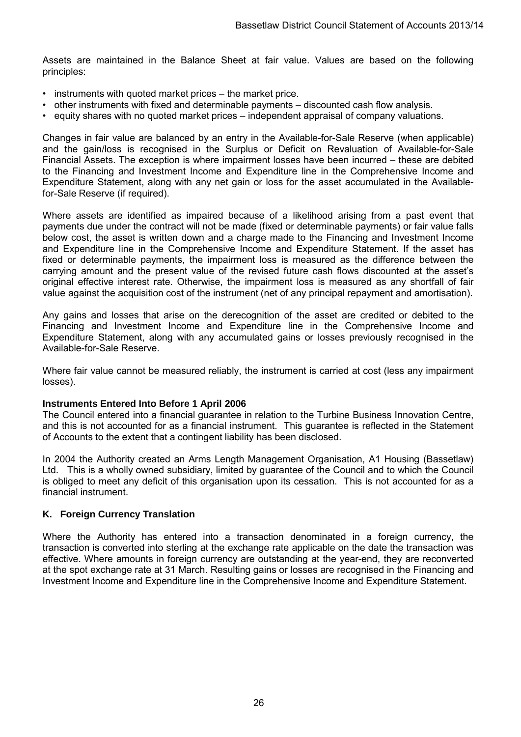Assets are maintained in the Balance Sheet at fair value. Values are based on the following principles:

- instruments with quoted market prices – the market price.
- other instruments with fixed and determinable payments – discounted cash flow analysis.
- equity shares with no quoted market prices – independent appraisal of company valuations.

Changes in fair value are balanced by an entry in the Available-for-Sale Reserve (when applicable) and the gain/loss is recognised in the Surplus or Deficit on Revaluation of Available-for-Sale Financial Assets. The exception is where impairment losses have been incurred – these are debited to the Financing and Investment Income and Expenditure line in the Comprehensive Income and Expenditure Statement, along with any net gain or loss for the asset accumulated in the Available-for-Sale Reserve (if required).

Where assets are identified as impaired because of a likelihood arising from a past event that payments due under the contract will not be made (fixed or determinable payments) or fair value falls below cost, the asset is written down and a charge made to the Financing and Investment Income and Expenditure line in the Comprehensive Income and Expenditure Statement. If the asset has fixed or determinable payments, the impairment loss is measured as the difference between the carrying amount and the present value of the revised future cash flows discounted at the asset's original effective interest rate. Otherwise, the impairment loss is measured as any shortfall of fair value against the acquisition cost of the instrument (net of any principal repayment and amortisation).

Any gains and losses that arise on the derecognition of the asset are credited or debited to the Financing and Investment Income and Expenditure line in the Comprehensive Income and Expenditure Statement, along with any accumulated gains or losses previously recognised in the Available-for-Sale Reserve.

Where fair value cannot be measured reliably, the instrument is carried at cost (less any impairment losses).

**Instruments Entered Into Before 1 April 2006**

The Council entered into a financial guarantee in relation to the Turbine Business Innovation Centre, and this is not accounted for as a financial instrument. This guarantee is reflected in the Statement of Accounts to the extent that a contingent liability has been disclosed.

In 2004 the Authority created an Arms Length Management Organisation, A1 Housing (Bassetlaw) Ltd. This is a wholly owned subsidiary, limited by guarantee of the Council and to which the Council is obliged to meet any deficit of this organisation upon its cessation. This is not accounted for as a financial instrument.

## K. Foreign Currency Translation

Where the Authority has entered into a transaction denominated in a foreign currency, the transaction is converted into sterling at the exchange rate applicable on the date the transaction was effective. Where amounts in foreign currency are outstanding at the year-end, they are reconverted at the spot exchange rate at 31 March. Resulting gains or losses are recognised in the Financing and Investment Income and Expenditure line in the Comprehensive Income and Expenditure Statement.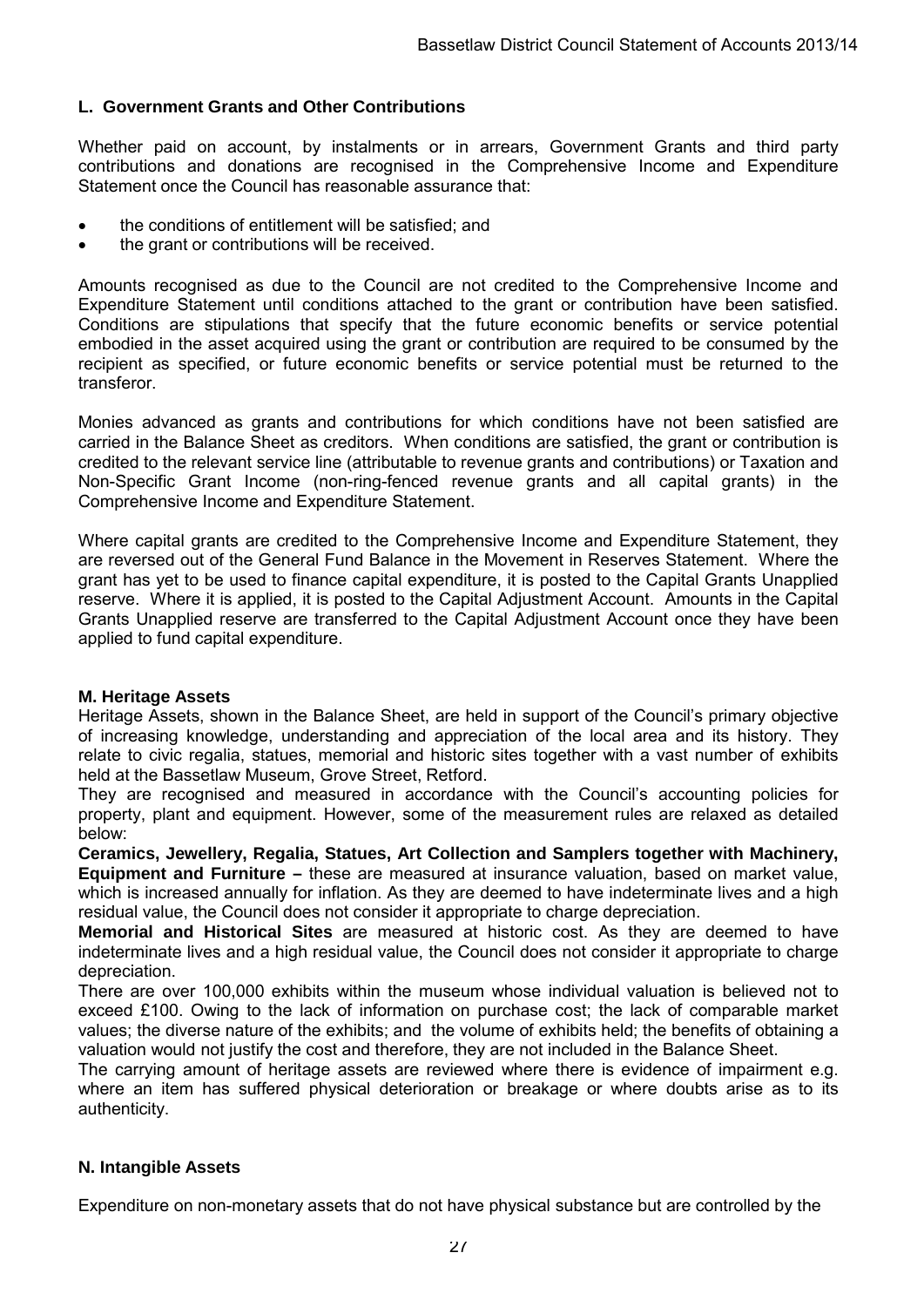### L. Government Grants and Other Contributions

Whether paid on account, by instalments or in arrears, Government Grants and third party contributions and donations are recognised in the Comprehensive Income and Expenditure Statement once the Council has reasonable assurance that:

- the conditions of entitlement will be satisfied; and
- the grant or contributions will be received.

Amounts recognised as due to the Council are not credited to the Comprehensive Income and Expenditure Statement until conditions attached to the grant or contribution have been satisfied. Conditions are stipulations that specify that the future economic benefits or service potential embodied in the asset acquired using the grant or contribution are required to be consumed by the recipient as specified, or future economic benefits or service potential must be returned to the transferor.

Monies advanced as grants and contributions for which conditions have not been satisfied are carried in the Balance Sheet as creditors. When conditions are satisfied, the grant or contribution is credited to the relevant service line (attributable to revenue grants and contributions) or Taxation and Non-Specific Grant Income (non-ring-fenced revenue grants and all capital grants) in the Comprehensive Income and Expenditure Statement.

Where capital grants are credited to the Comprehensive Income and Expenditure Statement, they are reversed out of the General Fund Balance in the Movement in Reserves Statement. Where the grant has yet to be used to finance capital expenditure, it is posted to the Capital Grants Unapplied reserve. Where it is applied, it is posted to the Capital Adjustment Account. Amounts in the Capital Grants Unapplied reserve are transferred to the Capital Adjustment Account once they have been applied to fund capital expenditure.

### M. Heritage Assets

Heritage Assets, shown in the Balance Sheet, are held in support of the Council's primary objective of increasing knowledge, understanding and appreciation of the local area and its history. They relate to civic regalia, statues, memorial and historic sites together with a vast number of exhibits held at the Bassetlaw Museum, Grove Street, Retford.

They are recognised and measured in accordance with the Council's accounting policies for property, plant and equipment. However, some of the measurement rules are relaxed as detailed below:

**Ceramics, Jewellery, Regalia, Statues, Art Collection and Samplers together with Machinery, Equipment and Furniture –** these are measured at insurance valuation, based on market value, which is increased annually for inflation. As they are deemed to have indeterminate lives and a high residual value, the Council does not consider it appropriate to charge depreciation.

**Memorial and Historical Sites** are measured at historic cost. As they are deemed to have indeterminate lives and a high residual value, the Council does not consider it appropriate to charge depreciation.

There are over 100,000 exhibits within the museum whose individual valuation is believed not to exceed £100. Owing to the lack of information on purchase cost; the lack of comparable market values; the diverse nature of the exhibits; and the volume of exhibits held; the benefits of obtaining a valuation would not justify the cost and therefore, they are not included in the Balance Sheet.

The carrying amount of heritage assets are reviewed where there is evidence of impairment e.g. where an item has suffered physical deterioration or breakage or where doubts arise as to its authenticity.

### N. Intangible Assets

Expenditure on non-monetary assets that do not have physical substance but are controlled by the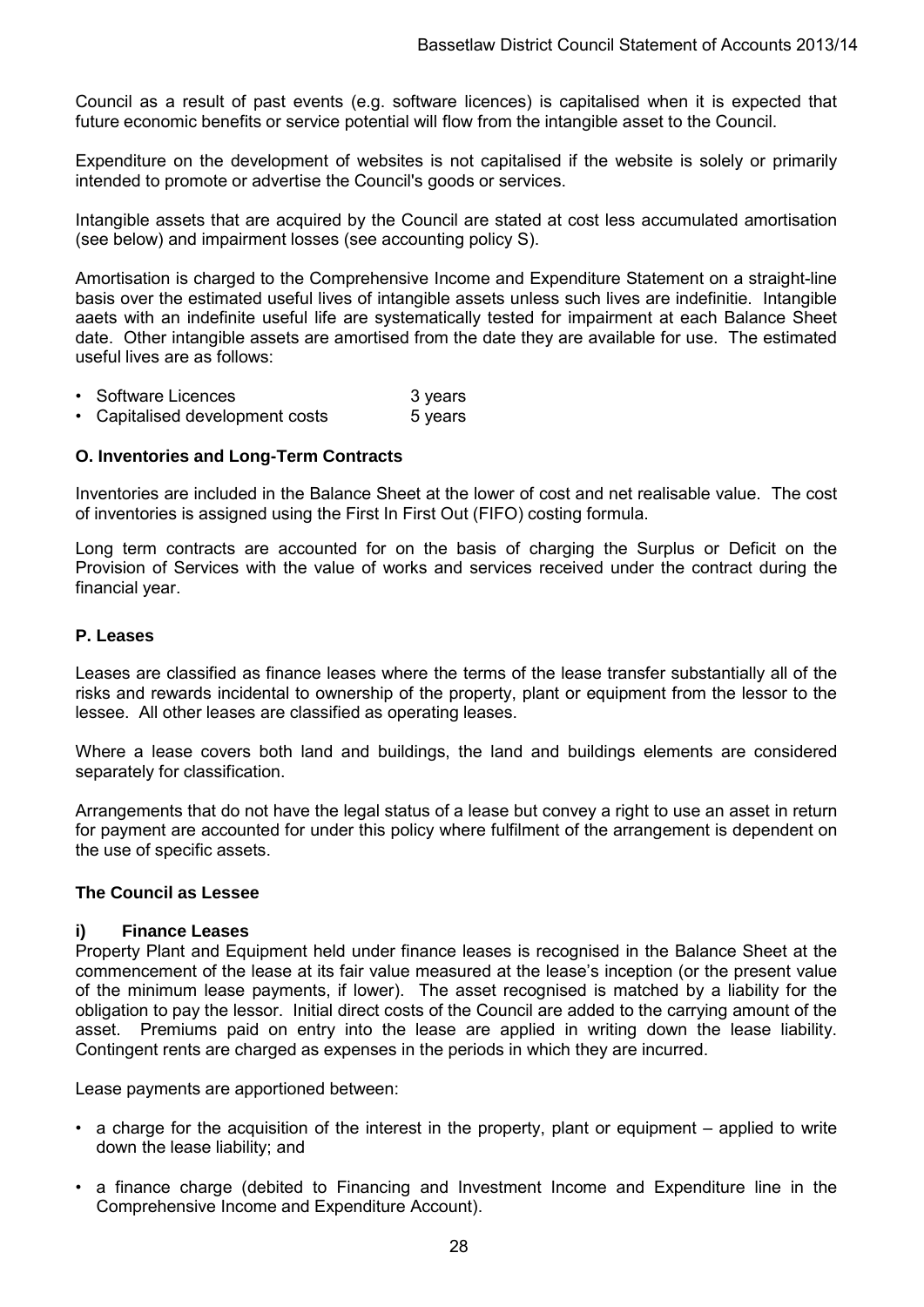Council as a result of past events (e.g. software licences) is capitalised when it is expected that future economic benefits or service potential will flow from the intangible asset to the Council.

Expenditure on the development of websites is not capitalised if the website is solely or primarily intended to promote or advertise the Council's goods or services.

Intangible assets that are acquired by the Council are stated at cost less accumulated amortisation (see below) and impairment losses (see accounting policy S).

Amortisation is charged to the Comprehensive Income and Expenditure Statement on a straight-line basis over the estimated useful lives of intangible assets unless such lives are indefinitie. Intangible aaets with an indefinite useful life are systematically tested for impairment at each Balance Sheet date. Other intangible assets are amortised from the date they are available for use. The estimated useful lives are as follows:

- Software Licences 3 years
- Capitalised development costs 5 years

### O. Inventories and Long-Term Contracts

Inventories are included in the Balance Sheet at the lower of cost and net realisable value. The cost of inventories is assigned using the First In First Out (FIFO) costing formula.

Long term contracts are accounted for on the basis of charging the Surplus or Deficit on the Provision of Services with the value of works and services received under the contract during the financial year.

### P. Leases

Leases are classified as finance leases where the terms of the lease transfer substantially all of the risks and rewards incidental to ownership of the property, plant or equipment from the lessor to the lessee. All other leases are classified as operating leases.

Where a lease covers both land and buildings, the land and buildings elements are considered separately for classification.

Arrangements that do not have the legal status of a lease but convey a right to use an asset in return for payment are accounted for under this policy where fulfilment of the arrangement is dependent on the use of specific assets.

### The Council as Lessee

#### i) Finance Leases

Property Plant and Equipment held under finance leases is recognised in the Balance Sheet at the commencement of the lease at its fair value measured at the lease's inception (or the present value of the minimum lease payments, if lower). The asset recognised is matched by a liability for the obligation to pay the lessor. Initial direct costs of the Council are added to the carrying amount of the asset. Premiums paid on entry into the lease are applied in writing down the lease liability. Contingent rents are charged as expenses in the periods in which they are incurred.

Lease payments are apportioned between:

- a charge for the acquisition of the interest in the property, plant or equipment – applied to write down the lease liability; and
- a finance charge (debited to Financing and Investment Income and Expenditure line in the Comprehensive Income and Expenditure Account).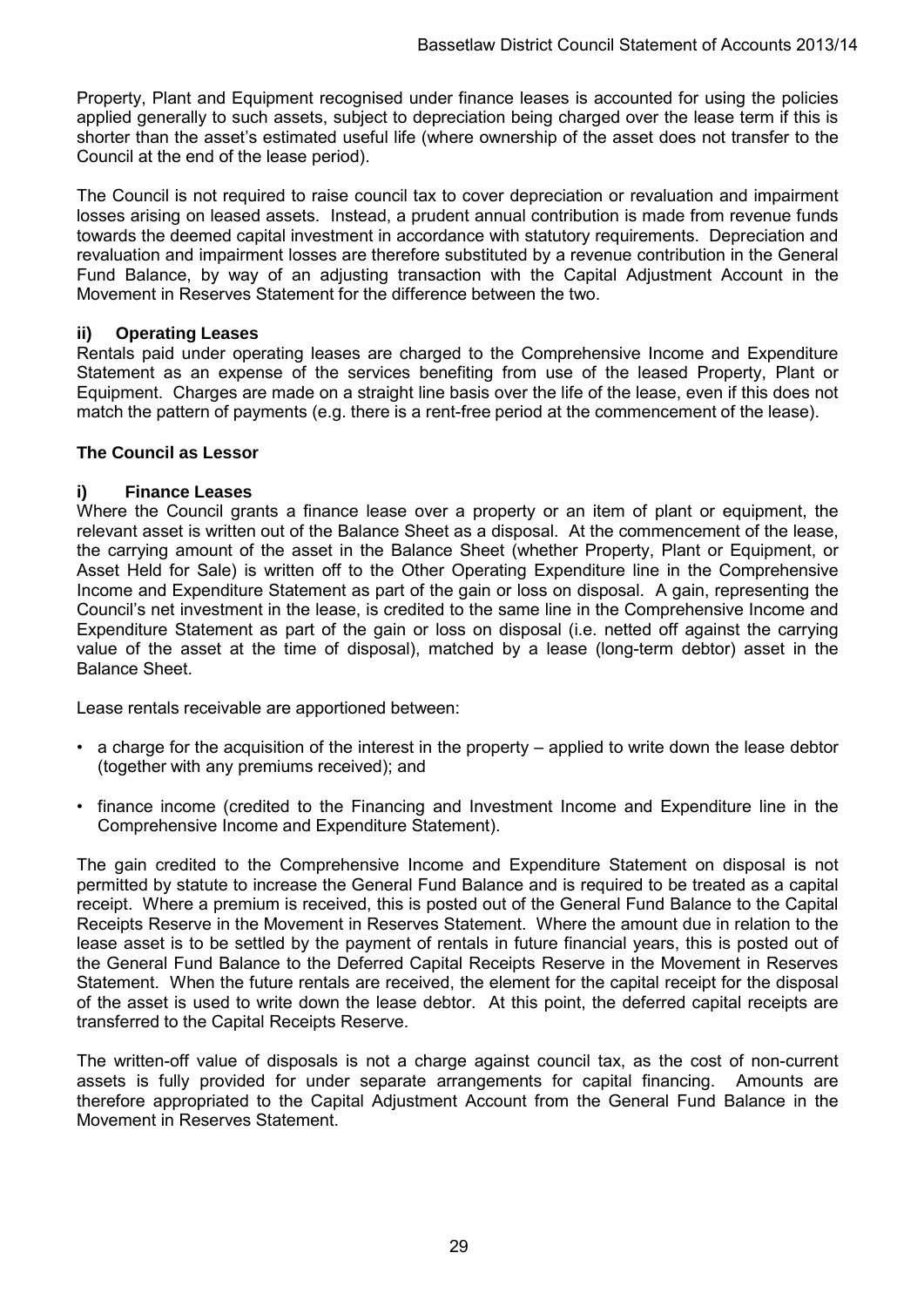Property, Plant and Equipment recognised under finance leases is accounted for using the policies applied generally to such assets, subject to depreciation being charged over the lease term if this is shorter than the asset's estimated useful life (where ownership of the asset does not transfer to the Council at the end of the lease period).

The Council is not required to raise council tax to cover depreciation or revaluation and impairment losses arising on leased assets. Instead, a prudent annual contribution is made from revenue funds towards the deemed capital investment in accordance with statutory requirements. Depreciation and revaluation and impairment losses are therefore substituted by a revenue contribution in the General Fund Balance, by way of an adjusting transaction with the Capital Adjustment Account in the Movement in Reserves Statement for the difference between the two.

**ii) Operating Leases**

Rentals paid under operating leases are charged to the Comprehensive Income and Expenditure Statement as an expense of the services benefiting from use of the leased Property, Plant or Equipment. Charges are made on a straight line basis over the life of the lease, even if this does not match the pattern of payments (e.g. there is a rent-free period at the commencement of the lease).

**The Council as Lessor**

**i) Finance Leases**

Where the Council grants a finance lease over a property or an item of plant or equipment, the relevant asset is written out of the Balance Sheet as a disposal. At the commencement of the lease, the carrying amount of the asset in the Balance Sheet (whether Property, Plant or Equipment, or Asset Held for Sale) is written off to the Other Operating Expenditure line in the Comprehensive Income and Expenditure Statement as part of the gain or loss on disposal. A gain, representing the Council's net investment in the lease, is credited to the same line in the Comprehensive Income and Expenditure Statement as part of the gain or loss on disposal (i.e. netted off against the carrying value of the asset at the time of disposal), matched by a lease (long-term debtor) asset in the Balance Sheet.

Lease rentals receivable are apportioned between:

- a charge for the acquisition of the interest in the property – applied to write down the lease debtor (together with any premiums received); and
- finance income (credited to the Financing and Investment Income and Expenditure line in the Comprehensive Income and Expenditure Statement).

The gain credited to the Comprehensive Income and Expenditure Statement on disposal is not permitted by statute to increase the General Fund Balance and is required to be treated as a capital receipt. Where a premium is received, this is posted out of the General Fund Balance to the Capital Receipts Reserve in the Movement in Reserves Statement. Where the amount due in relation to the lease asset is to be settled by the payment of rentals in future financial years, this is posted out of the General Fund Balance to the Deferred Capital Receipts Reserve in the Movement in Reserves Statement. When the future rentals are received, the element for the capital receipt for the disposal of the asset is used to write down the lease debtor. At this point, the deferred capital receipts are transferred to the Capital Receipts Reserve.

The written-off value of disposals is not a charge against council tax, as the cost of non-current assets is fully provided for under separate arrangements for capital financing. Amounts are therefore appropriated to the Capital Adjustment Account from the General Fund Balance in the Movement in Reserves Statement.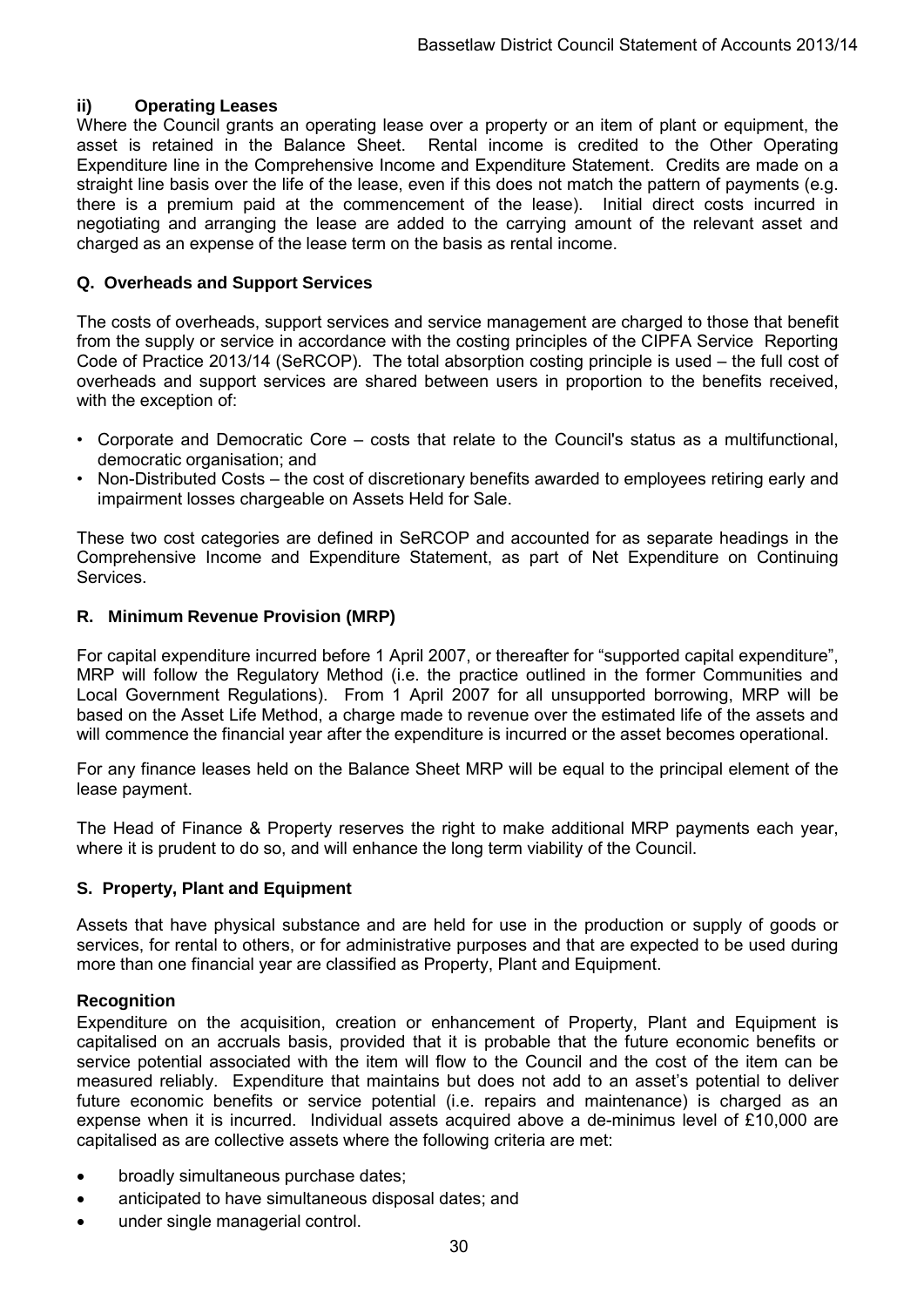### ii) Operating Leases

Where the Council grants an operating lease over a property or an item of plant or equipment, the asset is retained in the Balance Sheet. Rental income is credited to the Other Operating Expenditure line in the Comprehensive Income and Expenditure Statement. Credits are made on a straight line basis over the life of the lease, even if this does not match the pattern of payments (e.g. there is a premium paid at the commencement of the lease). Initial direct costs incurred in negotiating and arranging the lease are added to the carrying amount of the relevant asset and charged as an expense of the lease term on the basis as rental income.

### Q. Overheads and Support Services

The costs of overheads, support services and service management are charged to those that benefit from the supply or service in accordance with the costing principles of the CIPFA Service Reporting Code of Practice 2013/14 (SeRCOP). The total absorption costing principle is used – the full cost of overheads and support services are shared between users in proportion to the benefits received, with the exception of:

- Corporate and Democratic Core – costs that relate to the Council's status as a multifunctional, democratic organisation; and
- Non-Distributed Costs – the cost of discretionary benefits awarded to employees retiring early and impairment losses chargeable on Assets Held for Sale.

These two cost categories are defined in SeRCOP and accounted for as separate headings in the Comprehensive Income and Expenditure Statement, as part of Net Expenditure on Continuing Services.

### R. Minimum Revenue Provision (MRP)

For capital expenditure incurred before 1 April 2007, or thereafter for "supported capital expenditure", MRP will follow the Regulatory Method (i.e. the practice outlined in the former Communities and Local Government Regulations). From 1 April 2007 for all unsupported borrowing, MRP will be based on the Asset Life Method, a charge made to revenue over the estimated life of the assets and will commence the financial year after the expenditure is incurred or the asset becomes operational.

For any finance leases held on the Balance Sheet MRP will be equal to the principal element of the lease payment.

The Head of Finance & Property reserves the right to make additional MRP payments each year, where it is prudent to do so, and will enhance the long term viability of the Council.

### S. Property, Plant and Equipment

Assets that have physical substance and are held for use in the production or supply of goods or services, for rental to others, or for administrative purposes and that are expected to be used during more than one financial year are classified as Property, Plant and Equipment.

#### Recognition

Expenditure on the acquisition, creation or enhancement of Property, Plant and Equipment is capitalised on an accruals basis, provided that it is probable that the future economic benefits or service potential associated with the item will flow to the Council and the cost of the item can be measured reliably. Expenditure that maintains but does not add to an asset's potential to deliver future economic benefits or service potential (i.e. repairs and maintenance) is charged as an expense when it is incurred. Individual assets acquired above a de-minimus level of £10,000 are capitalised as are collective assets where the following criteria are met:

- broadly simultaneous purchase dates;
- anticipated to have simultaneous disposal dates; and
- under single managerial control.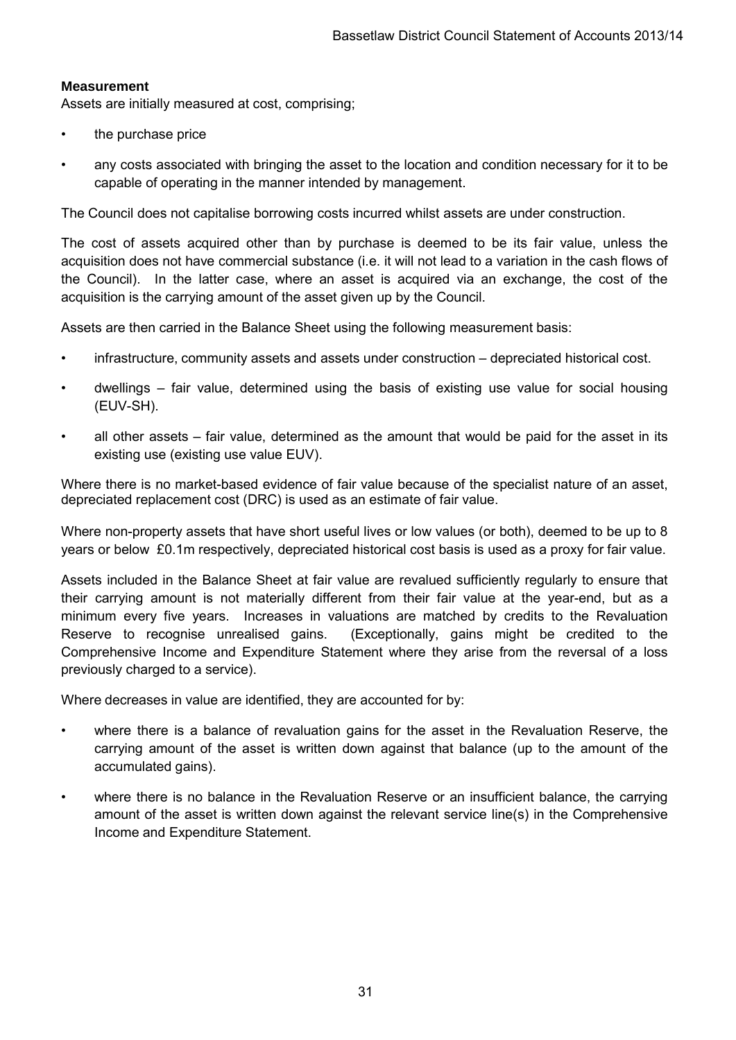**Measurement**

Assets are initially measured at cost, comprising;

- the purchase price
- any costs associated with bringing the asset to the location and condition necessary for it to be capable of operating in the manner intended by management.

The Council does not capitalise borrowing costs incurred whilst assets are under construction.

The cost of assets acquired other than by purchase is deemed to be its fair value, unless the acquisition does not have commercial substance (i.e. it will not lead to a variation in the cash flows of the Council). In the latter case, where an asset is acquired via an exchange, the cost of the acquisition is the carrying amount of the asset given up by the Council.

Assets are then carried in the Balance Sheet using the following measurement basis:

- infrastructure, community assets and assets under construction – depreciated historical cost.
- dwellings – fair value, determined using the basis of existing use value for social housing (EUV-SH).
- all other assets – fair value, determined as the amount that would be paid for the asset in its existing use (existing use value EUV).

Where there is no market-based evidence of fair value because of the specialist nature of an asset, depreciated replacement cost (DRC) is used as an estimate of fair value.

Where non-property assets that have short useful lives or low values (or both), deemed to be up to 8 years or below £0.1m respectively, depreciated historical cost basis is used as a proxy for fair value.

Assets included in the Balance Sheet at fair value are revalued sufficiently regularly to ensure that their carrying amount is not materially different from their fair value at the year-end, but as a minimum every five years. Increases in valuations are matched by credits to the Revaluation Reserve to recognise unrealised gains. (Exceptionally, gains might be credited to the Comprehensive Income and Expenditure Statement where they arise from the reversal of a loss previously charged to a service).

Where decreases in value are identified, they are accounted for by:

- where there is a balance of revaluation gains for the asset in the Revaluation Reserve, the carrying amount of the asset is written down against that balance (up to the amount of the accumulated gains).
- where there is no balance in the Revaluation Reserve or an insufficient balance, the carrying amount of the asset is written down against the relevant service line(s) in the Comprehensive Income and Expenditure Statement.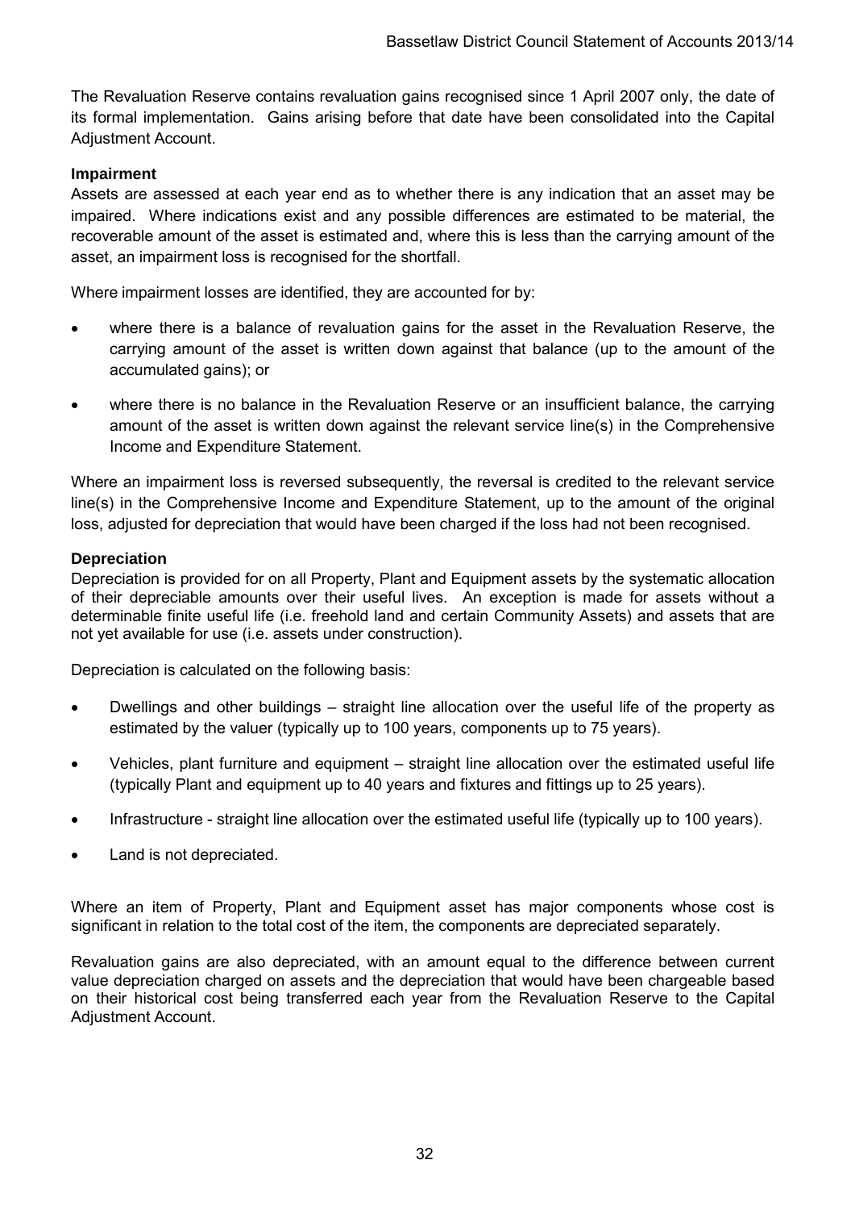The Revaluation Reserve contains revaluation gains recognised since 1 April 2007 only, the date of its formal implementation. Gains arising before that date have been consolidated into the Capital Adjustment Account.

**Impairment**

Assets are assessed at each year end as to whether there is any indication that an asset may be impaired. Where indications exist and any possible differences are estimated to be material, the recoverable amount of the asset is estimated and, where this is less than the carrying amount of the asset, an impairment loss is recognised for the shortfall.

Where impairment losses are identified, they are accounted for by:

- where there is a balance of revaluation gains for the asset in the Revaluation Reserve, the carrying amount of the asset is written down against that balance (up to the amount of the accumulated gains); or
- where there is no balance in the Revaluation Reserve or an insufficient balance, the carrying amount of the asset is written down against the relevant service line(s) in the Comprehensive Income and Expenditure Statement.

Where an impairment loss is reversed subsequently, the reversal is credited to the relevant service line(s) in the Comprehensive Income and Expenditure Statement, up to the amount of the original loss, adjusted for depreciation that would have been charged if the loss had not been recognised.

**Depreciation**

Depreciation is provided for on all Property, Plant and Equipment assets by the systematic allocation of their depreciable amounts over their useful lives. An exception is made for assets without a determinable finite useful life (i.e. freehold land and certain Community Assets) and assets that are not yet available for use (i.e. assets under construction).

Depreciation is calculated on the following basis:

- Dwellings and other buildings – straight line allocation over the useful life of the property as estimated by the valuer (typically up to 100 years, components up to 75 years).
- Vehicles, plant furniture and equipment – straight line allocation over the estimated useful life (typically Plant and equipment up to 40 years and fixtures and fittings up to 25 years).
- Infrastructure - straight line allocation over the estimated useful life (typically up to 100 years).
- Land is not depreciated.

Where an item of Property, Plant and Equipment asset has major components whose cost is significant in relation to the total cost of the item, the components are depreciated separately.

Revaluation gains are also depreciated, with an amount equal to the difference between current value depreciation charged on assets and the depreciation that would have been chargeable based on their historical cost being transferred each year from the Revaluation Reserve to the Capital Adjustment Account.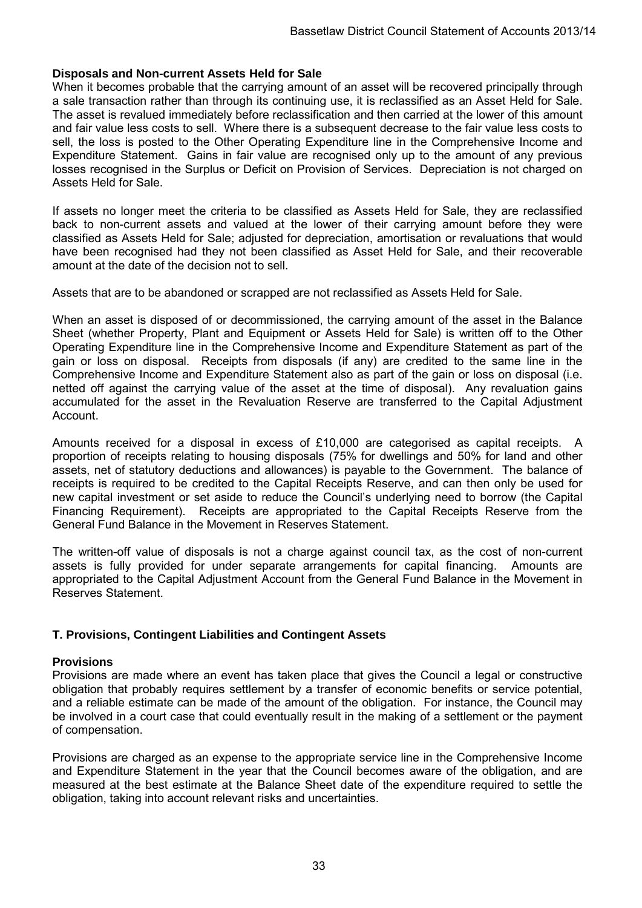**Disposals and Non-current Assets Held for Sale**

When it becomes probable that the carrying amount of an asset will be recovered principally through a sale transaction rather than through its continuing use, it is reclassified as an Asset Held for Sale. The asset is revalued immediately before reclassification and then carried at the lower of this amount and fair value less costs to sell. Where there is a subsequent decrease to the fair value less costs to sell, the loss is posted to the Other Operating Expenditure line in the Comprehensive Income and Expenditure Statement. Gains in fair value are recognised only up to the amount of any previous losses recognised in the Surplus or Deficit on Provision of Services. Depreciation is not charged on Assets Held for Sale.

If assets no longer meet the criteria to be classified as Assets Held for Sale, they are reclassified back to non-current assets and valued at the lower of their carrying amount before they were classified as Assets Held for Sale; adjusted for depreciation, amortisation or revaluations that would have been recognised had they not been classified as Asset Held for Sale, and their recoverable amount at the date of the decision not to sell.

Assets that are to be abandoned or scrapped are not reclassified as Assets Held for Sale.

When an asset is disposed of or decommissioned, the carrying amount of the asset in the Balance Sheet (whether Property, Plant and Equipment or Assets Held for Sale) is written off to the Other Operating Expenditure line in the Comprehensive Income and Expenditure Statement as part of the gain or loss on disposal. Receipts from disposals (if any) are credited to the same line in the Comprehensive Income and Expenditure Statement also as part of the gain or loss on disposal (i.e. netted off against the carrying value of the asset at the time of disposal). Any revaluation gains accumulated for the asset in the Revaluation Reserve are transferred to the Capital Adjustment Account.

Amounts received for a disposal in excess of £10,000 are categorised as capital receipts. A proportion of receipts relating to housing disposals (75% for dwellings and 50% for land and other assets, net of statutory deductions and allowances) is payable to the Government. The balance of receipts is required to be credited to the Capital Receipts Reserve, and can then only be used for new capital investment or set aside to reduce the Council's underlying need to borrow (the Capital Financing Requirement). Receipts are appropriated to the Capital Receipts Reserve from the General Fund Balance in the Movement in Reserves Statement.

The written-off value of disposals is not a charge against council tax, as the cost of non-current assets is fully provided for under separate arrangements for capital financing. Amounts are appropriated to the Capital Adjustment Account from the General Fund Balance in the Movement in Reserves Statement.

## T. Provisions, Contingent Liabilities and Contingent Assets

**Provisions**

Provisions are made where an event has taken place that gives the Council a legal or constructive obligation that probably requires settlement by a transfer of economic benefits or service potential, and a reliable estimate can be made of the amount of the obligation. For instance, the Council may be involved in a court case that could eventually result in the making of a settlement or the payment of compensation.

Provisions are charged as an expense to the appropriate service line in the Comprehensive Income and Expenditure Statement in the year that the Council becomes aware of the obligation, and are measured at the best estimate at the Balance Sheet date of the expenditure required to settle the obligation, taking into account relevant risks and uncertainties.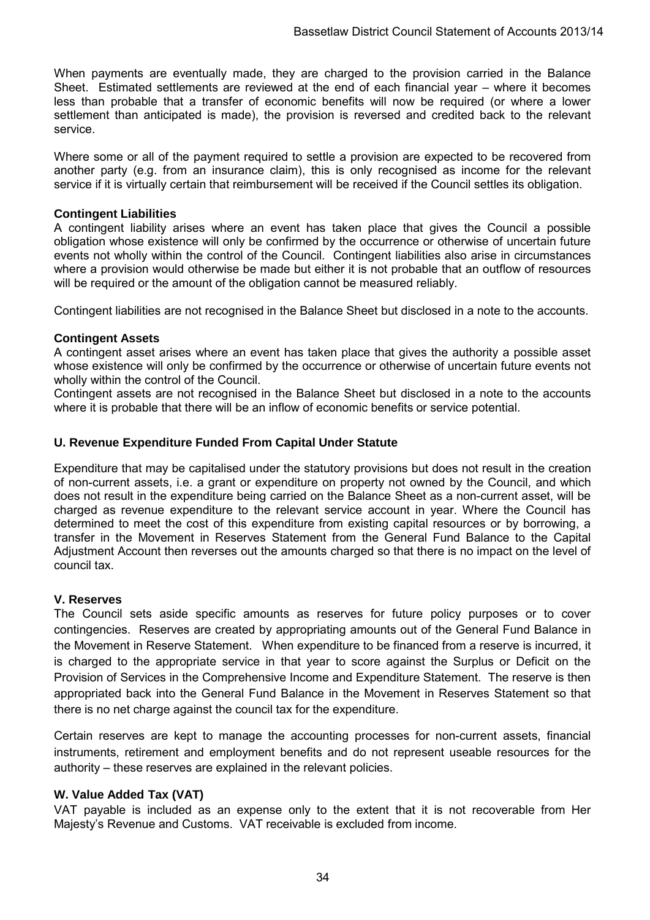When payments are eventually made, they are charged to the provision carried in the Balance Sheet. Estimated settlements are reviewed at the end of each financial year – where it becomes less than probable that a transfer of economic benefits will now be required (or where a lower settlement than anticipated is made), the provision is reversed and credited back to the relevant service.

Where some or all of the payment required to settle a provision are expected to be recovered from another party (e.g. from an insurance claim), this is only recognised as income for the relevant service if it is virtually certain that reimbursement will be received if the Council settles its obligation.

**Contingent Liabilities**

A contingent liability arises where an event has taken place that gives the Council a possible obligation whose existence will only be confirmed by the occurrence or otherwise of uncertain future events not wholly within the control of the Council. Contingent liabilities also arise in circumstances where a provision would otherwise be made but either it is not probable that an outflow of resources will be required or the amount of the obligation cannot be measured reliably.

Contingent liabilities are not recognised in the Balance Sheet but disclosed in a note to the accounts.

**Contingent Assets**

A contingent asset arises where an event has taken place that gives the authority a possible asset whose existence will only be confirmed by the occurrence or otherwise of uncertain future events not wholly within the control of the Council.

Contingent assets are not recognised in the Balance Sheet but disclosed in a note to the accounts where it is probable that there will be an inflow of economic benefits or service potential.

### U. Revenue Expenditure Funded From Capital Under Statute

Expenditure that may be capitalised under the statutory provisions but does not result in the creation of non-current assets, i.e. a grant or expenditure on property not owned by the Council, and which does not result in the expenditure being carried on the Balance Sheet as a non-current asset, will be charged as revenue expenditure to the relevant service account in year. Where the Council has determined to meet the cost of this expenditure from existing capital resources or by borrowing, a transfer in the Movement in Reserves Statement from the General Fund Balance to the Capital Adjustment Account then reverses out the amounts charged so that there is no impact on the level of council tax.

### V. Reserves

The Council sets aside specific amounts as reserves for future policy purposes or to cover contingencies. Reserves are created by appropriating amounts out of the General Fund Balance in the Movement in Reserve Statement. When expenditure to be financed from a reserve is incurred, it is charged to the appropriate service in that year to score against the Surplus or Deficit on the Provision of Services in the Comprehensive Income and Expenditure Statement. The reserve is then appropriated back into the General Fund Balance in the Movement in Reserves Statement so that there is no net charge against the council tax for the expenditure.

Certain reserves are kept to manage the accounting processes for non-current assets, financial instruments, retirement and employment benefits and do not represent useable resources for the authority – these reserves are explained in the relevant policies.

### W. Value Added Tax (VAT)

VAT payable is included as an expense only to the extent that it is not recoverable from Her Majesty's Revenue and Customs. VAT receivable is excluded from income.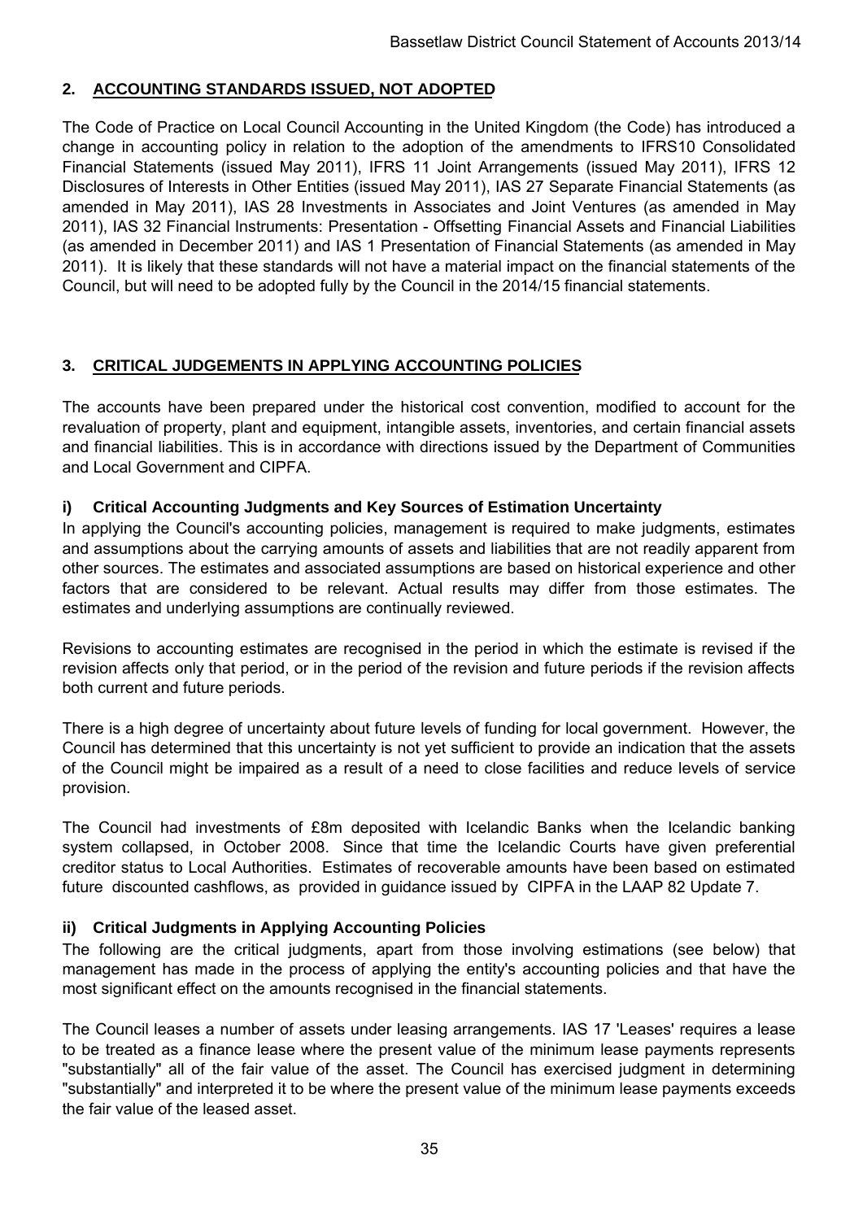## 2. ACCOUNTING STANDARDS ISSUED, NOT ADOPTED

The Code of Practice on Local Council Accounting in the United Kingdom (the Code) has introduced a change in accounting policy in relation to the adoption of the amendments to IFRS10 Consolidated Financial Statements (issued May 2011), IFRS 11 Joint Arrangements (issued May 2011), IFRS 12 Disclosures of Interests in Other Entities (issued May 2011), IAS 27 Separate Financial Statements (as amended in May 2011), IAS 28 Investments in Associates and Joint Ventures (as amended in May 2011), IAS 32 Financial Instruments: Presentation - Offsetting Financial Assets and Financial Liabilities (as amended in December 2011) and IAS 1 Presentation of Financial Statements (as amended in May 2011). It is likely that these standards will not have a material impact on the financial statements of the Council, but will need to be adopted fully by the Council in the 2014/15 financial statements.

## 3. CRITICAL JUDGEMENTS IN APPLYING ACCOUNTING POLICIES

The accounts have been prepared under the historical cost convention, modified to account for the revaluation of property, plant and equipment, intangible assets, inventories, and certain financial assets and financial liabilities. This is in accordance with directions issued by the Department of Communities and Local Government and CIPFA.

### i) Critical Accounting Judgments and Key Sources of Estimation Uncertainty

In applying the Council's accounting policies, management is required to make judgments, estimates and assumptions about the carrying amounts of assets and liabilities that are not readily apparent from other sources. The estimates and associated assumptions are based on historical experience and other factors that are considered to be relevant. Actual results may differ from those estimates. The estimates and underlying assumptions are continually reviewed.

Revisions to accounting estimates are recognised in the period in which the estimate is revised if the revision affects only that period, or in the period of the revision and future periods if the revision affects both current and future periods.

There is a high degree of uncertainty about future levels of funding for local government. However, the Council has determined that this uncertainty is not yet sufficient to provide an indication that the assets of the Council might be impaired as a result of a need to close facilities and reduce levels of service provision.

The Council had investments of £8m deposited with Icelandic Banks when the Icelandic banking system collapsed, in October 2008. Since that time the Icelandic Courts have given preferential creditor status to Local Authorities. Estimates of recoverable amounts have been based on estimated future discounted cashflows, as provided in guidance issued by CIPFA in the LAAP 82 Update 7.

### ii) Critical Judgments in Applying Accounting Policies

The following are the critical judgments, apart from those involving estimations (see below) that management has made in the process of applying the entity's accounting policies and that have the most significant effect on the amounts recognised in the financial statements.

The Council leases a number of assets under leasing arrangements. IAS 17 'Leases' requires a lease to be treated as a finance lease where the present value of the minimum lease payments represents "substantially" all of the fair value of the asset. The Council has exercised judgment in determining "substantially" and interpreted it to be where the present value of the minimum lease payments exceeds the fair value of the leased asset.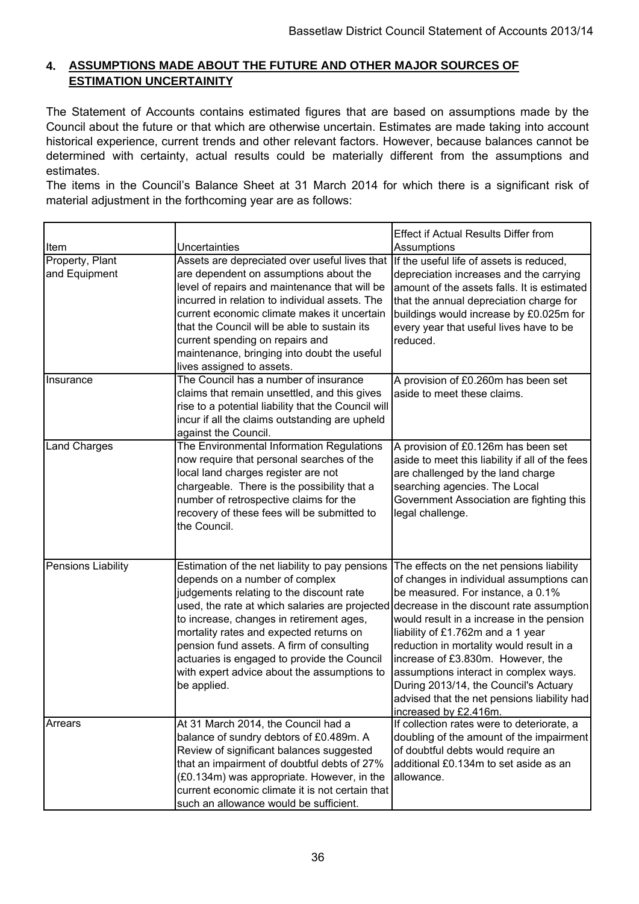## 4. ASSUMPTIONS MADE ABOUT THE FUTURE AND OTHER MAJOR SOURCES OF ESTIMATION UNCERTAINITY

The Statement of Accounts contains estimated figures that are based on assumptions made by the Council about the future or that which are otherwise uncertain. Estimates are made taking into account historical experience, current trends and other relevant factors. However, because balances cannot be determined with certainty, actual results could be materially different from the assumptions and estimates.

The items in the Council's Balance Sheet at 31 March 2014 for which there is a significant risk of material adjustment in the forthcoming year are as follows:

| Item | Uncertainties | Effect if Actual Results Differ from Assumptions |
|---|---|---|
| Property, Plant and Equipment | Assets are depreciated over useful lives that are dependent on assumptions about the level of repairs and maintenance that will be incurred in relation to individual assets. The current economic climate makes it uncertain that the Council will be able to sustain its current spending on repairs and maintenance, bringing into doubt the useful lives assigned to assets. | If the useful life of assets is reduced, depreciation increases and the carrying amount of the assets falls. It is estimated that the annual depreciation charge for buildings would increase by £0.025m for every year that useful lives have to be reduced. |
| Insurance | The Council has a number of insurance claims that remain unsettled, and this gives rise to a potential liability that the Council will incur if all the claims outstanding are upheld against the Council. | A provision of £0.260m has been set aside to meet these claims. |
| Land Charges | The Environmental Information Regulations now require that personal searches of the local land charges register are not chargeable. There is the possibility that a number of retrospective claims for the recovery of these fees will be submitted to the Council. | A provision of £0.126m has been set aside to meet this liability if all of the fees are challenged by the land charge searching agencies. The Local Government Association are fighting this legal challenge. |
| Pensions Liability | Estimation of the net liability to pay pensions depends on a number of complex judgements relating to the discount rate used, the rate at which salaries are projected to increase, changes in retirement ages, mortality rates and expected returns on pension fund assets. A firm of consulting actuaries is engaged to provide the Council with expert advice about the assumptions to be applied. | The effects on the net pensions liability of changes in individual assumptions can be measured. For instance, a 0.1% decrease in the discount rate assumption would result in a increase in the pension liability of £1.762m and a 1 year reduction in mortality would result in a increase of £3.830m. However, the assumptions interact in complex ways. During 2013/14, the Council's Actuary advised that the net pensions liability had increased by £2.416m. |
| Arrears | At 31 March 2014, the Council had a balance of sundry debtors of £0.489m. A Review of significant balances suggested that an impairment of doubtful debts of 27% (£0.134m) was appropriate. However, in the current economic climate it is not certain that such an allowance would be sufficient. | If collection rates were to deteriorate, a doubling of the amount of the impairment of doubtful debts would require an additional £0.134m to set aside as an allowance. |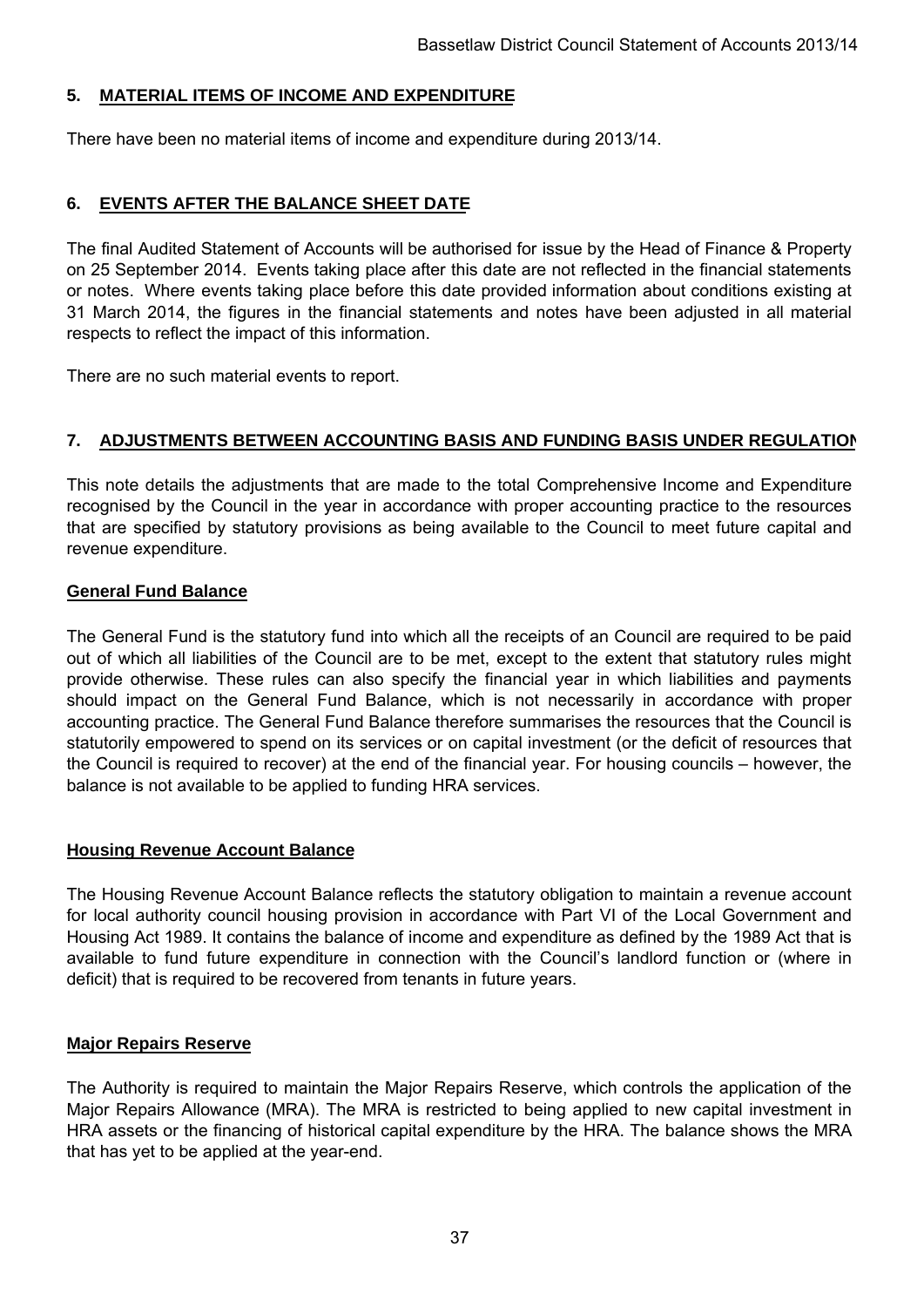## 5. MATERIAL ITEMS OF INCOME AND EXPENDITURE

There have been no material items of income and expenditure during 2013/14.

## 6. EVENTS AFTER THE BALANCE SHEET DATE

The final Audited Statement of Accounts will be authorised for issue by the Head of Finance & Property on 25 September 2014. Events taking place after this date are not reflected in the financial statements or notes. Where events taking place before this date provided information about conditions existing at 31 March 2014, the figures in the financial statements and notes have been adjusted in all material respects to reflect the impact of this information.

There are no such material events to report.

## 7. ADJUSTMENTS BETWEEN ACCOUNTING BASIS AND FUNDING BASIS UNDER REGULATION

This note details the adjustments that are made to the total Comprehensive Income and Expenditure recognised by the Council in the year in accordance with proper accounting practice to the resources that are specified by statutory provisions as being available to the Council to meet future capital and revenue expenditure.

### General Fund Balance

The General Fund is the statutory fund into which all the receipts of an Council are required to be paid out of which all liabilities of the Council are to be met, except to the extent that statutory rules might provide otherwise. These rules can also specify the financial year in which liabilities and payments should impact on the General Fund Balance, which is not necessarily in accordance with proper accounting practice. The General Fund Balance therefore summarises the resources that the Council is statutorily empowered to spend on its services or on capital investment (or the deficit of resources that the Council is required to recover) at the end of the financial year. For housing councils – however, the balance is not available to be applied to funding HRA services.

### Housing Revenue Account Balance

The Housing Revenue Account Balance reflects the statutory obligation to maintain a revenue account for local authority council housing provision in accordance with Part VI of the Local Government and Housing Act 1989. It contains the balance of income and expenditure as defined by the 1989 Act that is available to fund future expenditure in connection with the Council's landlord function or (where in deficit) that is required to be recovered from tenants in future years.

### Major Repairs Reserve

The Authority is required to maintain the Major Repairs Reserve, which controls the application of the Major Repairs Allowance (MRA). The MRA is restricted to being applied to new capital investment in HRA assets or the financing of historical capital expenditure by the HRA. The balance shows the MRA that has yet to be applied at the year-end.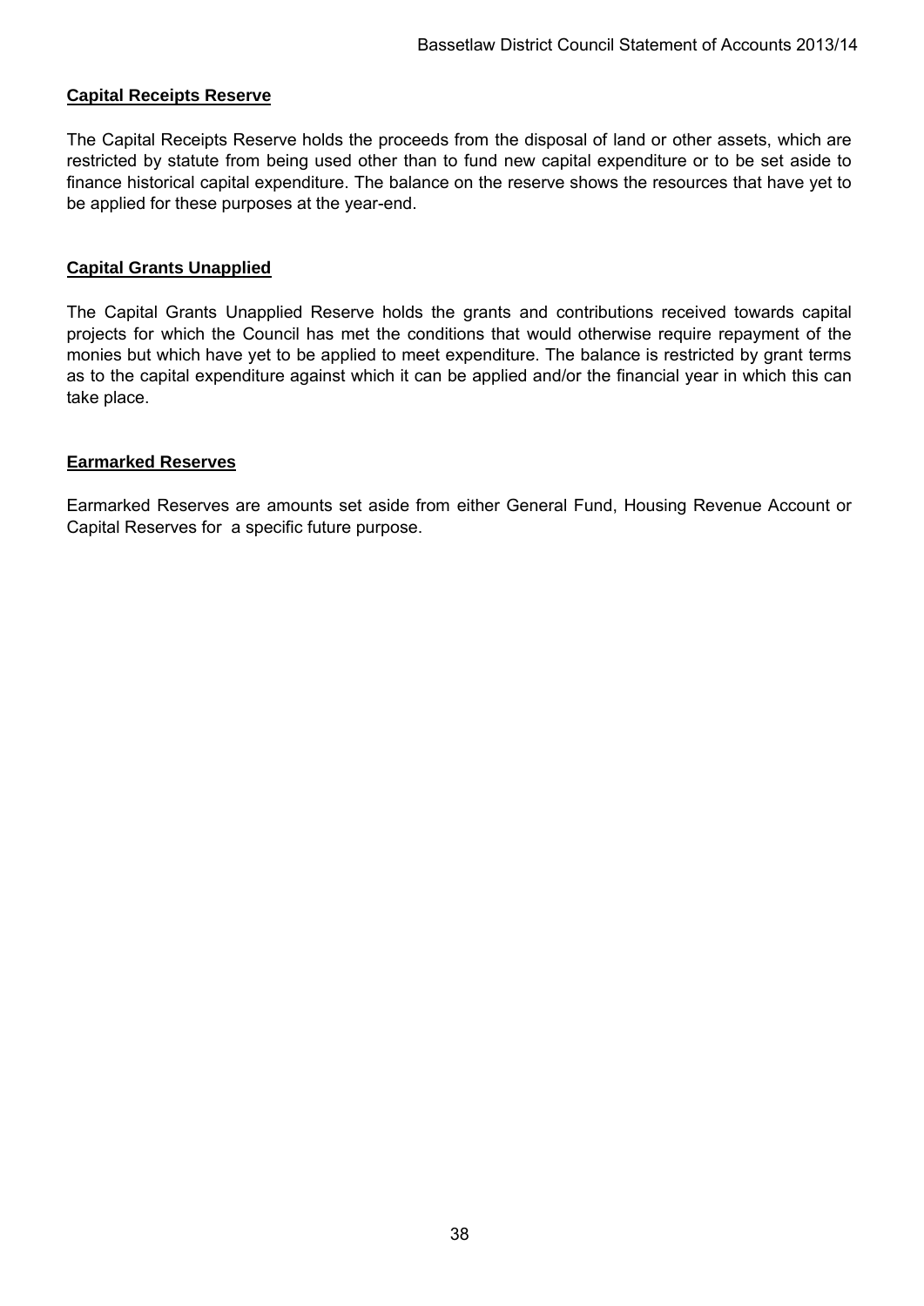**Capital Receipts Reserve**

The Capital Receipts Reserve holds the proceeds from the disposal of land or other assets, which are restricted by statute from being used other than to fund new capital expenditure or to be set aside to finance historical capital expenditure. The balance on the reserve shows the resources that have yet to be applied for these purposes at the year-end.

**Capital Grants Unapplied**

The Capital Grants Unapplied Reserve holds the grants and contributions received towards capital projects for which the Council has met the conditions that would otherwise require repayment of the monies but which have yet to be applied to meet expenditure. The balance is restricted by grant terms as to the capital expenditure against which it can be applied and/or the financial year in which this can take place.

**Earmarked Reserves**

Earmarked Reserves are amounts set aside from either General Fund, Housing Revenue Account or Capital Reserves for a specific future purpose.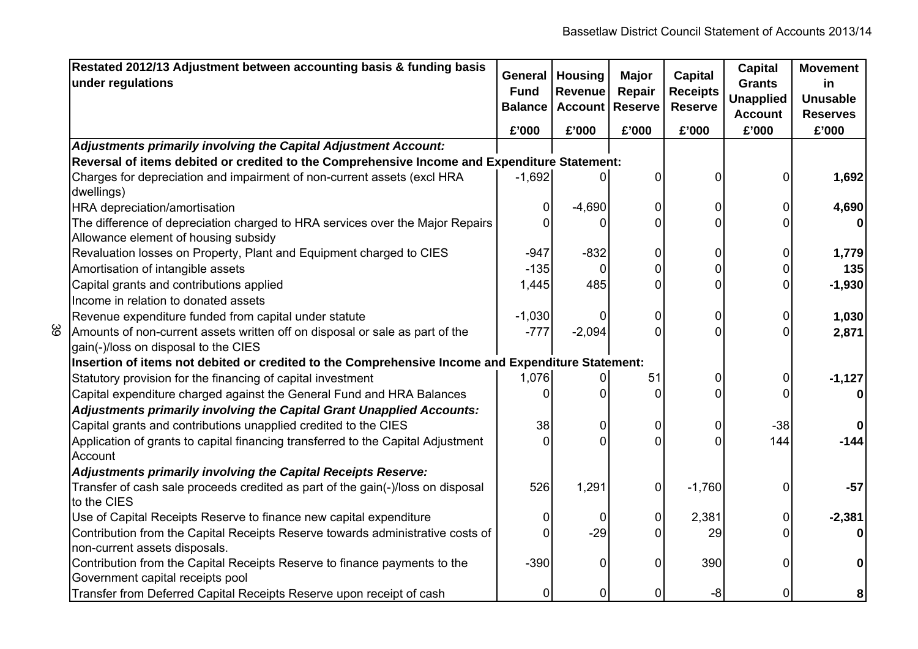| Restated 2012/13 Adjustment between accounting basis & funding basis under regulations | General Fund Balance | Housing Revenue Account | Major Repair Reserve | Capital Receipts Reserve | Capital Grants Unapplied Account | Movement in Unusable Reserves |
|---|---|---|---|---|---|---|
| | £'000 | £'000 | £'000 | £'000 | £'000 | £'000 |
| ***Adjustments primarily involving the Capital Adjustment Account:*** | | | | | | |
| **Reversal of items debited or credited to the Comprehensive Income and Expenditure Statement:** | | | | | | |
| Charges for depreciation and impairment of non-current assets (excl HRA dwellings) | -1,692 | 0 | 0 | 0 | 0 | **1,692** |
| HRA depreciation/amortisation | 0 | -4,690 | 0 | 0 | 0 | **4,690** |
| The difference of depreciation charged to HRA services over the Major Repairs Allowance element of housing subsidy | 0 | 0 | 0 | 0 | 0 | **0** |
| Revaluation losses on Property, Plant and Equipment charged to CIES | -947 | -832 | 0 | 0 | 0 | **1,779** |
| Amortisation of intangible assets | -135 | 0 | 0 | 0 | 0 | **135** |
| Capital grants and contributions applied | 1,445 | 485 | 0 | 0 | 0 | **-1,930** |
| Income in relation to donated assets | | | | | | |
| Revenue expenditure funded from capital under statute | -1,030 | 0 | 0 | 0 | 0 | **1,030** |
| Amounts of non-current assets written off on disposal or sale as part of the gain(-)/loss on disposal to the CIES | -777 | -2,094 | 0 | 0 | 0 | **2,871** |
| **Insertion of items not debited or credited to the Comprehensive Income and Expenditure Statement:** | | | | | | |
| Statutory provision for the financing of capital investment | 1,076 | 0 | 51 | 0 | 0 | **-1,127** |
| Capital expenditure charged against the General Fund and HRA Balances | 0 | 0 | 0 | 0 | 0 | **0** |
| ***Adjustments primarily involving the Capital Grant Unapplied Accounts:*** | | | | | | |
| Capital grants and contributions unapplied credited to the CIES | 38 | 0 | 0 | 0 | -38 | **0** |
| Application of grants to capital financing transferred to the Capital Adjustment Account | 0 | 0 | 0 | 0 | 144 | **-144** |
| ***Adjustments primarily involving the Capital Receipts Reserve:*** | | | | | | |
| Transfer of cash sale proceeds credited as part of the gain(-)/loss on disposal to the CIES | 526 | 1,291 | 0 | -1,760 | 0 | **-57** |
| Use of Capital Receipts Reserve to finance new capital expenditure | 0 | 0 | 0 | 2,381 | 0 | **-2,381** |
| Contribution from the Capital Receipts Reserve towards administrative costs of non-current assets disposals. | 0 | -29 | 0 | 29 | 0 | **0** |
| Contribution from the Capital Receipts Reserve to finance payments to the Government capital receipts pool | -390 | 0 | 0 | 390 | 0 | **0** |
| Transfer from Deferred Capital Receipts Reserve upon receipt of cash | 0 | 0 | 0 | -8 | 0 | **8** |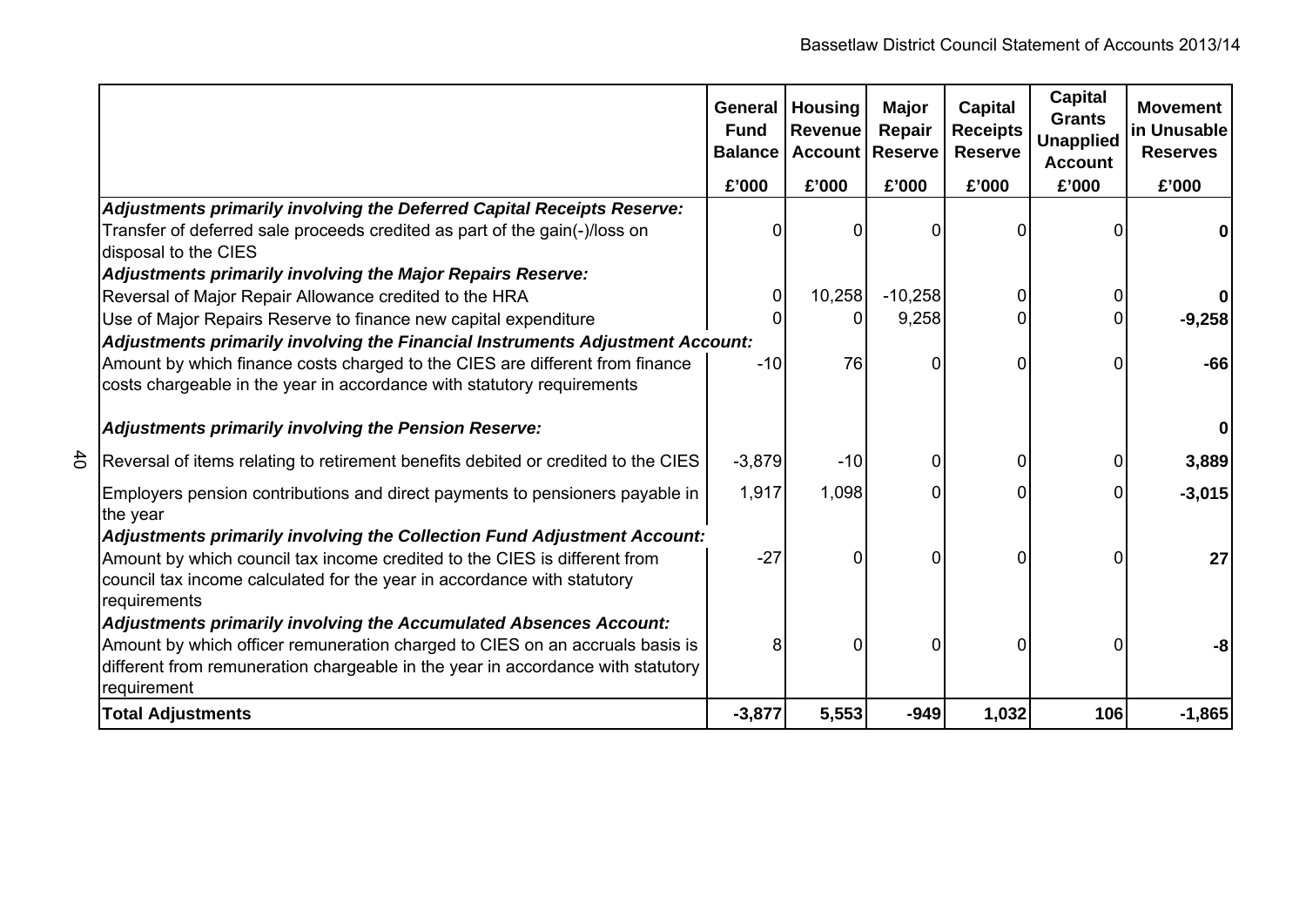| | General Fund Balance | Housing Revenue Account | Major Repair Reserve | Capital Receipts Reserve | Capital Grants Unapplied Account | Movement in Unusable Reserves |
|---|---|---|---|---|---|---|
| | £'000 | £'000 | £'000 | £'000 | £'000 | £'000 |
| ***Adjustments primarily involving the Deferred Capital Receipts Reserve:*** | | | | | | |
| Transfer of deferred sale proceeds credited as part of the gain(-)/loss on disposal to the CIES | 0 | 0 | 0 | 0 | 0 | **0** |
| ***Adjustments primarily involving the Major Repairs Reserve:*** | | | | | | |
| Reversal of Major Repair Allowance credited to the HRA | 0 | 10,258 | -10,258 | 0 | 0 | **0** |
| Use of Major Repairs Reserve to finance new capital expenditure | 0 | 0 | 9,258 | 0 | 0 | **-9,258** |
| ***Adjustments primarily involving the Financial Instruments Adjustment Account:*** | | | | | | |
| Amount by which finance costs charged to the CIES are different from finance costs chargeable in the year in accordance with statutory requirements | -10 | 76 | 0 | 0 | 0 | **-66** |
| ***Adjustments primarily involving the Pension Reserve:*** | | | | | | **0** |
| Reversal of items relating to retirement benefits debited or credited to the CIES | -3,879 | -10 | 0 | 0 | 0 | **3,889** |
| Employers pension contributions and direct payments to pensioners payable in the year | 1,917 | 1,098 | 0 | 0 | 0 | **-3,015** |
| ***Adjustments primarily involving the Collection Fund Adjustment Account:*** | | | | | | |
| Amount by which council tax income credited to the CIES is different from council tax income calculated for the year in accordance with statutory requirements | -27 | 0 | 0 | 0 | 0 | **27** |
| ***Adjustments primarily involving the Accumulated Absences Account:*** | | | | | | |
| Amount by which officer remuneration charged to CIES on an accruals basis is different from remuneration chargeable in the year in accordance with statutory requirement | 8 | 0 | 0 | 0 | 0 | **-8** |
| **Total Adjustments** | **-3,877** | **5,553** | **-949** | **1,032** | **106** | **-1,865** |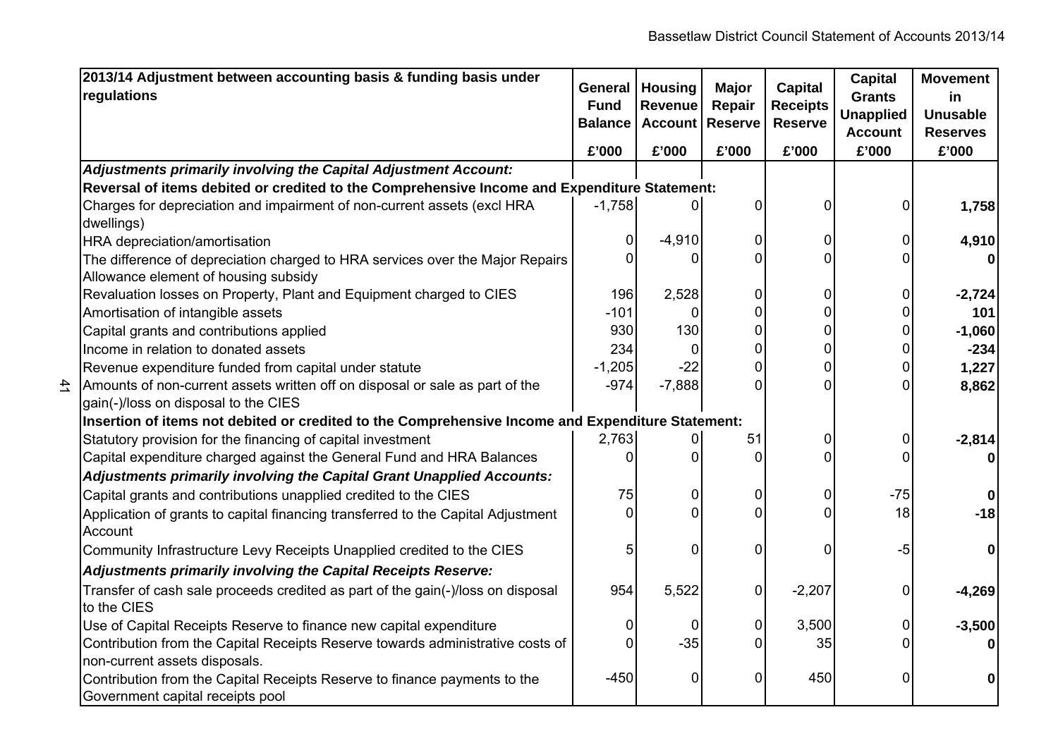| 2013/14 Adjustment between accounting basis & funding basis under regulations | General Fund Balance | Housing Revenue Account | Major Repair Reserve | Capital Receipts Reserve | Capital Grants Unapplied Account | Movement in Unusable Reserves |
|---|---|---|---|---|---|---|
| | £'000 | £'000 | £'000 | £'000 | £'000 | £'000 |
| ***Adjustments primarily involving the Capital Adjustment Account:*** | | | | | | |
| **Reversal of items debited or credited to the Comprehensive Income and Expenditure Statement:** | | | | | | |
| Charges for depreciation and impairment of non-current assets (excl HRA dwellings) | -1,758 | 0 | 0 | 0 | 0 | **1,758** |
| HRA depreciation/amortisation | 0 | -4,910 | 0 | 0 | 0 | **4,910** |
| The difference of depreciation charged to HRA services over the Major Repairs Allowance element of housing subsidy | 0 | 0 | 0 | 0 | 0 | **0** |
| Revaluation losses on Property, Plant and Equipment charged to CIES | 196 | 2,528 | 0 | 0 | 0 | **-2,724** |
| Amortisation of intangible assets | -101 | 0 | 0 | 0 | 0 | **101** |
| Capital grants and contributions applied | 930 | 130 | 0 | 0 | 0 | **-1,060** |
| Income in relation to donated assets | 234 | 0 | 0 | 0 | 0 | **-234** |
| Revenue expenditure funded from capital under statute | -1,205 | -22 | 0 | 0 | 0 | **1,227** |
| Amounts of non-current assets written off on disposal or sale as part of the gain(-)/loss on disposal to the CIES | -974 | -7,888 | 0 | 0 | 0 | **8,862** |
| **Insertion of items not debited or credited to the Comprehensive Income and Expenditure Statement:** | | | | | | |
| Statutory provision for the financing of capital investment | 2,763 | 0 | 51 | 0 | 0 | **-2,814** |
| Capital expenditure charged against the General Fund and HRA Balances | 0 | 0 | 0 | 0 | 0 | **0** |
| ***Adjustments primarily involving the Capital Grant Unapplied Accounts:*** | | | | | | |
| Capital grants and contributions unapplied credited to the CIES | 75 | 0 | 0 | 0 | -75 | **0** |
| Application of grants to capital financing transferred to the Capital Adjustment Account | 0 | 0 | 0 | 0 | 18 | **-18** |
| Community Infrastructure Levy Receipts Unapplied credited to the CIES | 5 | 0 | 0 | 0 | -5 | **0** |
| ***Adjustments primarily involving the Capital Receipts Reserve:*** | | | | | | |
| Transfer of cash sale proceeds credited as part of the gain(-)/loss on disposal to the CIES | 954 | 5,522 | 0 | -2,207 | 0 | **-4,269** |
| Use of Capital Receipts Reserve to finance new capital expenditure | 0 | 0 | 0 | 3,500 | 0 | **-3,500** |
| Contribution from the Capital Receipts Reserve towards administrative costs of non-current assets disposals. | 0 | -35 | 0 | 35 | 0 | **0** |
| Contribution from the Capital Receipts Reserve to finance payments to the Government capital receipts pool | -450 | 0 | 0 | 450 | 0 | **0** |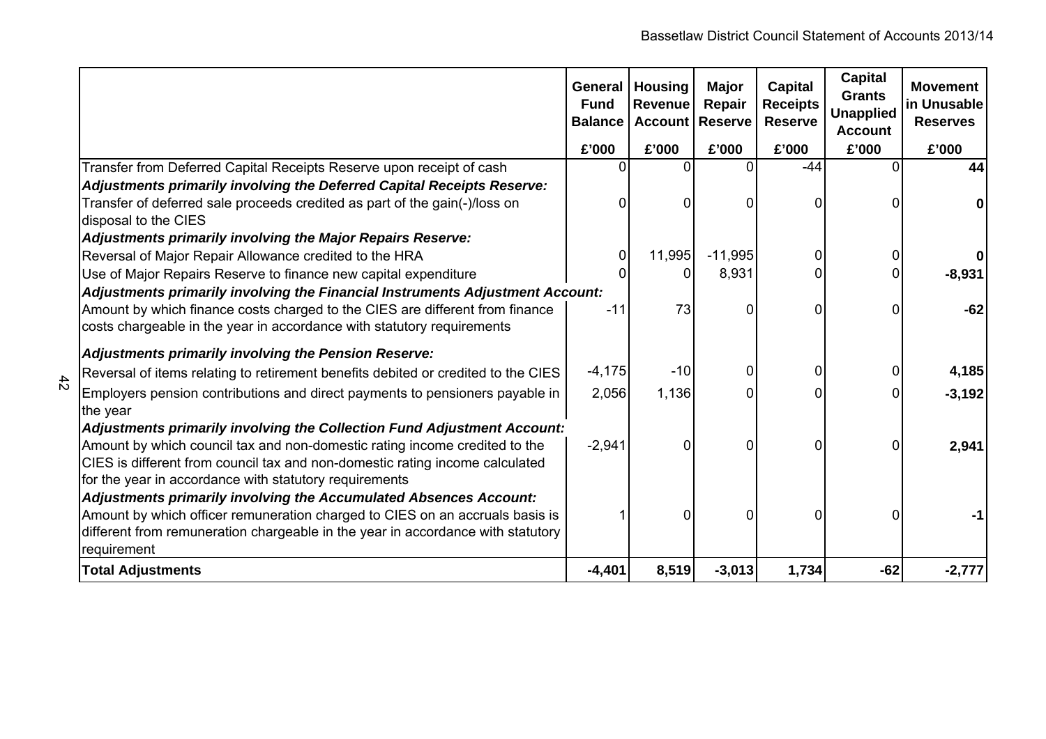| | General Fund Balance | Housing Revenue Account | Major Repair Reserve | Capital Receipts Reserve | Capital Grants Unapplied Account | Movement in Unusable Reserves |
|---|---|---|---|---|---|---|
| | £'000 | £'000 | £'000 | £'000 | £'000 | £'000 |
| Transfer from Deferred Capital Receipts Reserve upon receipt of cash | 0 | 0 | 0 | -44 | 0 | **44** |
| ***Adjustments primarily involving the Deferred Capital Receipts Reserve:*** | | | | | | |
| Transfer of deferred sale proceeds credited as part of the gain(-)/loss on disposal to the CIES | 0 | 0 | 0 | 0 | 0 | **0** |
| ***Adjustments primarily involving the Major Repairs Reserve:*** | | | | | | |
| Reversal of Major Repair Allowance credited to the HRA | 0 | 11,995 | -11,995 | 0 | 0 | **0** |
| Use of Major Repairs Reserve to finance new capital expenditure | 0 | 0 | 8,931 | 0 | 0 | **-8,931** |
| ***Adjustments primarily involving the Financial Instruments Adjustment Account:*** | | | | | | |
| Amount by which finance costs charged to the CIES are different from finance costs chargeable in the year in accordance with statutory requirements | -11 | 73 | 0 | 0 | 0 | **-62** |
| ***Adjustments primarily involving the Pension Reserve:*** | | | | | | |
| Reversal of items relating to retirement benefits debited or credited to the CIES | -4,175 | -10 | 0 | 0 | 0 | **4,185** |
| Employers pension contributions and direct payments to pensioners payable in the year | 2,056 | 1,136 | 0 | 0 | 0 | **-3,192** |
| ***Adjustments primarily involving the Collection Fund Adjustment Account:*** | | | | | | |
| Amount by which council tax and non-domestic rating income credited to the CIES is different from council tax and non-domestic rating income calculated for the year in accordance with statutory requirements | -2,941 | 0 | 0 | 0 | 0 | **2,941** |
| ***Adjustments primarily involving the Accumulated Absences Account:*** | | | | | | |
| Amount by which officer remuneration charged to CIES on an accruals basis is different from remuneration chargeable in the year in accordance with statutory requirement | 1 | 0 | 0 | 0 | 0 | **-1** |
| **Total Adjustments** | **-4,401** | **8,519** | **-3,013** | **1,734** | **-62** | **-2,777** |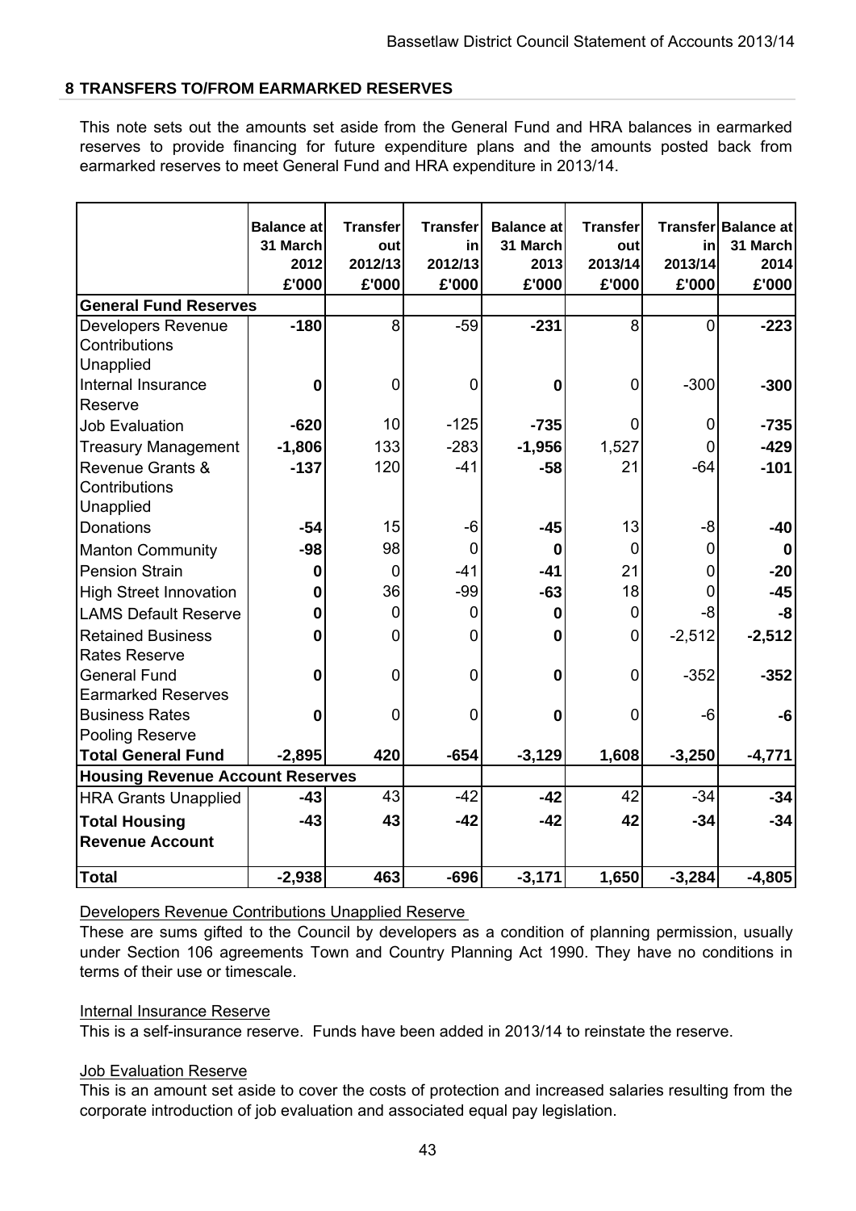## 8 TRANSFERS TO/FROM EARMARKED RESERVES

This note sets out the amounts set aside from the General Fund and HRA balances in earmarked reserves to provide financing for future expenditure plans and the amounts posted back from earmarked reserves to meet General Fund and HRA expenditure in 2013/14.

| | Balance at 31 March 2012 £'000 | Transfer out 2012/13 £'000 | Transfer in 2012/13 £'000 | Balance at 31 March 2013 £'000 | Transfer out 2013/14 £'000 | Transfer in 2013/14 £'000 | Balance at 31 March 2014 £'000 |
|---|---|---|---|---|---|---|---|
| **General Fund Reserves** | | | | | | | |
| Developers Revenue Contributions Unapplied | **-180** | 8 | -59 | **-231** | 8 | 0 | **-223** |
| Internal Insurance Reserve | **0** | 0 | 0 | **0** | 0 | -300 | **-300** |
| Job Evaluation | **-620** | 10 | -125 | **-735** | 0 | 0 | **-735** |
| Treasury Management | **-1,806** | 133 | -283 | **-1,956** | 1,527 | 0 | **-429** |
| Revenue Grants & Contributions Unapplied | **-137** | 120 | -41 | **-58** | 21 | -64 | **-101** |
| Donations | **-54** | 15 | -6 | **-45** | 13 | -8 | **-40** |
| Manton Community | **-98** | 98 | 0 | **0** | 0 | 0 | **0** |
| Pension Strain | **0** | 0 | -41 | **-41** | 21 | 0 | **-20** |
| High Street Innovation | **0** | 36 | -99 | **-63** | 18 | 0 | **-45** |
| LAMS Default Reserve | **0** | 0 | 0 | **0** | 0 | -8 | **-8** |
| Retained Business Rates Reserve | **0** | 0 | 0 | **0** | 0 | -2,512 | **-2,512** |
| General Fund Earmarked Reserves | **0** | 0 | 0 | **0** | 0 | -352 | **-352** |
| Business Rates Pooling Reserve | **0** | 0 | 0 | **0** | 0 | -6 | **-6** |
| **Total General Fund** | **-2,895** | **420** | **-654** | **-3,129** | **1,608** | **-3,250** | **-4,771** |
| **Housing Revenue Account Reserves** | | | | | | | |
| HRA Grants Unapplied | **-43** | 43 | -42 | **-42** | 42 | -34 | **-34** |
| **Total Housing Revenue Account** | **-43** | **43** | **-42** | **-42** | **42** | **-34** | **-34** |
| **Total** | **-2,938** | **463** | **-696** | **-3,171** | **1,650** | **-3,284** | **-4,805** |

<u>Developers Revenue Contributions Unapplied Reserve</u>

These are sums gifted to the Council by developers as a condition of planning permission, usually under Section 106 agreements Town and Country Planning Act 1990. They have no conditions in terms of their use or timescale.

<u>Internal Insurance Reserve</u>

This is a self-insurance reserve. Funds have been added in 2013/14 to reinstate the reserve.

<u>Job Evaluation Reserve</u>

This is an amount set aside to cover the costs of protection and increased salaries resulting from the corporate introduction of job evaluation and associated equal pay legislation.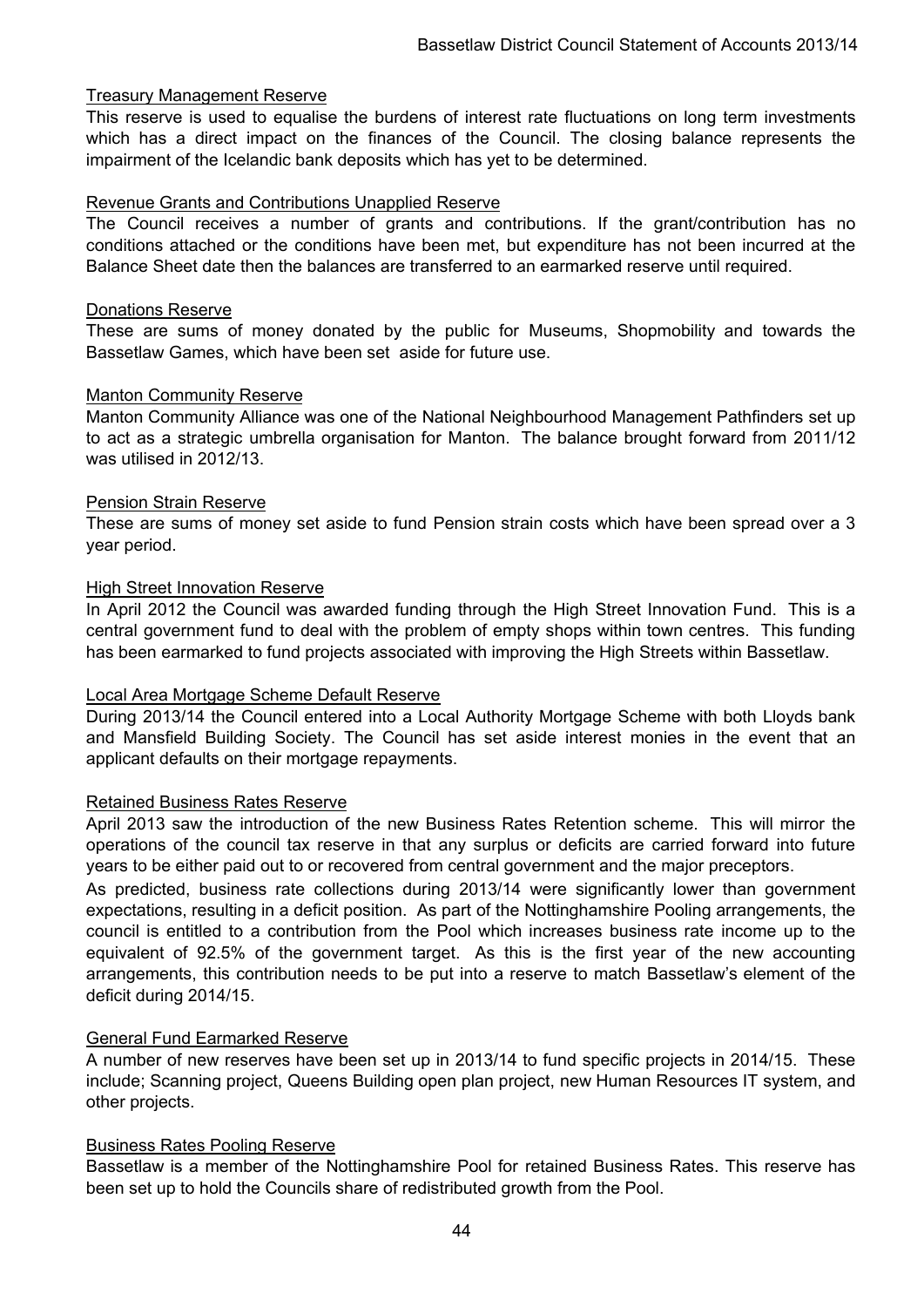### Treasury Management Reserve

This reserve is used to equalise the burdens of interest rate fluctuations on long term investments which has a direct impact on the finances of the Council. The closing balance represents the impairment of the Icelandic bank deposits which has yet to be determined.

### Revenue Grants and Contributions Unapplied Reserve

The Council receives a number of grants and contributions. If the grant/contribution has no conditions attached or the conditions have been met, but expenditure has not been incurred at the Balance Sheet date then the balances are transferred to an earmarked reserve until required.

### Donations Reserve

These are sums of money donated by the public for Museums, Shopmobility and towards the Bassetlaw Games, which have been set aside for future use.

### Manton Community Reserve

Manton Community Alliance was one of the National Neighbourhood Management Pathfinders set up to act as a strategic umbrella organisation for Manton. The balance brought forward from 2011/12 was utilised in 2012/13.

### Pension Strain Reserve

These are sums of money set aside to fund Pension strain costs which have been spread over a 3 year period.

### High Street Innovation Reserve

In April 2012 the Council was awarded funding through the High Street Innovation Fund. This is a central government fund to deal with the problem of empty shops within town centres. This funding has been earmarked to fund projects associated with improving the High Streets within Bassetlaw.

### Local Area Mortgage Scheme Default Reserve

During 2013/14 the Council entered into a Local Authority Mortgage Scheme with both Lloyds bank and Mansfield Building Society. The Council has set aside interest monies in the event that an applicant defaults on their mortgage repayments.

### Retained Business Rates Reserve

April 2013 saw the introduction of the new Business Rates Retention scheme. This will mirror the operations of the council tax reserve in that any surplus or deficits are carried forward into future years to be either paid out to or recovered from central government and the major preceptors.

As predicted, business rate collections during 2013/14 were significantly lower than government expectations, resulting in a deficit position. As part of the Nottinghamshire Pooling arrangements, the council is entitled to a contribution from the Pool which increases business rate income up to the equivalent of 92.5% of the government target. As this is the first year of the new accounting arrangements, this contribution needs to be put into a reserve to match Bassetlaw's element of the deficit during 2014/15.

### General Fund Earmarked Reserve

A number of new reserves have been set up in 2013/14 to fund specific projects in 2014/15. These include; Scanning project, Queens Building open plan project, new Human Resources IT system, and other projects.

### Business Rates Pooling Reserve

Bassetlaw is a member of the Nottinghamshire Pool for retained Business Rates. This reserve has been set up to hold the Councils share of redistributed growth from the Pool.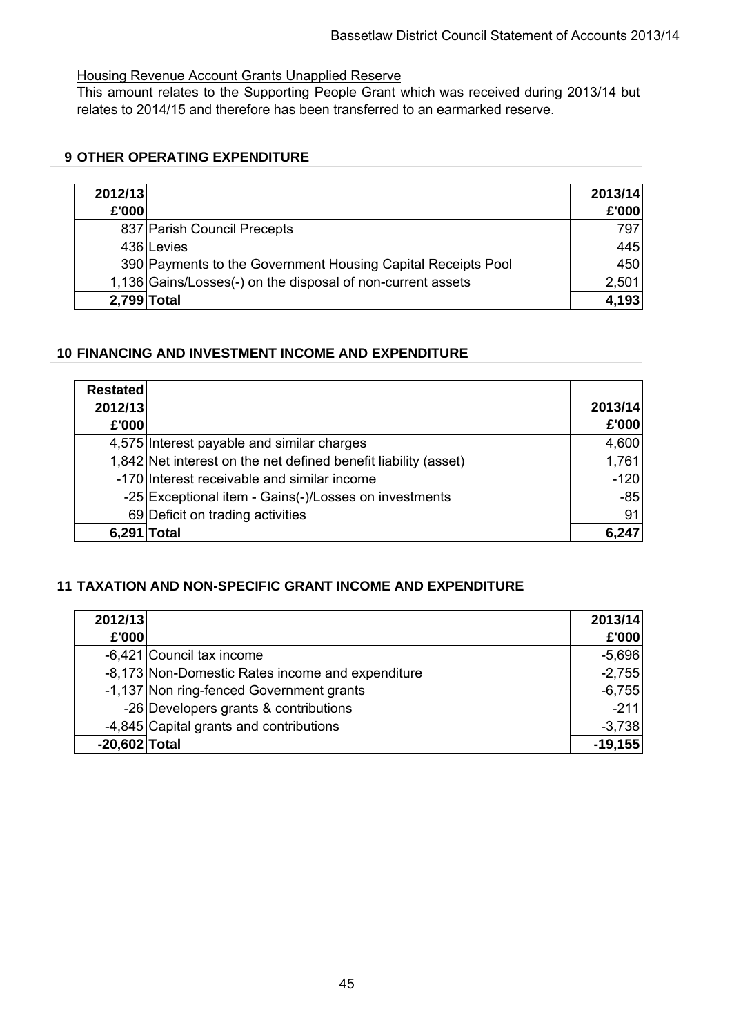Housing Revenue Account Grants Unapplied Reserve

This amount relates to the Supporting People Grant which was received during 2013/14 but relates to 2014/15 and therefore has been transferred to an earmarked reserve.

## 9 OTHER OPERATING EXPENDITURE

| 2012/13 £'000 | | 2013/14 £'000 |
|---|---|---|
| 837 | Parish Council Precepts | 797 |
| 436 | Levies | 445 |
| 390 | Payments to the Government Housing Capital Receipts Pool | 450 |
| 1,136 | Gains/Losses(-) on the disposal of non-current assets | 2,501 |
| **2,799** | **Total** | **4,193** |

## 10 FINANCING AND INVESTMENT INCOME AND EXPENDITURE

| Restated 2012/13 £'000 | | 2013/14 £'000 |
|---|---|---|
| 4,575 | Interest payable and similar charges | 4,600 |
| 1,842 | Net interest on the net defined benefit liability (asset) | 1,761 |
| -170 | Interest receivable and similar income | -120 |
| -25 | Exceptional item - Gains(-)/Losses on investments | -85 |
| 69 | Deficit on trading activities | 91 |
| **6,291** | **Total** | **6,247** |

## 11 TAXATION AND NON-SPECIFIC GRANT INCOME AND EXPENDITURE

| 2012/13 £'000 | | 2013/14 £'000 |
|---|---|---|
| -6,421 | Council tax income | -5,696 |
| -8,173 | Non-Domestic Rates income and expenditure | -2,755 |
| -1,137 | Non ring-fenced Government grants | -6,755 |
| -26 | Developers grants & contributions | -211 |
| -4,845 | Capital grants and contributions | -3,738 |
| **-20,602** | **Total** | **-19,155** |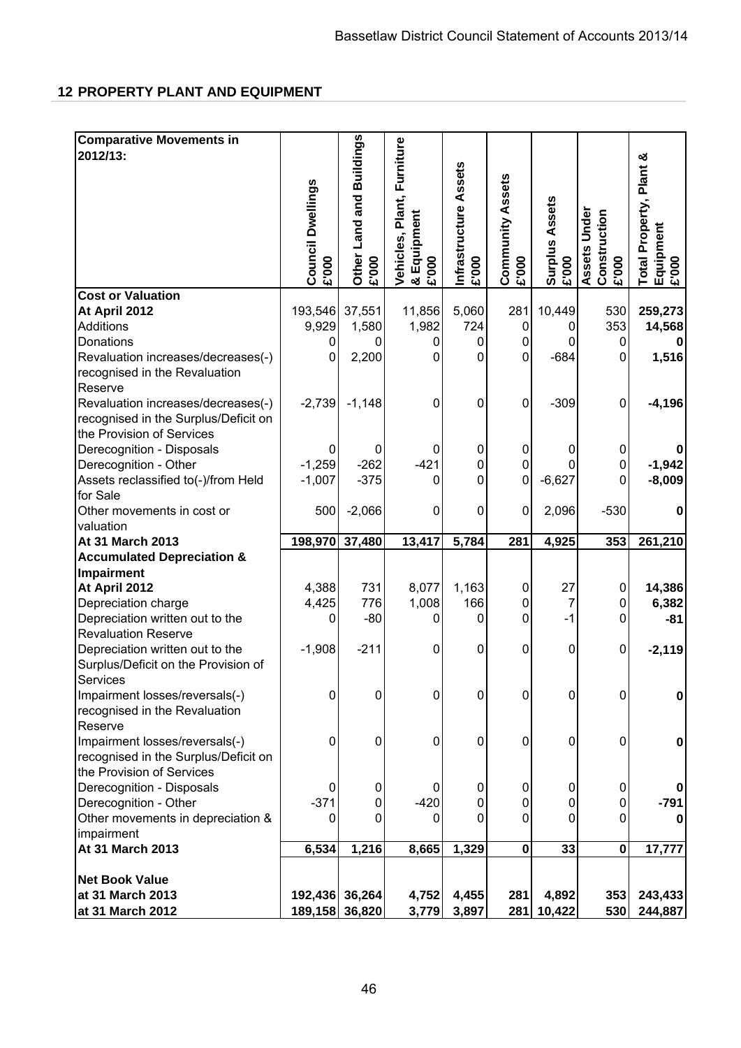## 12 PROPERTY PLANT AND EQUIPMENT

| Comparative Movements in 2012/13: | Council Dwellings £'000 | Other Land and Buildings £'000 | Vehicles, Plant, Furniture & Equipment £'000 | Infrastructure Assets £'000 | Community Assets £'000 | Surplus Assets £'000 | Assets Under Construction £'000 | Total Property, Plant & Equipment £'000 |
|---|---|---|---|---|---|---|---|---|
| **Cost or Valuation** | | | | | | | | |
| **At April 2012** | 193,546 | 37,551 | 11,856 | 5,060 | 281 | 10,449 | 530 | **259,273** |
| Additions | 9,929 | 1,580 | 1,982 | 724 | 0 | 0 | 353 | **14,568** |
| Donations | 0 | 0 | 0 | 0 | 0 | 0 | 0 | **0** |
| Revaluation increases/decreases(-) recognised in the Revaluation Reserve | 0 | 2,200 | 0 | 0 | 0 | -684 | 0 | **1,516** |
| Revaluation increases/decreases(-) recognised in the Surplus/Deficit on the Provision of Services | -2,739 | -1,148 | 0 | 0 | 0 | -309 | 0 | **-4,196** |
| Derecognition - Disposals | 0 | 0 | 0 | 0 | 0 | 0 | 0 | **0** |
| Derecognition - Other | -1,259 | -262 | -421 | 0 | 0 | 0 | 0 | **-1,942** |
| Assets reclassified to(-)/from Held for Sale | -1,007 | -375 | 0 | 0 | 0 | -6,627 | 0 | **-8,009** |
| Other movements in cost or valuation | 500 | -2,066 | 0 | 0 | 0 | 2,096 | -530 | **0** |
| **At 31 March 2013** | **198,970** | **37,480** | **13,417** | **5,784** | **281** | **4,925** | **353** | **261,210** |
| **Accumulated Depreciation & Impairment** | | | | | | | | |
| **At April 2012** | 4,388 | 731 | 8,077 | 1,163 | 0 | 27 | 0 | **14,386** |
| Depreciation charge | 4,425 | 776 | 1,008 | 166 | 0 | 7 | 0 | **6,382** |
| Depreciation written out to the Revaluation Reserve | 0 | -80 | 0 | 0 | 0 | -1 | 0 | **-81** |
| Depreciation written out to the Surplus/Deficit on the Provision of Services | -1,908 | -211 | 0 | 0 | 0 | 0 | 0 | **-2,119** |
| Impairment losses/reversals(-) recognised in the Revaluation Reserve | 0 | 0 | 0 | 0 | 0 | 0 | 0 | **0** |
| Impairment losses/reversals(-) recognised in the Surplus/Deficit on the Provision of Services | 0 | 0 | 0 | 0 | 0 | 0 | 0 | **0** |
| Derecognition - Disposals | 0 | 0 | 0 | 0 | 0 | 0 | 0 | **0** |
| Derecognition - Other | -371 | 0 | -420 | 0 | 0 | 0 | 0 | **-791** |
| Other movements in depreciation & impairment | 0 | 0 | 0 | 0 | 0 | 0 | 0 | **0** |
| **At 31 March 2013** | **6,534** | **1,216** | **8,665** | **1,329** | **0** | **33** | **0** | **17,777** |
| **Net Book Value** | | | | | | | | |
| **at 31 March 2013** | **192,436** | **36,264** | **4,752** | **4,455** | **281** | **4,892** | **353** | **243,433** |
| **at 31 March 2012** | **189,158** | **36,820** | **3,779** | **3,897** | **281** | **10,422** | **530** | **244,887** |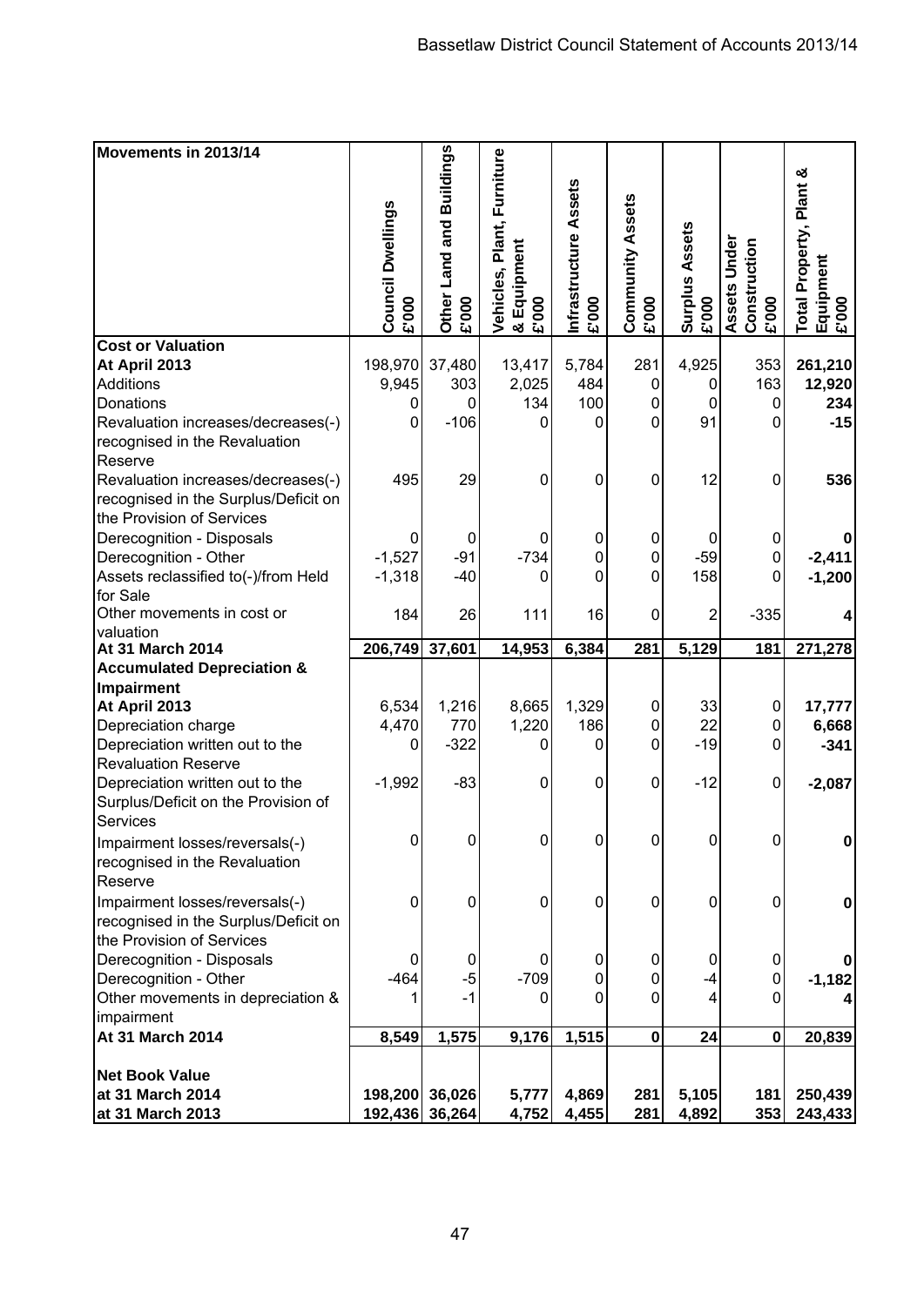| Movements in 2013/14 | Council Dwellings £'000 | Other Land and Buildings £'000 | Vehicles, Plant, Furniture & Equipment £'000 | Infrastructure Assets £'000 | Community Assets £'000 | Surplus Assets £'000 | Assets Under Construction £'000 | Total Property, Plant & Equipment £'000 |
|---|---|---|---|---|---|---|---|---|
| **Cost or Valuation** | | | | | | | | |
| **At April 2013** | 198,970 | 37,480 | 13,417 | 5,784 | 281 | 4,925 | 353 | **261,210** |
| Additions | 9,945 | 303 | 2,025 | 484 | 0 | 0 | 163 | **12,920** |
| Donations | 0 | 0 | 134 | 100 | 0 | 0 | 0 | **234** |
| Revaluation increases/decreases(-) recognised in the Revaluation Reserve | 0 | -106 | 0 | 0 | 0 | 91 | 0 | **-15** |
| Revaluation increases/decreases(-) recognised in the Surplus/Deficit on the Provision of Services | 495 | 29 | 0 | 0 | 0 | 12 | 0 | **536** |
| Derecognition - Disposals | 0 | 0 | 0 | 0 | 0 | 0 | 0 | **0** |
| Derecognition - Other | -1,527 | -91 | -734 | 0 | 0 | -59 | 0 | **-2,411** |
| Assets reclassified to(-)/from Held for Sale | -1,318 | -40 | 0 | 0 | 0 | 158 | 0 | **-1,200** |
| Other movements in cost or valuation | 184 | 26 | 111 | 16 | 0 | 2 | -335 | **4** |
| **At 31 March 2014** | **206,749** | **37,601** | **14,953** | **6,384** | **281** | **5,129** | **181** | **271,278** |
| **Accumulated Depreciation & Impairment** | | | | | | | | |
| **At April 2013** | 6,534 | 1,216 | 8,665 | 1,329 | 0 | 33 | 0 | **17,777** |
| Depreciation charge | 4,470 | 770 | 1,220 | 186 | 0 | 22 | 0 | **6,668** |
| Depreciation written out to the Revaluation Reserve | 0 | -322 | 0 | 0 | 0 | -19 | 0 | **-341** |
| Depreciation written out to the Surplus/Deficit on the Provision of Services | -1,992 | -83 | 0 | 0 | 0 | -12 | 0 | **-2,087** |
| Impairment losses/reversals(-) recognised in the Revaluation Reserve | 0 | 0 | 0 | 0 | 0 | 0 | 0 | **0** |
| Impairment losses/reversals(-) recognised in the Surplus/Deficit on the Provision of Services | 0 | 0 | 0 | 0 | 0 | 0 | 0 | **0** |
| Derecognition - Disposals | 0 | 0 | 0 | 0 | 0 | 0 | 0 | **0** |
| Derecognition - Other | -464 | -5 | -709 | 0 | 0 | -4 | 0 | **-1,182** |
| Other movements in depreciation & impairment | 1 | -1 | 0 | 0 | 0 | 4 | 0 | **4** |
| **At 31 March 2014** | **8,549** | **1,575** | **9,176** | **1,515** | **0** | **24** | **0** | **20,839** |
| **Net Book Value** | | | | | | | | |
| **at 31 March 2014** | **198,200** | **36,026** | **5,777** | **4,869** | **281** | **5,105** | **181** | **250,439** |
| **at 31 March 2013** | **192,436** | **36,264** | **4,752** | **4,455** | **281** | **4,892** | **353** | **243,433** |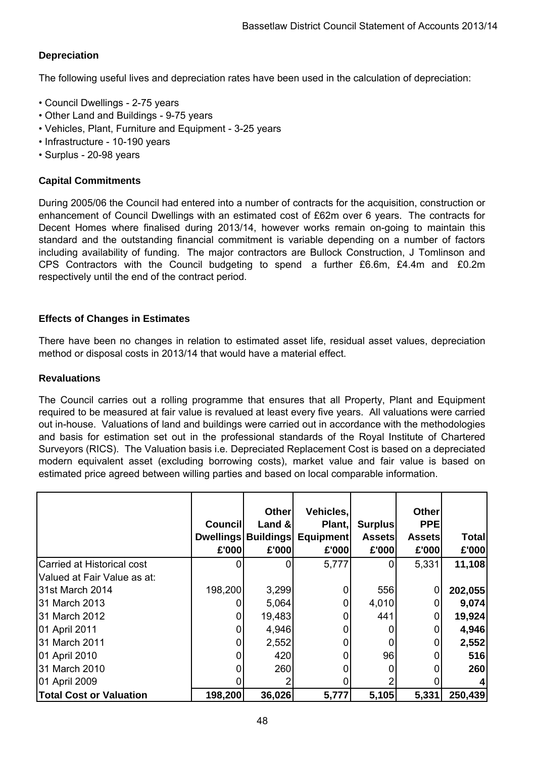### Depreciation

The following useful lives and depreciation rates have been used in the calculation of depreciation:

- Council Dwellings - 2-75 years
- Other Land and Buildings - 9-75 years
- Vehicles, Plant, Furniture and Equipment - 3-25 years
- Infrastructure - 10-190 years
- Surplus - 20-98 years

### Capital Commitments

During 2005/06 the Council had entered into a number of contracts for the acquisition, construction or enhancement of Council Dwellings with an estimated cost of £62m over 6 years. The contracts for Decent Homes where finalised during 2013/14, however works remain on-going to maintain this standard and the outstanding financial commitment is variable depending on a number of factors including availability of funding. The major contractors are Bullock Construction, J Tomlinson and CPS Contractors with the Council budgeting to spend a further £6.6m, £4.4m and £0.2m respectively until the end of the contract period.

### Effects of Changes in Estimates

There have been no changes in relation to estimated asset life, residual asset values, depreciation method or disposal costs in 2013/14 that would have a material effect.

### Revaluations

The Council carries out a rolling programme that ensures that all Property, Plant and Equipment required to be measured at fair value is revalued at least every five years. All valuations were carried out in-house. Valuations of land and buildings were carried out in accordance with the methodologies and basis for estimation set out in the professional standards of the Royal Institute of Chartered Surveyors (RICS). The Valuation basis i.e. Depreciated Replacement Cost is based on a depreciated modern equivalent asset (excluding borrowing costs), market value and fair value is based on estimated price agreed between willing parties and based on local comparable information.

| | Council Dwellings £'000 | Other Land & Buildings £'000 | Vehicles, Plant, Equipment £'000 | Surplus Assets £'000 | Other PPE Assets £'000 | Total £'000 |
|---|---|---|---|---|---|---|
| Carried at Historical cost | 0 | 0 | 5,777 | 0 | 5,331 | **11,108** |
| Valued at Fair Value as at: | | | | | | |
| 31st March 2014 | 198,200 | 3,299 | 0 | 556 | 0 | **202,055** |
| 31 March 2013 | 0 | 5,064 | 0 | 4,010 | 0 | **9,074** |
| 31 March 2012 | 0 | 19,483 | 0 | 441 | 0 | **19,924** |
| 01 April 2011 | 0 | 4,946 | 0 | 0 | 0 | **4,946** |
| 31 March 2011 | 0 | 2,552 | 0 | 0 | 0 | **2,552** |
| 01 April 2010 | 0 | 420 | 0 | 96 | 0 | **516** |
| 31 March 2010 | 0 | 260 | 0 | 0 | 0 | **260** |
| 01 April 2009 | 0 | 2 | 0 | 2 | 0 | **4** |
| **Total Cost or Valuation** | **198,200** | **36,026** | **5,777** | **5,105** | **5,331** | **250,439** |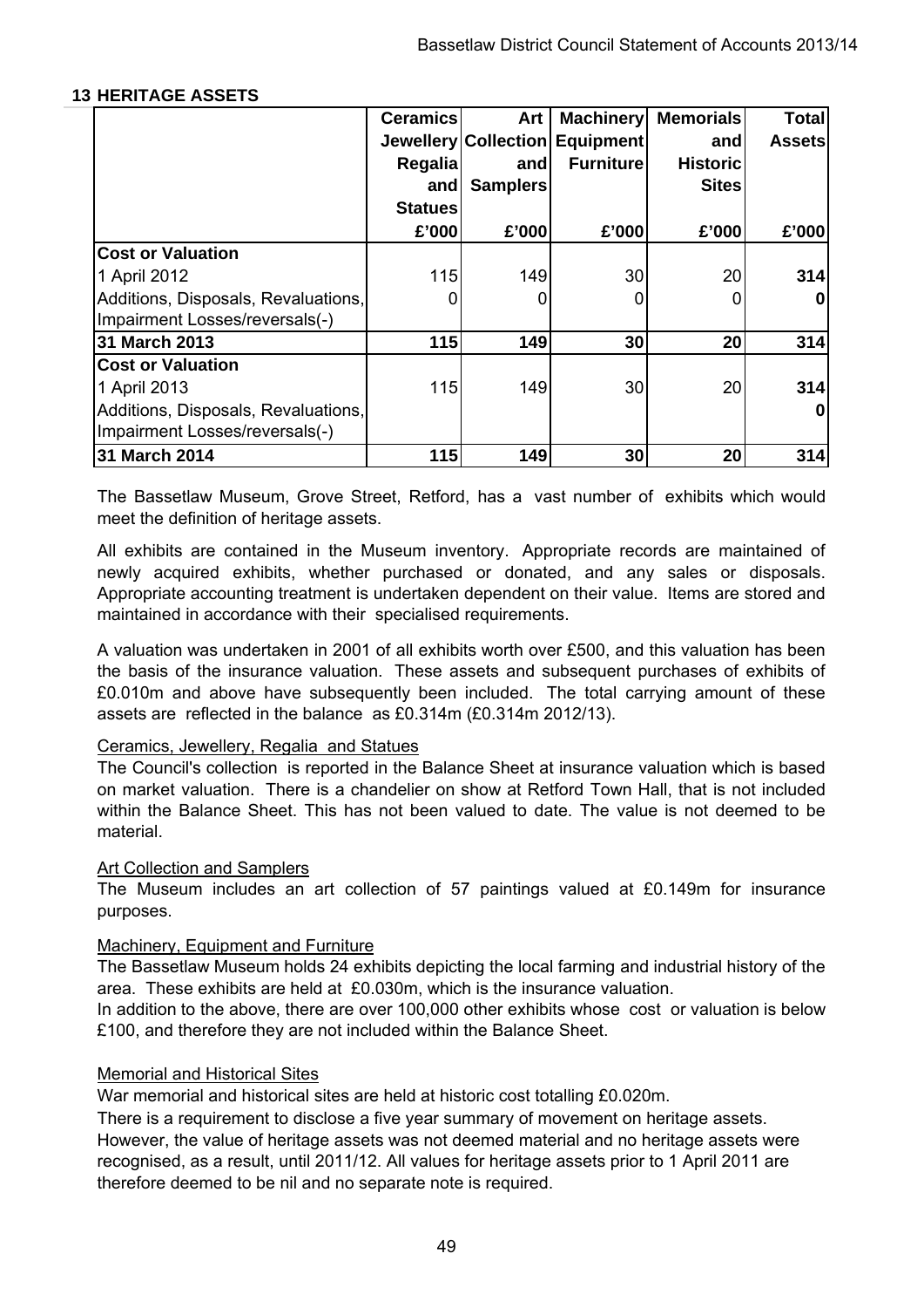## 13 HERITAGE ASSETS

| | Ceramics Jewellery Regalia and Statues | Art Collection and Samplers | Machinery Equipment Furniture | Memorials and Historic Sites | Total Assets |
|---|---|---|---|---|---|
| | £'000 | £'000 | £'000 | £'000 | £'000 |
| **Cost or Valuation** | | | | | |
| 1 April 2012 | 115 | 149 | 30 | 20 | **314** |
| Additions, Disposals, Revaluations, Impairment Losses/reversals(-) | 0 | 0 | 0 | 0 | **0** |
| **31 March 2013** | **115** | **149** | **30** | **20** | **314** |
| **Cost or Valuation** | | | | | |
| 1 April 2013 | 115 | 149 | 30 | 20 | **314** |
| Additions, Disposals, Revaluations, Impairment Losses/reversals(-) | | | | | **0** |
| **31 March 2014** | **115** | **149** | **30** | **20** | **314** |

The Bassetlaw Museum, Grove Street, Retford, has a vast number of exhibits which would meet the definition of heritage assets.

All exhibits are contained in the Museum inventory. Appropriate records are maintained of newly acquired exhibits, whether purchased or donated, and any sales or disposals. Appropriate accounting treatment is undertaken dependent on their value. Items are stored and maintained in accordance with their specialised requirements.

A valuation was undertaken in 2001 of all exhibits worth over £500, and this valuation has been the basis of the insurance valuation. These assets and subsequent purchases of exhibits of £0.010m and above have subsequently been included. The total carrying amount of these assets are reflected in the balance as £0.314m (£0.314m 2012/13).

### Ceramics, Jewellery, Regalia and Statues

The Council's collection is reported in the Balance Sheet at insurance valuation which is based on market valuation. There is a chandelier on show at Retford Town Hall, that is not included within the Balance Sheet. This has not been valued to date. The value is not deemed to be material.

### Art Collection and Samplers

The Museum includes an art collection of 57 paintings valued at £0.149m for insurance purposes.

### Machinery, Equipment and Furniture

The Bassetlaw Museum holds 24 exhibits depicting the local farming and industrial history of the area. These exhibits are held at £0.030m, which is the insurance valuation.

In addition to the above, there are over 100,000 other exhibits whose cost or valuation is below £100, and therefore they are not included within the Balance Sheet.

### Memorial and Historical Sites

War memorial and historical sites are held at historic cost totalling £0.020m.

There is a requirement to disclose a five year summary of movement on heritage assets. However, the value of heritage assets was not deemed material and no heritage assets were recognised, as a result, until 2011/12. All values for heritage assets prior to 1 April 2011 are therefore deemed to be nil and no separate note is required.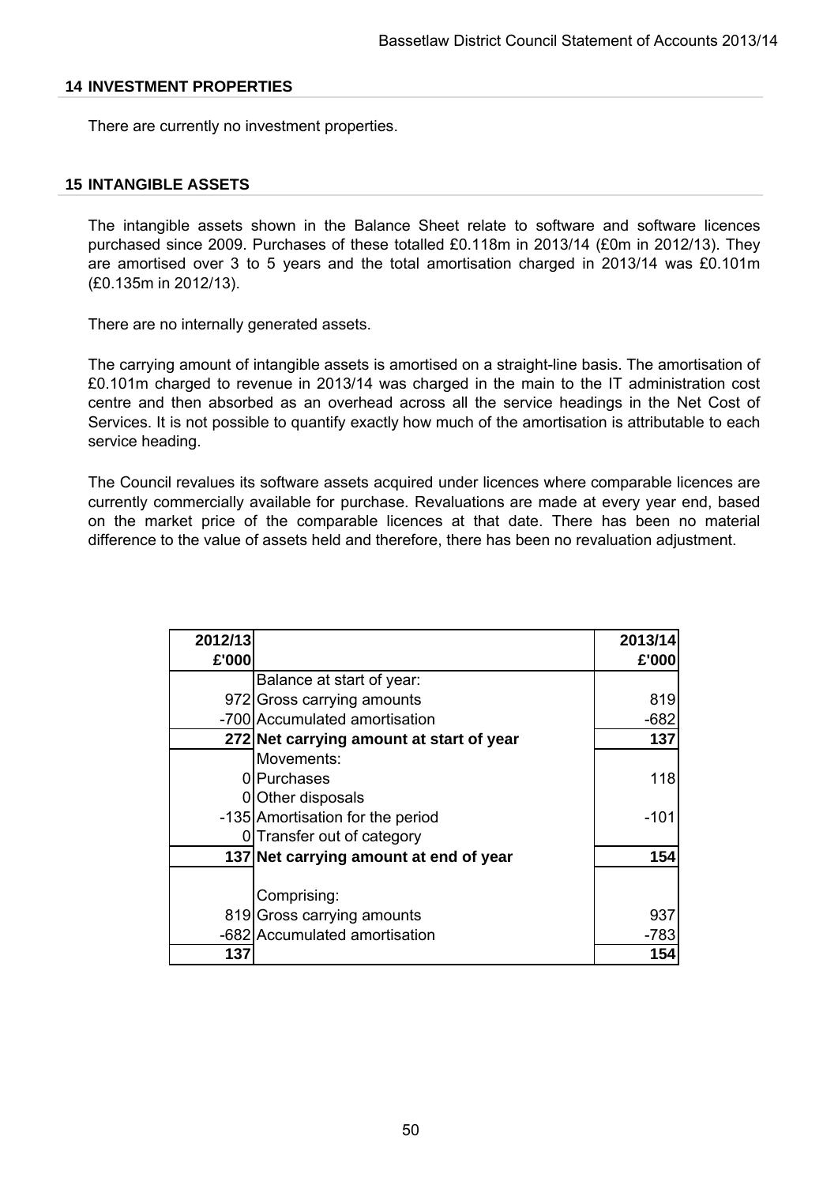## 14 INVESTMENT PROPERTIES

There are currently no investment properties.

## 15 INTANGIBLE ASSETS

The intangible assets shown in the Balance Sheet relate to software and software licences purchased since 2009. Purchases of these totalled £0.118m in 2013/14 (£0m in 2012/13). They are amortised over 3 to 5 years and the total amortisation charged in 2013/14 was £0.101m (£0.135m in 2012/13).

There are no internally generated assets.

The carrying amount of intangible assets is amortised on a straight-line basis. The amortisation of £0.101m charged to revenue in 2013/14 was charged in the main to the IT administration cost centre and then absorbed as an overhead across all the service headings in the Net Cost of Services. It is not possible to quantify exactly how much of the amortisation is attributable to each service heading.

The Council revalues its software assets acquired under licences where comparable licences are currently commercially available for purchase. Revaluations are made at every year end, based on the market price of the comparable licences at that date. There has been no material difference to the value of assets held and therefore, there has been no revaluation adjustment.

| 2012/13 £'000 | | 2013/14 £'000 |
|---|---|---|
| | Balance at start of year: | |
| 972 | Gross carrying amounts | 819 |
| -700 | Accumulated amortisation | -682 |
| **272** | **Net carrying amount at start of year** | **137** |
| | Movements: | |
| 0 | Purchases | 118 |
| 0 | Other disposals | |
| -135 | Amortisation for the period | -101 |
| 0 | Transfer out of category | |
| **137** | **Net carrying amount at end of year** | **154** |
| | Comprising: | |
| 819 | Gross carrying amounts | 937 |
| -682 | Accumulated amortisation | -783 |
| **137** | | **154** |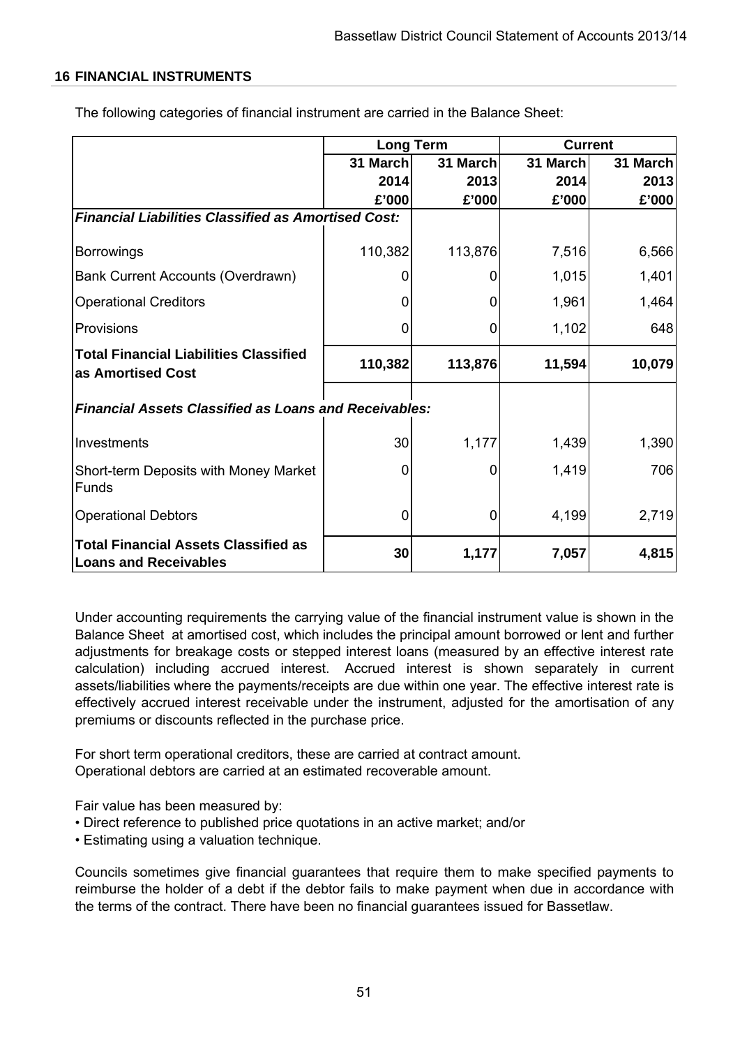## 16 FINANCIAL INSTRUMENTS

The following categories of financial instrument are carried in the Balance Sheet:

| | Long Term | | Current | |
|---|---|---|---|---|
| | 31 March 2014 £'000 | 31 March 2013 £'000 | 31 March 2014 £'000 | 31 March 2013 £'000 |
| ***Financial Liabilities Classified as Amortised Cost:*** | | | | |
| Borrowings | 110,382 | 113,876 | 7,516 | 6,566 |
| Bank Current Accounts (Overdrawn) | 0 | 0 | 1,015 | 1,401 |
| Operational Creditors | 0 | 0 | 1,961 | 1,464 |
| Provisions | 0 | 0 | 1,102 | 648 |
| **Total Financial Liabilities Classified as Amortised Cost** | **110,382** | **113,876** | **11,594** | **10,079** |
| ***Financial Assets Classified as Loans and Receivables:*** | | | | |
| Investments | 30 | 1,177 | 1,439 | 1,390 |
| Short-term Deposits with Money Market Funds | 0 | 0 | 1,419 | 706 |
| Operational Debtors | 0 | 0 | 4,199 | 2,719 |
| **Total Financial Assets Classified as Loans and Receivables** | **30** | **1,177** | **7,057** | **4,815** |

Under accounting requirements the carrying value of the financial instrument value is shown in the Balance Sheet at amortised cost, which includes the principal amount borrowed or lent and further adjustments for breakage costs or stepped interest loans (measured by an effective interest rate calculation) including accrued interest. Accrued interest is shown separately in current assets/liabilities where the payments/receipts are due within one year. The effective interest rate is effectively accrued interest receivable under the instrument, adjusted for the amortisation of any premiums or discounts reflected in the purchase price.

For short term operational creditors, these are carried at contract amount.
Operational debtors are carried at an estimated recoverable amount.

Fair value has been measured by:

- Direct reference to published price quotations in an active market; and/or
- Estimating using a valuation technique.

Councils sometimes give financial guarantees that require them to make specified payments to reimburse the holder of a debt if the debtor fails to make payment when due in accordance with the terms of the contract. There have been no financial guarantees issued for Bassetlaw.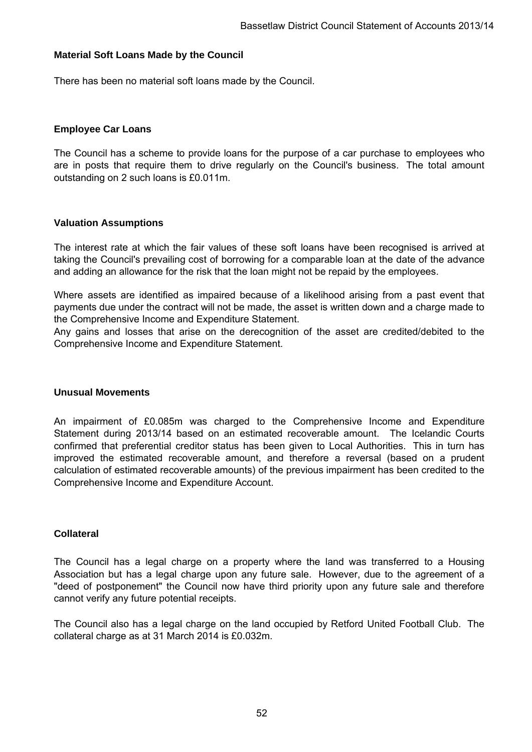### Material Soft Loans Made by the Council

There has been no material soft loans made by the Council.

### Employee Car Loans

The Council has a scheme to provide loans for the purpose of a car purchase to employees who are in posts that require them to drive regularly on the Council's business. The total amount outstanding on 2 such loans is £0.011m.

### Valuation Assumptions

The interest rate at which the fair values of these soft loans have been recognised is arrived at taking the Council's prevailing cost of borrowing for a comparable loan at the date of the advance and adding an allowance for the risk that the loan might not be repaid by the employees.

Where assets are identified as impaired because of a likelihood arising from a past event that payments due under the contract will not be made, the asset is written down and a charge made to the Comprehensive Income and Expenditure Statement.
Any gains and losses that arise on the derecognition of the asset are credited/debited to the Comprehensive Income and Expenditure Statement.

### Unusual Movements

An impairment of £0.085m was charged to the Comprehensive Income and Expenditure Statement during 2013/14 based on an estimated recoverable amount. The Icelandic Courts confirmed that preferential creditor status has been given to Local Authorities. This in turn has improved the estimated recoverable amount, and therefore a reversal (based on a prudent calculation of estimated recoverable amounts) of the previous impairment has been credited to the Comprehensive Income and Expenditure Account.

### Collateral

The Council has a legal charge on a property where the land was transferred to a Housing Association but has a legal charge upon any future sale. However, due to the agreement of a "deed of postponement" the Council now have third priority upon any future sale and therefore cannot verify any future potential receipts.

The Council also has a legal charge on the land occupied by Retford United Football Club. The collateral charge as at 31 March 2014 is £0.032m.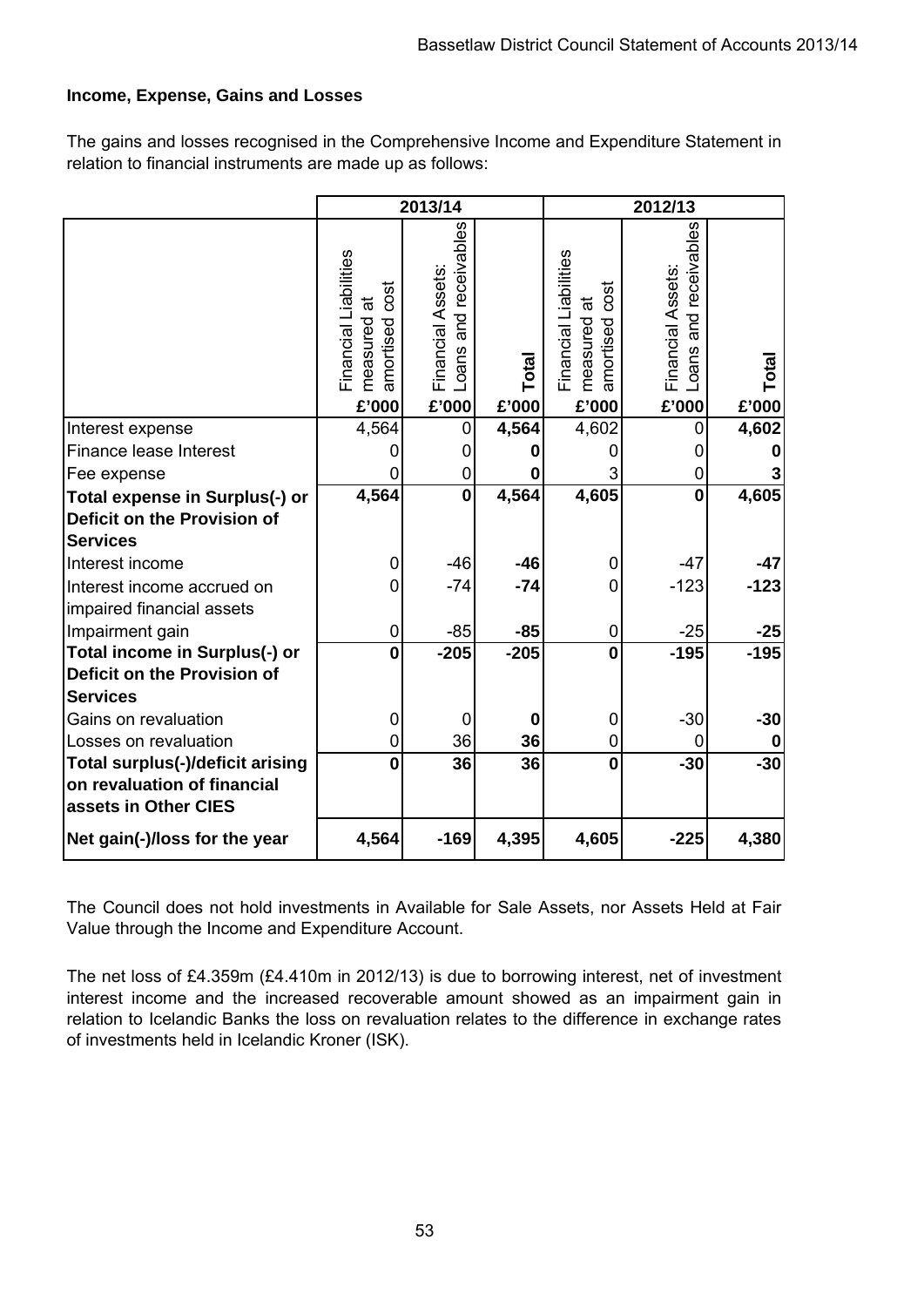### Income, Expense, Gains and Losses

The gains and losses recognised in the Comprehensive Income and Expenditure Statement in relation to financial instruments are made up as follows:

| | 2013/14 | | | 2012/13 | | |
|---|---|---|---|---|---|---|
| | Financial Liabilities measured at amortised cost | Financial Assets: Loans and receivables | Total | Financial Liabilities measured at amortised cost | Financial Assets: Loans and receivables | Total |
| | £'000 | £'000 | £'000 | £'000 | £'000 | £'000 |
| Interest expense | 4,564 | 0 | **4,564** | 4,602 | 0 | **4,602** |
| Finance lease Interest | 0 | 0 | **0** | 0 | 0 | **0** |
| Fee expense | 0 | 0 | **0** | 3 | 0 | **3** |
| **Total expense in Surplus(-) or Deficit on the Provision of Services** | **4,564** | **0** | **4,564** | **4,605** | **0** | **4,605** |
| Interest income | 0 | -46 | **-46** | 0 | -47 | **-47** |
| Interest income accrued on impaired financial assets | 0 | -74 | **-74** | 0 | -123 | **-123** |
| Impairment gain | 0 | -85 | **-85** | 0 | -25 | **-25** |
| **Total income in Surplus(-) or Deficit on the Provision of Services** | **0** | **-205** | **-205** | **0** | **-195** | **-195** |
| Gains on revaluation | 0 | 0 | **0** | 0 | -30 | **-30** |
| Losses on revaluation | 0 | 36 | **36** | 0 | 0 | **0** |
| **Total surplus(-)/deficit arising on revaluation of financial assets in Other CIES** | **0** | **36** | **36** | **0** | **-30** | **-30** |
| **Net gain(-)/loss for the year** | **4,564** | **-169** | **4,395** | **4,605** | **-225** | **4,380** |

The Council does not hold investments in Available for Sale Assets, nor Assets Held at Fair Value through the Income and Expenditure Account.

The net loss of £4.359m (£4.410m in 2012/13) is due to borrowing interest, net of investment interest income and the increased recoverable amount showed as an impairment gain in relation to Icelandic Banks the loss on revaluation relates to the difference in exchange rates of investments held in Icelandic Kroner (ISK).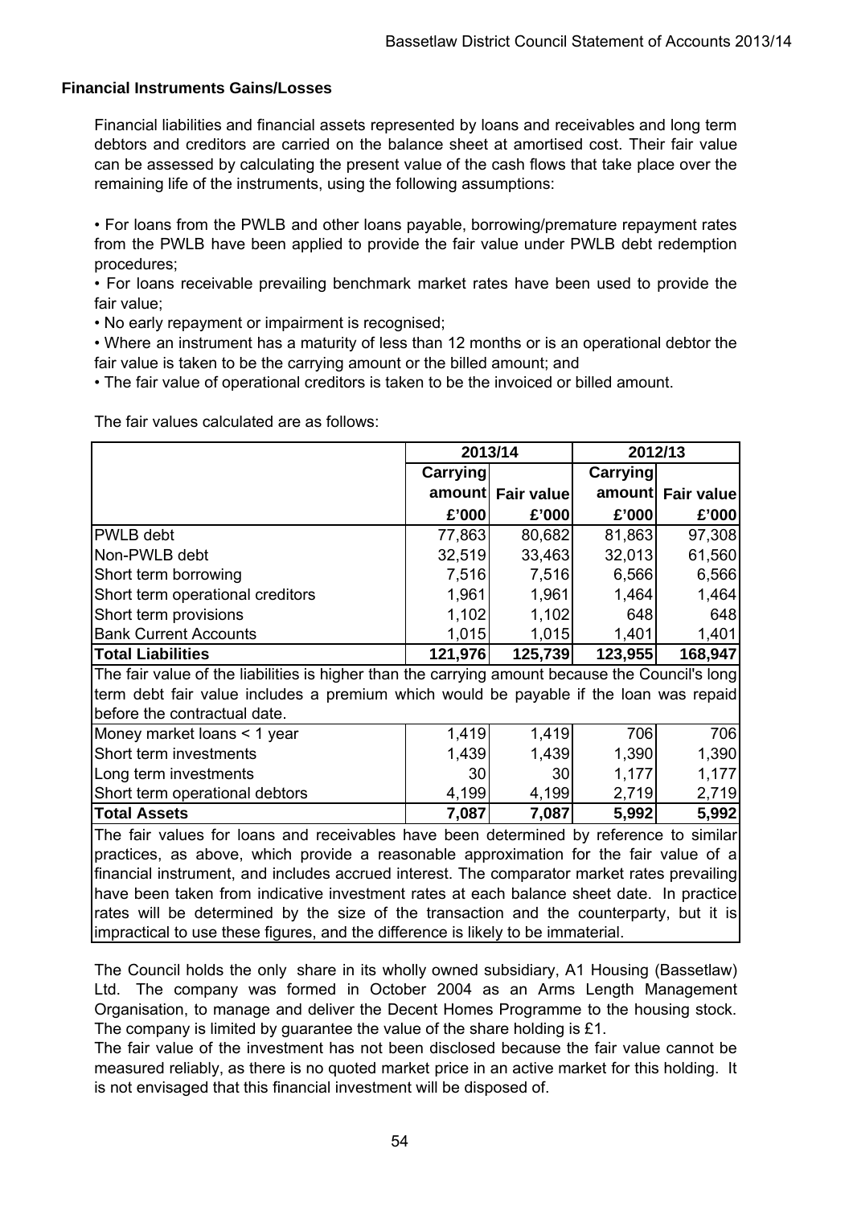### Financial Instruments Gains/Losses

Financial liabilities and financial assets represented by loans and receivables and long term debtors and creditors are carried on the balance sheet at amortised cost. Their fair value can be assessed by calculating the present value of the cash flows that take place over the remaining life of the instruments, using the following assumptions:

• For loans from the PWLB and other loans payable, borrowing/premature repayment rates from the PWLB have been applied to provide the fair value under PWLB debt redemption procedures;
• For loans receivable prevailing benchmark market rates have been used to provide the fair value;
• No early repayment or impairment is recognised;
• Where an instrument has a maturity of less than 12 months or is an operational debtor the fair value is taken to be the carrying amount or the billed amount; and
• The fair value of operational creditors is taken to be the invoiced or billed amount.

The fair values calculated are as follows:

| | 2013/14 | | 2012/13 | |
|---|---|---|---|---|
| | Carrying amount | Fair value | Carrying amount | Fair value |
| | £'000 | £'000 | £'000 | £'000 |
| PWLB debt | 77,863 | 80,682 | 81,863 | 97,308 |
| Non-PWLB debt | 32,519 | 33,463 | 32,013 | 61,560 |
| Short term borrowing | 7,516 | 7,516 | 6,566 | 6,566 |
| Short term operational creditors | 1,961 | 1,961 | 1,464 | 1,464 |
| Short term provisions | 1,102 | 1,102 | 648 | 648 |
| Bank Current Accounts | 1,015 | 1,015 | 1,401 | 1,401 |
| **Total Liabilities** | **121,976** | **125,739** | **123,955** | **168,947** |
| The fair value of the liabilities is higher than the carrying amount because the Council's long term debt fair value includes a premium which would be payable if the loan was repaid before the contractual date. | | | | |
| Money market loans < 1 year | 1,419 | 1,419 | 706 | 706 |
| Short term investments | 1,439 | 1,439 | 1,390 | 1,390 |
| Long term investments | 30 | 30 | 1,177 | 1,177 |
| Short term operational debtors | 4,199 | 4,199 | 2,719 | 2,719 |
| **Total Assets** | **7,087** | **7,087** | **5,992** | **5,992** |
| The fair values for loans and receivables have been determined by reference to similar practices, as above, which provide a reasonable approximation for the fair value of a financial instrument, and includes accrued interest. The comparator market rates prevailing have been taken from indicative investment rates at each balance sheet date. In practice rates will be determined by the size of the transaction and the counterparty, but it is impractical to use these figures, and the difference is likely to be immaterial. | | | | |

The Council holds the only share in its wholly owned subsidiary, A1 Housing (Bassetlaw) Ltd. The company was formed in October 2004 as an Arms Length Management Organisation, to manage and deliver the Decent Homes Programme to the housing stock. The company is limited by guarantee the value of the share holding is £1.

The fair value of the investment has not been disclosed because the fair value cannot be measured reliably, as there is no quoted market price in an active market for this holding. It is not envisaged that this financial investment will be disposed of.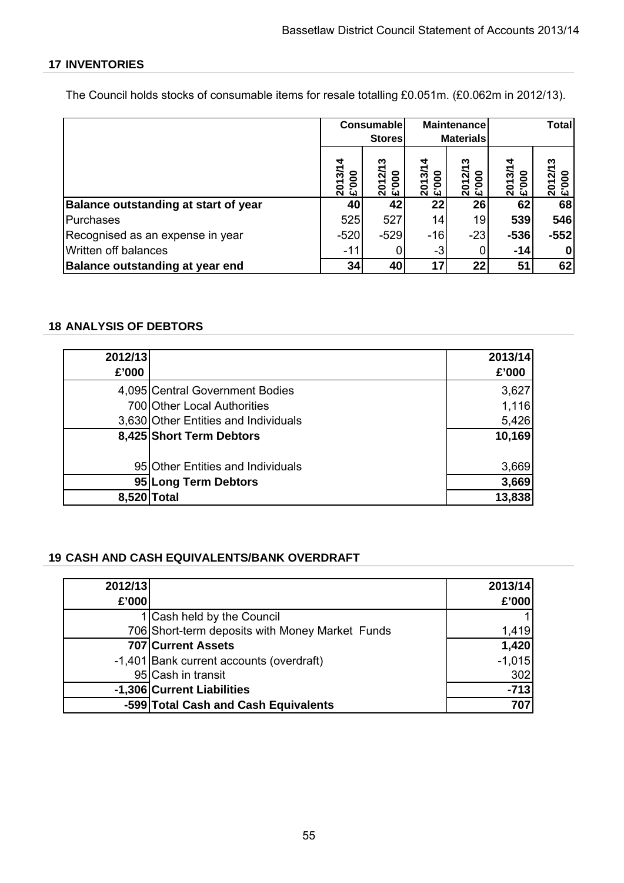## 17 INVENTORIES

The Council holds stocks of consumable items for resale totalling £0.051m. (£0.062m in 2012/13).

| | Consumable Stores | | Maintenance Materials | | Total | |
|---|---|---|---|---|---|---|
| | 2013/14 £'000 | 2012/13 £'000 | 2013/14 £'000 | 2012/13 £'000 | 2013/14 £'000 | 2012/13 £'000 |
| **Balance outstanding at start of year** | **40** | **42** | **22** | **26** | **62** | **68** |
| Purchases | 525 | 527 | 14 | 19 | **539** | **546** |
| Recognised as an expense in year | -520 | -529 | -16 | -23 | **-536** | **-552** |
| Written off balances | -11 | 0 | -3 | 0 | **-14** | **0** |
| **Balance outstanding at year end** | **34** | **40** | **17** | **22** | **51** | **62** |

## 18 ANALYSIS OF DEBTORS

| 2012/13 £'000 | | 2013/14 £'000 |
|---|---|---|
| 4,095 | Central Government Bodies | 3,627 |
| 700 | Other Local Authorities | 1,116 |
| 3,630 | Other Entities and Individuals | 5,426 |
| **8,425** | **Short Term Debtors** | **10,169** |
| | | |
| 95 | Other Entities and Individuals | 3,669 |
| **95** | **Long Term Debtors** | **3,669** |
| **8,520** | **Total** | **13,838** |

## 19 CASH AND CASH EQUIVALENTS/BANK OVERDRAFT

| 2012/13 £'000 | | 2013/14 £'000 |
|---|---|---|
| 1 | Cash held by the Council | 1 |
| 706 | Short-term deposits with Money Market Funds | 1,419 |
| **707** | **Current Assets** | **1,420** |
| -1,401 | Bank current accounts (overdraft) | -1,015 |
| 95 | Cash in transit | 302 |
| **-1,306** | **Current Liabilities** | **-713** |
| **-599** | **Total Cash and Cash Equivalents** | **707** |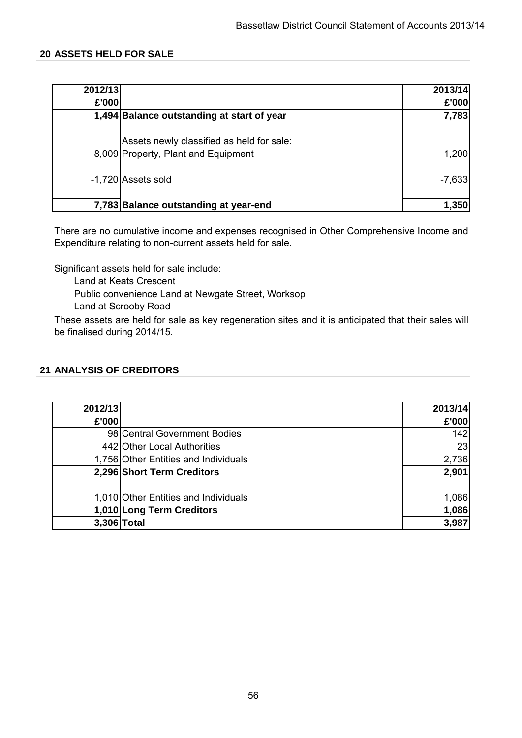## 20 ASSETS HELD FOR SALE

| 2012/13 £'000 | | 2013/14 £'000 |
|---|---|---|
| **1,494** | **Balance outstanding at start of year** | **7,783** |
| | Assets newly classified as held for sale: | |
| 8,009 | Property, Plant and Equipment | 1,200 |
| -1,720 | Assets sold | -7,633 |
| **7,783** | **Balance outstanding at year-end** | **1,350** |

There are no cumulative income and expenses recognised in Other Comprehensive Income and Expenditure relating to non-current assets held for sale.

Significant assets held for sale include:

- Land at Keats Crescent
- Public convenience Land at Newgate Street, Worksop
- Land at Scrooby Road

These assets are held for sale as key regeneration sites and it is anticipated that their sales will be finalised during 2014/15.

## 21 ANALYSIS OF CREDITORS

| 2012/13 £'000 | | 2013/14 £'000 |
|---|---|---|
| 98 | Central Government Bodies | 142 |
| 442 | Other Local Authorities | 23 |
| 1,756 | Other Entities and Individuals | 2,736 |
| **2,296** | **Short Term Creditors** | **2,901** |
| 1,010 | Other Entities and Individuals | 1,086 |
| **1,010** | **Long Term Creditors** | **1,086** |
| **3,306** | **Total** | **3,987** |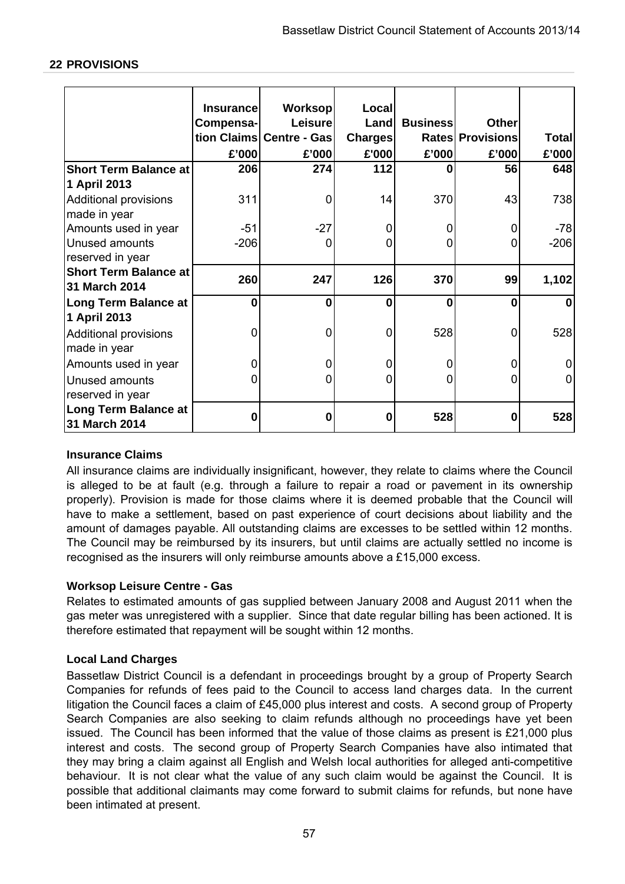## 22 PROVISIONS

| | Insurance Compensa-tion Claims £'000 | Worksop Leisure Centre - Gas £'000 | Local Land Charges £'000 | Business Rates £'000 | Other Provisions £'000 | Total £'000 |
|---|---|---|---|---|---|---|
| **Short Term Balance at 1 April 2013** | **206** | **274** | **112** | **0** | **56** | **648** |
| Additional provisions made in year | 311 | 0 | 14 | 370 | 43 | 738 |
| Amounts used in year | -51 | -27 | 0 | 0 | 0 | -78 |
| Unused amounts reserved in year | -206 | 0 | 0 | 0 | 0 | -206 |
| **Short Term Balance at 31 March 2014** | **260** | **247** | **126** | **370** | **99** | **1,102** |
| **Long Term Balance at 1 April 2013** | **0** | **0** | **0** | **0** | **0** | **0** |
| Additional provisions made in year | 0 | 0 | 0 | 528 | 0 | 528 |
| Amounts used in year | 0 | 0 | 0 | 0 | 0 | 0 |
| Unused amounts reserved in year | 0 | 0 | 0 | 0 | 0 | 0 |
| **Long Term Balance at 31 March 2014** | **0** | **0** | **0** | **528** | **0** | **528** |

**Insurance Claims**

All insurance claims are individually insignificant, however, they relate to claims where the Council is alleged to be at fault (e.g. through a failure to repair a road or pavement in its ownership properly). Provision is made for those claims where it is deemed probable that the Council will have to make a settlement, based on past experience of court decisions about liability and the amount of damages payable. All outstanding claims are excesses to be settled within 12 months. The Council may be reimbursed by its insurers, but until claims are actually settled no income is recognised as the insurers will only reimburse amounts above a £15,000 excess.

**Worksop Leisure Centre - Gas**

Relates to estimated amounts of gas supplied between January 2008 and August 2011 when the gas meter was unregistered with a supplier. Since that date regular billing has been actioned. It is therefore estimated that repayment will be sought within 12 months.

**Local Land Charges**

Bassetlaw District Council is a defendant in proceedings brought by a group of Property Search Companies for refunds of fees paid to the Council to access land charges data. In the current litigation the Council faces a claim of £45,000 plus interest and costs. A second group of Property Search Companies are also seeking to claim refunds although no proceedings have yet been issued. The Council has been informed that the value of those claims as present is £21,000 plus interest and costs. The second group of Property Search Companies have also intimated that they may bring a claim against all English and Welsh local authorities for alleged anti-competitive behaviour. It is not clear what the value of any such claim would be against the Council. It is possible that additional claimants may come forward to submit claims for refunds, but none have been intimated at present.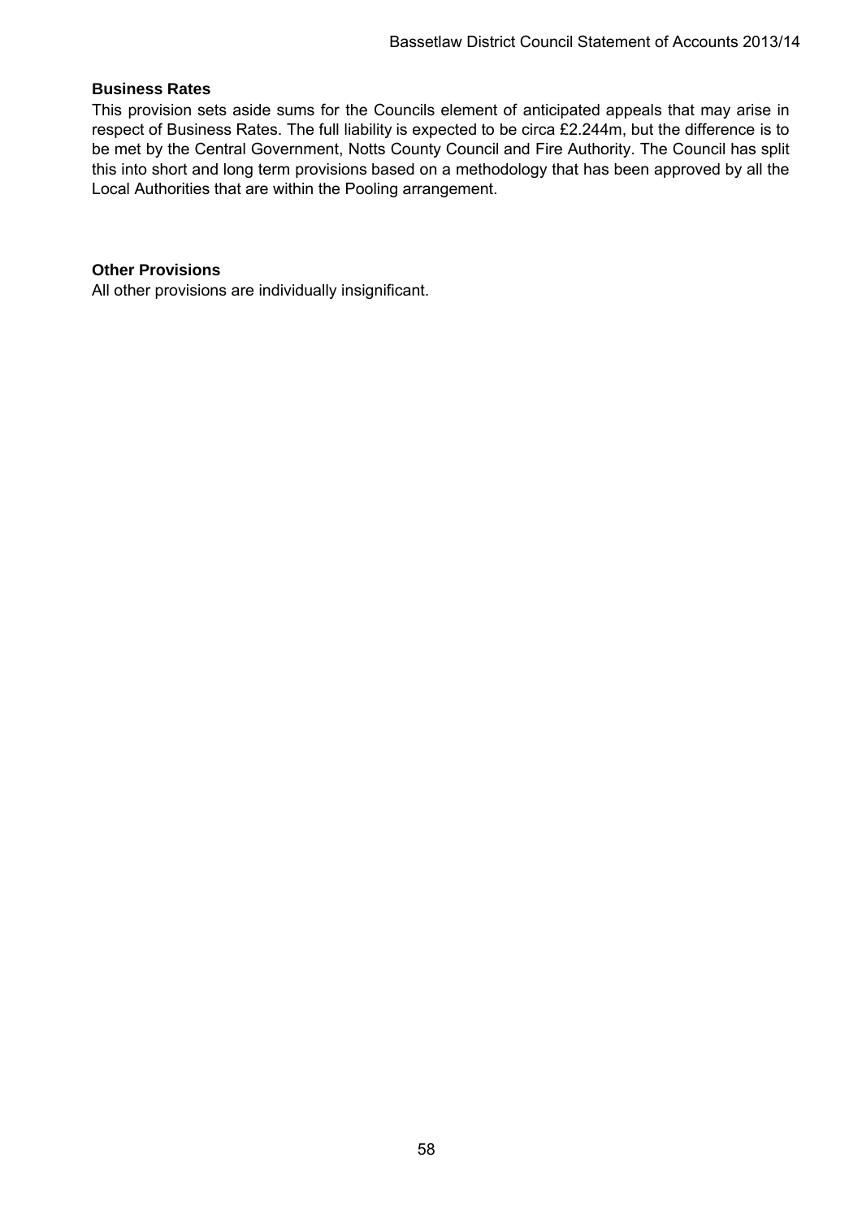**Business Rates**

This provision sets aside sums for the Councils element of anticipated appeals that may arise in respect of Business Rates. The full liability is expected to be circa £2.244m, but the difference is to be met by the Central Government, Notts County Council and Fire Authority. The Council has split this into short and long term provisions based on a methodology that has been approved by all the Local Authorities that are within the Pooling arrangement.

**Other Provisions**

All other provisions are individually insignificant.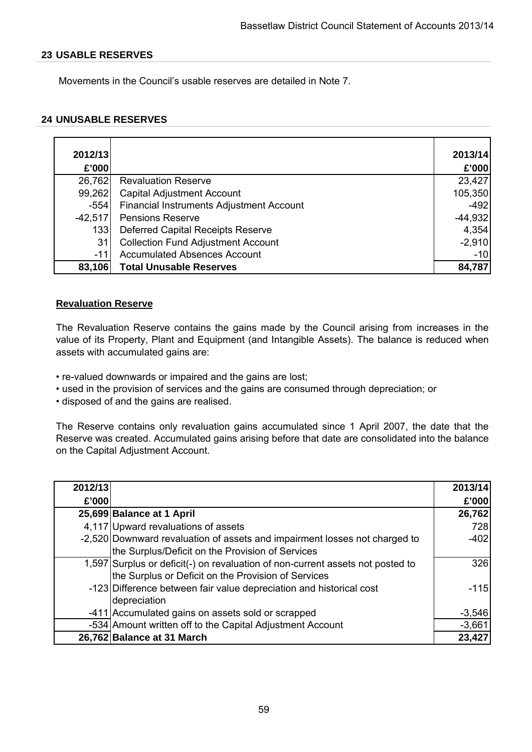## 23 USABLE RESERVES

Movements in the Council's usable reserves are detailed in Note 7.

## 24 UNUSABLE RESERVES

| 2012/13 £'000 | | 2013/14 £'000 |
|---|---|---|
| 26,762 | Revaluation Reserve | 23,427 |
| 99,262 | Capital Adjustment Account | 105,350 |
| -554 | Financial Instruments Adjustment Account | -492 |
| -42,517 | Pensions Reserve | -44,932 |
| 133 | Deferred Capital Receipts Reserve | 4,354 |
| 31 | Collection Fund Adjustment Account | -2,910 |
| -11 | Accumulated Absences Account | -10 |
| **83,106** | **Total Unusable Reserves** | **84,787** |

### Revaluation Reserve

The Revaluation Reserve contains the gains made by the Council arising from increases in the value of its Property, Plant and Equipment (and Intangible Assets). The balance is reduced when assets with accumulated gains are:

- re-valued downwards or impaired and the gains are lost;
- used in the provision of services and the gains are consumed through depreciation; or
- disposed of and the gains are realised.

The Reserve contains only revaluation gains accumulated since 1 April 2007, the date that the Reserve was created. Accumulated gains arising before that date are consolidated into the balance on the Capital Adjustment Account.

| 2012/13 £'000 | | 2013/14 £'000 |
|---|---|---|
| **25,699** | **Balance at 1 April** | **26,762** |
| 4,117 | Upward revaluations of assets | 728 |
| -2,520 | Downward revaluation of assets and impairment losses not charged to the Surplus/Deficit on the Provision of Services | -402 |
| 1,597 | Surplus or deficit(-) on revaluation of non-current assets not posted to the Surplus or Deficit on the Provision of Services | 326 |
| -123 | Difference between fair value depreciation and historical cost depreciation | -115 |
| -411 | Accumulated gains on assets sold or scrapped | -3,546 |
| -534 | Amount written off to the Capital Adjustment Account | -3,661 |
| **26,762** | **Balance at 31 March** | **23,427** |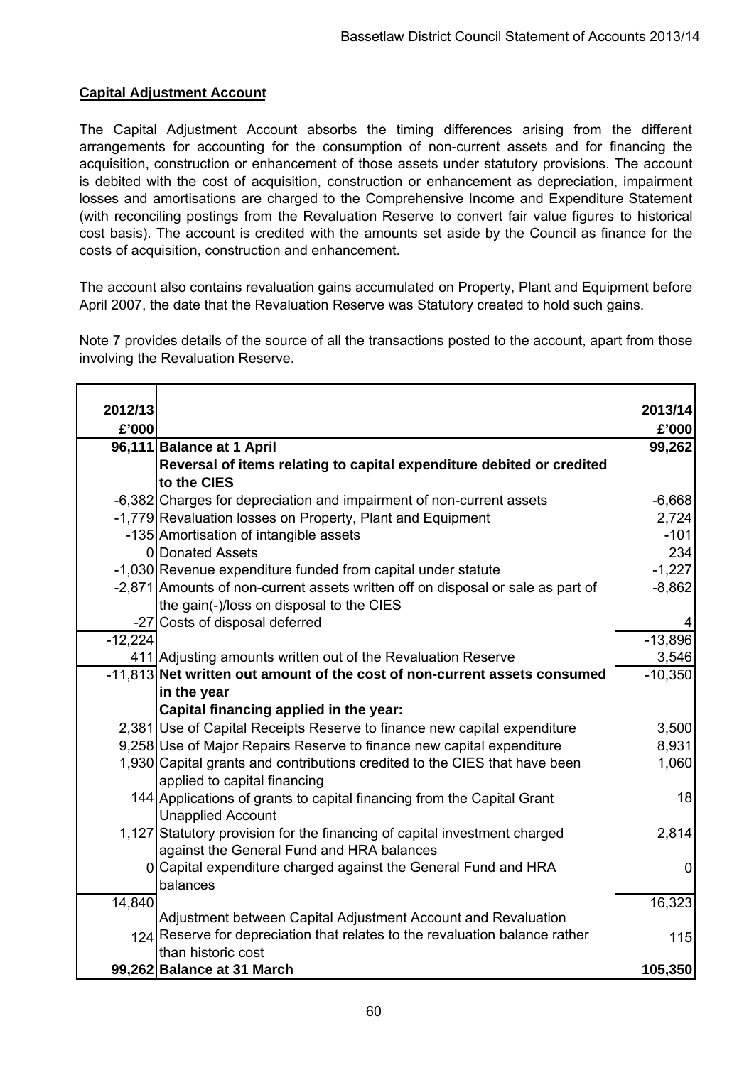**Capital Adjustment Account**

The Capital Adjustment Account absorbs the timing differences arising from the different arrangements for accounting for the consumption of non-current assets and for financing the acquisition, construction or enhancement of those assets under statutory provisions. The account is debited with the cost of acquisition, construction or enhancement as depreciation, impairment losses and amortisations are charged to the Comprehensive Income and Expenditure Statement (with reconciling postings from the Revaluation Reserve to convert fair value figures to historical cost basis). The account is credited with the amounts set aside by the Council as finance for the costs of acquisition, construction and enhancement.

The account also contains revaluation gains accumulated on Property, Plant and Equipment before April 2007, the date that the Revaluation Reserve was Statutory created to hold such gains.

Note 7 provides details of the source of all the transactions posted to the account, apart from those involving the Revaluation Reserve.

| 2012/13 £'000 | | 2013/14 £'000 |
|---|---|---|
| **96,111** | **Balance at 1 April** | **99,262** |
| | **Reversal of items relating to capital expenditure debited or credited to the CIES** | |
| -6,382 | Charges for depreciation and impairment of non-current assets | -6,668 |
| -1,779 | Revaluation losses on Property, Plant and Equipment | 2,724 |
| -135 | Amortisation of intangible assets | -101 |
| 0 | Donated Assets | 234 |
| -1,030 | Revenue expenditure funded from capital under statute | -1,227 |
| -2,871 | Amounts of non-current assets written off on disposal or sale as part of the gain(-)/loss on disposal to the CIES | -8,862 |
| -27 | Costs of disposal deferred | 4 |
| -12,224 | | -13,896 |
| 411 | Adjusting amounts written out of the Revaluation Reserve | 3,546 |
| -11,813 | **Net written out amount of the cost of non-current assets consumed in the year** | -10,350 |
| | **Capital financing applied in the year:** | |
| 2,381 | Use of Capital Receipts Reserve to finance new capital expenditure | 3,500 |
| 9,258 | Use of Major Repairs Reserve to finance new capital expenditure | 8,931 |
| 1,930 | Capital grants and contributions credited to the CIES that have been applied to capital financing | 1,060 |
| 144 | Applications of grants to capital financing from the Capital Grant Unapplied Account | 18 |
| 1,127 | Statutory provision for the financing of capital investment charged against the General Fund and HRA balances | 2,814 |
| 0 | Capital expenditure charged against the General Fund and HRA balances | 0 |
| 14,840 | | 16,323 |
| 124 | Adjustment between Capital Adjustment Account and Revaluation Reserve for depreciation that relates to the revaluation balance rather than historic cost | 115 |
| **99,262** | **Balance at 31 March** | **105,350** |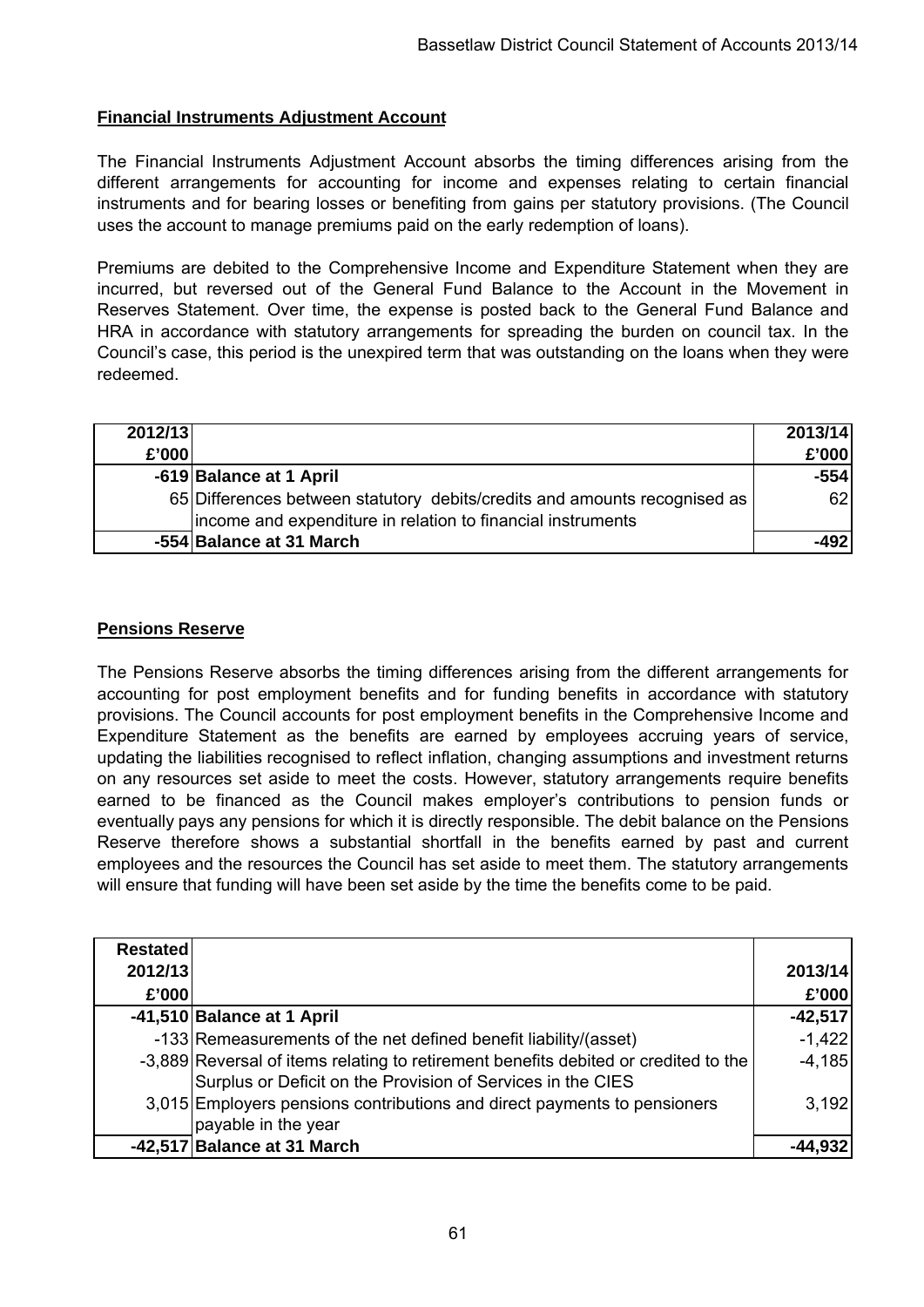## Financial Instruments Adjustment Account

The Financial Instruments Adjustment Account absorbs the timing differences arising from the different arrangements for accounting for income and expenses relating to certain financial instruments and for bearing losses or benefiting from gains per statutory provisions. (The Council uses the account to manage premiums paid on the early redemption of loans).

Premiums are debited to the Comprehensive Income and Expenditure Statement when they are incurred, but reversed out of the General Fund Balance to the Account in the Movement in Reserves Statement. Over time, the expense is posted back to the General Fund Balance and HRA in accordance with statutory arrangements for spreading the burden on council tax. In the Council's case, this period is the unexpired term that was outstanding on the loans when they were redeemed.

| 2012/13 £'000 | | 2013/14 £'000 |
|---|---|---|
| -619 | **Balance at 1 April** | -554 |
| 65 | Differences between statutory debits/credits and amounts recognised as income and expenditure in relation to financial instruments | 62 |
| -554 | **Balance at 31 March** | -492 |

## Pensions Reserve

The Pensions Reserve absorbs the timing differences arising from the different arrangements for accounting for post employment benefits and for funding benefits in accordance with statutory provisions. The Council accounts for post employment benefits in the Comprehensive Income and Expenditure Statement as the benefits are earned by employees accruing years of service, updating the liabilities recognised to reflect inflation, changing assumptions and investment returns on any resources set aside to meet the costs. However, statutory arrangements require benefits earned to be financed as the Council makes employer's contributions to pension funds or eventually pays any pensions for which it is directly responsible. The debit balance on the Pensions Reserve therefore shows a substantial shortfall in the benefits earned by past and current employees and the resources the Council has set aside to meet them. The statutory arrangements will ensure that funding will have been set aside by the time the benefits come to be paid.

| Restated 2012/13 £'000 | | 2013/14 £'000 |
|---|---|---|
| -41,510 | **Balance at 1 April** | -42,517 |
| -133 | Remeasurements of the net defined benefit liability/(asset) | -1,422 |
| -3,889 | Reversal of items relating to retirement benefits debited or credited to the Surplus or Deficit on the Provision of Services in the CIES | -4,185 |
| 3,015 | Employers pensions contributions and direct payments to pensioners payable in the year | 3,192 |
| -42,517 | **Balance at 31 March** | -44,932 |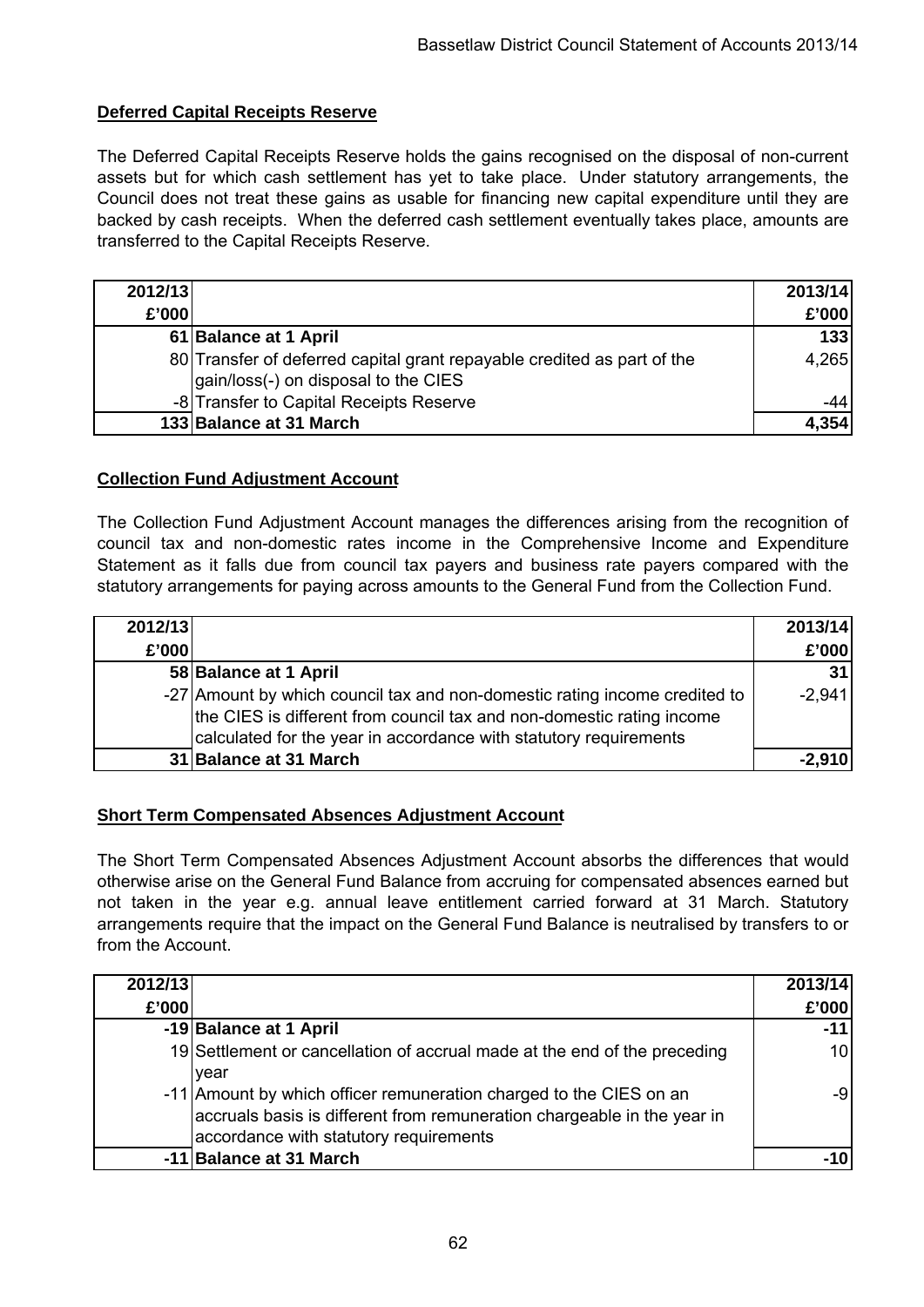## Deferred Capital Receipts Reserve

The Deferred Capital Receipts Reserve holds the gains recognised on the disposal of non-current assets but for which cash settlement has yet to take place. Under statutory arrangements, the Council does not treat these gains as usable for financing new capital expenditure until they are backed by cash receipts. When the deferred cash settlement eventually takes place, amounts are transferred to the Capital Receipts Reserve.

| 2012/13<br>£'000 | | 2013/14<br>£'000 |
|---:|---|---:|
| 61 | **Balance at 1 April** | **133** |
| 80 | Transfer of deferred capital grant repayable credited as part of the gain/loss(-) on disposal to the CIES | 4,265 |
| -8 | Transfer to Capital Receipts Reserve | -44 |
| **133** | **Balance at 31 March** | **4,354** |

## Collection Fund Adjustment Account

The Collection Fund Adjustment Account manages the differences arising from the recognition of council tax and non-domestic rates income in the Comprehensive Income and Expenditure Statement as it falls due from council tax payers and business rate payers compared with the statutory arrangements for paying across amounts to the General Fund from the Collection Fund.

| 2012/13<br>£'000 | | 2013/14<br>£'000 |
|---:|---|---:|
| 58 | **Balance at 1 April** | **31** |
| -27 | Amount by which council tax and non-domestic rating income credited to the CIES is different from council tax and non-domestic rating income calculated for the year in accordance with statutory requirements | -2,941 |
| **31** | **Balance at 31 March** | **-2,910** |

## Short Term Compensated Absences Adjustment Account

The Short Term Compensated Absences Adjustment Account absorbs the differences that would otherwise arise on the General Fund Balance from accruing for compensated absences earned but not taken in the year e.g. annual leave entitlement carried forward at 31 March. Statutory arrangements require that the impact on the General Fund Balance is neutralised by transfers to or from the Account.

| 2012/13<br>£'000 | | 2013/14<br>£'000 |
|---:|---|---:|
| -19 | **Balance at 1 April** | **-11** |
| 19 | Settlement or cancellation of accrual made at the end of the preceding year | 10 |
| -11 | Amount by which officer remuneration charged to the CIES on an accruals basis is different from remuneration chargeable in the year in accordance with statutory requirements | -9 |
| **-11** | **Balance at 31 March** | **-10** |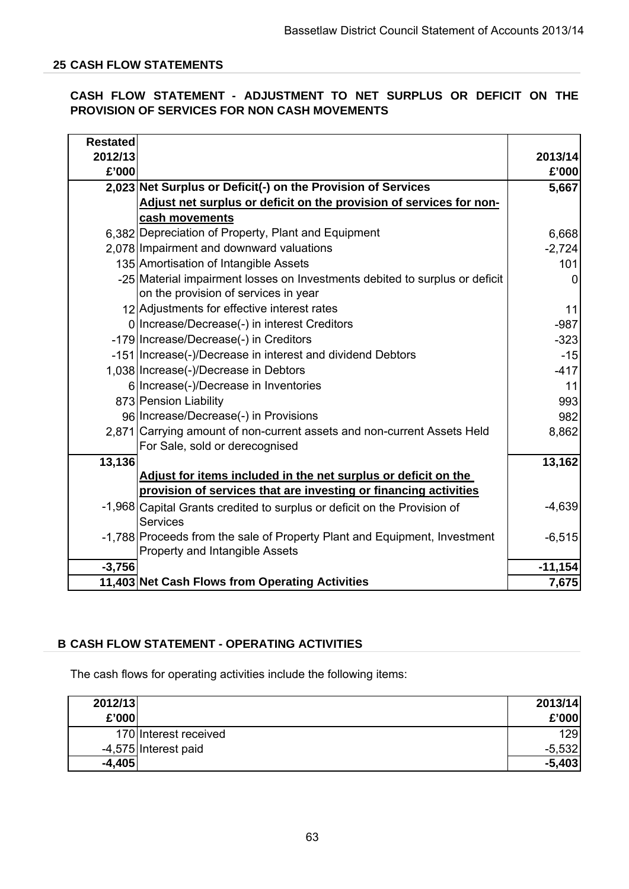## 25 CASH FLOW STATEMENTS

### CASH FLOW STATEMENT - ADJUSTMENT TO NET SURPLUS OR DEFICIT ON THE PROVISION OF SERVICES FOR NON CASH MOVEMENTS

| Restated 2012/13 £'000 | | 2013/14 £'000 |
|---|---|---|
| **2,023** | **Net Surplus or Deficit(-) on the Provision of Services** | **5,667** |
| | **Adjust net surplus or deficit on the provision of services for non-cash movements** | |
| 6,382 | Depreciation of Property, Plant and Equipment | 6,668 |
| 2,078 | Impairment and downward valuations | -2,724 |
| 135 | Amortisation of Intangible Assets | 101 |
| -25 | Material impairment losses on Investments debited to surplus or deficit on the provision of services in year | 0 |
| 12 | Adjustments for effective interest rates | 11 |
| 0 | Increase/Decrease(-) in interest Creditors | -987 |
| -179 | Increase/Decrease(-) in Creditors | -323 |
| -151 | Increase(-)/Decrease in interest and dividend Debtors | -15 |
| 1,038 | Increase(-)/Decrease in Debtors | -417 |
| 6 | Increase(-)/Decrease in Inventories | 11 |
| 873 | Pension Liability | 993 |
| 96 | Increase/Decrease(-) in Provisions | 982 |
| 2,871 | Carrying amount of non-current assets and non-current Assets Held For Sale, sold or derecognised | 8,862 |
| **13,136** | | **13,162** |
| | **Adjust for items included in the net surplus or deficit on the provision of services that are investing or financing activities** | |
| -1,968 | Capital Grants credited to surplus or deficit on the Provision of Services | -4,639 |
| -1,788 | Proceeds from the sale of Property Plant and Equipment, Investment Property and Intangible Assets | -6,515 |
| **-3,756** | | **-11,154** |
| **11,403** | **Net Cash Flows from Operating Activities** | **7,675** |

### B CASH FLOW STATEMENT - OPERATING ACTIVITIES

The cash flows for operating activities include the following items:

| 2012/13 £'000 | | 2013/14 £'000 |
|---|---|---|
| 170 | Interest received | 129 |
| -4,575 | Interest paid | -5,532 |
| **-4,405** | | **-5,403** |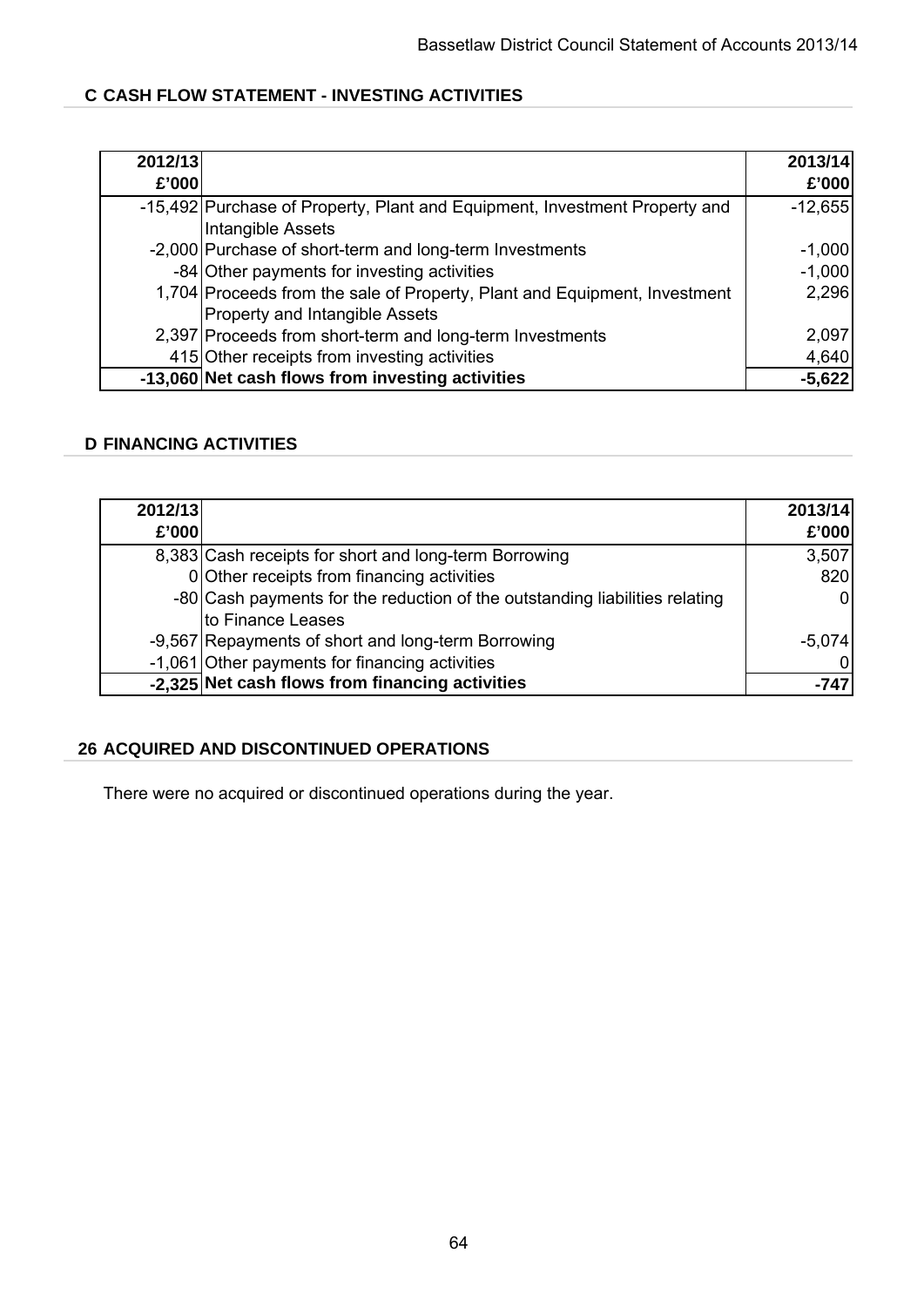## C CASH FLOW STATEMENT - INVESTING ACTIVITIES

| 2012/13 £'000 | | 2013/14 £'000 |
|---:|---|---:|
| -15,492 | Purchase of Property, Plant and Equipment, Investment Property and Intangible Assets | -12,655 |
| -2,000 | Purchase of short-term and long-term Investments | -1,000 |
| -84 | Other payments for investing activities | -1,000 |
| 1,704 | Proceeds from the sale of Property, Plant and Equipment, Investment Property and Intangible Assets | 2,296 |
| 2,397 | Proceeds from short-term and long-term Investments | 2,097 |
| 415 | Other receipts from investing activities | 4,640 |
| **-13,060** | **Net cash flows from investing activities** | **-5,622** |

## D FINANCING ACTIVITIES

| 2012/13 £'000 | | 2013/14 £'000 |
|---:|---|---:|
| 8,383 | Cash receipts for short and long-term Borrowing | 3,507 |
| 0 | Other receipts from financing activities | 820 |
| -80 | Cash payments for the reduction of the outstanding liabilities relating to Finance Leases | 0 |
| -9,567 | Repayments of short and long-term Borrowing | -5,074 |
| -1,061 | Other payments for financing activities | 0 |
| **-2,325** | **Net cash flows from financing activities** | **-747** |

## 26 ACQUIRED AND DISCONTINUED OPERATIONS

There were no acquired or discontinued operations during the year.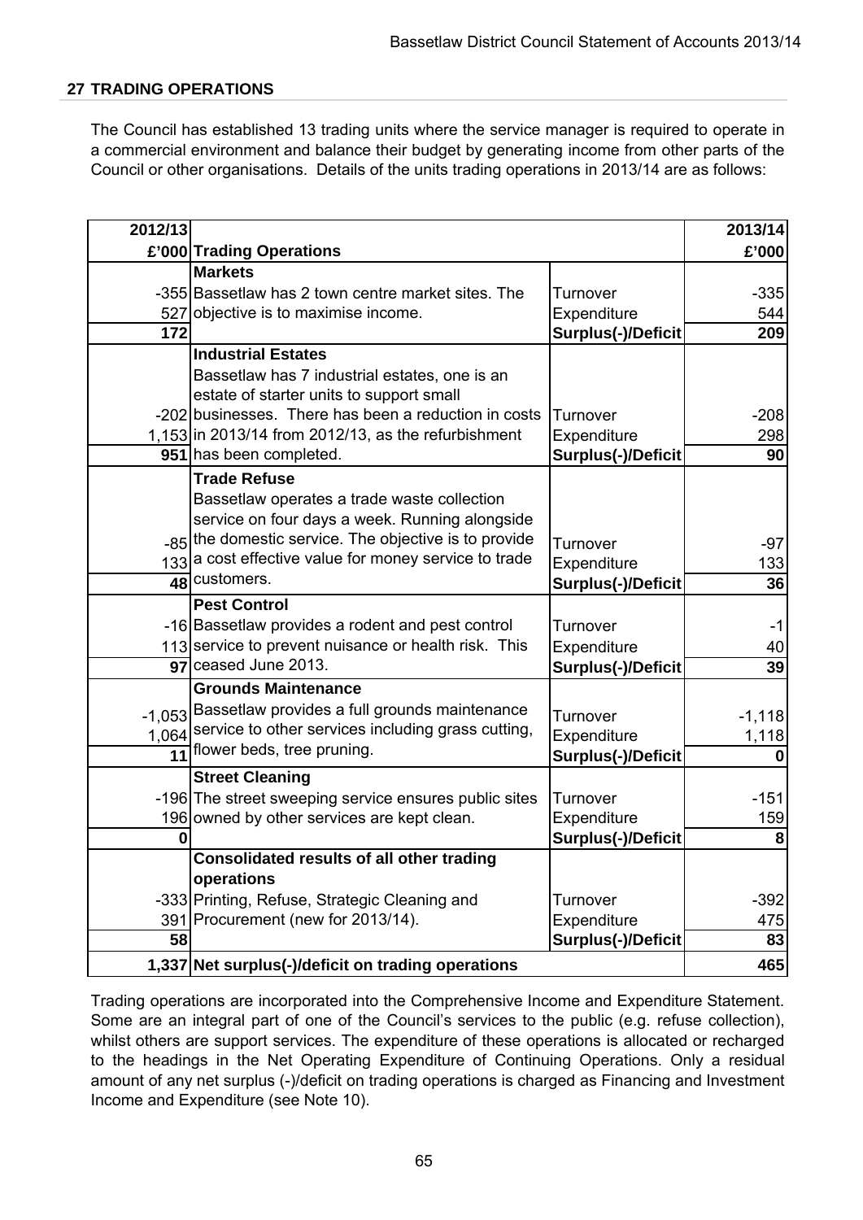## 27 TRADING OPERATIONS

The Council has established 13 trading units where the service manager is required to operate in a commercial environment and balance their budget by generating income from other parts of the Council or other organisations. Details of the units trading operations in 2013/14 are as follows:

| 2012/13 £'000 | Trading Operations | | 2013/14 £'000 |
|---|---|---|---|
| | **Markets** | | |
| -355 | Bassetlaw has 2 town centre market sites. The | Turnover | -335 |
| 527 | objective is to maximise income. | Expenditure | 544 |
| **172** | | **Surplus(-)/Deficit** | **209** |
| | **Industrial Estates** | | |
| | Bassetlaw has 7 industrial estates, one is an estate of starter units to support small | | |
| -202 | businesses. There has been a reduction in costs | Turnover | -208 |
| 1,153 | in 2013/14 from 2012/13, as the refurbishment | Expenditure | 298 |
| **951** | has been completed. | **Surplus(-)/Deficit** | **90** |
| | **Trade Refuse** | | |
| | Bassetlaw operates a trade waste collection service on four days a week. Running alongside | | |
| -85 | the domestic service. The objective is to provide | Turnover | -97 |
| 133 | a cost effective value for money service to trade | Expenditure | 133 |
| **48** | customers. | **Surplus(-)/Deficit** | **36** |
| | **Pest Control** | | |
| -16 | Bassetlaw provides a rodent and pest control | Turnover | -1 |
| 113 | service to prevent nuisance or health risk. This | Expenditure | 40 |
| **97** | ceased June 2013. | **Surplus(-)/Deficit** | **39** |
| | **Grounds Maintenance** | | |
| -1,053 | Bassetlaw provides a full grounds maintenance | Turnover | -1,118 |
| 1,064 | service to other services including grass cutting, | Expenditure | 1,118 |
| **11** | flower beds, tree pruning. | **Surplus(-)/Deficit** | **0** |
| | **Street Cleaning** | | |
| -196 | The street sweeping service ensures public sites | Turnover | -151 |
| 196 | owned by other services are kept clean. | Expenditure | 159 |
| **0** | | **Surplus(-)/Deficit** | **8** |
| | **Consolidated results of all other trading operations** | | |
| -333 | Printing, Refuse, Strategic Cleaning and | Turnover | -392 |
| 391 | Procurement (new for 2013/14). | Expenditure | 475 |
| **58** | | **Surplus(-)/Deficit** | **83** |
| **1,337** | **Net surplus(-)/deficit on trading operations** | | **465** |

Trading operations are incorporated into the Comprehensive Income and Expenditure Statement. Some are an integral part of one of the Council's services to the public (e.g. refuse collection), whilst others are support services. The expenditure of these operations is allocated or recharged to the headings in the Net Operating Expenditure of Continuing Operations. Only a residual amount of any net surplus (-)/deficit on trading operations is charged as Financing and Investment Income and Expenditure (see Note 10).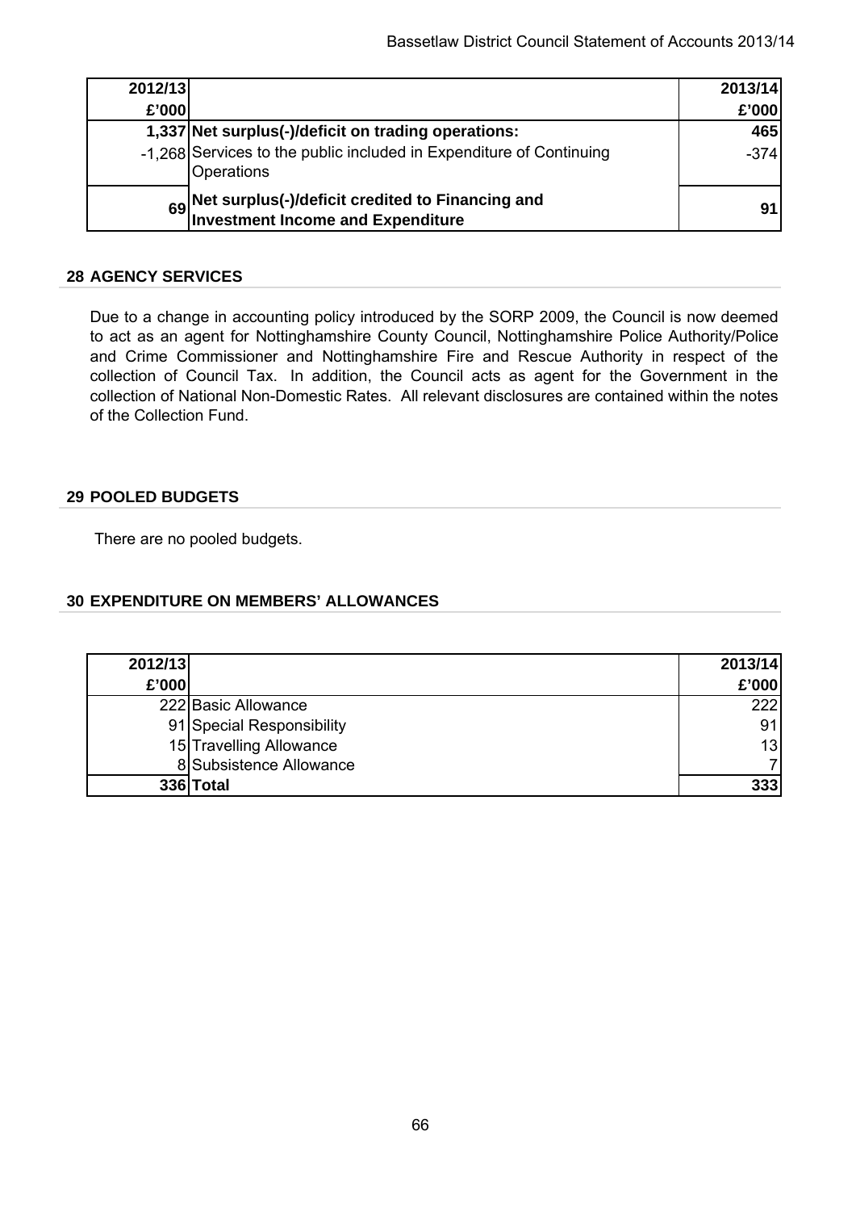| 2012/13 £'000 | | 2013/14 £'000 |
|---|---|---|
| 1,337 | **Net surplus(-)/deficit on trading operations:** | 465 |
| -1,268 | Services to the public included in Expenditure of Continuing Operations | -374 |
| **69** | **Net surplus(-)/deficit credited to Financing and Investment Income and Expenditure** | **91** |

## 28 AGENCY SERVICES

Due to a change in accounting policy introduced by the SORP 2009, the Council is now deemed to act as an agent for Nottinghamshire County Council, Nottinghamshire Police Authority/Police and Crime Commissioner and Nottinghamshire Fire and Rescue Authority in respect of the collection of Council Tax. In addition, the Council acts as agent for the Government in the collection of National Non-Domestic Rates. All relevant disclosures are contained within the notes of the Collection Fund.

## 29 POOLED BUDGETS

There are no pooled budgets.

## 30 EXPENDITURE ON MEMBERS' ALLOWANCES

| 2012/13 £'000 | | 2013/14 £'000 |
|---|---|---|
| 222 | Basic Allowance | 222 |
| 91 | Special Responsibility | 91 |
| 15 | Travelling Allowance | 13 |
| 8 | Subsistence Allowance | 7 |
| **336** | **Total** | **333** |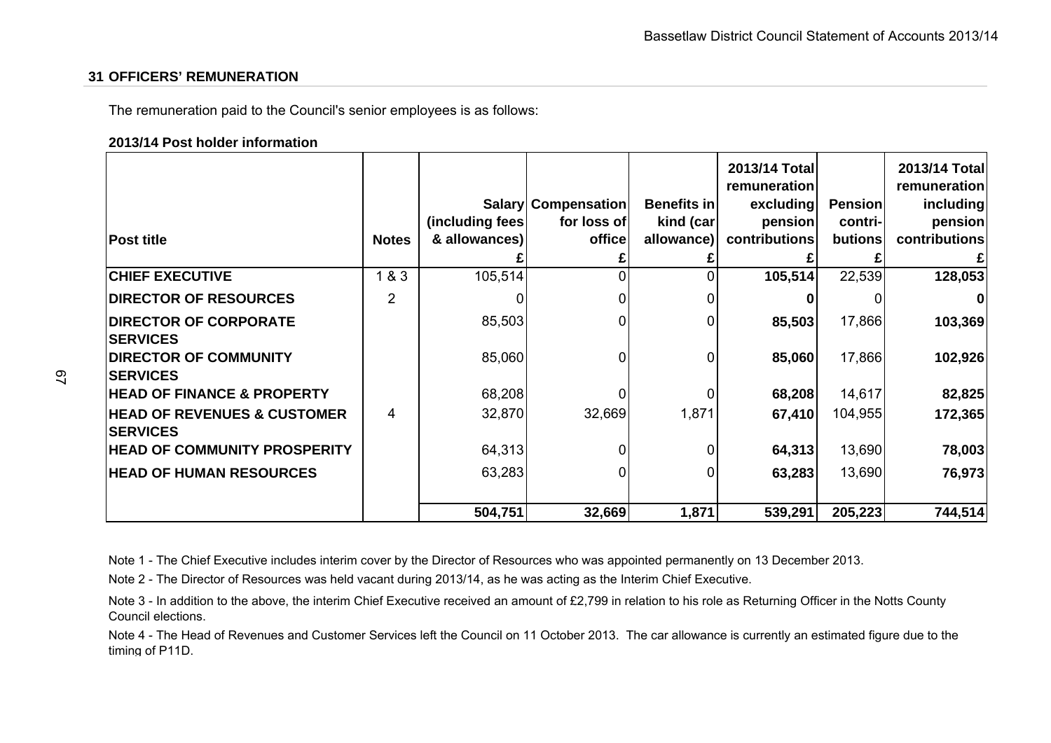## 31 OFFICERS' REMUNERATION

The remuneration paid to the Council's senior employees is as follows:

**2013/14 Post holder information**

| Post title | Notes | Salary (including fees & allowances) £ | Compensation for loss of office £ | Benefits in kind (car allowance) £ | 2013/14 Total remuneration excluding pension contributions £ | Pension contri-butions £ | 2013/14 Total remuneration including pension contributions £ |
|---|---|---|---|---|---|---|---|
| **CHIEF EXECUTIVE** | 1 & 3 | 105,514 | 0 | 0 | **105,514** | 22,539 | **128,053** |
| **DIRECTOR OF RESOURCES** | 2 | 0 | 0 | 0 | **0** | 0 | **0** |
| **DIRECTOR OF CORPORATE SERVICES** | | 85,503 | 0 | 0 | **85,503** | 17,866 | **103,369** |
| **DIRECTOR OF COMMUNITY SERVICES** | | 85,060 | 0 | 0 | **85,060** | 17,866 | **102,926** |
| **HEAD OF FINANCE & PROPERTY** | | 68,208 | 0 | 0 | **68,208** | 14,617 | **82,825** |
| **HEAD OF REVENUES & CUSTOMER SERVICES** | 4 | 32,870 | 32,669 | 1,871 | **67,410** | 104,955 | **172,365** |
| **HEAD OF COMMUNITY PROSPERITY** | | 64,313 | 0 | 0 | **64,313** | 13,690 | **78,003** |
| **HEAD OF HUMAN RESOURCES** | | 63,283 | 0 | 0 | **63,283** | 13,690 | **76,973** |
| | | **504,751** | **32,669** | **1,871** | **539,291** | **205,223** | **744,514** |

Note 1 - The Chief Executive includes interim cover by the Director of Resources who was appointed permanently on 13 December 2013.

Note 2 - The Director of Resources was held vacant during 2013/14, as he was acting as the Interim Chief Executive.

Note 3 - In addition to the above, the interim Chief Executive received an amount of £2,799 in relation to his role as Returning Officer in the Notts County Council elections.

Note 4 - The Head of Revenues and Customer Services left the Council on 11 October 2013. The car allowance is currently an estimated figure due to the timing of P11D.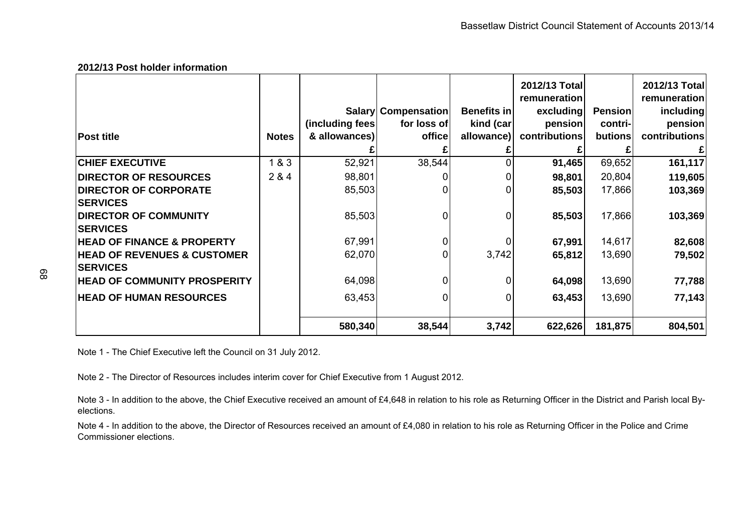**2012/13 Post holder information**

| Post title | Notes | Salary (including fees & allowances) £ | Compensation for loss of office £ | Benefits in kind (car allowance) £ | 2012/13 Total remuneration excluding pension contributions £ | Pension contri-butions £ | 2012/13 Total remuneration including pension contributions £ |
|---|---|---|---|---|---|---|---|
| **CHIEF EXECUTIVE** | 1 & 3 | 52,921 | 38,544 | 0 | **91,465** | 69,652 | **161,117** |
| **DIRECTOR OF RESOURCES** | 2 & 4 | 98,801 | 0 | 0 | **98,801** | 20,804 | **119,605** |
| **DIRECTOR OF CORPORATE SERVICES** | | 85,503 | 0 | 0 | **85,503** | 17,866 | **103,369** |
| **DIRECTOR OF COMMUNITY SERVICES** | | 85,503 | 0 | 0 | **85,503** | 17,866 | **103,369** |
| **HEAD OF FINANCE & PROPERTY** | | 67,991 | 0 | 0 | **67,991** | 14,617 | **82,608** |
| **HEAD OF REVENUES & CUSTOMER SERVICES** | | 62,070 | 0 | 3,742 | **65,812** | 13,690 | **79,502** |
| **HEAD OF COMMUNITY PROSPERITY** | | 64,098 | 0 | 0 | **64,098** | 13,690 | **77,788** |
| **HEAD OF HUMAN RESOURCES** | | 63,453 | 0 | 0 | **63,453** | 13,690 | **77,143** |
| | | **580,340** | **38,544** | **3,742** | **622,626** | **181,875** | **804,501** |

Note 1 - The Chief Executive left the Council on 31 July 2012.

Note 2 - The Director of Resources includes interim cover for Chief Executive from 1 August 2012.

Note 3 - In addition to the above, the Chief Executive received an amount of £4,648 in relation to his role as Returning Officer in the District and Parish local By-elections.

Note 4 - In addition to the above, the Director of Resources received an amount of £4,080 in relation to his role as Returning Officer in the Police and Crime Commissioner elections.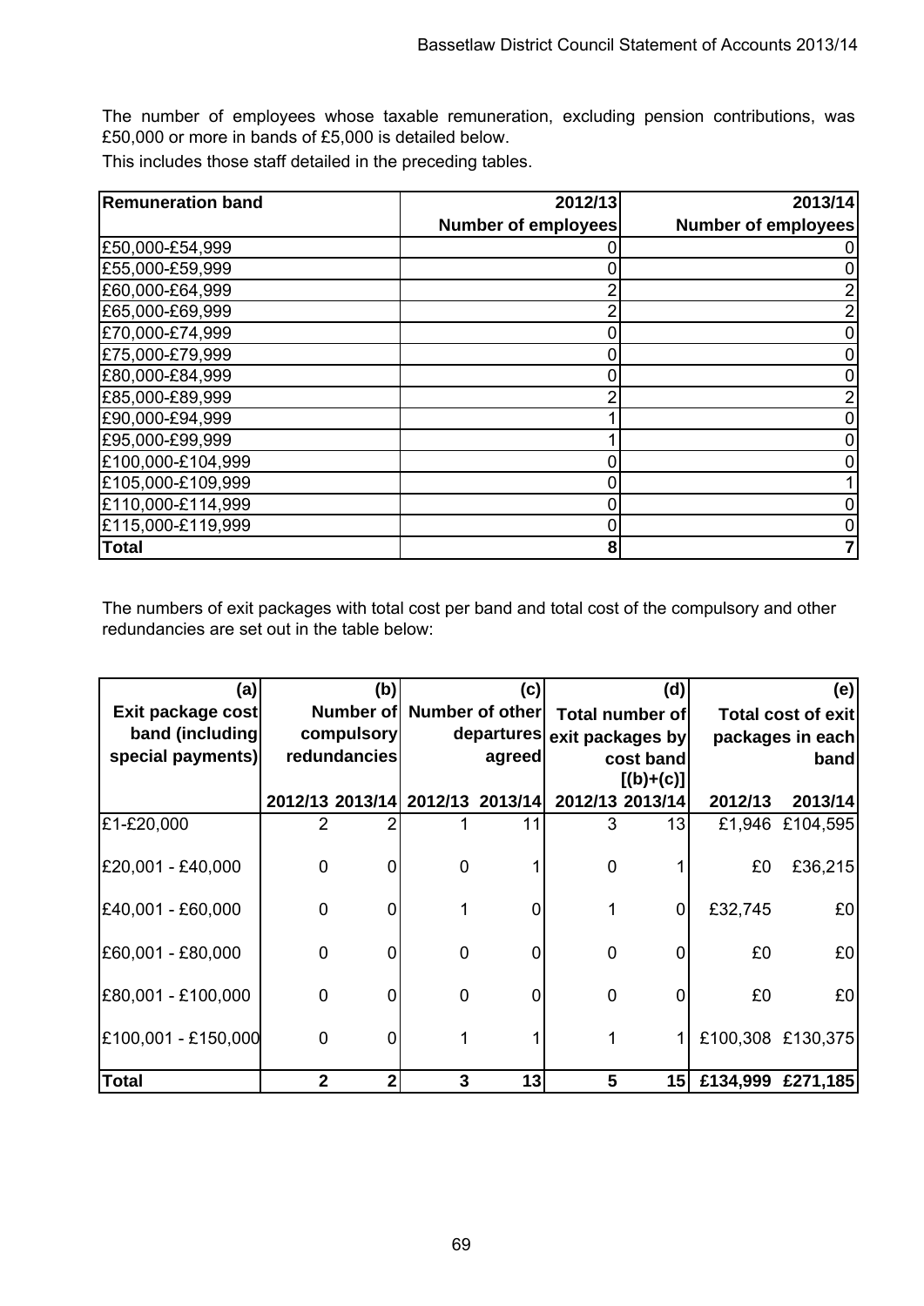The number of employees whose taxable remuneration, excluding pension contributions, was £50,000 or more in bands of £5,000 is detailed below.

This includes those staff detailed in the preceding tables.

| Remuneration band | 2012/13 Number of employees | 2013/14 Number of employees |
|---|---|---|
| £50,000-£54,999 | 0 | 0 |
| £55,000-£59,999 | 0 | 0 |
| £60,000-£64,999 | 2 | 2 |
| £65,000-£69,999 | 2 | 2 |
| £70,000-£74,999 | 0 | 0 |
| £75,000-£79,999 | 0 | 0 |
| £80,000-£84,999 | 0 | 0 |
| £85,000-£89,999 | 2 | 2 |
| £90,000-£94,999 | 1 | 0 |
| £95,000-£99,999 | 1 | 0 |
| £100,000-£104,999 | 0 | 0 |
| £105,000-£109,999 | 0 | 1 |
| £110,000-£114,999 | 0 | 0 |
| £115,000-£119,999 | 0 | 0 |
| **Total** | **8** | **7** |

The numbers of exit packages with total cost per band and total cost of the compulsory and other redundancies are set out in the table below:

| (a) Exit package cost band (including special payments) | (b) Number of compulsory redundancies | | (c) Number of other departures agreed | | (d) Total number of exit packages by cost band [(b)+(c)] | | (e) Total cost of exit packages in each band | |
|---|---|---|---|---|---|---|---|---|
| | 2012/13 | 2013/14 | 2012/13 | 2013/14 | 2012/13 | 2013/14 | 2012/13 | 2013/14 |
| £1-£20,000 | 2 | 2 | 1 | 11 | 3 | 13 | £1,946 | £104,595 |
| £20,001 - £40,000 | 0 | 0 | 0 | 1 | 0 | 1 | £0 | £36,215 |
| £40,001 - £60,000 | 0 | 0 | 1 | 0 | 1 | 0 | £32,745 | £0 |
| £60,001 - £80,000 | 0 | 0 | 0 | 0 | 0 | 0 | £0 | £0 |
| £80,001 - £100,000 | 0 | 0 | 0 | 0 | 0 | 0 | £0 | £0 |
| £100,001 - £150,000 | 0 | 0 | 1 | 1 | 1 | 1 | £100,308 | £130,375 |
| **Total** | **2** | **2** | **3** | **13** | **5** | **15** | **£134,999** | **£271,185** |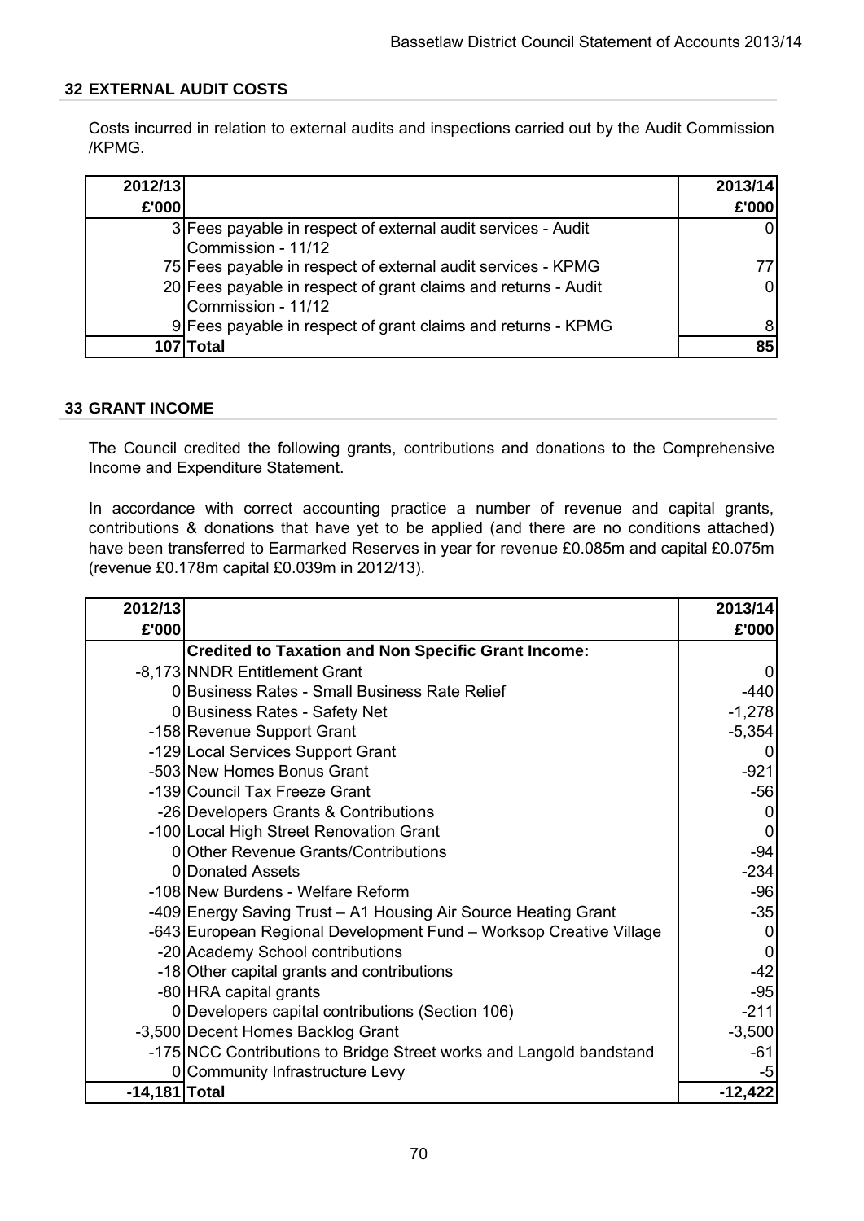## 32 EXTERNAL AUDIT COSTS

Costs incurred in relation to external audits and inspections carried out by the Audit Commission /KPMG.

| 2012/13 £'000 | | 2013/14 £'000 |
|---|---|---|
| 3 | Fees payable in respect of external audit services - Audit Commission - 11/12 | 0 |
| 75 | Fees payable in respect of external audit services - KPMG | 77 |
| 20 | Fees payable in respect of grant claims and returns - Audit Commission - 11/12 | 0 |
| 9 | Fees payable in respect of grant claims and returns - KPMG | 8 |
| **107** | **Total** | **85** |

## 33 GRANT INCOME

The Council credited the following grants, contributions and donations to the Comprehensive Income and Expenditure Statement.

In accordance with correct accounting practice a number of revenue and capital grants, contributions & donations that have yet to be applied (and there are no conditions attached) have been transferred to Earmarked Reserves in year for revenue £0.085m and capital £0.075m (revenue £0.178m capital £0.039m in 2012/13).

| 2012/13 £'000 | | 2013/14 £'000 |
|---|---|---|
| | **Credited to Taxation and Non Specific Grant Income:** | |
| -8,173 | NNDR Entitlement Grant | 0 |
| 0 | Business Rates - Small Business Rate Relief | -440 |
| 0 | Business Rates - Safety Net | -1,278 |
| -158 | Revenue Support Grant | -5,354 |
| -129 | Local Services Support Grant | 0 |
| -503 | New Homes Bonus Grant | -921 |
| -139 | Council Tax Freeze Grant | -56 |
| -26 | Developers Grants & Contributions | 0 |
| -100 | Local High Street Renovation Grant | 0 |
| 0 | Other Revenue Grants/Contributions | -94 |
| 0 | Donated Assets | -234 |
| -108 | New Burdens - Welfare Reform | -96 |
| -409 | Energy Saving Trust – A1 Housing Air Source Heating Grant | -35 |
| -643 | European Regional Development Fund – Worksop Creative Village | 0 |
| -20 | Academy School contributions | 0 |
| -18 | Other capital grants and contributions | -42 |
| -80 | HRA capital grants | -95 |
| 0 | Developers capital contributions (Section 106) | -211 |
| -3,500 | Decent Homes Backlog Grant | -3,500 |
| -175 | NCC Contributions to Bridge Street works and Langold bandstand | -61 |
| 0 | Community Infrastructure Levy | -5 |
| **-14,181** | **Total** | **-12,422** |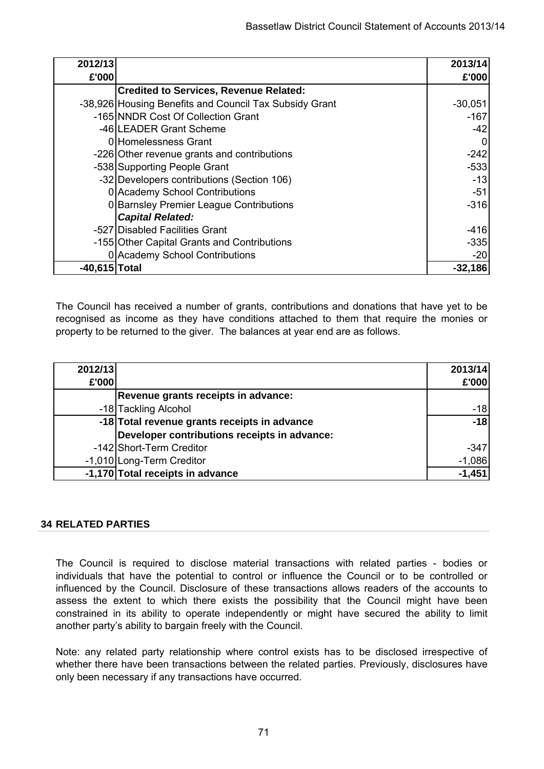| 2012/13 £'000 | | 2013/14 £'000 |
|---|---|---|
| | **Credited to Services, Revenue Related:** | |
| -38,926 | Housing Benefits and Council Tax Subsidy Grant | -30,051 |
| -165 | NNDR Cost Of Collection Grant | -167 |
| -46 | LEADER Grant Scheme | -42 |
| 0 | Homelessness Grant | 0 |
| -226 | Other revenue grants and contributions | -242 |
| -538 | Supporting People Grant | -533 |
| -32 | Developers contributions (Section 106) | -13 |
| 0 | Academy School Contributions | -51 |
| 0 | Barnsley Premier League Contributions | -316 |
| | ***Capital Related:*** | |
| -527 | Disabled Facilities Grant | -416 |
| -155 | Other Capital Grants and Contributions | -335 |
| 0 | Academy School Contributions | -20 |
| **-40,615** | **Total** | **-32,186** |

The Council has received a number of grants, contributions and donations that have yet to be recognised as income as they have conditions attached to them that require the monies or property to be returned to the giver. The balances at year end are as follows.

| 2012/13 £'000 | | 2013/14 £'000 |
|---|---|---|
| | **Revenue grants receipts in advance:** | |
| -18 | Tackling Alcohol | -18 |
| **-18** | **Total revenue grants receipts in advance** | **-18** |
| | **Developer contributions receipts in advance:** | |
| -142 | Short-Term Creditor | -347 |
| -1,010 | Long-Term Creditor | -1,086 |
| **-1,170** | **Total receipts in advance** | **-1,451** |

## 34 RELATED PARTIES

The Council is required to disclose material transactions with related parties - bodies or individuals that have the potential to control or influence the Council or to be controlled or influenced by the Council. Disclosure of these transactions allows readers of the accounts to assess the extent to which there exists the possibility that the Council might have been constrained in its ability to operate independently or might have secured the ability to limit another party's ability to bargain freely with the Council.

Note: any related party relationship where control exists has to be disclosed irrespective of whether there have been transactions between the related parties. Previously, disclosures have only been necessary if any transactions have occurred.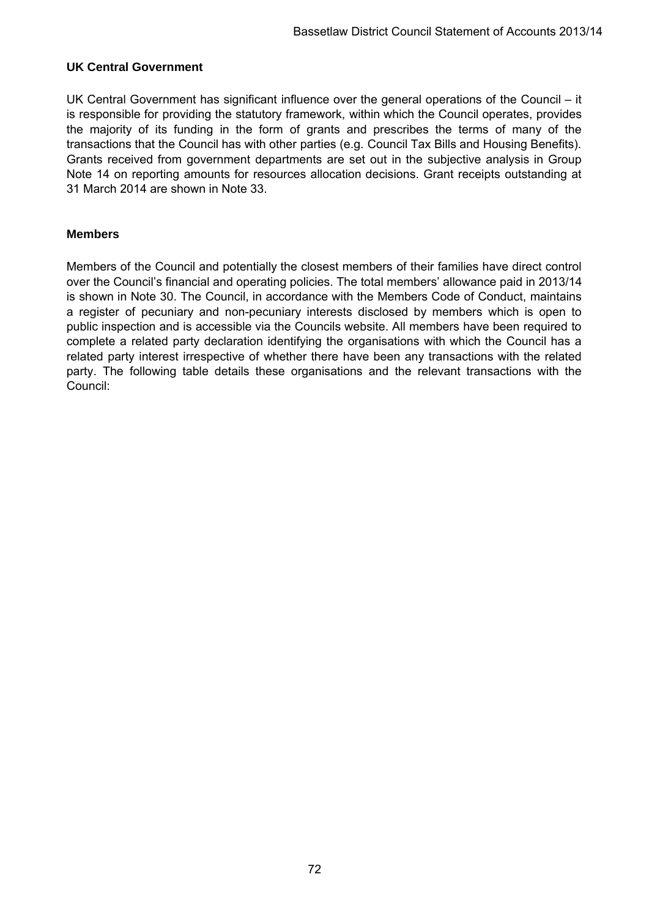**UK Central Government**

UK Central Government has significant influence over the general operations of the Council – it is responsible for providing the statutory framework, within which the Council operates, provides the majority of its funding in the form of grants and prescribes the terms of many of the transactions that the Council has with other parties (e.g. Council Tax Bills and Housing Benefits). Grants received from government departments are set out in the subjective analysis in Group Note 14 on reporting amounts for resources allocation decisions. Grant receipts outstanding at 31 March 2014 are shown in Note 33.

**Members**

Members of the Council and potentially the closest members of their families have direct control over the Council's financial and operating policies. The total members' allowance paid in 2013/14 is shown in Note 30. The Council, in accordance with the Members Code of Conduct, maintains a register of pecuniary and non-pecuniary interests disclosed by members which is open to public inspection and is accessible via the Councils website. All members have been required to complete a related party declaration identifying the organisations with which the Council has a related party interest irrespective of whether there have been any transactions with the related party. The following table details these organisations and the relevant transactions with the Council: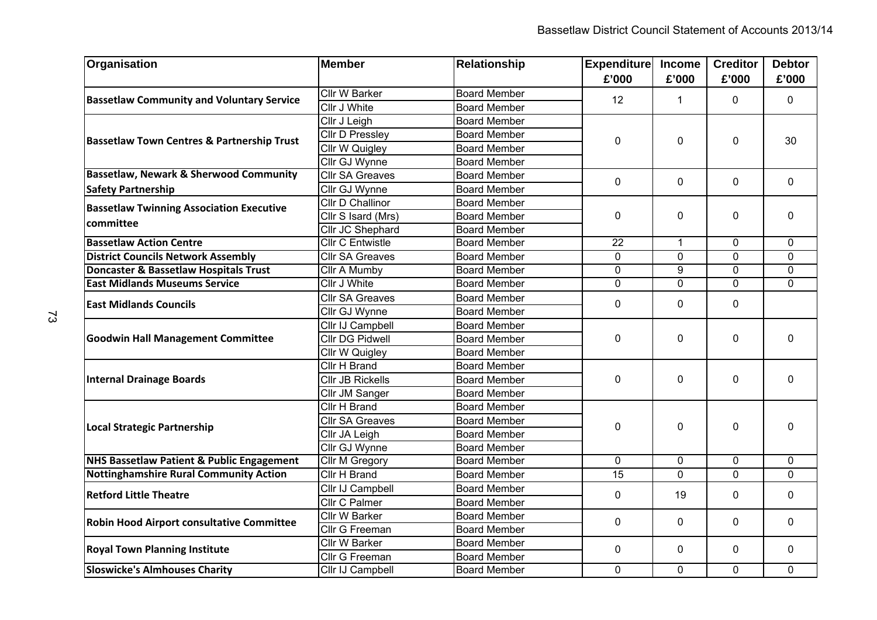| Organisation | Member | Relationship | Expenditure £'000 | Income £'000 | Creditor £'000 | Debtor £'000 |
|---|---|---|---|---|---|---|
| **Bassetlaw Community and Voluntary Service** | Cllr W Barker | Board Member | 12 | 1 | 0 | 0 |
| | Cllr J White | Board Member | | | | |
| **Bassetlaw Town Centres & Partnership Trust** | Cllr J Leigh | Board Member | 0 | 0 | 0 | 30 |
| | Cllr D Pressley | Board Member | | | | |
| | Cllr W Quigley | Board Member | | | | |
| | Cllr GJ Wynne | Board Member | | | | |
| **Bassetlaw, Newark & Sherwood Community Safety Partnership** | Cllr SA Greaves | Board Member | 0 | 0 | 0 | 0 |
| | Cllr GJ Wynne | Board Member | | | | |
| **Bassetlaw Twinning Association Executive committee** | Cllr D Challinor | Board Member | 0 | 0 | 0 | 0 |
| | Cllr S Isard (Mrs) | Board Member | | | | |
| | Cllr JC Shephard | Board Member | | | | |
| **Bassetlaw Action Centre** | Cllr C Entwistle | Board Member | 22 | 1 | 0 | 0 |
| **District Councils Network Assembly** | Cllr SA Greaves | Board Member | 0 | 0 | 0 | 0 |
| **Doncaster & Bassetlaw Hospitals Trust** | Cllr A Mumby | Board Member | 0 | 9 | 0 | 0 |
| **East Midlands Museums Service** | Cllr J White | Board Member | 0 | 0 | 0 | 0 |
| **East Midlands Councils** | Cllr SA Greaves | Board Member | 0 | 0 | 0 | |
| | Cllr GJ Wynne | Board Member | | | | |
| **Goodwin Hall Management Committee** | Cllr IJ Campbell | Board Member | 0 | 0 | 0 | 0 |
| | Cllr DG Pidwell | Board Member | | | | |
| | Cllr W Quigley | Board Member | | | | |
| **Internal Drainage Boards** | Cllr H Brand | Board Member | 0 | 0 | 0 | 0 |
| | Cllr JB Rickells | Board Member | | | | |
| | Cllr JM Sanger | Board Member | | | | |
| **Local Strategic Partnership** | Cllr H Brand | Board Member | 0 | 0 | 0 | 0 |
| | Cllr SA Greaves | Board Member | | | | |
| | Cllr JA Leigh | Board Member | | | | |
| | Cllr GJ Wynne | Board Member | | | | |
| **NHS Bassetlaw Patient & Public Engagement** | Cllr M Gregory | Board Member | 0 | 0 | 0 | 0 |
| **Nottinghamshire Rural Community Action** | Cllr H Brand | Board Member | 15 | 0 | 0 | 0 |
| **Retford Little Theatre** | Cllr IJ Campbell | Board Member | 0 | 19 | 0 | 0 |
| | Cllr C Palmer | Board Member | | | | |
| **Robin Hood Airport consultative Committee** | Cllr W Barker | Board Member | 0 | 0 | 0 | 0 |
| | Cllr G Freeman | Board Member | | | | |
| **Royal Town Planning Institute** | Cllr W Barker | Board Member | 0 | 0 | 0 | 0 |
| | Cllr G Freeman | Board Member | | | | |
| **Sloswicke's Almhouses Charity** | Cllr IJ Campbell | Board Member | 0 | 0 | 0 | 0 |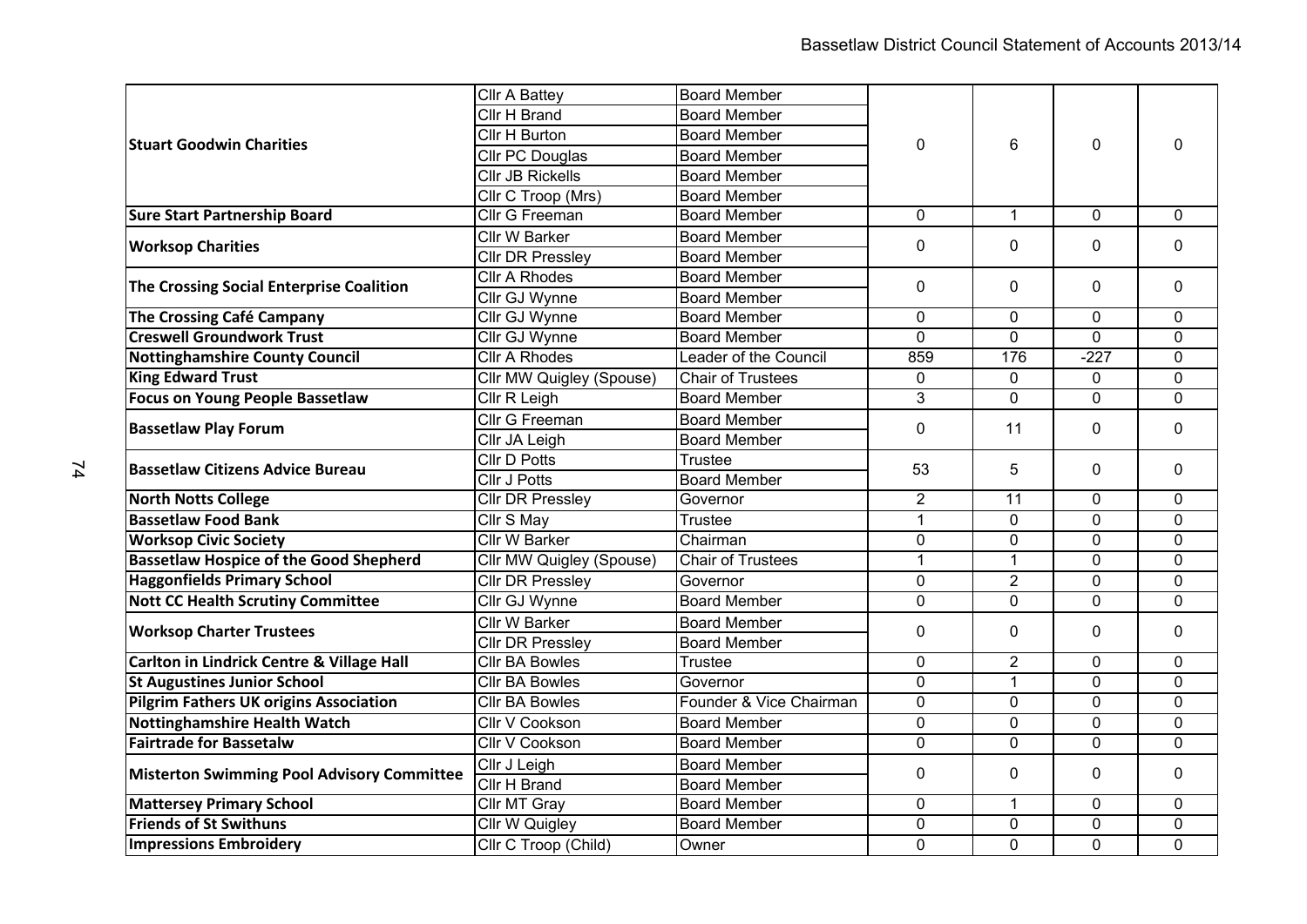| | | | | | | |
|---|---|---|---|---|---|---|
| **Stuart Goodwin Charities** | Cllr A Battey | Board Member | 0 | 6 | 0 | 0 |
| | Cllr H Brand | Board Member | | | | |
| | Cllr H Burton | Board Member | | | | |
| | Cllr PC Douglas | Board Member | | | | |
| | Cllr JB Rickells | Board Member | | | | |
| | Cllr C Troop (Mrs) | Board Member | | | | |
| **Sure Start Partnership Board** | Cllr G Freeman | Board Member | 0 | 1 | 0 | 0 |
| **Worksop Charities** | Cllr W Barker | Board Member | 0 | 0 | 0 | 0 |
| | Cllr DR Pressley | Board Member | | | | |
| **The Crossing Social Enterprise Coalition** | Cllr A Rhodes | Board Member | 0 | 0 | 0 | 0 |
| | Cllr GJ Wynne | Board Member | | | | |
| **The Crossing Café Campany** | Cllr GJ Wynne | Board Member | 0 | 0 | 0 | 0 |
| **Creswell Groundwork Trust** | Cllr GJ Wynne | Board Member | 0 | 0 | 0 | 0 |
| **Nottinghamshire County Council** | Cllr A Rhodes | Leader of the Council | 859 | 176 | -227 | 0 |
| **King Edward Trust** | Cllr MW Quigley (Spouse) | Chair of Trustees | 0 | 0 | 0 | 0 |
| **Focus on Young People Bassetlaw** | Cllr R Leigh | Board Member | 3 | 0 | 0 | 0 |
| **Bassetlaw Play Forum** | Cllr G Freeman | Board Member | 0 | 11 | 0 | 0 |
| | Cllr JA Leigh | Board Member | | | | |
| **Bassetlaw Citizens Advice Bureau** | Cllr D Potts | Trustee | 53 | 5 | 0 | 0 |
| | Cllr J Potts | Board Member | | | | |
| **North Notts College** | Cllr DR Pressley | Governor | 2 | 11 | 0 | 0 |
| **Bassetlaw Food Bank** | Cllr S May | Trustee | 1 | 0 | 0 | 0 |
| **Worksop Civic Society** | Cllr W Barker | Chairman | 0 | 0 | 0 | 0 |
| **Bassetlaw Hospice of the Good Shepherd** | Cllr MW Quigley (Spouse) | Chair of Trustees | 1 | 1 | 0 | 0 |
| **Haggonfields Primary School** | Cllr DR Pressley | Governor | 0 | 2 | 0 | 0 |
| **Nott CC Health Scrutiny Committee** | Cllr GJ Wynne | Board Member | 0 | 0 | 0 | 0 |
| **Worksop Charter Trustees** | Cllr W Barker | Board Member | 0 | 0 | 0 | 0 |
| | Cllr DR Pressley | Board Member | | | | |
| **Carlton in Lindrick Centre & Village Hall** | Cllr BA Bowles | Trustee | 0 | 2 | 0 | 0 |
| **St Augustines Junior School** | Cllr BA Bowles | Governor | 0 | 1 | 0 | 0 |
| **Pilgrim Fathers UK origins Association** | Cllr BA Bowles | Founder & Vice Chairman | 0 | 0 | 0 | 0 |
| **Nottinghamshire Health Watch** | Cllr V Cookson | Board Member | 0 | 0 | 0 | 0 |
| **Fairtrade for Bassetalw** | Cllr V Cookson | Board Member | 0 | 0 | 0 | 0 |
| **Misterton Swimming Pool Advisory Committee** | Cllr J Leigh | Board Member | 0 | 0 | 0 | 0 |
| | Cllr H Brand | Board Member | | | | |
| **Mattersey Primary School** | Cllr MT Gray | Board Member | 0 | 1 | 0 | 0 |
| **Friends of St Swithuns** | Cllr W Quigley | Board Member | 0 | 0 | 0 | 0 |
| **Impressions Embroidery** | Cllr C Troop (Child) | Owner | 0 | 0 | 0 | 0 |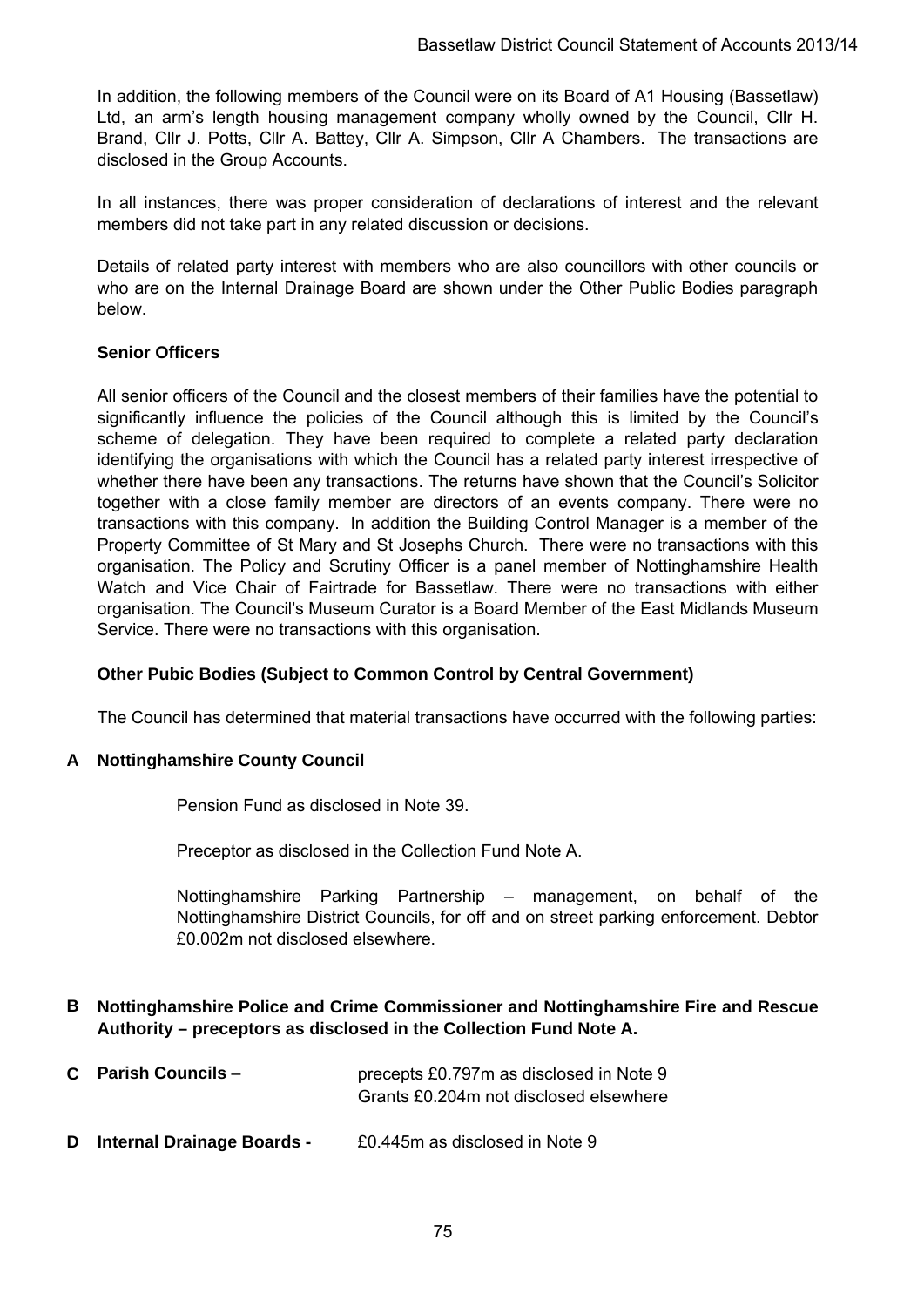In addition, the following members of the Council were on its Board of A1 Housing (Bassetlaw) Ltd, an arm's length housing management company wholly owned by the Council, Cllr H. Brand, Cllr J. Potts, Cllr A. Battey, Cllr A. Simpson, Cllr A Chambers. The transactions are disclosed in the Group Accounts.

In all instances, there was proper consideration of declarations of interest and the relevant members did not take part in any related discussion or decisions.

Details of related party interest with members who are also councillors with other councils or who are on the Internal Drainage Board are shown under the Other Public Bodies paragraph below.

**Senior Officers**

All senior officers of the Council and the closest members of their families have the potential to significantly influence the policies of the Council although this is limited by the Council's scheme of delegation. They have been required to complete a related party declaration identifying the organisations with which the Council has a related party interest irrespective of whether there have been any transactions. The returns have shown that the Council's Solicitor together with a close family member are directors of an events company. There were no transactions with this company. In addition the Building Control Manager is a member of the Property Committee of St Mary and St Josephs Church. There were no transactions with this organisation. The Policy and Scrutiny Officer is a panel member of Nottinghamshire Health Watch and Vice Chair of Fairtrade for Bassetlaw. There were no transactions with either organisation. The Council's Museum Curator is a Board Member of the East Midlands Museum Service. There were no transactions with this organisation.

**Other Pubic Bodies (Subject to Common Control by Central Government)**

The Council has determined that material transactions have occurred with the following parties:

**A Nottinghamshire County Council**

Pension Fund as disclosed in Note 39.

Preceptor as disclosed in the Collection Fund Note A.

Nottinghamshire Parking Partnership – management, on behalf of the Nottinghamshire District Councils, for off and on street parking enforcement. Debtor £0.002m not disclosed elsewhere.

**B Nottinghamshire Police and Crime Commissioner and Nottinghamshire Fire and Rescue Authority – preceptors as disclosed in the Collection Fund Note A.**

**C Parish Councils** – precepts £0.797m as disclosed in Note 9
Grants £0.204m not disclosed elsewhere

**D Internal Drainage Boards -** £0.445m as disclosed in Note 9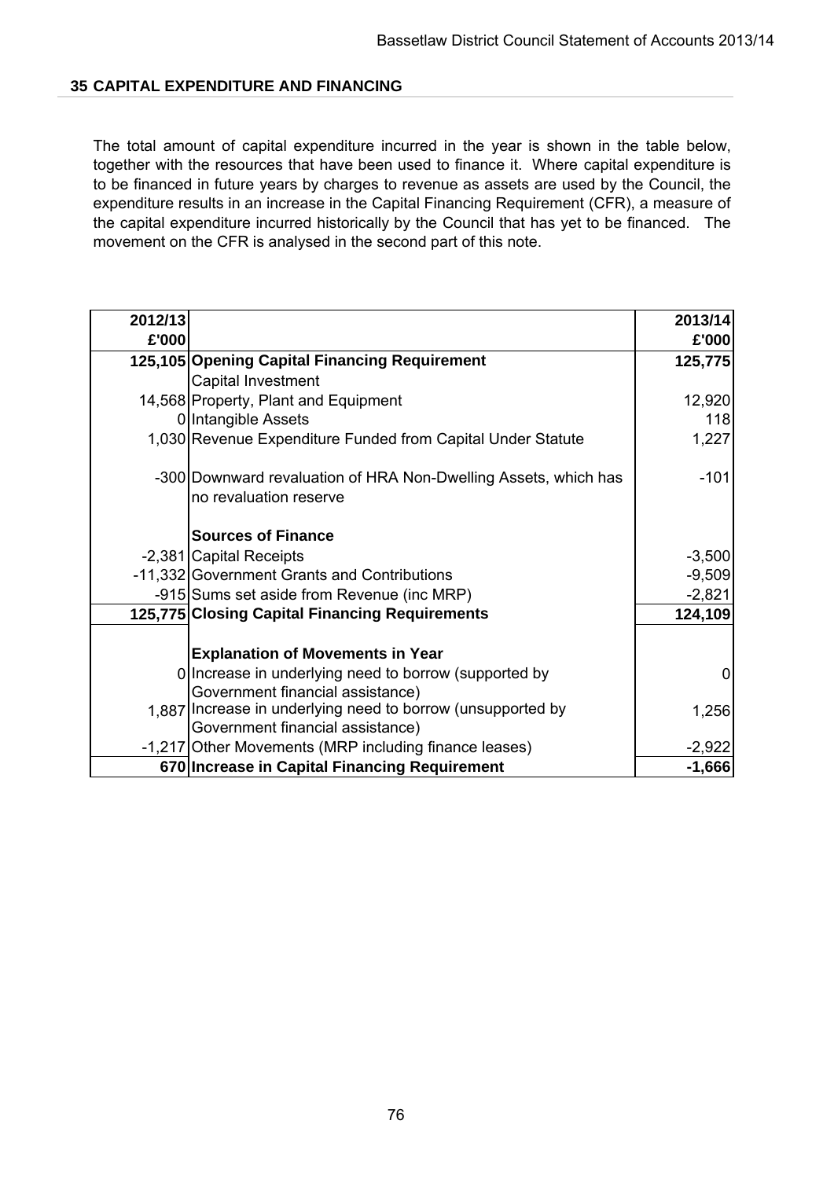## 35 CAPITAL EXPENDITURE AND FINANCING

The total amount of capital expenditure incurred in the year is shown in the table below, together with the resources that have been used to finance it. Where capital expenditure is to be financed in future years by charges to revenue as assets are used by the Council, the expenditure results in an increase in the Capital Financing Requirement (CFR), a measure of the capital expenditure incurred historically by the Council that has yet to be financed. The movement on the CFR is analysed in the second part of this note.

| 2012/13<br>£'000 | | 2013/14<br>£'000 |
|---|---|---|
| **125,105** | **Opening Capital Financing Requirement** | **125,775** |
| | Capital Investment | |
| 14,568 | Property, Plant and Equipment | 12,920 |
| 0 | Intangible Assets | 118 |
| 1,030 | Revenue Expenditure Funded from Capital Under Statute | 1,227 |
| -300 | Downward revaluation of HRA Non-Dwelling Assets, which has no revaluation reserve | -101 |
| | **Sources of Finance** | |
| -2,381 | Capital Receipts | -3,500 |
| -11,332 | Government Grants and Contributions | -9,509 |
| -915 | Sums set aside from Revenue (inc MRP) | -2,821 |
| **125,775** | **Closing Capital Financing Requirements** | **124,109** |
| | **Explanation of Movements in Year** | |
| 0 | Increase in underlying need to borrow (supported by Government financial assistance) | 0 |
| 1,887 | Increase in underlying need to borrow (unsupported by Government financial assistance) | 1,256 |
| -1,217 | Other Movements (MRP including finance leases) | -2,922 |
| **670** | **Increase in Capital Financing Requirement** | **-1,666** |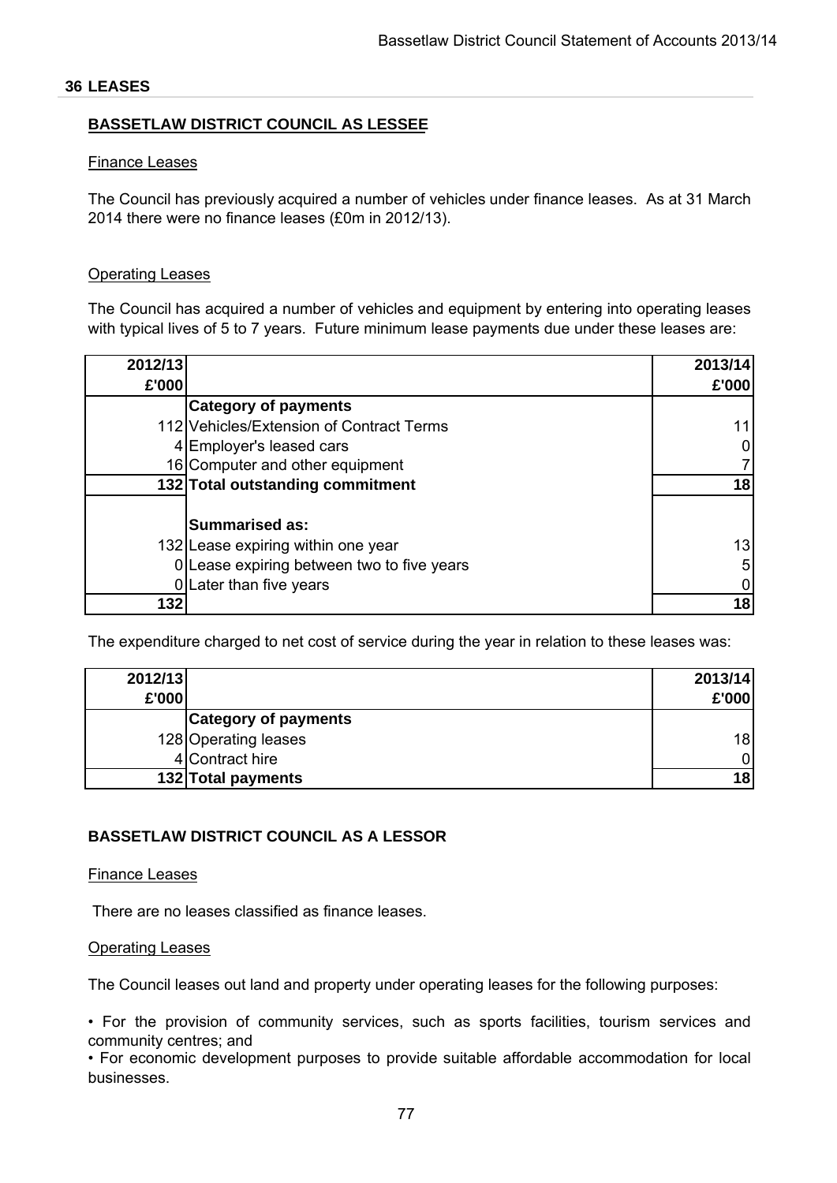## 36 LEASES

### BASSETLAW DISTRICT COUNCIL AS LESSEE

Finance Leases

The Council has previously acquired a number of vehicles under finance leases. As at 31 March 2014 there were no finance leases (£0m in 2012/13).

Operating Leases

The Council has acquired a number of vehicles and equipment by entering into operating leases with typical lives of 5 to 7 years. Future minimum lease payments due under these leases are:

| 2012/13 £'000 | | 2013/14 £'000 |
|---|---|---|
| | **Category of payments** | |
| 112 | Vehicles/Extension of Contract Terms | 11 |
| 4 | Employer's leased cars | 0 |
| 16 | Computer and other equipment | 7 |
| **132** | **Total outstanding commitment** | **18** |
| | | |
| | **Summarised as:** | |
| 132 | Lease expiring within one year | 13 |
| 0 | Lease expiring between two to five years | 5 |
| 0 | Later than five years | 0 |
| **132** | | **18** |

The expenditure charged to net cost of service during the year in relation to these leases was:

| 2012/13 £'000 | | 2013/14 £'000 |
|---|---|---|
| | **Category of payments** | |
| 128 | Operating leases | 18 |
| 4 | Contract hire | 0 |
| **132** | **Total payments** | **18** |

### BASSETLAW DISTRICT COUNCIL AS A LESSOR

Finance Leases

There are no leases classified as finance leases.

Operating Leases

The Council leases out land and property under operating leases for the following purposes:

- For the provision of community services, such as sports facilities, tourism services and community centres; and
- For economic development purposes to provide suitable affordable accommodation for local businesses.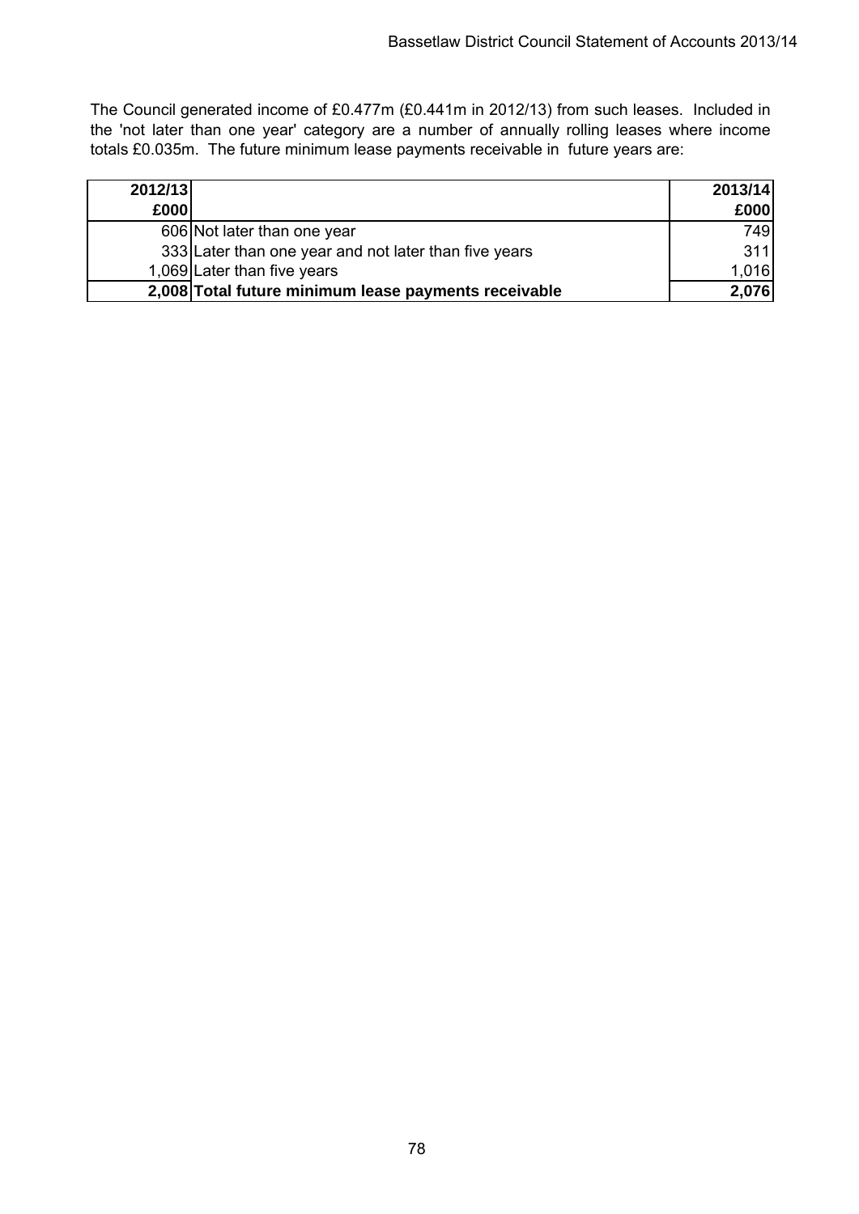The Council generated income of £0.477m (£0.441m in 2012/13) from such leases. Included in the 'not later than one year' category are a number of annually rolling leases where income totals £0.035m. The future minimum lease payments receivable in future years are:

| 2012/13<br>£000 | | 2013/14<br>£000 |
|---:|---|---:|
| 606 | Not later than one year | 749 |
| 333 | Later than one year and not later than five years | 311 |
| 1,069 | Later than five years | 1,016 |
| **2,008** | **Total future minimum lease payments receivable** | **2,076** |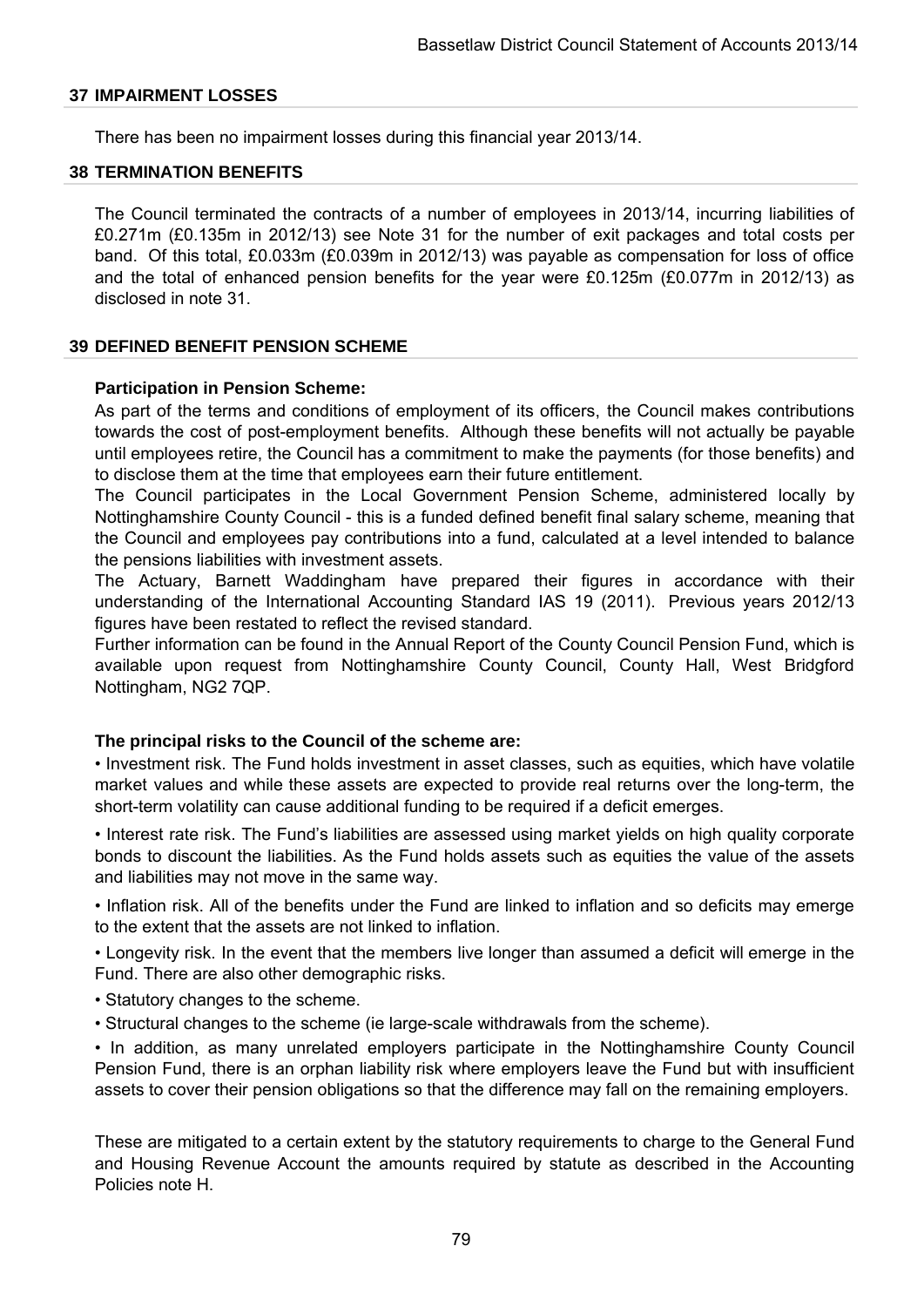## 37 IMPAIRMENT LOSSES

There has been no impairment losses during this financial year 2013/14.

## 38 TERMINATION BENEFITS

The Council terminated the contracts of a number of employees in 2013/14, incurring liabilities of £0.271m (£0.135m in 2012/13) see Note 31 for the number of exit packages and total costs per band. Of this total, £0.033m (£0.039m in 2012/13) was payable as compensation for loss of office and the total of enhanced pension benefits for the year were £0.125m (£0.077m in 2012/13) as disclosed in note 31.

## 39 DEFINED BENEFIT PENSION SCHEME

**Participation in Pension Scheme:**

As part of the terms and conditions of employment of its officers, the Council makes contributions towards the cost of post-employment benefits. Although these benefits will not actually be payable until employees retire, the Council has a commitment to make the payments (for those benefits) and to disclose them at the time that employees earn their future entitlement.

The Council participates in the Local Government Pension Scheme, administered locally by Nottinghamshire County Council - this is a funded defined benefit final salary scheme, meaning that the Council and employees pay contributions into a fund, calculated at a level intended to balance the pensions liabilities with investment assets.

The Actuary, Barnett Waddingham have prepared their figures in accordance with their understanding of the International Accounting Standard IAS 19 (2011). Previous years 2012/13 figures have been restated to reflect the revised standard.

Further information can be found in the Annual Report of the County Council Pension Fund, which is available upon request from Nottinghamshire County Council, County Hall, West Bridgford Nottingham, NG2 7QP.

**The principal risks to the Council of the scheme are:**

- Investment risk. The Fund holds investment in asset classes, such as equities, which have volatile market values and while these assets are expected to provide real returns over the long-term, the short-term volatility can cause additional funding to be required if a deficit emerges.
- Interest rate risk. The Fund's liabilities are assessed using market yields on high quality corporate bonds to discount the liabilities. As the Fund holds assets such as equities the value of the assets and liabilities may not move in the same way.
- Inflation risk. All of the benefits under the Fund are linked to inflation and so deficits may emerge to the extent that the assets are not linked to inflation.
- Longevity risk. In the event that the members live longer than assumed a deficit will emerge in the Fund. There are also other demographic risks.
- Statutory changes to the scheme.
- Structural changes to the scheme (ie large-scale withdrawals from the scheme).
- In addition, as many unrelated employers participate in the Nottinghamshire County Council Pension Fund, there is an orphan liability risk where employers leave the Fund but with insufficient assets to cover their pension obligations so that the difference may fall on the remaining employers.

These are mitigated to a certain extent by the statutory requirements to charge to the General Fund and Housing Revenue Account the amounts required by statute as described in the Accounting Policies note H.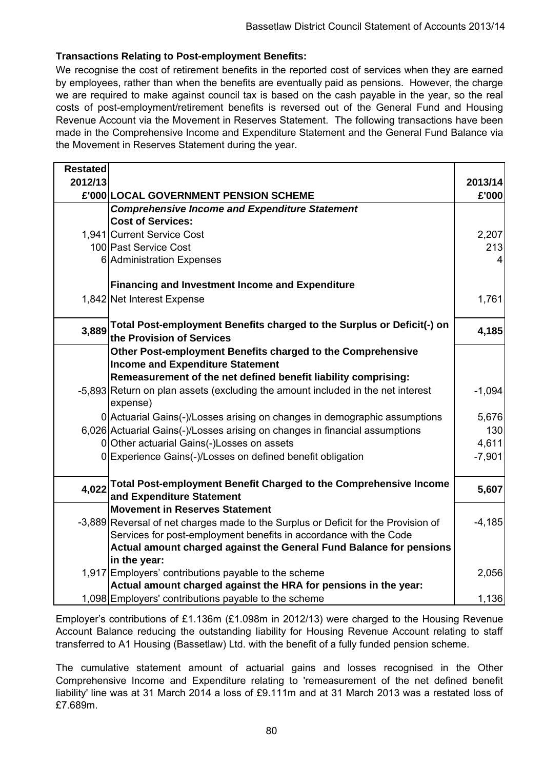**Transactions Relating to Post-employment Benefits:**

We recognise the cost of retirement benefits in the reported cost of services when they are earned by employees, rather than when the benefits are eventually paid as pensions. However, the charge we are required to make against council tax is based on the cash payable in the year, so the real costs of post-employment/retirement benefits is reversed out of the General Fund and Housing Revenue Account via the Movement in Reserves Statement. The following transactions have been made in the Comprehensive Income and Expenditure Statement and the General Fund Balance via the Movement in Reserves Statement during the year.

| Restated 2012/13 £'000 | LOCAL GOVERNMENT PENSION SCHEME | 2013/14 £'000 |
|---|---|---|
| | ***Comprehensive Income and Expenditure Statement*** | |
| | **Cost of Services:** | |
| 1,941 | Current Service Cost | 2,207 |
| 100 | Past Service Cost | 213 |
| 6 | Administration Expenses | 4 |
| | **Financing and Investment Income and Expenditure** | |
| 1,842 | Net Interest Expense | 1,761 |
| **3,889** | **Total Post-employment Benefits charged to the Surplus or Deficit(-) on the Provision of Services** | **4,185** |
| | **Other Post-employment Benefits charged to the Comprehensive Income and Expenditure Statement** | |
| | **Remeasurement of the net defined benefit liability comprising:** | |
| -5,893 | Return on plan assets (excluding the amount included in the net interest expense) | -1,094 |
| 0 | Actuarial Gains(-)/Losses arising on changes in demographic assumptions | 5,676 |
| 6,026 | Actuarial Gains(-)/Losses arising on changes in financial assumptions | 130 |
| 0 | Other actuarial Gains(-)Losses on assets | 4,611 |
| 0 | Experience Gains(-)/Losses on defined benefit obligation | -7,901 |
| **4,022** | **Total Post-employment Benefit Charged to the Comprehensive Income and Expenditure Statement** | **5,607** |
| | **Movement in Reserves Statement** | |
| -3,889 | Reversal of net charges made to the Surplus or Deficit for the Provision of Services for post-employment benefits in accordance with the Code | -4,185 |
| | **Actual amount charged against the General Fund Balance for pensions in the year:** | |
| 1,917 | Employers' contributions payable to the scheme | 2,056 |
| | **Actual amount charged against the HRA for pensions in the year:** | |
| 1,098 | Employers' contributions payable to the scheme | 1,136 |

Employer's contributions of £1.136m (£1.098m in 2012/13) were charged to the Housing Revenue Account Balance reducing the outstanding liability for Housing Revenue Account relating to staff transferred to A1 Housing (Bassetlaw) Ltd. with the benefit of a fully funded pension scheme.

The cumulative statement amount of actuarial gains and losses recognised in the Other Comprehensive Income and Expenditure relating to 'remeasurement of the net defined benefit liability' line was at 31 March 2014 a loss of £9.111m and at 31 March 2013 was a restated loss of £7.689m.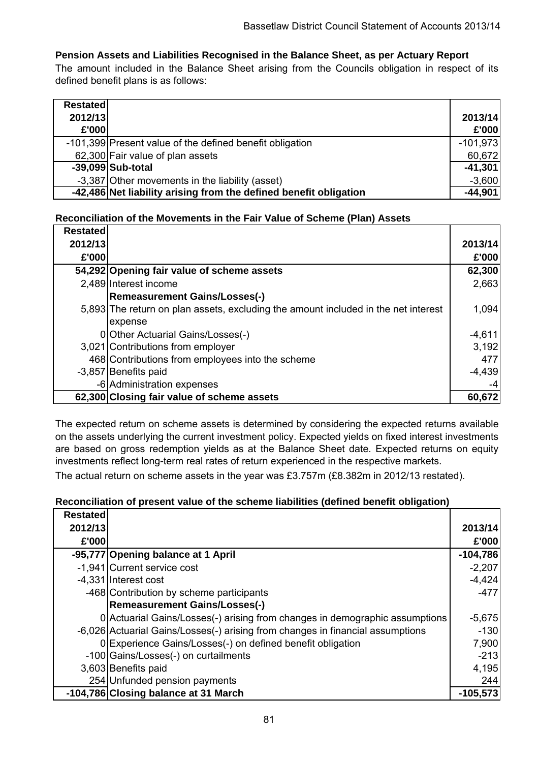### Pension Assets and Liabilities Recognised in the Balance Sheet, as per Actuary Report

The amount included in the Balance Sheet arising from the Councils obligation in respect of its defined benefit plans is as follows:

| Restated 2012/13 £'000 | | 2013/14 £'000 |
|---|---|---|
| -101,399 | Present value of the defined benefit obligation | -101,973 |
| 62,300 | Fair value of plan assets | 60,672 |
| **-39,099** | **Sub-total** | **-41,301** |
| -3,387 | Other movements in the liability (asset) | -3,600 |
| **-42,486** | **Net liability arising from the defined benefit obligation** | **-44,901** |

### Reconciliation of the Movements in the Fair Value of Scheme (Plan) Assets

| Restated 2012/13 £'000 | | 2013/14 £'000 |
|---|---|---|
| **54,292** | **Opening fair value of scheme assets** | **62,300** |
| 2,489 | Interest income | 2,663 |
| | **Remeasurement Gains/Losses(-)** | |
| 5,893 | The return on plan assets, excluding the amount included in the net interest expense | 1,094 |
| 0 | Other Actuarial Gains/Losses(-) | -4,611 |
| 3,021 | Contributions from employer | 3,192 |
| 468 | Contributions from employees into the scheme | 477 |
| -3,857 | Benefits paid | -4,439 |
| -6 | Administration expenses | -4 |
| **62,300** | **Closing fair value of scheme assets** | **60,672** |

The expected return on scheme assets is determined by considering the expected returns available on the assets underlying the current investment policy. Expected yields on fixed interest investments are based on gross redemption yields as at the Balance Sheet date. Expected returns on equity investments reflect long-term real rates of return experienced in the respective markets.

The actual return on scheme assets in the year was £3.757m (£8.382m in 2012/13 restated).

### Reconciliation of present value of the scheme liabilities (defined benefit obligation)

| Restated 2012/13 £'000 | | 2013/14 £'000 |
|---|---|---|
| **-95,777** | **Opening balance at 1 April** | **-104,786** |
| -1,941 | Current service cost | -2,207 |
| -4,331 | Interest cost | -4,424 |
| -468 | Contribution by scheme participants | -477 |
| | **Remeasurement Gains/Losses(-)** | |
| 0 | Actuarial Gains/Losses(-) arising from changes in demographic assumptions | -5,675 |
| -6,026 | Actuarial Gains/Losses(-) arising from changes in financial assumptions | -130 |
| 0 | Experience Gains/Losses(-) on defined benefit obligation | 7,900 |
| -100 | Gains/Losses(-) on curtailments | -213 |
| 3,603 | Benefits paid | 4,195 |
| 254 | Unfunded pension payments | 244 |
| **-104,786** | **Closing balance at 31 March** | **-105,573** |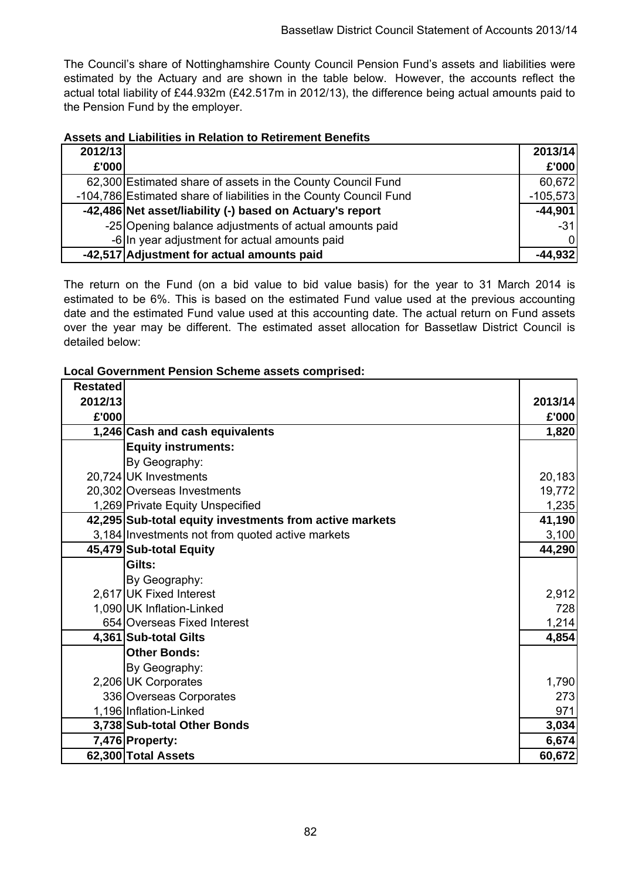The Council's share of Nottinghamshire County Council Pension Fund's assets and liabilities were estimated by the Actuary and are shown in the table below. However, the accounts reflect the actual total liability of £44.932m (£42.517m in 2012/13), the difference being actual amounts paid to the Pension Fund by the employer.

**Assets and Liabilities in Relation to Retirement Benefits**

| 2012/13<br>£'000 | | 2013/14<br>£'000 |
|---|---|---|
| 62,300 | Estimated share of assets in the County Council Fund | 60,672 |
| -104,786 | Estimated share of liabilities in the County Council Fund | -105,573 |
| **-42,486** | **Net asset/liability (-) based on Actuary's report** | **-44,901** |
| -25 | Opening balance adjustments of actual amounts paid | -31 |
| -6 | In year adjustment for actual amounts paid | 0 |
| **-42,517** | **Adjustment for actual amounts paid** | **-44,932** |

The return on the Fund (on a bid value to bid value basis) for the year to 31 March 2014 is estimated to be 6%. This is based on the estimated Fund value used at the previous accounting date and the estimated Fund value used at this accounting date. The actual return on Fund assets over the year may be different. The estimated asset allocation for Bassetlaw District Council is detailed below:

**Local Government Pension Scheme assets comprised:**

| Restated<br>2012/13<br>£'000 | | 2013/14<br>£'000 |
|---|---|---|
| **1,246** | **Cash and cash equivalents** | **1,820** |
| | **Equity instruments:** | |
| | By Geography: | |
| 20,724 | UK Investments | 20,183 |
| 20,302 | Overseas Investments | 19,772 |
| 1,269 | Private Equity Unspecified | 1,235 |
| **42,295** | **Sub-total equity investments from active markets** | **41,190** |
| 3,184 | Investments not from quoted active markets | 3,100 |
| **45,479** | **Sub-total Equity** | **44,290** |
| | **Gilts:** | |
| | By Geography: | |
| 2,617 | UK Fixed Interest | 2,912 |
| 1,090 | UK Inflation-Linked | 728 |
| 654 | Overseas Fixed Interest | 1,214 |
| **4,361** | **Sub-total Gilts** | **4,854** |
| | **Other Bonds:** | |
| | By Geography: | |
| 2,206 | UK Corporates | 1,790 |
| 336 | Overseas Corporates | 273 |
| 1,196 | Inflation-Linked | 971 |
| **3,738** | **Sub-total Other Bonds** | **3,034** |
| **7,476** | **Property:** | **6,674** |
| **62,300** | **Total Assets** | **60,672** |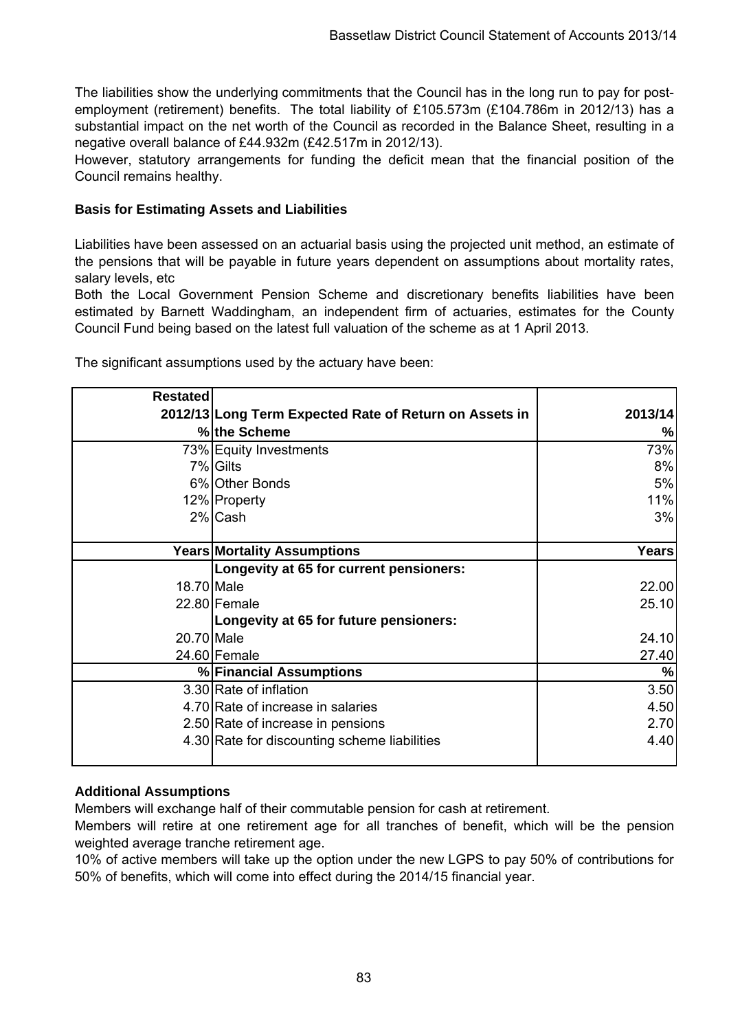The liabilities show the underlying commitments that the Council has in the long run to pay for post-employment (retirement) benefits. The total liability of £105.573m (£104.786m in 2012/13) has a substantial impact on the net worth of the Council as recorded in the Balance Sheet, resulting in a negative overall balance of £44.932m (£42.517m in 2012/13).

However, statutory arrangements for funding the deficit mean that the financial position of the Council remains healthy.

**Basis for Estimating Assets and Liabilities**

Liabilities have been assessed on an actuarial basis using the projected unit method, an estimate of the pensions that will be payable in future years dependent on assumptions about mortality rates, salary levels, etc

Both the Local Government Pension Scheme and discretionary benefits liabilities have been estimated by Barnett Waddingham, an independent firm of actuaries, estimates for the County Council Fund being based on the latest full valuation of the scheme as at 1 April 2013.

The significant assumptions used by the actuary have been:

| Restated 2012/13 % | Long Term Expected Rate of Return on Assets in the Scheme | 2013/14 % |
|---|---|---|
| 73% | Equity Investments | 73% |
| 7% | Gilts | 8% |
| 6% | Other Bonds | 5% |
| 12% | Property | 11% |
| 2% | Cash | 3% |
| **Years** | **Mortality Assumptions** | **Years** |
| | **Longevity at 65 for current pensioners:** | |
| 18.70 | Male | 22.00 |
| 22.80 | Female | 25.10 |
| | **Longevity at 65 for future pensioners:** | |
| 20.70 | Male | 24.10 |
| 24.60 | Female | 27.40 |
| **%** | **Financial Assumptions** | **%** |
| 3.30 | Rate of inflation | 3.50 |
| 4.70 | Rate of increase in salaries | 4.50 |
| 2.50 | Rate of increase in pensions | 2.70 |
| 4.30 | Rate for discounting scheme liabilities | 4.40 |

**Additional Assumptions**

Members will exchange half of their commutable pension for cash at retirement.

Members will retire at one retirement age for all tranches of benefit, which will be the pension weighted average tranche retirement age.

10% of active members will take up the option under the new LGPS to pay 50% of contributions for 50% of benefits, which will come into effect during the 2014/15 financial year.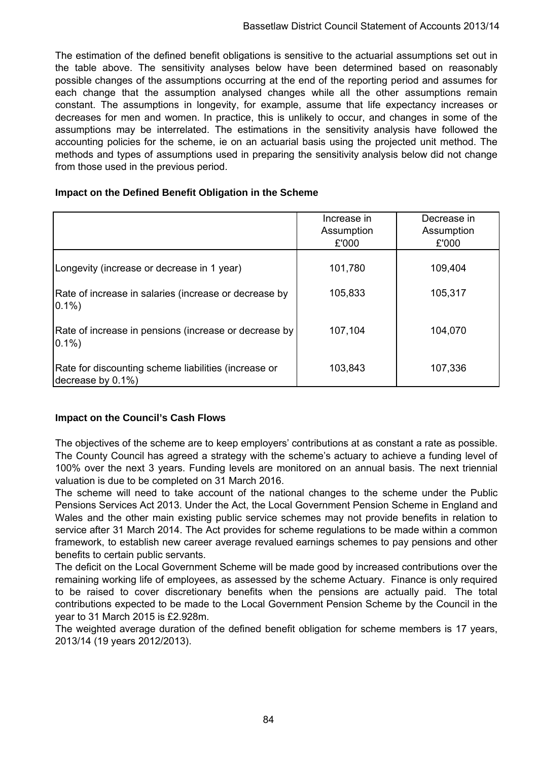The estimation of the defined benefit obligations is sensitive to the actuarial assumptions set out in the table above. The sensitivity analyses below have been determined based on reasonably possible changes of the assumptions occurring at the end of the reporting period and assumes for each change that the assumption analysed changes while all the other assumptions remain constant. The assumptions in longevity, for example, assume that life expectancy increases or decreases for men and women. In practice, this is unlikely to occur, and changes in some of the assumptions may be interrelated. The estimations in the sensitivity analysis have followed the accounting policies for the scheme, ie on an actuarial basis using the projected unit method. The methods and types of assumptions used in preparing the sensitivity analysis below did not change from those used in the previous period.

**Impact on the Defined Benefit Obligation in the Scheme**

| | Increase in Assumption £'000 | Decrease in Assumption £'000 |
|---|---|---|
| Longevity (increase or decrease in 1 year) | 101,780 | 109,404 |
| Rate of increase in salaries (increase or decrease by 0.1%) | 105,833 | 105,317 |
| Rate of increase in pensions (increase or decrease by 0.1%) | 107,104 | 104,070 |
| Rate for discounting scheme liabilities (increase or decrease by 0.1%) | 103,843 | 107,336 |

**Impact on the Council's Cash Flows**

The objectives of the scheme are to keep employers' contributions at as constant a rate as possible. The County Council has agreed a strategy with the scheme's actuary to achieve a funding level of 100% over the next 3 years. Funding levels are monitored on an annual basis. The next triennial valuation is due to be completed on 31 March 2016.

The scheme will need to take account of the national changes to the scheme under the Public Pensions Services Act 2013. Under the Act, the Local Government Pension Scheme in England and Wales and the other main existing public service schemes may not provide benefits in relation to service after 31 March 2014. The Act provides for scheme regulations to be made within a common framework, to establish new career average revalued earnings schemes to pay pensions and other benefits to certain public servants.

The deficit on the Local Government Scheme will be made good by increased contributions over the remaining working life of employees, as assessed by the scheme Actuary. Finance is only required to be raised to cover discretionary benefits when the pensions are actually paid. The total contributions expected to be made to the Local Government Pension Scheme by the Council in the year to 31 March 2015 is £2.928m.

The weighted average duration of the defined benefit obligation for scheme members is 17 years, 2013/14 (19 years 2012/2013).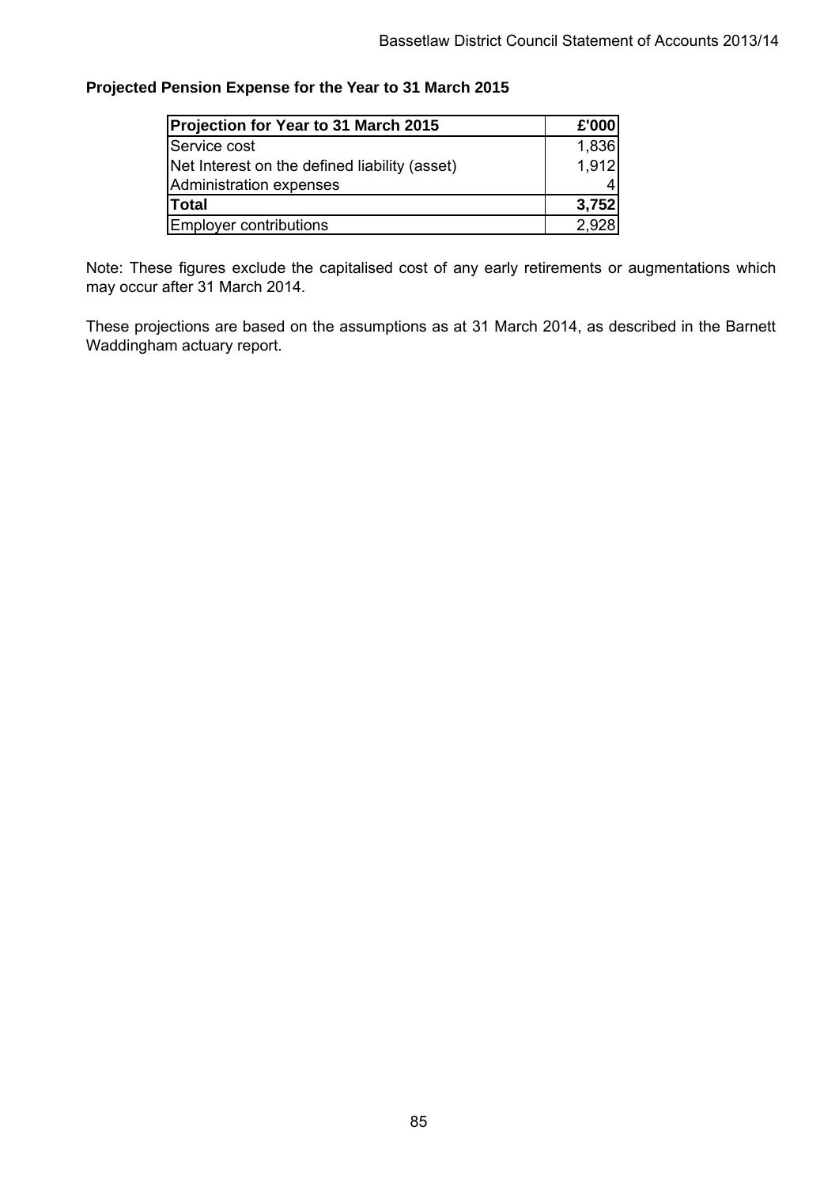**Projected Pension Expense for the Year to 31 March 2015**

| **Projection for Year to 31 March 2015** | **£'000** |
| --- | --- |
| Service cost | 1,836 |
| Net Interest on the defined liability (asset) | 1,912 |
| Administration expenses | 4 |
| **Total** | **3,752** |
| Employer contributions | 2,928 |

Note: These figures exclude the capitalised cost of any early retirements or augmentations which may occur after 31 March 2014.

These projections are based on the assumptions as at 31 March 2014, as described in the Barnett Waddingham actuary report.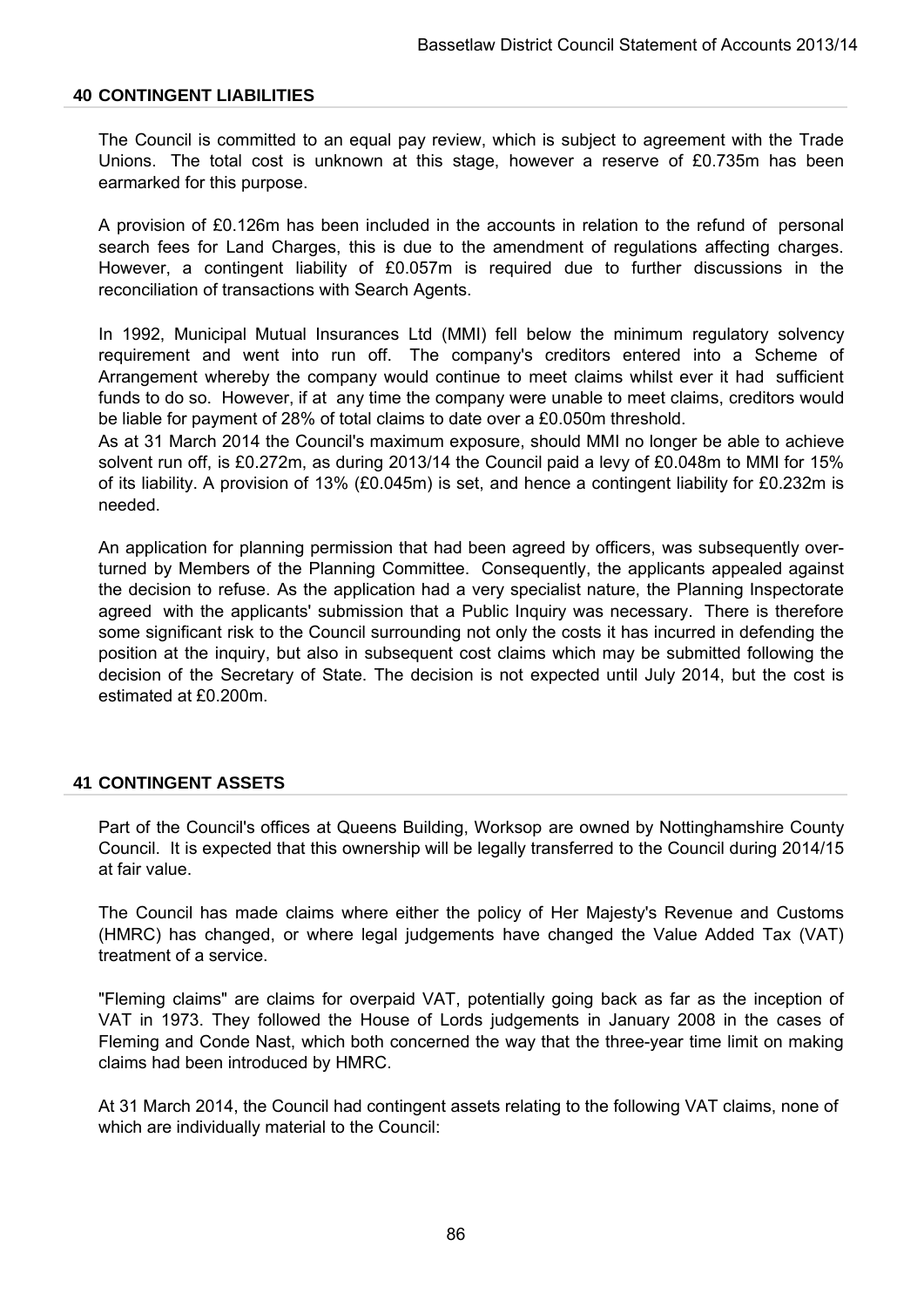## 40 CONTINGENT LIABILITIES

The Council is committed to an equal pay review, which is subject to agreement with the Trade Unions. The total cost is unknown at this stage, however a reserve of £0.735m has been earmarked for this purpose.

A provision of £0.126m has been included in the accounts in relation to the refund of personal search fees for Land Charges, this is due to the amendment of regulations affecting charges. However, a contingent liability of £0.057m is required due to further discussions in the reconciliation of transactions with Search Agents.

In 1992, Municipal Mutual Insurances Ltd (MMI) fell below the minimum regulatory solvency requirement and went into run off. The company's creditors entered into a Scheme of Arrangement whereby the company would continue to meet claims whilst ever it had sufficient funds to do so. However, if at any time the company were unable to meet claims, creditors would be liable for payment of 28% of total claims to date over a £0.050m threshold.
As at 31 March 2014 the Council's maximum exposure, should MMI no longer be able to achieve solvent run off, is £0.272m, as during 2013/14 the Council paid a levy of £0.048m to MMI for 15% of its liability. A provision of 13% (£0.045m) is set, and hence a contingent liability for £0.232m is needed.

An application for planning permission that had been agreed by officers, was subsequently over-turned by Members of the Planning Committee. Consequently, the applicants appealed against the decision to refuse. As the application had a very specialist nature, the Planning Inspectorate agreed with the applicants' submission that a Public Inquiry was necessary. There is therefore some significant risk to the Council surrounding not only the costs it has incurred in defending the position at the inquiry, but also in subsequent cost claims which may be submitted following the decision of the Secretary of State. The decision is not expected until July 2014, but the cost is estimated at £0.200m.

## 41 CONTINGENT ASSETS

Part of the Council's offices at Queens Building, Worksop are owned by Nottinghamshire County Council. It is expected that this ownership will be legally transferred to the Council during 2014/15 at fair value.

The Council has made claims where either the policy of Her Majesty's Revenue and Customs (HMRC) has changed, or where legal judgements have changed the Value Added Tax (VAT) treatment of a service.

"Fleming claims" are claims for overpaid VAT, potentially going back as far as the inception of VAT in 1973. They followed the House of Lords judgements in January 2008 in the cases of Fleming and Conde Nast, which both concerned the way that the three-year time limit on making claims had been introduced by HMRC.

At 31 March 2014, the Council had contingent assets relating to the following VAT claims, none of which are individually material to the Council: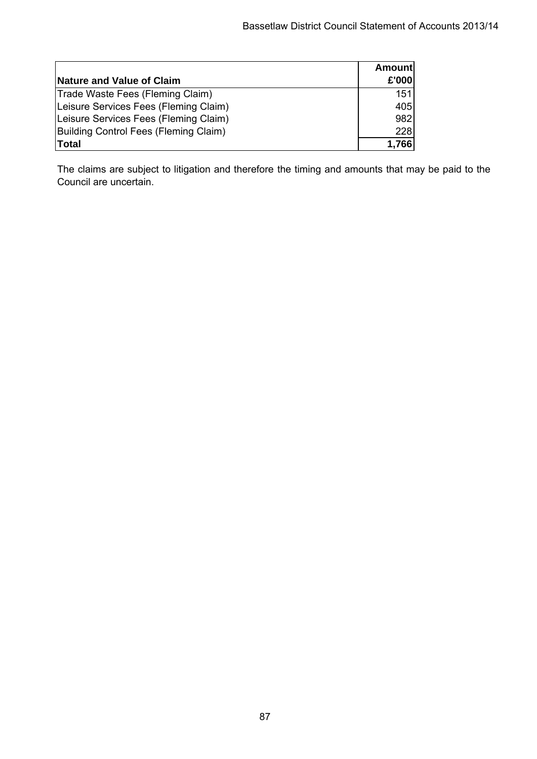| Nature and Value of Claim | Amount £'000 |
| --- | --- |
| Trade Waste Fees (Fleming Claim) | 151 |
| Leisure Services Fees (Fleming Claim) | 405 |
| Leisure Services Fees (Fleming Claim) | 982 |
| Building Control Fees (Fleming Claim) | 228 |
| **Total** | **1,766** |

The claims are subject to litigation and therefore the timing and amounts that may be paid to the Council are uncertain.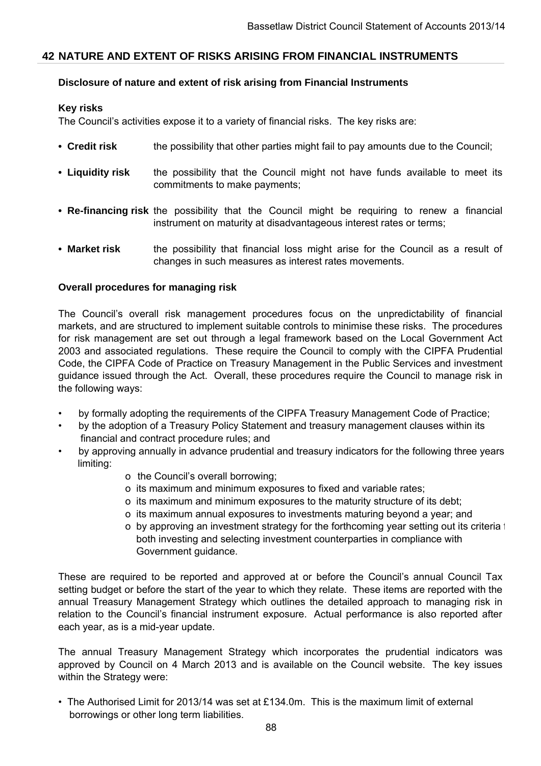## 42 NATURE AND EXTENT OF RISKS ARISING FROM FINANCIAL INSTRUMENTS

**Disclosure of nature and extent of risk arising from Financial Instruments**

**Key risks**

The Council's activities expose it to a variety of financial risks. The key risks are:

- **Credit risk** the possibility that other parties might fail to pay amounts due to the Council;
- **Liquidity risk** the possibility that the Council might not have funds available to meet its commitments to make payments;
- **Re-financing risk** the possibility that the Council might be requiring to renew a financial instrument on maturity at disadvantageous interest rates or terms;
- **Market risk** the possibility that financial loss might arise for the Council as a result of changes in such measures as interest rates movements.

**Overall procedures for managing risk**

The Council's overall risk management procedures focus on the unpredictability of financial markets, and are structured to implement suitable controls to minimise these risks. The procedures for risk management are set out through a legal framework based on the Local Government Act 2003 and associated regulations. These require the Council to comply with the CIPFA Prudential Code, the CIPFA Code of Practice on Treasury Management in the Public Services and investment guidance issued through the Act. Overall, these procedures require the Council to manage risk in the following ways:

- by formally adopting the requirements of the CIPFA Treasury Management Code of Practice;
- by the adoption of a Treasury Policy Statement and treasury management clauses within its financial and contract procedure rules; and
- by approving annually in advance prudential and treasury indicators for the following three years limiting:
  - the Council's overall borrowing;
  - its maximum and minimum exposures to fixed and variable rates;
  - its maximum and minimum exposures to the maturity structure of its debt;
  - its maximum annual exposures to investments maturing beyond a year; and
  - by approving an investment strategy for the forthcoming year setting out its criteria f both investing and selecting investment counterparties in compliance with Government guidance.

These are required to be reported and approved at or before the Council's annual Council Tax setting budget or before the start of the year to which they relate. These items are reported with the annual Treasury Management Strategy which outlines the detailed approach to managing risk in relation to the Council's financial instrument exposure. Actual performance is also reported after each year, as is a mid-year update.

The annual Treasury Management Strategy which incorporates the prudential indicators was approved by Council on 4 March 2013 and is available on the Council website. The key issues within the Strategy were:

- The Authorised Limit for 2013/14 was set at £134.0m. This is the maximum limit of external borrowings or other long term liabilities.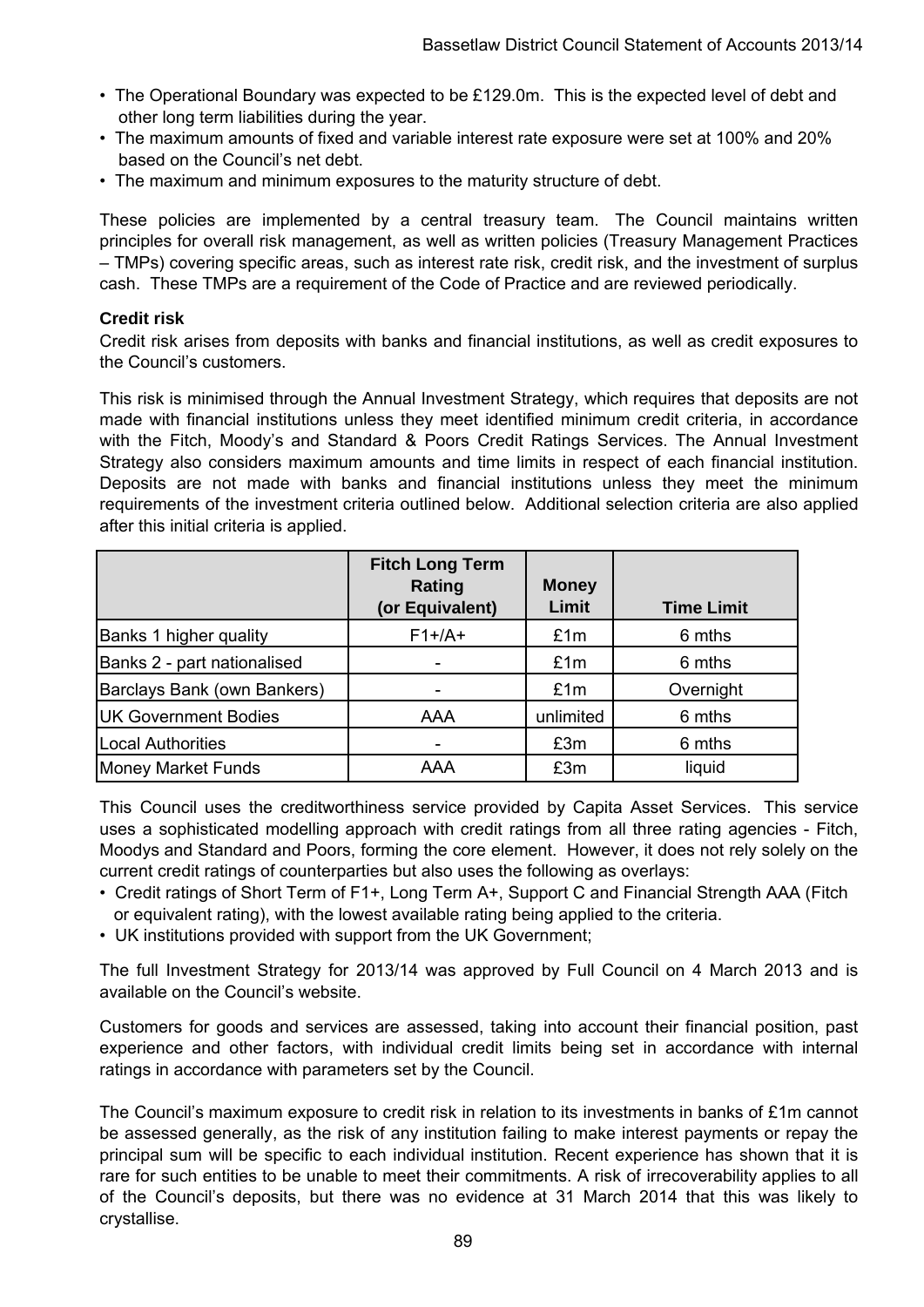- The Operational Boundary was expected to be £129.0m. This is the expected level of debt and other long term liabilities during the year.
- The maximum amounts of fixed and variable interest rate exposure were set at 100% and 20% based on the Council's net debt.
- The maximum and minimum exposures to the maturity structure of debt.

These policies are implemented by a central treasury team. The Council maintains written principles for overall risk management, as well as written policies (Treasury Management Practices – TMPs) covering specific areas, such as interest rate risk, credit risk, and the investment of surplus cash. These TMPs are a requirement of the Code of Practice and are reviewed periodically.

**Credit risk**

Credit risk arises from deposits with banks and financial institutions, as well as credit exposures to the Council's customers.

This risk is minimised through the Annual Investment Strategy, which requires that deposits are not made with financial institutions unless they meet identified minimum credit criteria, in accordance with the Fitch, Moody's and Standard & Poors Credit Ratings Services. The Annual Investment Strategy also considers maximum amounts and time limits in respect of each financial institution. Deposits are not made with banks and financial institutions unless they meet the minimum requirements of the investment criteria outlined below. Additional selection criteria are also applied after this initial criteria is applied.

| | Fitch Long Term Rating (or Equivalent) | Money Limit | Time Limit |
|---|---|---|---|
| Banks 1 higher quality | F1+/A+ | £1m | 6 mths |
| Banks 2 - part nationalised | - | £1m | 6 mths |
| Barclays Bank (own Bankers) | - | £1m | Overnight |
| UK Government Bodies | AAA | unlimited | 6 mths |
| Local Authorities | - | £3m | 6 mths |
| Money Market Funds | AAA | £3m | liquid |

This Council uses the creditworthiness service provided by Capita Asset Services. This service uses a sophisticated modelling approach with credit ratings from all three rating agencies - Fitch, Moodys and Standard and Poors, forming the core element. However, it does not rely solely on the current credit ratings of counterparties but also uses the following as overlays:

- Credit ratings of Short Term of F1+, Long Term A+, Support C and Financial Strength AAA (Fitch or equivalent rating), with the lowest available rating being applied to the criteria.
- UK institutions provided with support from the UK Government;

The full Investment Strategy for 2013/14 was approved by Full Council on 4 March 2013 and is available on the Council's website.

Customers for goods and services are assessed, taking into account their financial position, past experience and other factors, with individual credit limits being set in accordance with internal ratings in accordance with parameters set by the Council.

The Council's maximum exposure to credit risk in relation to its investments in banks of £1m cannot be assessed generally, as the risk of any institution failing to make interest payments or repay the principal sum will be specific to each individual institution. Recent experience has shown that it is rare for such entities to be unable to meet their commitments. A risk of irrecoverability applies to all of the Council's deposits, but there was no evidence at 31 March 2014 that this was likely to crystallise.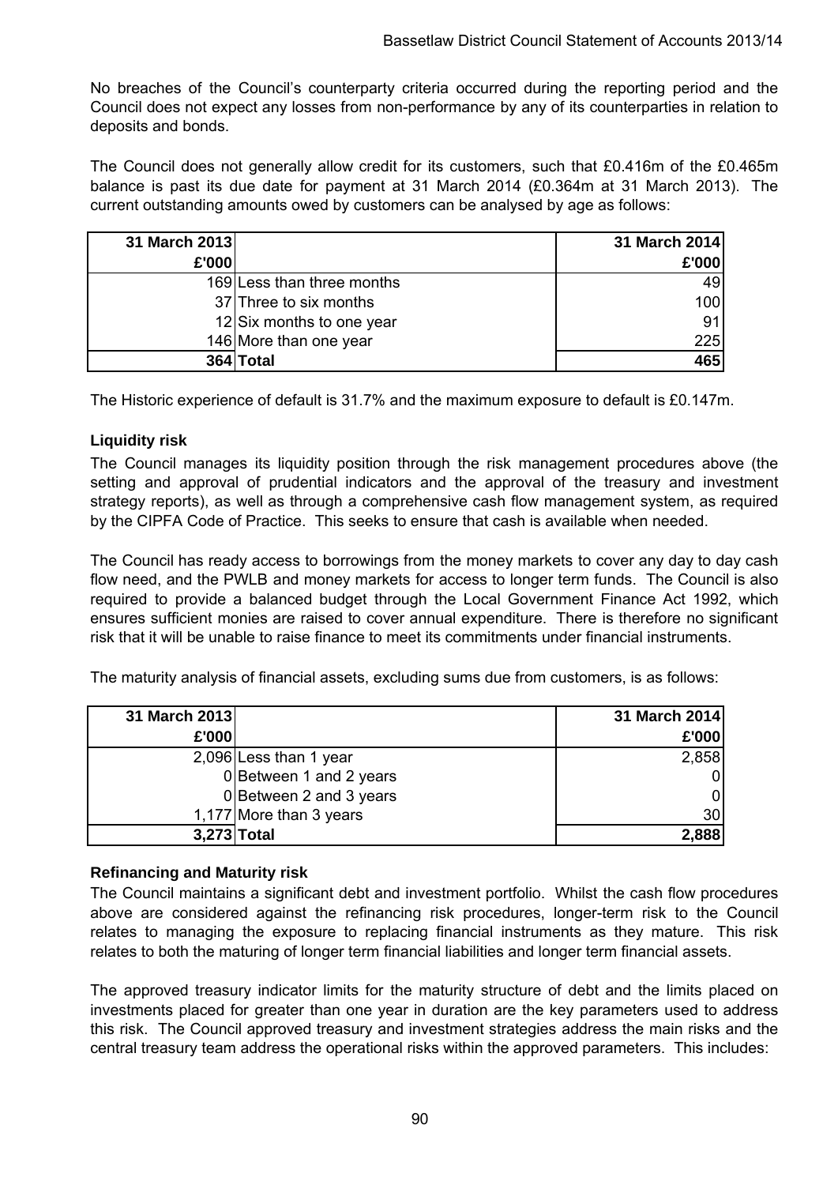No breaches of the Council's counterparty criteria occurred during the reporting period and the Council does not expect any losses from non-performance by any of its counterparties in relation to deposits and bonds.

The Council does not generally allow credit for its customers, such that £0.416m of the £0.465m balance is past its due date for payment at 31 March 2014 (£0.364m at 31 March 2013). The current outstanding amounts owed by customers can be analysed by age as follows:

| 31 March 2013 £'000 | | 31 March 2014 £'000 |
|---|---|---|
| 169 | Less than three months | 49 |
| 37 | Three to six months | 100 |
| 12 | Six months to one year | 91 |
| 146 | More than one year | 225 |
| **364** | **Total** | **465** |

The Historic experience of default is 31.7% and the maximum exposure to default is £0.147m.

**Liquidity risk**

The Council manages its liquidity position through the risk management procedures above (the setting and approval of prudential indicators and the approval of the treasury and investment strategy reports), as well as through a comprehensive cash flow management system, as required by the CIPFA Code of Practice. This seeks to ensure that cash is available when needed.

The Council has ready access to borrowings from the money markets to cover any day to day cash flow need, and the PWLB and money markets for access to longer term funds. The Council is also required to provide a balanced budget through the Local Government Finance Act 1992, which ensures sufficient monies are raised to cover annual expenditure. There is therefore no significant risk that it will be unable to raise finance to meet its commitments under financial instruments.

The maturity analysis of financial assets, excluding sums due from customers, is as follows:

| 31 March 2013 £'000 | | 31 March 2014 £'000 |
|---|---|---|
| 2,096 | Less than 1 year | 2,858 |
| 0 | Between 1 and 2 years | 0 |
| 0 | Between 2 and 3 years | 0 |
| 1,177 | More than 3 years | 30 |
| **3,273** | **Total** | **2,888** |

**Refinancing and Maturity risk**

The Council maintains a significant debt and investment portfolio. Whilst the cash flow procedures above are considered against the refinancing risk procedures, longer-term risk to the Council relates to managing the exposure to replacing financial instruments as they mature. This risk relates to both the maturing of longer term financial liabilities and longer term financial assets.

The approved treasury indicator limits for the maturity structure of debt and the limits placed on investments placed for greater than one year in duration are the key parameters used to address this risk. The Council approved treasury and investment strategies address the main risks and the central treasury team address the operational risks within the approved parameters. This includes: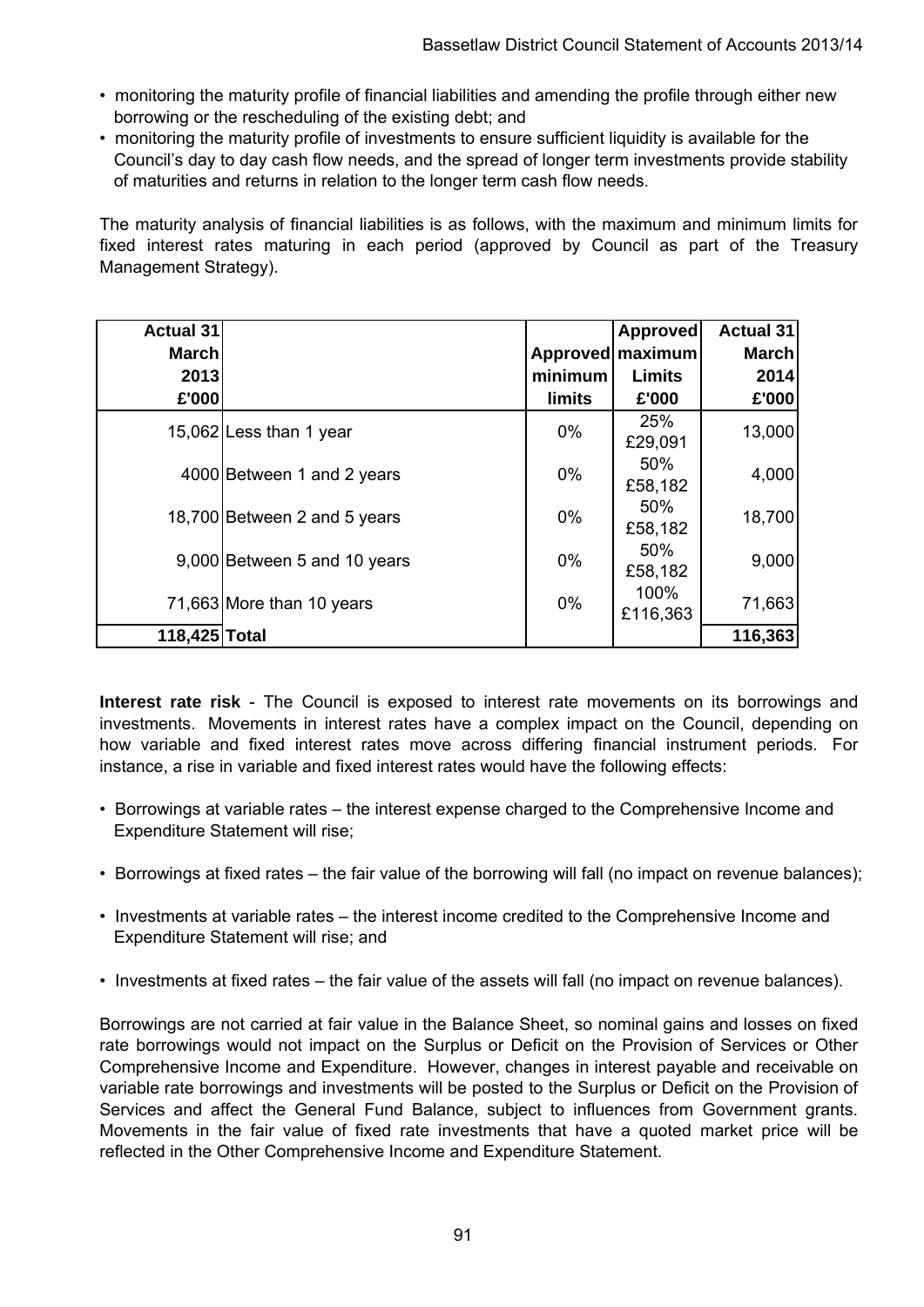- monitoring the maturity profile of financial liabilities and amending the profile through either new borrowing or the rescheduling of the existing debt; and
- monitoring the maturity profile of investments to ensure sufficient liquidity is available for the Council's day to day cash flow needs, and the spread of longer term investments provide stability of maturities and returns in relation to the longer term cash flow needs.

The maturity analysis of financial liabilities is as follows, with the maximum and minimum limits for fixed interest rates maturing in each period (approved by Council as part of the Treasury Management Strategy).

| Actual 31 March 2013 £'000 | | Approved minimum limits | Approved maximum Limits £'000 | Actual 31 March 2014 £'000 |
|---|---|---|---|---|
| 15,062 | Less than 1 year | 0% | 25% £29,091 | 13,000 |
| 4000 | Between 1 and 2 years | 0% | 50% £58,182 | 4,000 |
| 18,700 | Between 2 and 5 years | 0% | 50% £58,182 | 18,700 |
| 9,000 | Between 5 and 10 years | 0% | 50% £58,182 | 9,000 |
| 71,663 | More than 10 years | 0% | 100% £116,363 | 71,663 |
| **118,425** | **Total** | | | **116,363** |

**Interest rate risk** - The Council is exposed to interest rate movements on its borrowings and investments. Movements in interest rates have a complex impact on the Council, depending on how variable and fixed interest rates move across differing financial instrument periods. For instance, a rise in variable and fixed interest rates would have the following effects:

- Borrowings at variable rates – the interest expense charged to the Comprehensive Income and Expenditure Statement will rise;
- Borrowings at fixed rates – the fair value of the borrowing will fall (no impact on revenue balances);
- Investments at variable rates – the interest income credited to the Comprehensive Income and Expenditure Statement will rise; and
- Investments at fixed rates – the fair value of the assets will fall (no impact on revenue balances).

Borrowings are not carried at fair value in the Balance Sheet, so nominal gains and losses on fixed rate borrowings would not impact on the Surplus or Deficit on the Provision of Services or Other Comprehensive Income and Expenditure. However, changes in interest payable and receivable on variable rate borrowings and investments will be posted to the Surplus or Deficit on the Provision of Services and affect the General Fund Balance, subject to influences from Government grants. Movements in the fair value of fixed rate investments that have a quoted market price will be reflected in the Other Comprehensive Income and Expenditure Statement.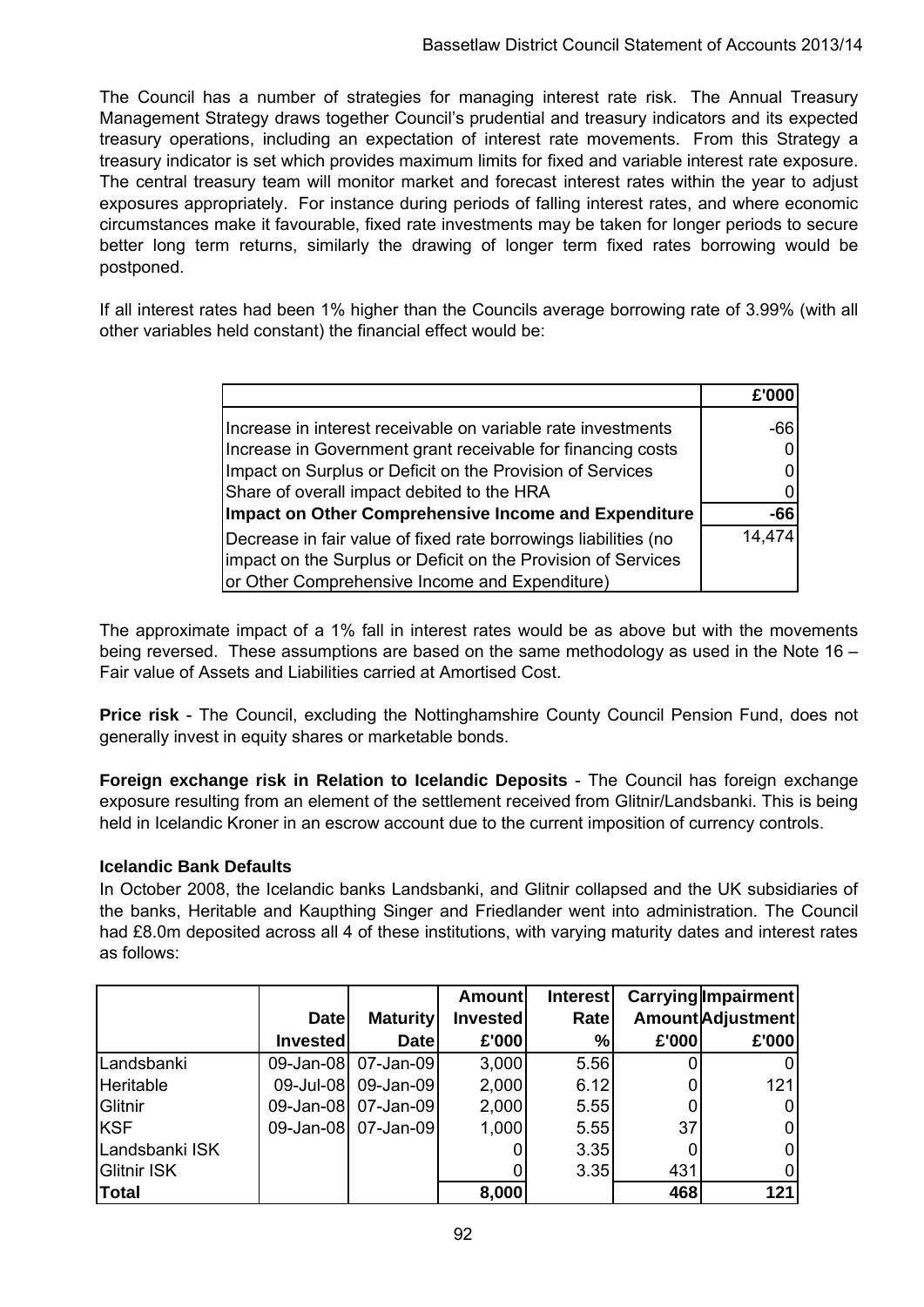The Council has a number of strategies for managing interest rate risk. The Annual Treasury Management Strategy draws together Council's prudential and treasury indicators and its expected treasury operations, including an expectation of interest rate movements. From this Strategy a treasury indicator is set which provides maximum limits for fixed and variable interest rate exposure. The central treasury team will monitor market and forecast interest rates within the year to adjust exposures appropriately. For instance during periods of falling interest rates, and where economic circumstances make it favourable, fixed rate investments may be taken for longer periods to secure better long term returns, similarly the drawing of longer term fixed rates borrowing would be postponed.

If all interest rates had been 1% higher than the Councils average borrowing rate of 3.99% (with all other variables held constant) the financial effect would be:

| | £'000 |
|---|---|
| Increase in interest receivable on variable rate investments | -66 |
| Increase in Government grant receivable for financing costs | 0 |
| Impact on Surplus or Deficit on the Provision of Services | 0 |
| Share of overall impact debited to the HRA | 0 |
| **Impact on Other Comprehensive Income and Expenditure** | **-66** |
| Decrease in fair value of fixed rate borrowings liabilities (no impact on the Surplus or Deficit on the Provision of Services or Other Comprehensive Income and Expenditure) | 14,474 |

The approximate impact of a 1% fall in interest rates would be as above but with the movements being reversed. These assumptions are based on the same methodology as used in the Note 16 – Fair value of Assets and Liabilities carried at Amortised Cost.

**Price risk** - The Council, excluding the Nottinghamshire County Council Pension Fund, does not generally invest in equity shares or marketable bonds.

**Foreign exchange risk in Relation to Icelandic Deposits** - The Council has foreign exchange exposure resulting from an element of the settlement received from Glitnir/Landsbanki. This is being held in Icelandic Kroner in an escrow account due to the current imposition of currency controls.

**Icelandic Bank Defaults**

In October 2008, the Icelandic banks Landsbanki, and Glitnir collapsed and the UK subsidiaries of the banks, Heritable and Kaupthing Singer and Friedlander went into administration. The Council had £8.0m deposited across all 4 of these institutions, with varying maturity dates and interest rates as follows:

| | Date Invested | Maturity Date | Amount Invested £'000 | Interest Rate % | Carrying Amount £'000 | Impairment Adjustment £'000 |
|---|---|---|---|---|---|---|
| Landsbanki | 09-Jan-08 | 07-Jan-09 | 3,000 | 5.56 | 0 | 0 |
| Heritable | 09-Jul-08 | 09-Jan-09 | 2,000 | 6.12 | 0 | 121 |
| Glitnir | 09-Jan-08 | 07-Jan-09 | 2,000 | 5.55 | 0 | 0 |
| KSF | 09-Jan-08 | 07-Jan-09 | 1,000 | 5.55 | 37 | 0 |
| Landsbanki ISK | | | 0 | 3.35 | 0 | 0 |
| Glitnir ISK | | | 0 | 3.35 | 431 | 0 |
| **Total** | | | **8,000** | | **468** | **121** |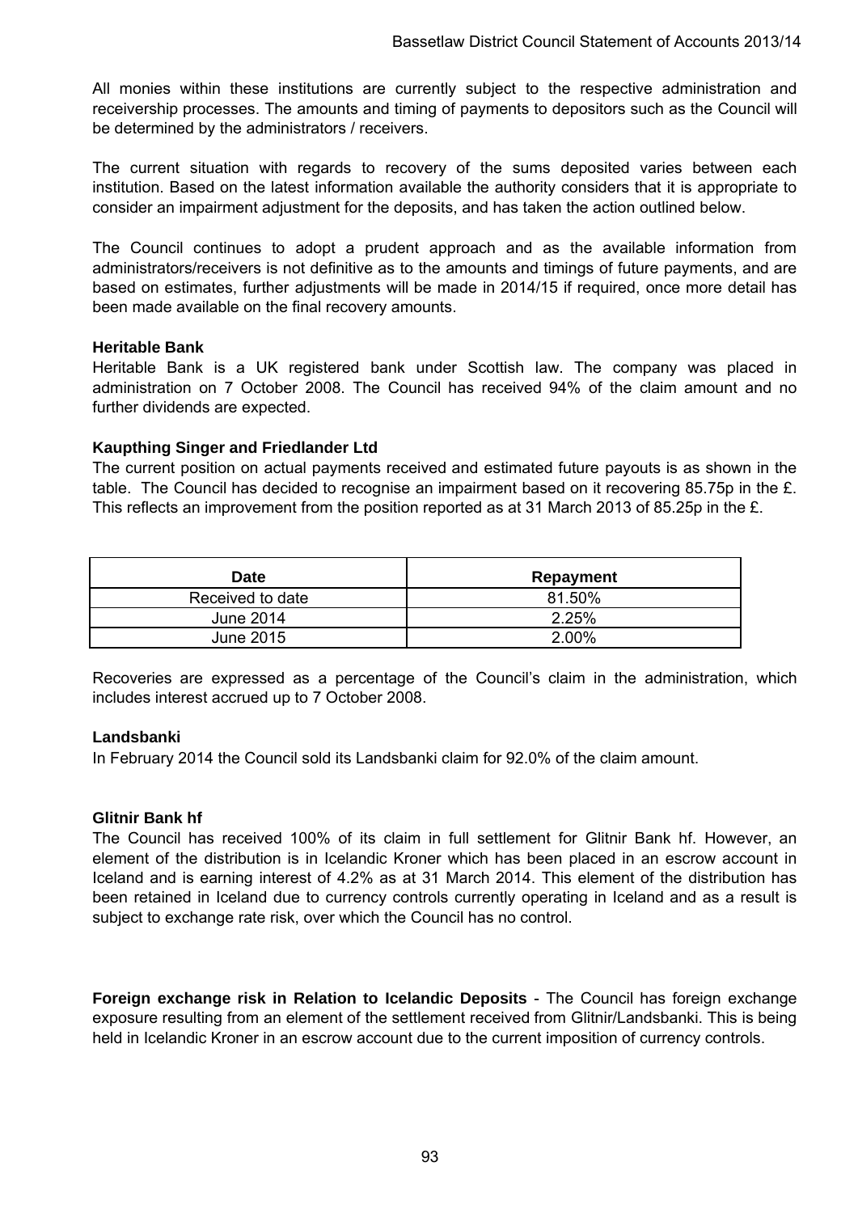All monies within these institutions are currently subject to the respective administration and receivership processes. The amounts and timing of payments to depositors such as the Council will be determined by the administrators / receivers.

The current situation with regards to recovery of the sums deposited varies between each institution. Based on the latest information available the authority considers that it is appropriate to consider an impairment adjustment for the deposits, and has taken the action outlined below.

The Council continues to adopt a prudent approach and as the available information from administrators/receivers is not definitive as to the amounts and timings of future payments, and are based on estimates, further adjustments will be made in 2014/15 if required, once more detail has been made available on the final recovery amounts.

**Heritable Bank**

Heritable Bank is a UK registered bank under Scottish law. The company was placed in administration on 7 October 2008. The Council has received 94% of the claim amount and no further dividends are expected.

**Kaupthing Singer and Friedlander Ltd**

The current position on actual payments received and estimated future payouts is as shown in the table. The Council has decided to recognise an impairment based on it recovering 85.75p in the £. This reflects an improvement from the position reported as at 31 March 2013 of 85.25p in the £.

| Date | Repayment |
|---|---|
| Received to date | 81.50% |
| June 2014 | 2.25% |
| June 2015 | 2.00% |

Recoveries are expressed as a percentage of the Council's claim in the administration, which includes interest accrued up to 7 October 2008.

**Landsbanki**

In February 2014 the Council sold its Landsbanki claim for 92.0% of the claim amount.

**Glitnir Bank hf**

The Council has received 100% of its claim in full settlement for Glitnir Bank hf. However, an element of the distribution is in Icelandic Kroner which has been placed in an escrow account in Iceland and is earning interest of 4.2% as at 31 March 2014. This element of the distribution has been retained in Iceland due to currency controls currently operating in Iceland and as a result is subject to exchange rate risk, over which the Council has no control.

**Foreign exchange risk in Relation to Icelandic Deposits** - The Council has foreign exchange exposure resulting from an element of the settlement received from Glitnir/Landsbanki. This is being held in Icelandic Kroner in an escrow account due to the current imposition of currency controls.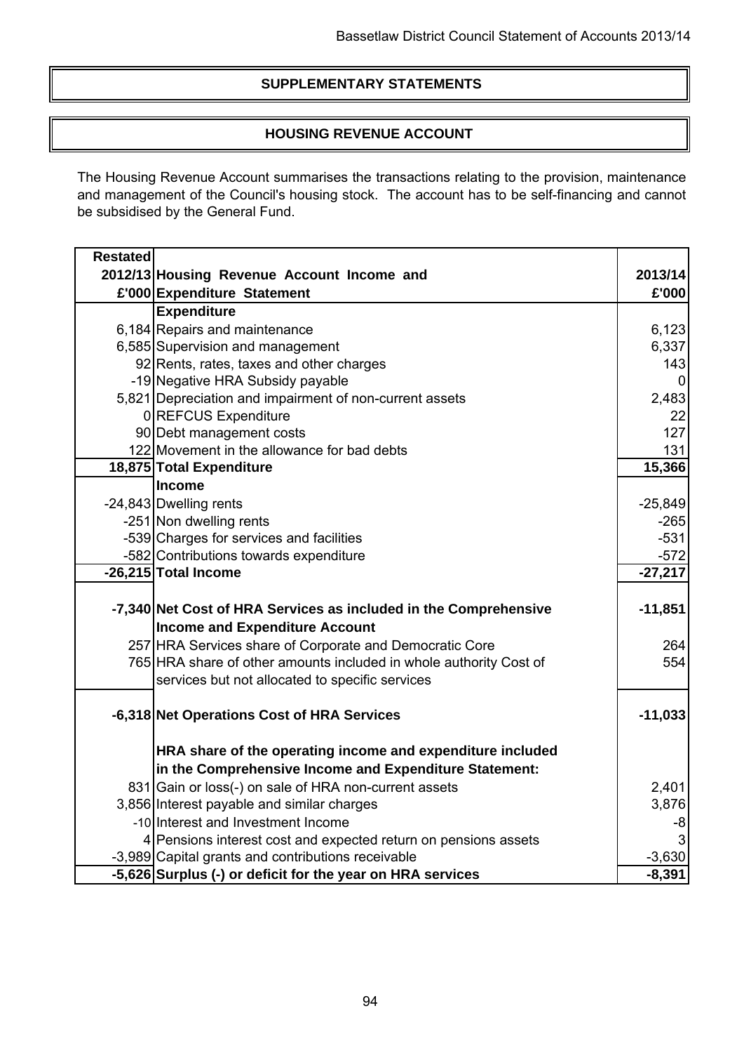## SUPPLEMENTARY STATEMENTS

## HOUSING REVENUE ACCOUNT

The Housing Revenue Account summarises the transactions relating to the provision, maintenance and management of the Council's housing stock. The account has to be self-financing and cannot be subsidised by the General Fund.

| Restated 2012/13 £'000 | Housing Revenue Account Income and Expenditure Statement | 2013/14 £'000 |
|---|---|---|
| | **Expenditure** | |
| 6,184 | Repairs and maintenance | 6,123 |
| 6,585 | Supervision and management | 6,337 |
| 92 | Rents, rates, taxes and other charges | 143 |
| -19 | Negative HRA Subsidy payable | 0 |
| 5,821 | Depreciation and impairment of non-current assets | 2,483 |
| 0 | REFCUS Expenditure | 22 |
| 90 | Debt management costs | 127 |
| 122 | Movement in the allowance for bad debts | 131 |
| **18,875** | **Total Expenditure** | **15,366** |
| | **Income** | |
| -24,843 | Dwelling rents | -25,849 |
| -251 | Non dwelling rents | -265 |
| -539 | Charges for services and facilities | -531 |
| -582 | Contributions towards expenditure | -572 |
| **-26,215** | **Total Income** | **-27,217** |
| **-7,340** | **Net Cost of HRA Services as included in the Comprehensive Income and Expenditure Account** | **-11,851** |
| 257 | HRA Services share of Corporate and Democratic Core | 264 |
| 765 | HRA share of other amounts included in whole authority Cost of services but not allocated to specific services | 554 |
| **-6,318** | **Net Operations Cost of HRA Services** | **-11,033** |
| | **HRA share of the operating income and expenditure included in the Comprehensive Income and Expenditure Statement:** | |
| 831 | Gain or loss(-) on sale of HRA non-current assets | 2,401 |
| 3,856 | Interest payable and similar charges | 3,876 |
| -10 | Interest and Investment Income | -8 |
| 4 | Pensions interest cost and expected return on pensions assets | 3 |
| -3,989 | Capital grants and contributions receivable | -3,630 |
| **-5,626** | **Surplus (-) or deficit for the year on HRA services** | **-8,391** |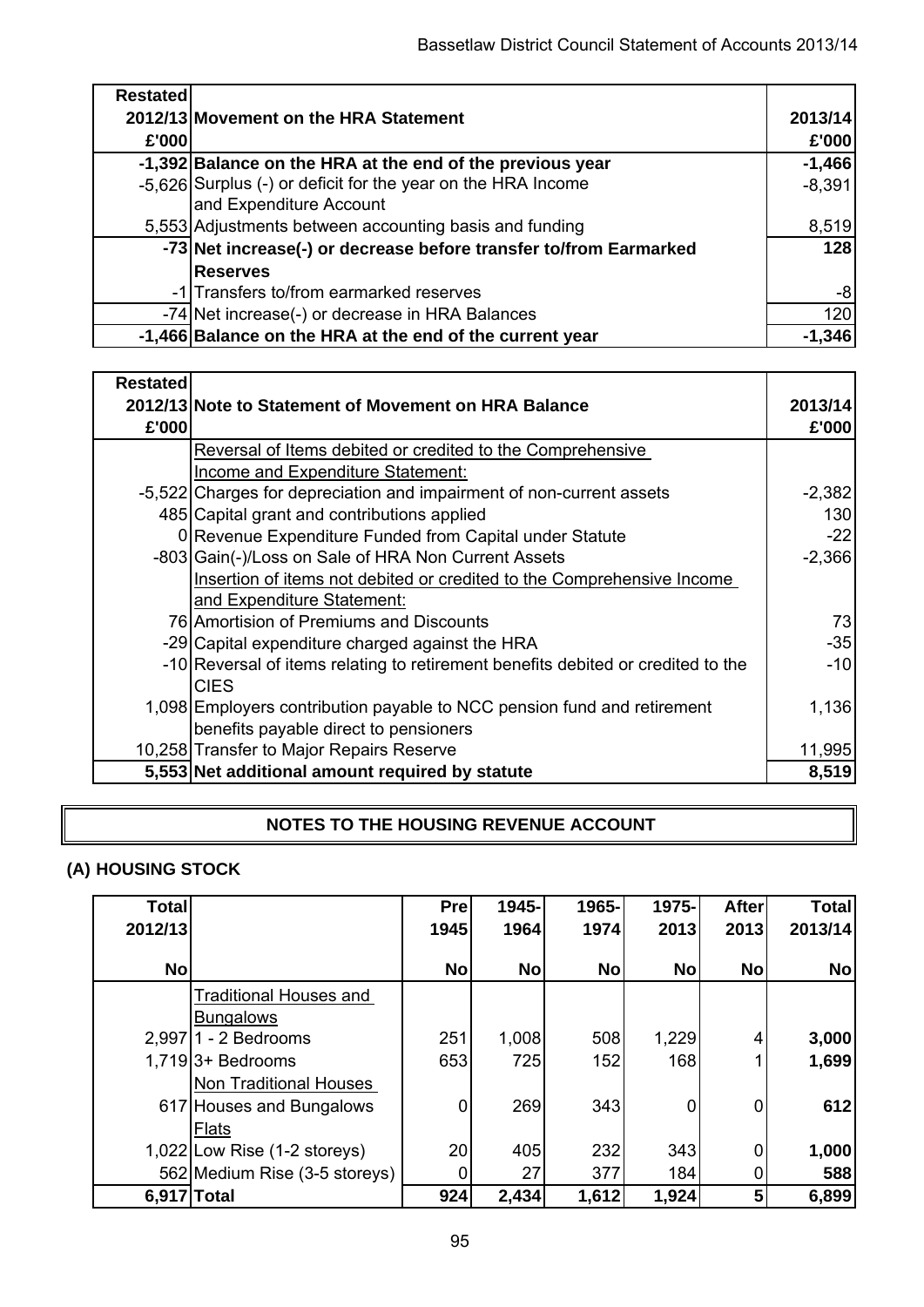| Restated 2012/13 £'000 | Movement on the HRA Statement | 2013/14 £'000 |
|---|---|---|
| **-1,392** | **Balance on the HRA at the end of the previous year** | **-1,466** |
| -5,626 | Surplus (-) or deficit for the year on the HRA Income and Expenditure Account | -8,391 |
| 5,553 | Adjustments between accounting basis and funding | 8,519 |
| **-73** | **Net increase(-) or decrease before transfer to/from Earmarked Reserves** | **128** |
| -1 | Transfers to/from earmarked reserves | -8 |
| -74 | Net increase(-) or decrease in HRA Balances | 120 |
| **-1,466** | **Balance on the HRA at the end of the current year** | **-1,346** |

| Restated 2012/13 £'000 | Note to Statement of Movement on HRA Balance | 2013/14 £'000 |
|---|---|---|
| | Reversal of Items debited or credited to the Comprehensive Income and Expenditure Statement: | |
| -5,522 | Charges for depreciation and impairment of non-current assets | -2,382 |
| 485 | Capital grant and contributions applied | 130 |
| 0 | Revenue Expenditure Funded from Capital under Statute | -22 |
| -803 | Gain(-)/Loss on Sale of HRA Non Current Assets | -2,366 |
| | Insertion of items not debited or credited to the Comprehensive Income and Expenditure Statement: | |
| 76 | Amortision of Premiums and Discounts | 73 |
| -29 | Capital expenditure charged against the HRA | -35 |
| -10 | Reversal of items relating to retirement benefits debited or credited to the CIES | -10 |
| 1,098 | Employers contribution payable to NCC pension fund and retirement benefits payable direct to pensioners | 1,136 |
| 10,258 | Transfer to Major Repairs Reserve | 11,995 |
| **5,553** | **Net additional amount required by statute** | **8,519** |

## NOTES TO THE HOUSING REVENUE ACCOUNT

### (A) HOUSING STOCK

| Total 2012/13 No | | Pre 1945 No | 1945-1964 No | 1965-1974 No | 1975-2013 No | After 2013 No | Total 2013/14 No |
|---|---|---|---|---|---|---|---|
| | Traditional Houses and Bungalows | | | | | | |
| 2,997 | 1 - 2 Bedrooms | 251 | 1,008 | 508 | 1,229 | 4 | **3,000** |
| 1,719 | 3+ Bedrooms | 653 | 725 | 152 | 168 | 1 | **1,699** |
| | Non Traditional Houses | | | | | | |
| 617 | Houses and Bungalows | 0 | 269 | 343 | 0 | 0 | **612** |
| | Flats | | | | | | |
| 1,022 | Low Rise (1-2 storeys) | 20 | 405 | 232 | 343 | 0 | **1,000** |
| 562 | Medium Rise (3-5 storeys) | 0 | 27 | 377 | 184 | 0 | **588** |
| **6,917** | **Total** | **924** | **2,434** | **1,612** | **1,924** | **5** | **6,899** |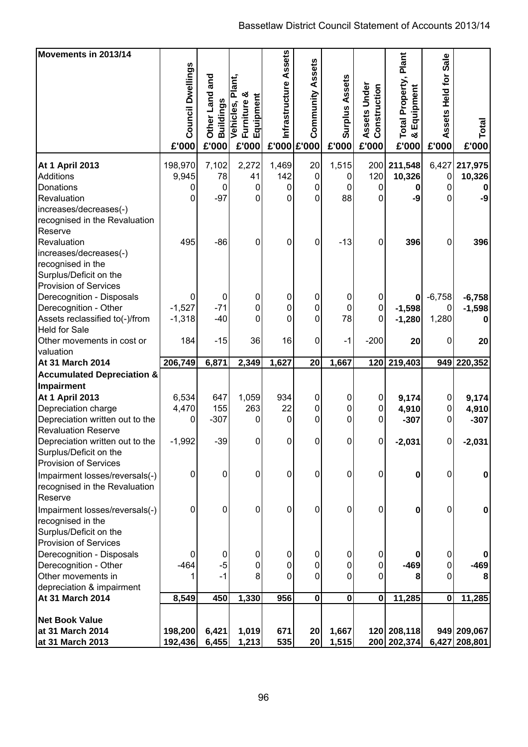| Movements in 2013/14 | Council Dwellings | Other Land and Buildings | Vehicles, Plant, Furniture & Equipment | Infrastructure Assets | Community Assets | Surplus Assets | Assets Under Construction | Total Property, Plant & Equipment | Assets Held for Sale | Total |
|---|---|---|---|---|---|---|---|---|---|---|
| | £'000 | £'000 | £'000 | £'000 | £'000 | £'000 | £'000 | £'000 | £'000 | £'000 |
| **At 1 April 2013** | 198,970 | 7,102 | 2,272 | 1,469 | 20 | 1,515 | 200 | **211,548** | 6,427 | **217,975** |
| Additions | 9,945 | 78 | 41 | 142 | 0 | 0 | 120 | **10,326** | 0 | **10,326** |
| Donations | 0 | 0 | 0 | 0 | 0 | 0 | 0 | **0** | 0 | **0** |
| Revaluation increases/decreases(-) recognised in the Revaluation Reserve | 0 | -97 | 0 | 0 | 0 | 88 | 0 | **-9** | 0 | **-9** |
| Revaluation increases/decreases(-) recognised in the Surplus/Deficit on the Provision of Services | 495 | -86 | 0 | 0 | 0 | -13 | 0 | **396** | 0 | **396** |
| Derecognition - Disposals | 0 | 0 | 0 | 0 | 0 | 0 | 0 | **0** | -6,758 | **-6,758** |
| Derecognition - Other | -1,527 | -71 | 0 | 0 | 0 | 0 | 0 | **-1,598** | 0 | **-1,598** |
| Assets reclassified to(-)/from Held for Sale | -1,318 | -40 | 0 | 0 | 0 | 78 | 0 | **-1,280** | 1,280 | **0** |
| Other movements in cost or valuation | 184 | -15 | 36 | 16 | 0 | -1 | -200 | **20** | 0 | **20** |
| **At 31 March 2014** | **206,749** | **6,871** | **2,349** | **1,627** | **20** | **1,667** | **120** | **219,403** | **949** | **220,352** |
| **Accumulated Depreciation & Impairment** | | | | | | | | | | |
| **At 1 April 2013** | 6,534 | 647 | 1,059 | 934 | 0 | 0 | 0 | **9,174** | 0 | **9,174** |
| Depreciation charge | 4,470 | 155 | 263 | 22 | 0 | 0 | 0 | **4,910** | 0 | **4,910** |
| Depreciation written out to the Revaluation Reserve | 0 | -307 | 0 | 0 | 0 | 0 | 0 | **-307** | 0 | **-307** |
| Depreciation written out to the Surplus/Deficit on the Provision of Services | -1,992 | -39 | 0 | 0 | 0 | 0 | 0 | **-2,031** | 0 | **-2,031** |
| Impairment losses/reversals(-) recognised in the Revaluation Reserve | 0 | 0 | 0 | 0 | 0 | 0 | 0 | **0** | 0 | **0** |
| Impairment losses/reversals(-) recognised in the Surplus/Deficit on the Provision of Services | 0 | 0 | 0 | 0 | 0 | 0 | 0 | **0** | 0 | **0** |
| Derecognition - Disposals | 0 | 0 | 0 | 0 | 0 | 0 | 0 | **0** | 0 | **0** |
| Derecognition - Other | -464 | -5 | 0 | 0 | 0 | 0 | 0 | **-469** | 0 | **-469** |
| Other movements in depreciation & impairment | 1 | -1 | 8 | 0 | 0 | 0 | 0 | **8** | 0 | **8** |
| **At 31 March 2014** | **8,549** | **450** | **1,330** | **956** | **0** | **0** | **0** | **11,285** | **0** | **11,285** |
| **Net Book Value** | | | | | | | | | | |
| **at 31 March 2014** | **198,200** | **6,421** | **1,019** | **671** | **20** | **1,667** | **120** | **208,118** | **949** | **209,067** |
| **at 31 March 2013** | **192,436** | **6,455** | **1,213** | **535** | **20** | **1,515** | **200** | **202,374** | **6,427** | **208,801** |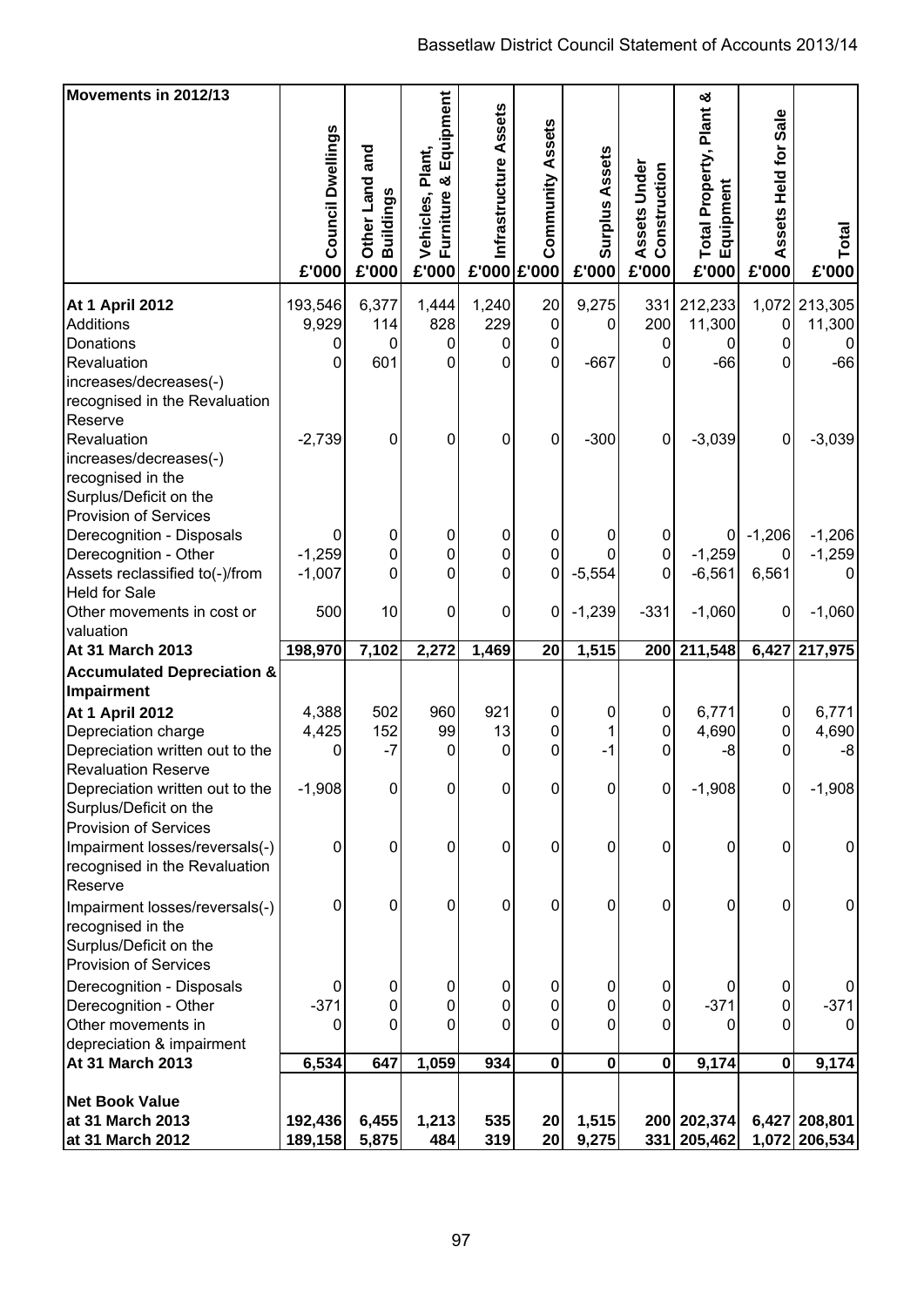| Movements in 2012/13 | Council Dwellings | Other Land and Buildings | Vehicles, Plant, Furniture & Equipment | Infrastructure Assets | Community Assets | Surplus Assets | Assets Under Construction | Total Property, Plant & Equipment | Assets Held for Sale | Total |
|---|---|---|---|---|---|---|---|---|---|---|
| | £'000 | £'000 | £'000 | £'000 | £'000 | £'000 | £'000 | £'000 | £'000 | £'000 |
| **At 1 April 2012** | 193,546 | 6,377 | 1,444 | 1,240 | 20 | 9,275 | 331 | 212,233 | 1,072 | 213,305 |
| Additions | 9,929 | 114 | 828 | 229 | 0 | 0 | 200 | 11,300 | 0 | 11,300 |
| Donations | 0 | 0 | 0 | 0 | 0 | | 0 | 0 | 0 | 0 |
| Revaluation increases/decreases(-) recognised in the Revaluation Reserve | 0 | 601 | 0 | 0 | 0 | -667 | 0 | -66 | 0 | -66 |
| Revaluation increases/decreases(-) recognised in the Surplus/Deficit on the Provision of Services | -2,739 | 0 | 0 | 0 | 0 | -300 | 0 | -3,039 | 0 | -3,039 |
| Derecognition - Disposals | 0 | 0 | 0 | 0 | 0 | 0 | 0 | 0 | -1,206 | -1,206 |
| Derecognition - Other | -1,259 | 0 | 0 | 0 | 0 | 0 | 0 | -1,259 | 0 | -1,259 |
| Assets reclassified to(-)/from Held for Sale | -1,007 | 0 | 0 | 0 | 0 | -5,554 | 0 | -6,561 | 6,561 | 0 |
| Other movements in cost or valuation | 500 | 10 | 0 | 0 | 0 | -1,239 | -331 | -1,060 | 0 | -1,060 |
| **At 31 March 2013** | **198,970** | **7,102** | **2,272** | **1,469** | **20** | **1,515** | **200** | **211,548** | **6,427** | **217,975** |
| **Accumulated Depreciation & Impairment** | | | | | | | | | | |
| **At 1 April 2012** | 4,388 | 502 | 960 | 921 | 0 | 0 | 0 | 6,771 | 0 | 6,771 |
| Depreciation charge | 4,425 | 152 | 99 | 13 | 0 | 1 | 0 | 4,690 | 0 | 4,690 |
| Depreciation written out to the Revaluation Reserve | 0 | -7 | 0 | 0 | 0 | -1 | 0 | -8 | 0 | -8 |
| Depreciation written out to the Surplus/Deficit on the Provision of Services | -1,908 | 0 | 0 | 0 | 0 | 0 | 0 | -1,908 | 0 | -1,908 |
| Impairment losses/reversals(-) recognised in the Revaluation Reserve | 0 | 0 | 0 | 0 | 0 | 0 | 0 | 0 | 0 | 0 |
| Impairment losses/reversals(-) recognised in the Surplus/Deficit on the Provision of Services | 0 | 0 | 0 | 0 | 0 | 0 | 0 | 0 | 0 | 0 |
| Derecognition - Disposals | 0 | 0 | 0 | 0 | 0 | 0 | 0 | 0 | 0 | 0 |
| Derecognition - Other | -371 | 0 | 0 | 0 | 0 | 0 | 0 | -371 | 0 | -371 |
| Other movements in depreciation & impairment | 0 | 0 | 0 | 0 | 0 | 0 | 0 | 0 | 0 | 0 |
| **At 31 March 2013** | **6,534** | **647** | **1,059** | **934** | **0** | **0** | **0** | **9,174** | **0** | **9,174** |
| **Net Book Value** | | | | | | | | | | |
| **at 31 March 2013** | **192,436** | **6,455** | **1,213** | **535** | **20** | **1,515** | **200** | **202,374** | **6,427** | **208,801** |
| **at 31 March 2012** | **189,158** | **5,875** | **484** | **319** | **20** | **9,275** | **331** | **205,462** | **1,072** | **206,534** |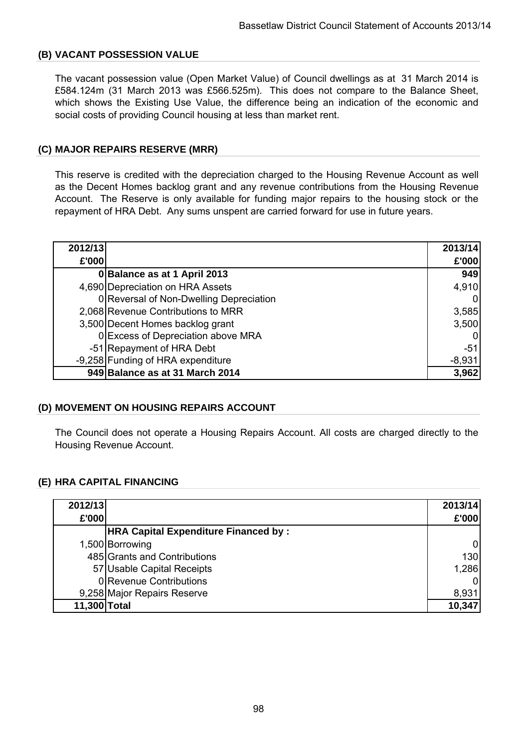## (B) VACANT POSSESSION VALUE

The vacant possession value (Open Market Value) of Council dwellings as at 31 March 2014 is £584.124m (31 March 2013 was £566.525m). This does not compare to the Balance Sheet, which shows the Existing Use Value, the difference being an indication of the economic and social costs of providing Council housing at less than market rent.

## (C) MAJOR REPAIRS RESERVE (MRR)

This reserve is credited with the depreciation charged to the Housing Revenue Account as well as the Decent Homes backlog grant and any revenue contributions from the Housing Revenue Account. The Reserve is only available for funding major repairs to the housing stock or the repayment of HRA Debt. Any sums unspent are carried forward for use in future years.

| 2012/13 £'000 | | 2013/14 £'000 |
|---|---|---|
| 0 | **Balance as at 1 April 2013** | **949** |
| 4,690 | Depreciation on HRA Assets | 4,910 |
| 0 | Reversal of Non-Dwelling Depreciation | 0 |
| 2,068 | Revenue Contributions to MRR | 3,585 |
| 3,500 | Decent Homes backlog grant | 3,500 |
| 0 | Excess of Depreciation above MRA | 0 |
| -51 | Repayment of HRA Debt | -51 |
| -9,258 | Funding of HRA expenditure | -8,931 |
| **949** | **Balance as at 31 March 2014** | **3,962** |

## (D) MOVEMENT ON HOUSING REPAIRS ACCOUNT

The Council does not operate a Housing Repairs Account. All costs are charged directly to the Housing Revenue Account.

## (E) HRA CAPITAL FINANCING

| 2012/13 £'000 | | 2013/14 £'000 |
|---|---|---|
| | **HRA Capital Expenditure Financed by :** | |
| 1,500 | Borrowing | 0 |
| 485 | Grants and Contributions | 130 |
| 57 | Usable Capital Receipts | 1,286 |
| 0 | Revenue Contributions | 0 |
| 9,258 | Major Repairs Reserve | 8,931 |
| **11,300** | **Total** | **10,347** |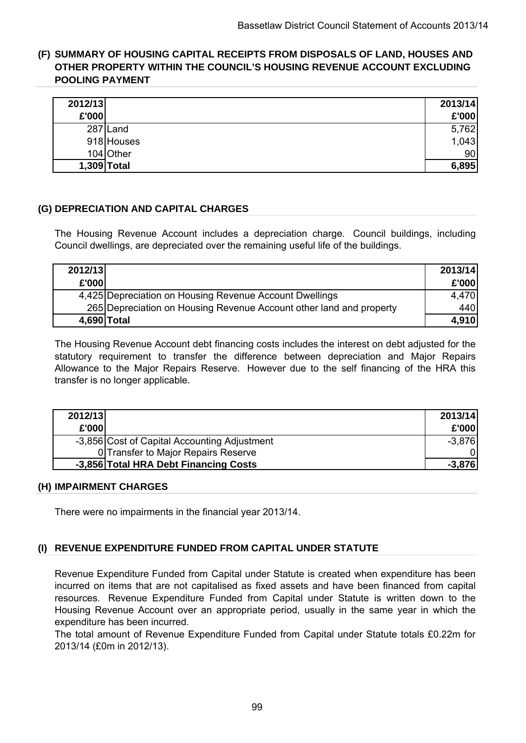## (F) SUMMARY OF HOUSING CAPITAL RECEIPTS FROM DISPOSALS OF LAND, HOUSES AND OTHER PROPERTY WITHIN THE COUNCIL'S HOUSING REVENUE ACCOUNT EXCLUDING POOLING PAYMENT

| 2012/13 £'000 | | 2013/14 £'000 |
|---|---|---|
| 287 | Land | 5,762 |
| 918 | Houses | 1,043 |
| 104 | Other | 90 |
| **1,309** | **Total** | **6,895** |

## (G) DEPRECIATION AND CAPITAL CHARGES

The Housing Revenue Account includes a depreciation charge. Council buildings, including Council dwellings, are depreciated over the remaining useful life of the buildings.

| 2012/13 £'000 | | 2013/14 £'000 |
|---|---|---|
| 4,425 | Depreciation on Housing Revenue Account Dwellings | 4,470 |
| 265 | Depreciation on Housing Revenue Account other land and property | 440 |
| **4,690** | **Total** | **4,910** |

The Housing Revenue Account debt financing costs includes the interest on debt adjusted for the statutory requirement to transfer the difference between depreciation and Major Repairs Allowance to the Major Repairs Reserve. However due to the self financing of the HRA this transfer is no longer applicable.

| 2012/13 £'000 | | 2013/14 £'000 |
|---|---|---|
| -3,856 | Cost of Capital Accounting Adjustment | -3,876 |
| 0 | Transfer to Major Repairs Reserve | 0 |
| **-3,856** | **Total HRA Debt Financing Costs** | **-3,876** |

## (H) IMPAIRMENT CHARGES

There were no impairments in the financial year 2013/14.

## (I) REVENUE EXPENDITURE FUNDED FROM CAPITAL UNDER STATUTE

Revenue Expenditure Funded from Capital under Statute is created when expenditure has been incurred on items that are not capitalised as fixed assets and have been financed from capital resources. Revenue Expenditure Funded from Capital under Statute is written down to the Housing Revenue Account over an appropriate period, usually in the same year in which the expenditure has been incurred.

The total amount of Revenue Expenditure Funded from Capital under Statute totals £0.22m for 2013/14 (£0m in 2012/13).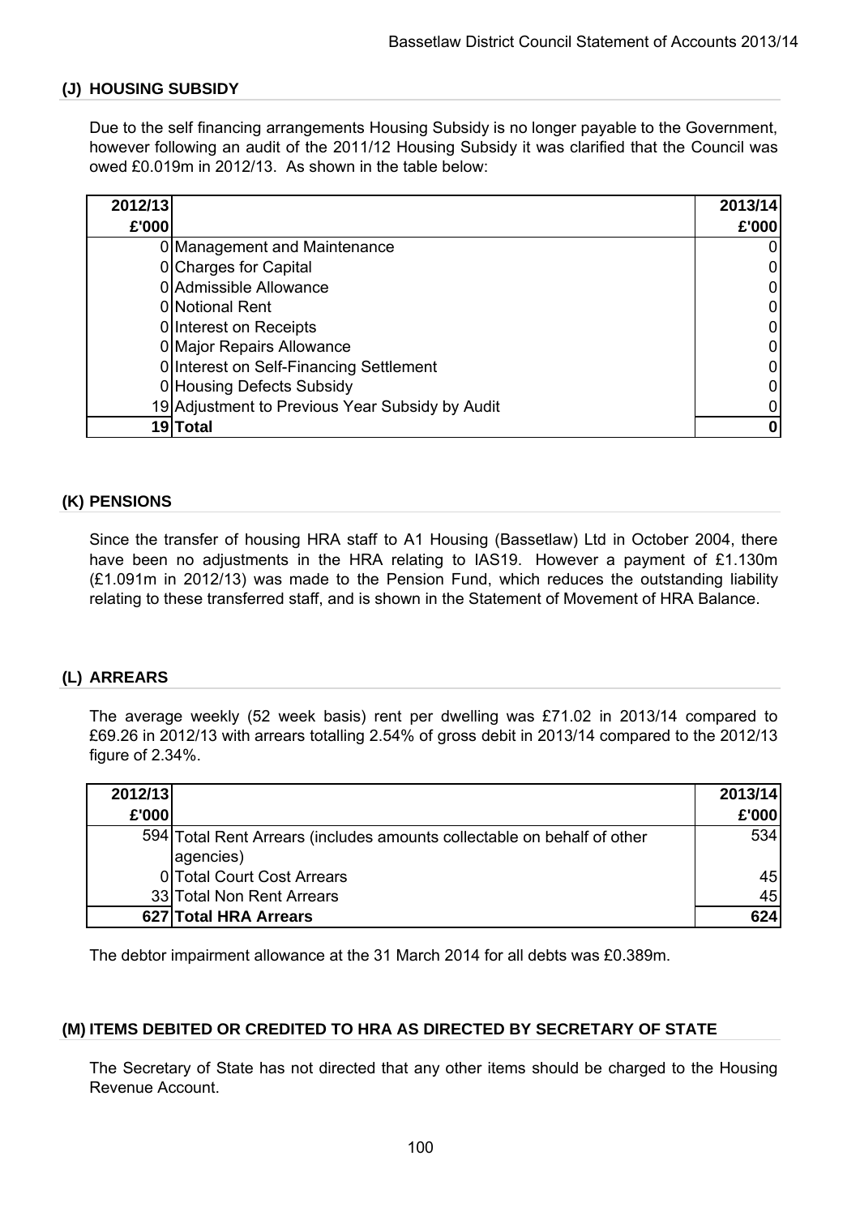## (J) HOUSING SUBSIDY

Due to the self financing arrangements Housing Subsidy is no longer payable to the Government, however following an audit of the 2011/12 Housing Subsidy it was clarified that the Council was owed £0.019m in 2012/13. As shown in the table below:

| 2012/13 £'000 | | 2013/14 £'000 |
|---|---|---|
| 0 | Management and Maintenance | 0 |
| 0 | Charges for Capital | 0 |
| 0 | Admissible Allowance | 0 |
| 0 | Notional Rent | 0 |
| 0 | Interest on Receipts | 0 |
| 0 | Major Repairs Allowance | 0 |
| 0 | Interest on Self-Financing Settlement | 0 |
| 0 | Housing Defects Subsidy | 0 |
| 19 | Adjustment to Previous Year Subsidy by Audit | 0 |
| **19** | **Total** | **0** |

## (K) PENSIONS

Since the transfer of housing HRA staff to A1 Housing (Bassetlaw) Ltd in October 2004, there have been no adjustments in the HRA relating to IAS19. However a payment of £1.130m (£1.091m in 2012/13) was made to the Pension Fund, which reduces the outstanding liability relating to these transferred staff, and is shown in the Statement of Movement of HRA Balance.

## (L) ARREARS

The average weekly (52 week basis) rent per dwelling was £71.02 in 2013/14 compared to £69.26 in 2012/13 with arrears totalling 2.54% of gross debit in 2013/14 compared to the 2012/13 figure of 2.34%.

| 2012/13 £'000 | | 2013/14 £'000 |
|---|---|---|
| 594 | Total Rent Arrears (includes amounts collectable on behalf of other agencies) | 534 |
| 0 | Total Court Cost Arrears | 45 |
| 33 | Total Non Rent Arrears | 45 |
| **627** | **Total HRA Arrears** | **624** |

The debtor impairment allowance at the 31 March 2014 for all debts was £0.389m.

## (M) ITEMS DEBITED OR CREDITED TO HRA AS DIRECTED BY SECRETARY OF STATE

The Secretary of State has not directed that any other items should be charged to the Housing Revenue Account.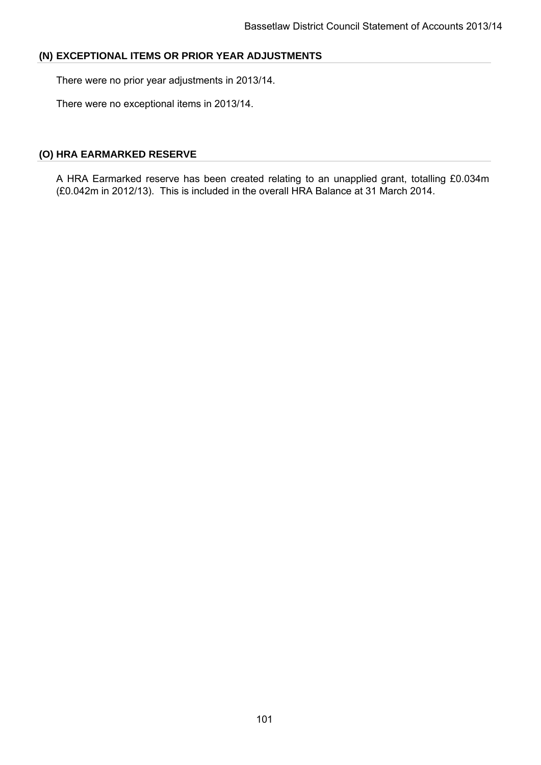### (N) EXCEPTIONAL ITEMS OR PRIOR YEAR ADJUSTMENTS

There were no prior year adjustments in 2013/14.

There were no exceptional items in 2013/14.

### (O) HRA EARMARKED RESERVE

A HRA Earmarked reserve has been created relating to an unapplied grant, totalling £0.034m (£0.042m in 2012/13). This is included in the overall HRA Balance at 31 March 2014.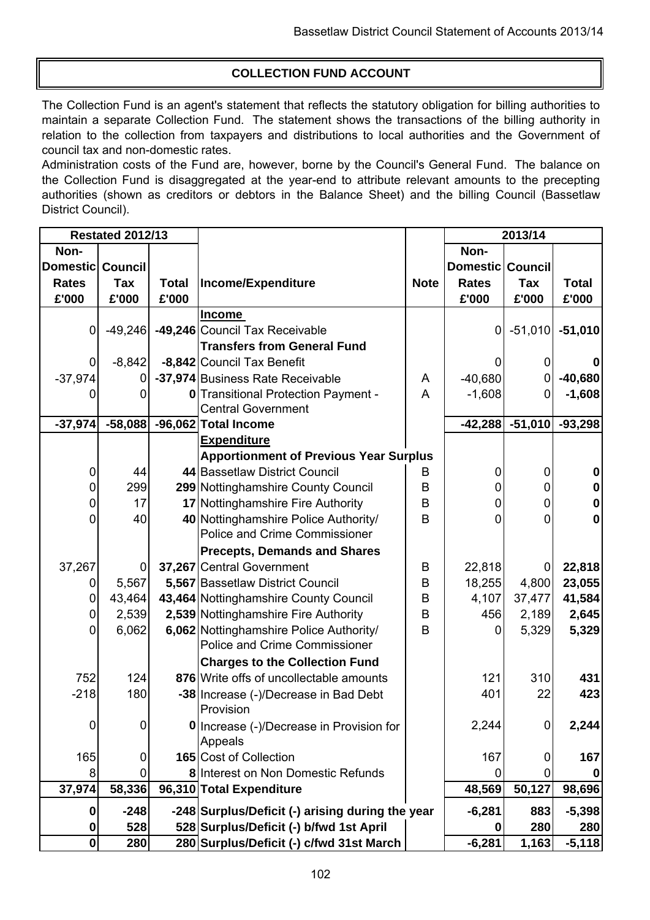# COLLECTION FUND ACCOUNT

The Collection Fund is an agent's statement that reflects the statutory obligation for billing authorities to maintain a separate Collection Fund. The statement shows the transactions of the billing authority in relation to the collection from taxpayers and distributions to local authorities and the Government of council tax and non-domestic rates.

Administration costs of the Fund are, however, borne by the Council's General Fund. The balance on the Collection Fund is disaggregated at the year-end to attribute relevant amounts to the precepting authorities (shown as creditors or debtors in the Balance Sheet) and the billing Council (Bassetlaw District Council).

| Restated 2012/13 | | | | | 2013/14 | | |
|---|---|---|---|---|---|---|---|
| **Non-Domestic Rates £'000** | **Council Tax £'000** | **Total £'000** | **Income/Expenditure** | **Note** | **Non-Domestic Rates £'000** | **Council Tax £'000** | **Total £'000** |
| | | | **Income** | | | | |
| 0 | -49,246 | **-49,246** | Council Tax Receivable | | 0 | -51,010 | **-51,010** |
| | | | **Transfers from General Fund** | | | | |
| 0 | -8,842 | **-8,842** | Council Tax Benefit | | 0 | 0 | **0** |
| -37,974 | 0 | **-37,974** | Business Rate Receivable | A | -40,680 | 0 | **-40,680** |
| 0 | 0 | **0** | Transitional Protection Payment - Central Government | A | -1,608 | 0 | **-1,608** |
| **-37,974** | **-58,088** | **-96,062** | **Total Income** | | **-42,288** | **-51,010** | **-93,298** |
| | | | **Expenditure** | | | | |
| | | | **Apportionment of Previous Year Surplus** | | | | |
| 0 | 44 | **44** | Bassetlaw District Council | B | 0 | 0 | **0** |
| 0 | 299 | **299** | Nottinghamshire County Council | B | 0 | 0 | **0** |
| 0 | 17 | **17** | Nottinghamshire Fire Authority | B | 0 | 0 | **0** |
| 0 | 40 | **40** | Nottinghamshire Police Authority/ Police and Crime Commissioner | B | 0 | 0 | **0** |
| | | | **Precepts, Demands and Shares** | | | | |
| 37,267 | 0 | **37,267** | Central Government | B | 22,818 | 0 | **22,818** |
| 0 | 5,567 | **5,567** | Bassetlaw District Council | B | 18,255 | 4,800 | **23,055** |
| 0 | 43,464 | **43,464** | Nottinghamshire County Council | B | 4,107 | 37,477 | **41,584** |
| 0 | 2,539 | **2,539** | Nottinghamshire Fire Authority | B | 456 | 2,189 | **2,645** |
| 0 | 6,062 | **6,062** | Nottinghamshire Police Authority/ Police and Crime Commissioner | B | 0 | 5,329 | **5,329** |
| | | | **Charges to the Collection Fund** | | | | |
| 752 | 124 | **876** | Write offs of uncollectable amounts | | 121 | 310 | **431** |
| -218 | 180 | **-38** | Increase (-)/Decrease in Bad Debt Provision | | 401 | 22 | **423** |
| 0 | 0 | **0** | Increase (-)/Decrease in Provision for Appeals | | 2,244 | 0 | **2,244** |
| 165 | 0 | **165** | Cost of Collection | | 167 | 0 | **167** |
| 8 | 0 | **8** | Interest on Non Domestic Refunds | | 0 | 0 | **0** |
| **37,974** | **58,336** | **96,310** | **Total Expenditure** | | **48,569** | **50,127** | **98,696** |
| **0** | **-248** | **-248** | **Surplus/Deficit (-) arising during the year** | | **-6,281** | **883** | **-5,398** |
| **0** | **528** | **528** | **Surplus/Deficit (-) b/fwd 1st April** | | **0** | **280** | **280** |
| **0** | **280** | **280** | **Surplus/Deficit (-) c/fwd 31st March** | | **-6,281** | **1,163** | **-5,118** |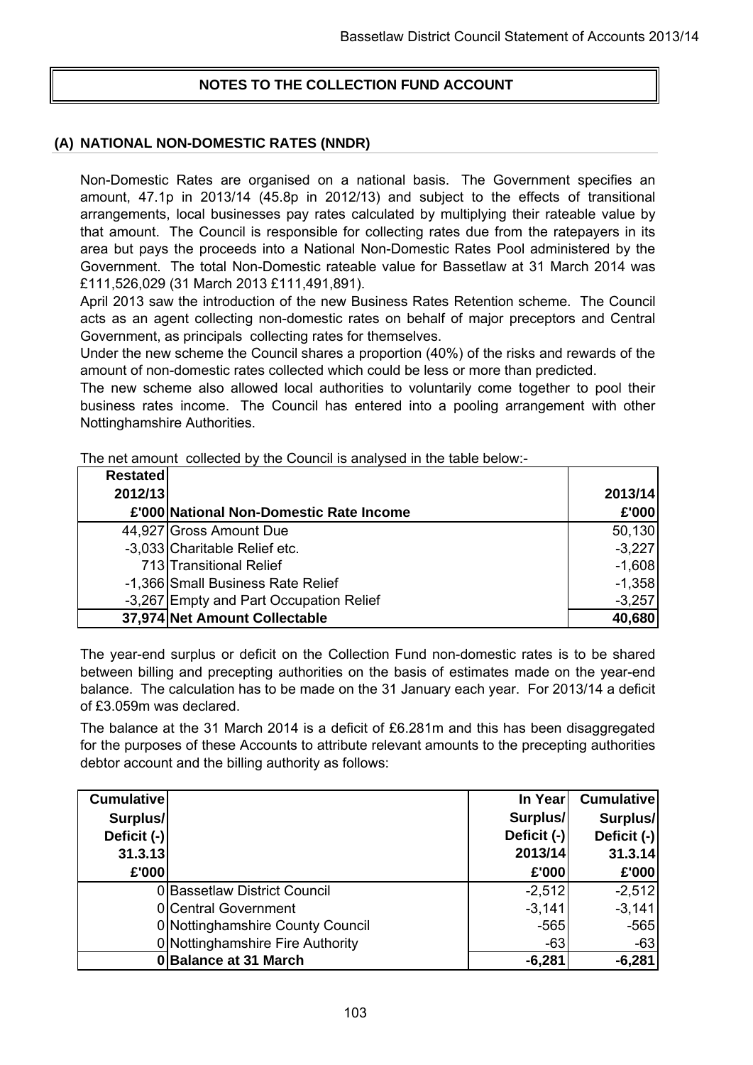## NOTES TO THE COLLECTION FUND ACCOUNT

### (A) NATIONAL NON-DOMESTIC RATES (NNDR)

Non-Domestic Rates are organised on a national basis. The Government specifies an amount, 47.1p in 2013/14 (45.8p in 2012/13) and subject to the effects of transitional arrangements, local businesses pay rates calculated by multiplying their rateable value by that amount. The Council is responsible for collecting rates due from the ratepayers in its area but pays the proceeds into a National Non-Domestic Rates Pool administered by the Government. The total Non-Domestic rateable value for Bassetlaw at 31 March 2014 was £111,526,029 (31 March 2013 £111,491,891).

April 2013 saw the introduction of the new Business Rates Retention scheme. The Council acts as an agent collecting non-domestic rates on behalf of major preceptors and Central Government, as principals collecting rates for themselves.

Under the new scheme the Council shares a proportion (40%) of the risks and rewards of the amount of non-domestic rates collected which could be less or more than predicted.

The new scheme also allowed local authorities to voluntarily come together to pool their business rates income. The Council has entered into a pooling arrangement with other Nottinghamshire Authorities.

The net amount collected by the Council is analysed in the table below:-

| Restated 2012/13 £'000 | National Non-Domestic Rate Income | 2013/14 £'000 |
|---|---|---|
| 44,927 | Gross Amount Due | 50,130 |
| -3,033 | Charitable Relief etc. | -3,227 |
| 713 | Transitional Relief | -1,608 |
| -1,366 | Small Business Rate Relief | -1,358 |
| -3,267 | Empty and Part Occupation Relief | -3,257 |
| **37,974** | **Net Amount Collectable** | **40,680** |

The year-end surplus or deficit on the Collection Fund non-domestic rates is to be shared between billing and precepting authorities on the basis of estimates made on the year-end balance. The calculation has to be made on the 31 January each year. For 2013/14 a deficit of £3.059m was declared.

The balance at the 31 March 2014 is a deficit of £6.281m and this has been disaggregated for the purposes of these Accounts to attribute relevant amounts to the precepting authorities debtor account and the billing authority as follows:

| Cumulative Surplus/ Deficit (-) 31.3.13 £'000 | | In Year Surplus/ Deficit (-) 2013/14 £'000 | Cumulative Surplus/ Deficit (-) 31.3.14 £'000 |
|---|---|---|---|
| 0 | Bassetlaw District Council | -2,512 | -2,512 |
| 0 | Central Government | -3,141 | -3,141 |
| 0 | Nottinghamshire County Council | -565 | -565 |
| 0 | Nottinghamshire Fire Authority | -63 | -63 |
| **0** | **Balance at 31 March** | **-6,281** | **-6,281** |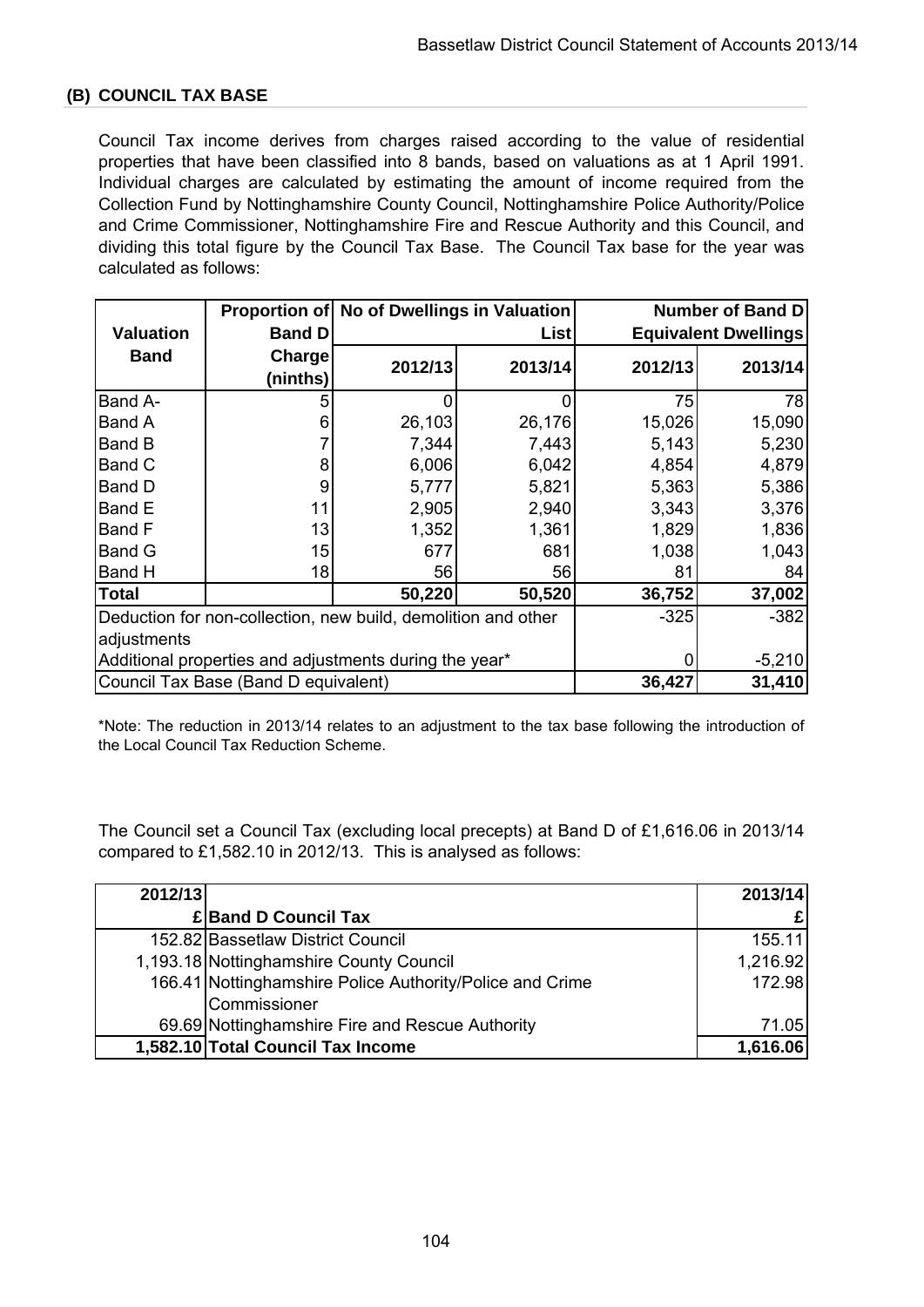### (B) COUNCIL TAX BASE

Council Tax income derives from charges raised according to the value of residential properties that have been classified into 8 bands, based on valuations as at 1 April 1991. Individual charges are calculated by estimating the amount of income required from the Collection Fund by Nottinghamshire County Council, Nottinghamshire Police Authority/Police and Crime Commissioner, Nottinghamshire Fire and Rescue Authority and this Council, and dividing this total figure by the Council Tax Base. The Council Tax base for the year was calculated as follows:

| Valuation Band | Proportion of Band D Charge (ninths) | No of Dwellings in Valuation List | | Number of Band D Equivalent Dwellings | |
|---|---|---|---|---|---|
| | | 2012/13 | 2013/14 | 2012/13 | 2013/14 |
| Band A- | 5 | 0 | 0 | 75 | 78 |
| Band A | 6 | 26,103 | 26,176 | 15,026 | 15,090 |
| Band B | 7 | 7,344 | 7,443 | 5,143 | 5,230 |
| Band C | 8 | 6,006 | 6,042 | 4,854 | 4,879 |
| Band D | 9 | 5,777 | 5,821 | 5,363 | 5,386 |
| Band E | 11 | 2,905 | 2,940 | 3,343 | 3,376 |
| Band F | 13 | 1,352 | 1,361 | 1,829 | 1,836 |
| Band G | 15 | 677 | 681 | 1,038 | 1,043 |
| Band H | 18 | 56 | 56 | 81 | 84 |
| **Total** | | **50,220** | **50,520** | **36,752** | **37,002** |
| Deduction for non-collection, new build, demolition and other adjustments | | | | -325 | -382 |
| Additional properties and adjustments during the year* | | | | 0 | -5,210 |
| Council Tax Base (Band D equivalent) | | | | **36,427** | **31,410** |

*Note: The reduction in 2013/14 relates to an adjustment to the tax base following the introduction of the Local Council Tax Reduction Scheme.

The Council set a Council Tax (excluding local precepts) at Band D of £1,616.06 in 2013/14 compared to £1,582.10 in 2012/13. This is analysed as follows:

| 2012/13 | | 2013/14 |
|---|---|---|
| £ | **Band D Council Tax** | £ |
| 152.82 | Bassetlaw District Council | 155.11 |
| 1,193.18 | Nottinghamshire County Council | 1,216.92 |
| 166.41 | Nottinghamshire Police Authority/Police and Crime Commissioner | 172.98 |
| 69.69 | Nottinghamshire Fire and Rescue Authority | 71.05 |
| **1,582.10** | **Total Council Tax Income** | **1,616.06** |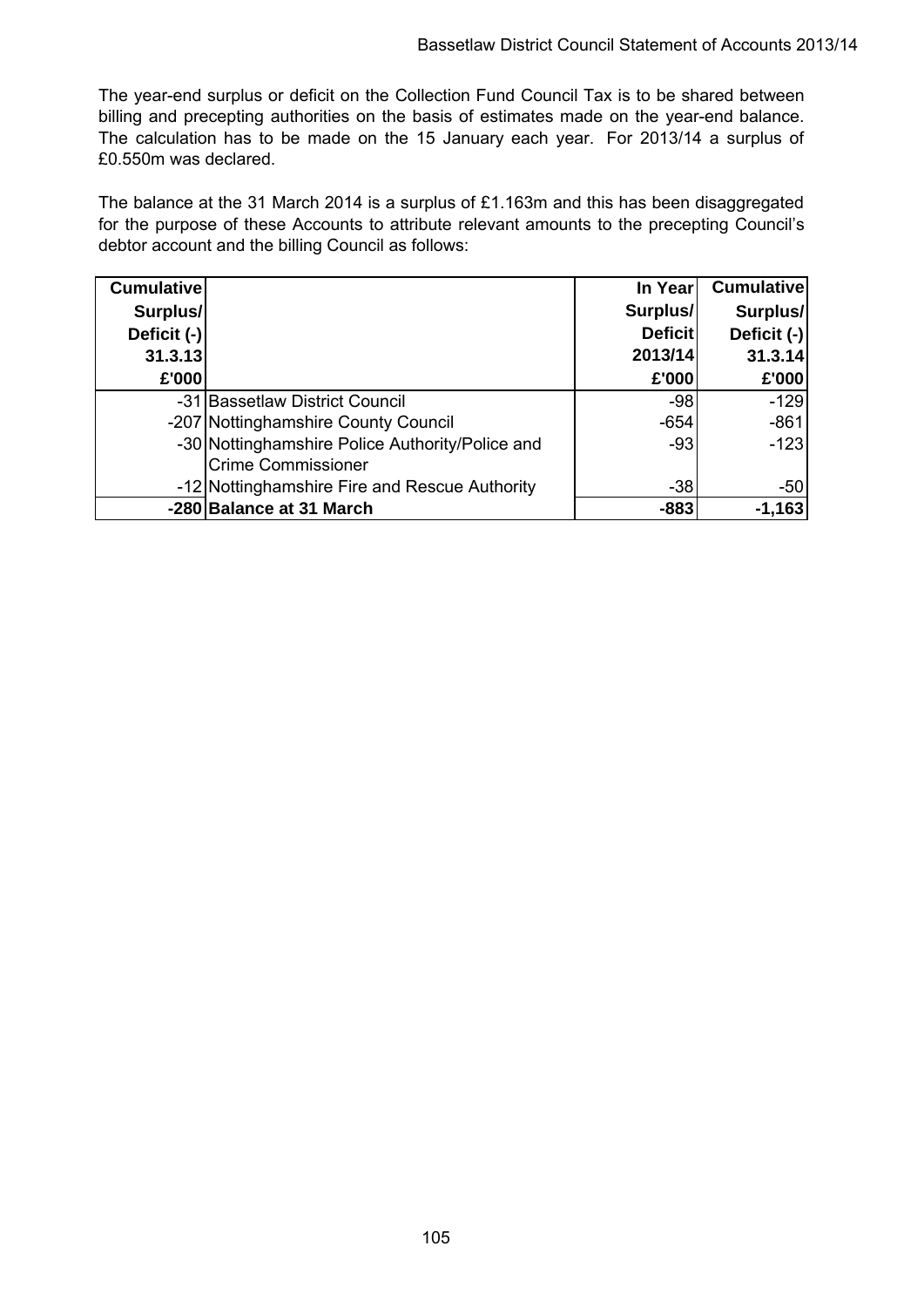The year-end surplus or deficit on the Collection Fund Council Tax is to be shared between billing and precepting authorities on the basis of estimates made on the year-end balance. The calculation has to be made on the 15 January each year. For 2013/14 a surplus of £0.550m was declared.

The balance at the 31 March 2014 is a surplus of £1.163m and this has been disaggregated for the purpose of these Accounts to attribute relevant amounts to the precepting Council's debtor account and the billing Council as follows:

| Cumulative Surplus/ Deficit (-) 31.3.13 £'000 | | In Year Surplus/ Deficit 2013/14 £'000 | Cumulative Surplus/ Deficit (-) 31.3.14 £'000 |
|---|---|---|---|
| -31 | Bassetlaw District Council | -98 | -129 |
| -207 | Nottinghamshire County Council | -654 | -861 |
| -30 | Nottinghamshire Police Authority/Police and Crime Commissioner | -93 | -123 |
| -12 | Nottinghamshire Fire and Rescue Authority | -38 | -50 |
| **-280** | **Balance at 31 March** | **-883** | **-1,163** |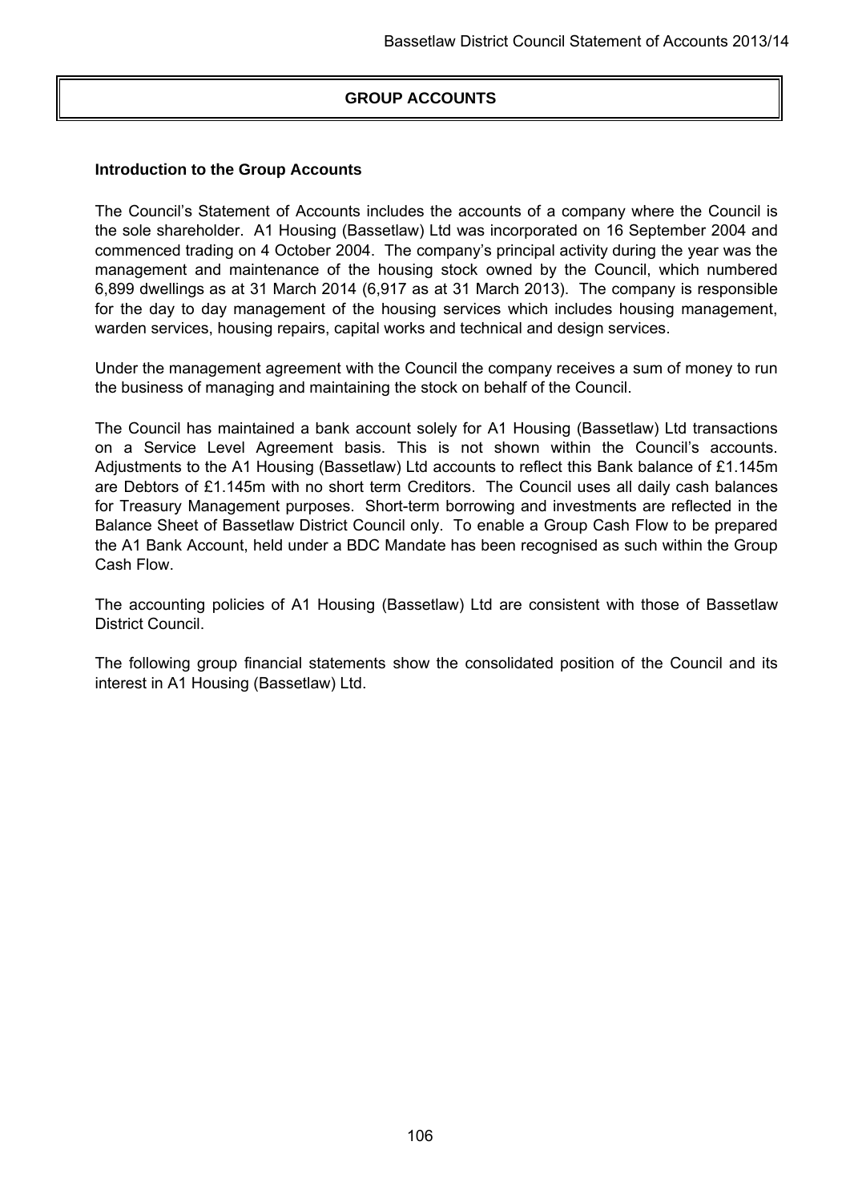# GROUP ACCOUNTS

**Introduction to the Group Accounts**

The Council's Statement of Accounts includes the accounts of a company where the Council is the sole shareholder. A1 Housing (Bassetlaw) Ltd was incorporated on 16 September 2004 and commenced trading on 4 October 2004. The company's principal activity during the year was the management and maintenance of the housing stock owned by the Council, which numbered 6,899 dwellings as at 31 March 2014 (6,917 as at 31 March 2013). The company is responsible for the day to day management of the housing services which includes housing management, warden services, housing repairs, capital works and technical and design services.

Under the management agreement with the Council the company receives a sum of money to run the business of managing and maintaining the stock on behalf of the Council.

The Council has maintained a bank account solely for A1 Housing (Bassetlaw) Ltd transactions on a Service Level Agreement basis. This is not shown within the Council's accounts. Adjustments to the A1 Housing (Bassetlaw) Ltd accounts to reflect this Bank balance of £1.145m are Debtors of £1.145m with no short term Creditors. The Council uses all daily cash balances for Treasury Management purposes. Short-term borrowing and investments are reflected in the Balance Sheet of Bassetlaw District Council only. To enable a Group Cash Flow to be prepared the A1 Bank Account, held under a BDC Mandate has been recognised as such within the Group Cash Flow.

The accounting policies of A1 Housing (Bassetlaw) Ltd are consistent with those of Bassetlaw District Council.

The following group financial statements show the consolidated position of the Council and its interest in A1 Housing (Bassetlaw) Ltd.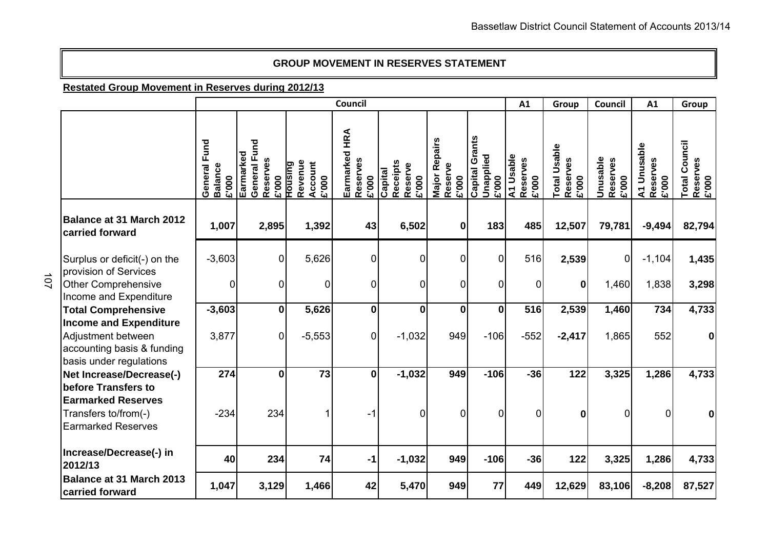## GROUP MOVEMENT IN RESERVES STATEMENT

**Restated Group Movement in Reserves during 2012/13**

| | Council | | | | | | | A1 | Group | Council | A1 | Group |
|---|---|---|---|---|---|---|---|---|---|---|---|---|
| | General Fund Balance £'000 | Earmarked General Fund Reserves £'000 | Housing Revenue Account £'000 | Earmarked HRA Reserves £'000 | Capital Receipts Reserve £'000 | Major Repairs Reserve £'000 | Capital Grants Unapplied £'000 | A1 Usable Reserves £'000 | Total Usable Reserves £'000 | Unusable Reserves £'000 | A1 Unusable Reserves £'000 | Total Council Reserves £'000 |
| **Balance at 31 March 2012 carried forward** | **1,007** | **2,895** | **1,392** | **43** | **6,502** | **0** | **183** | **485** | **12,507** | **79,781** | **-9,494** | **82,794** |
| Surplus or deficit(-) on the provision of Services | -3,603 | 0 | 5,626 | 0 | 0 | 0 | 0 | 516 | **2,539** | 0 | -1,104 | **1,435** |
| Other Comprehensive Income and Expenditure | 0 | 0 | 0 | 0 | 0 | 0 | 0 | 0 | **0** | 1,460 | 1,838 | **3,298** |
| **Total Comprehensive Income and Expenditure** | **-3,603** | **0** | **5,626** | **0** | **0** | **0** | **0** | **516** | **2,539** | **1,460** | **734** | **4,733** |
| Adjustment between accounting basis & funding basis under regulations | 3,877 | 0 | -5,553 | 0 | -1,032 | 949 | -106 | -552 | **-2,417** | 1,865 | 552 | **0** |
| **Net Increase/Decrease(-) before Transfers to Earmarked Reserves** | **274** | **0** | **73** | **0** | **-1,032** | **949** | **-106** | **-36** | **122** | **3,325** | **1,286** | **4,733** |
| Transfers to/from(-) Earmarked Reserves | -234 | 234 | 1 | -1 | 0 | 0 | 0 | 0 | **0** | 0 | 0 | **0** |
| **Increase/Decrease(-) in 2012/13** | **40** | **234** | **74** | **-1** | **-1,032** | **949** | **-106** | **-36** | **122** | **3,325** | **1,286** | **4,733** |
| **Balance at 31 March 2013 carried forward** | **1,047** | **3,129** | **1,466** | **42** | **5,470** | **949** | **77** | **449** | **12,629** | **83,106** | **-8,208** | **87,527** |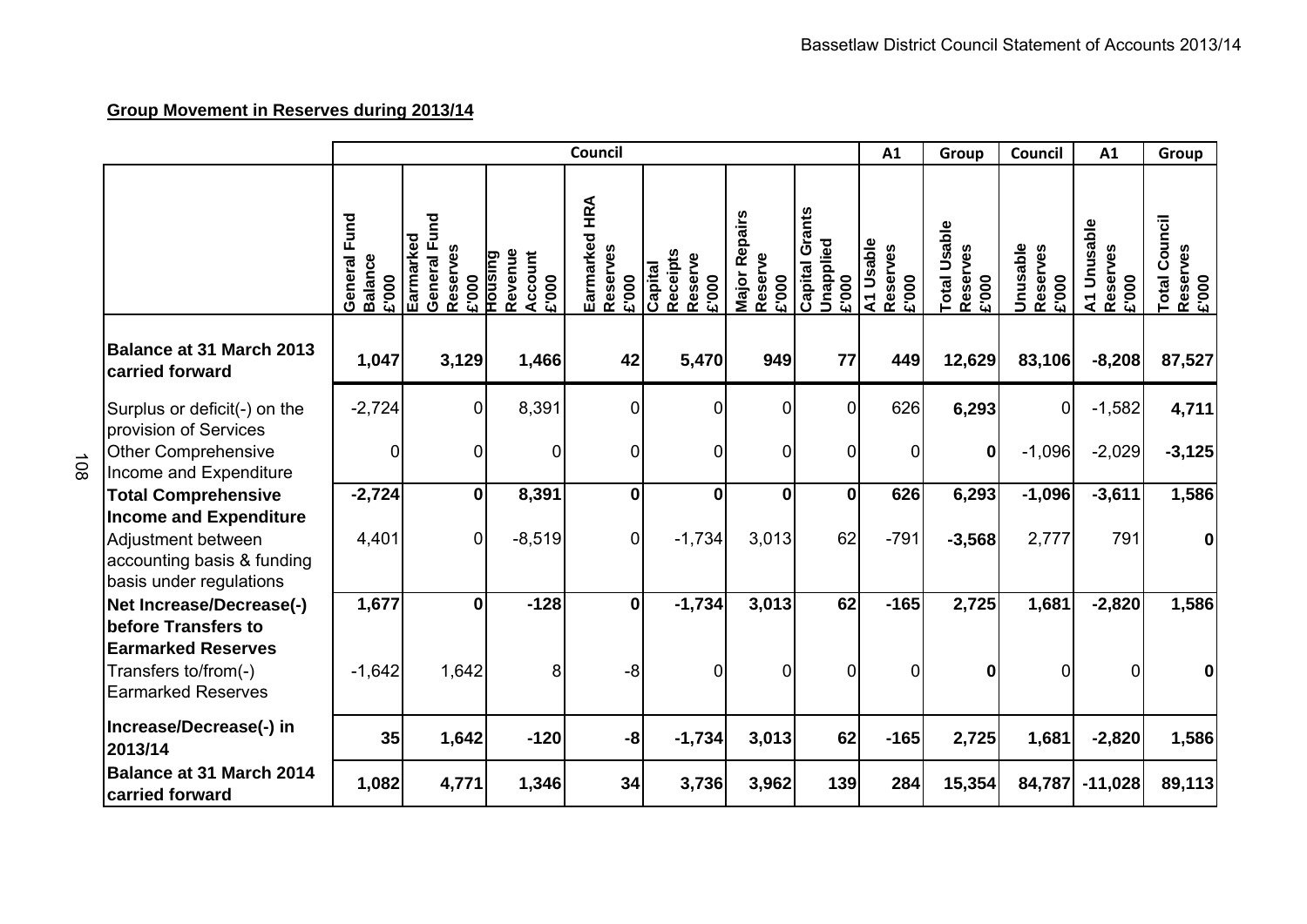## Group Movement in Reserves during 2013/14

| | Council | | | | | | | A1 | Group | Council | A1 | Group |
|---|---|---|---|---|---|---|---|---|---|---|---|---|
| | General Fund Balance £'000 | Earmarked General Fund Reserves £'000 | Housing Revenue Account £'000 | Earmarked HRA Reserves £'000 | Capital Receipts Reserve £'000 | Major Repairs Reserve £'000 | Capital Grants Unapplied £'000 | A1 Usable Reserves £'000 | Total Usable Reserves £'000 | Unusable Reserves £'000 | A1 Unusable Reserves £'000 | Total Council Reserves £'000 |
| **Balance at 31 March 2013 carried forward** | **1,047** | **3,129** | **1,466** | **42** | **5,470** | **949** | **77** | **449** | **12,629** | **83,106** | **-8,208** | **87,527** |
| Surplus or deficit(-) on the provision of Services | -2,724 | 0 | 8,391 | 0 | 0 | 0 | 0 | 626 | **6,293** | 0 | -1,582 | **4,711** |
| Other Comprehensive Income and Expenditure | 0 | 0 | 0 | 0 | 0 | 0 | 0 | 0 | **0** | -1,096 | -2,029 | **-3,125** |
| **Total Comprehensive Income and Expenditure** | **-2,724** | **0** | **8,391** | **0** | **0** | **0** | **0** | **626** | **6,293** | **-1,096** | **-3,611** | **1,586** |
| Adjustment between accounting basis & funding basis under regulations | 4,401 | 0 | -8,519 | 0 | -1,734 | 3,013 | 62 | -791 | **-3,568** | 2,777 | 791 | **0** |
| **Net Increase/Decrease(-) before Transfers to Earmarked Reserves** | **1,677** | **0** | **-128** | **0** | **-1,734** | **3,013** | **62** | **-165** | **2,725** | **1,681** | **-2,820** | **1,586** |
| Transfers to/from(-) Earmarked Reserves | -1,642 | 1,642 | 8 | -8 | 0 | 0 | 0 | 0 | **0** | 0 | 0 | **0** |
| **Increase/Decrease(-) in 2013/14** | **35** | **1,642** | **-120** | **-8** | **-1,734** | **3,013** | **62** | **-165** | **2,725** | **1,681** | **-2,820** | **1,586** |
| **Balance at 31 March 2014 carried forward** | **1,082** | **4,771** | **1,346** | **34** | **3,736** | **3,962** | **139** | **284** | **15,354** | **84,787** | **-11,028** | **89,113** |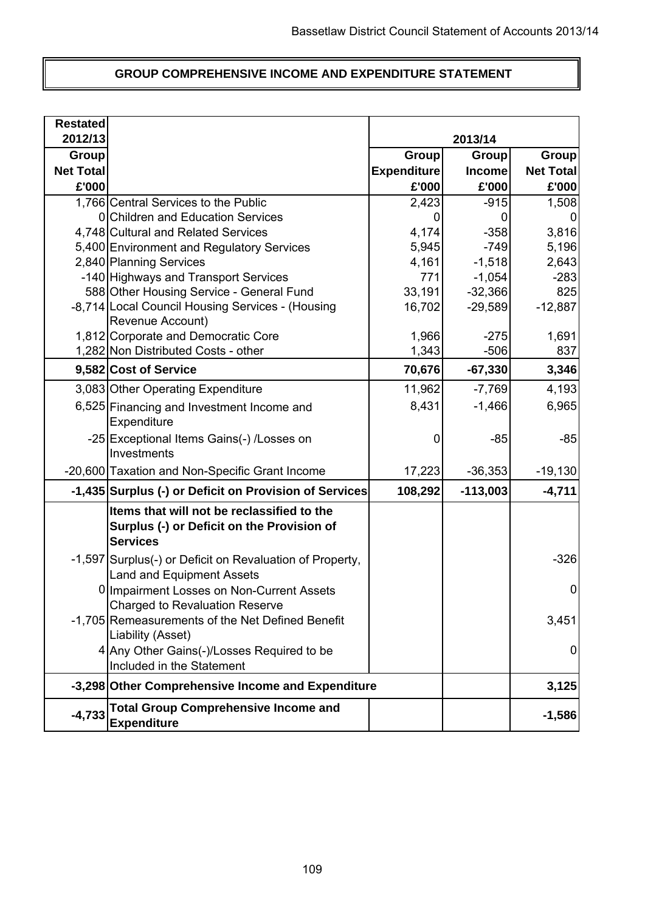# GROUP COMPREHENSIVE INCOME AND EXPENDITURE STATEMENT

| Restated 2012/13 Group Net Total £'000 | | 2013/14 Group Expenditure £'000 | 2013/14 Group Income £'000 | 2013/14 Group Net Total £'000 |
|---|---|---|---|---|
| 1,766 | Central Services to the Public | 2,423 | -915 | 1,508 |
| 0 | Children and Education Services | 0 | 0 | 0 |
| 4,748 | Cultural and Related Services | 4,174 | -358 | 3,816 |
| 5,400 | Environment and Regulatory Services | 5,945 | -749 | 5,196 |
| 2,840 | Planning Services | 4,161 | -1,518 | 2,643 |
| -140 | Highways and Transport Services | 771 | -1,054 | -283 |
| 588 | Other Housing Service - General Fund | 33,191 | -32,366 | 825 |
| -8,714 | Local Council Housing Services - (Housing Revenue Account) | 16,702 | -29,589 | -12,887 |
| 1,812 | Corporate and Democratic Core | 1,966 | -275 | 1,691 |
| 1,282 | Non Distributed Costs - other | 1,343 | -506 | 837 |
| **9,582** | **Cost of Service** | **70,676** | **-67,330** | **3,346** |
| 3,083 | Other Operating Expenditure | 11,962 | -7,769 | 4,193 |
| 6,525 | Financing and Investment Income and Expenditure | 8,431 | -1,466 | 6,965 |
| -25 | Exceptional Items Gains(-) /Losses on Investments | 0 | -85 | -85 |
| -20,600 | Taxation and Non-Specific Grant Income | 17,223 | -36,353 | -19,130 |
| **-1,435** | **Surplus (-) or Deficit on Provision of Services** | **108,292** | **-113,003** | **-4,711** |
| | **Items that will not be reclassified to the Surplus (-) or Deficit on the Provision of Services** | | | |
| -1,597 | Surplus(-) or Deficit on Revaluation of Property, Land and Equipment Assets | | | -326 |
| 0 | Impairment Losses on Non-Current Assets Charged to Revaluation Reserve | | | 0 |
| -1,705 | Remeasurements of the Net Defined Benefit Liability (Asset) | | | 3,451 |
| 4 | Any Other Gains(-)/Losses Required to be Included in the Statement | | | 0 |
| **-3,298** | **Other Comprehensive Income and Expenditure** | | | **3,125** |
| **-4,733** | **Total Group Comprehensive Income and Expenditure** | | | **-1,586** |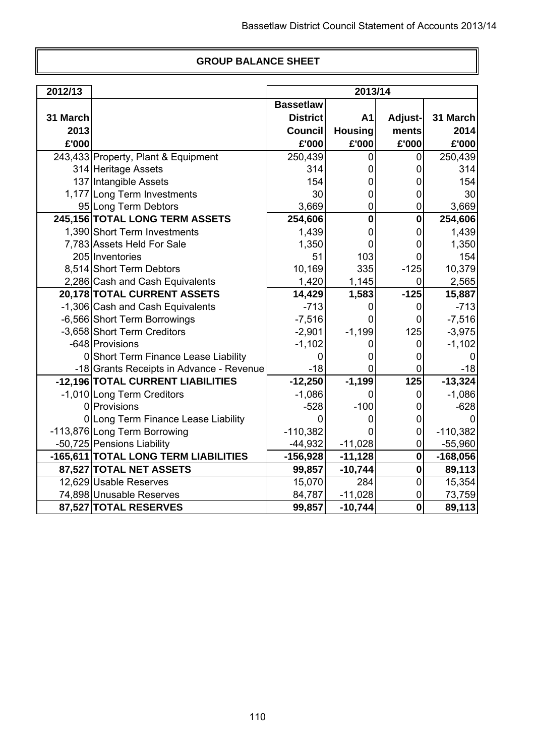## GROUP BALANCE SHEET

| 2012/13 | | 2013/14 | | | |
|---|---|---|---|---|---|
| 31 March 2013 £'000 | | Bassetlaw District Council £'000 | A1 Housing £'000 | Adjust-ments £'000 | 31 March 2014 £'000 |
| 243,433 | Property, Plant & Equipment | 250,439 | 0 | 0 | 250,439 |
| 314 | Heritage Assets | 314 | 0 | 0 | 314 |
| 137 | Intangible Assets | 154 | 0 | 0 | 154 |
| 1,177 | Long Term Investments | 30 | 0 | 0 | 30 |
| 95 | Long Term Debtors | 3,669 | 0 | 0 | 3,669 |
| **245,156** | **TOTAL LONG TERM ASSETS** | **254,606** | **0** | **0** | **254,606** |
| 1,390 | Short Term Investments | 1,439 | 0 | 0 | 1,439 |
| 7,783 | Assets Held For Sale | 1,350 | 0 | 0 | 1,350 |
| 205 | Inventories | 51 | 103 | 0 | 154 |
| 8,514 | Short Term Debtors | 10,169 | 335 | -125 | 10,379 |
| 2,286 | Cash and Cash Equivalents | 1,420 | 1,145 | 0 | 2,565 |
| **20,178** | **TOTAL CURRENT ASSETS** | **14,429** | **1,583** | **-125** | **15,887** |
| -1,306 | Cash and Cash Equivalents | -713 | 0 | 0 | -713 |
| -6,566 | Short Term Borrowings | -7,516 | 0 | 0 | -7,516 |
| -3,658 | Short Term Creditors | -2,901 | -1,199 | 125 | -3,975 |
| -648 | Provisions | -1,102 | 0 | 0 | -1,102 |
| 0 | Short Term Finance Lease Liability | 0 | 0 | 0 | 0 |
| -18 | Grants Receipts in Advance - Revenue | -18 | 0 | 0 | -18 |
| **-12,196** | **TOTAL CURRENT LIABILITIES** | **-12,250** | **-1,199** | **125** | **-13,324** |
| -1,010 | Long Term Creditors | -1,086 | 0 | 0 | -1,086 |
| 0 | Provisions | -528 | -100 | 0 | -628 |
| 0 | Long Term Finance Lease Liability | 0 | 0 | 0 | 0 |
| -113,876 | Long Term Borrowing | -110,382 | 0 | 0 | -110,382 |
| -50,725 | Pensions Liability | -44,932 | -11,028 | 0 | -55,960 |
| **-165,611** | **TOTAL LONG TERM LIABILITIES** | **-156,928** | **-11,128** | **0** | **-168,056** |
| **87,527** | **TOTAL NET ASSETS** | **99,857** | **-10,744** | **0** | **89,113** |
| 12,629 | Usable Reserves | 15,070 | 284 | 0 | 15,354 |
| 74,898 | Unusable Reserves | 84,787 | -11,028 | 0 | 73,759 |
| **87,527** | **TOTAL RESERVES** | **99,857** | **-10,744** | **0** | **89,113** |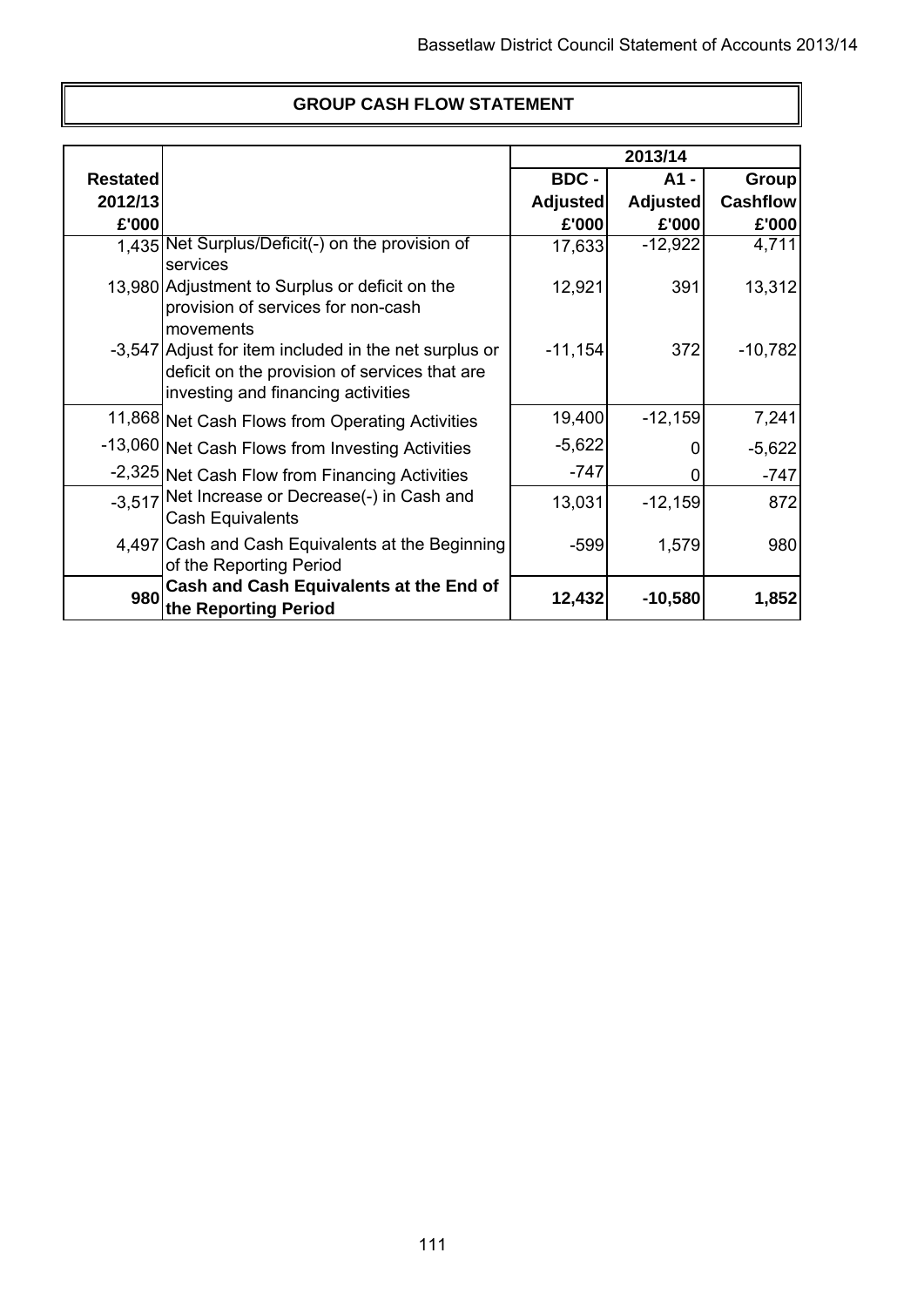# GROUP CASH FLOW STATEMENT

| Restated 2012/13 £'000 | | 2013/14 BDC - Adjusted £'000 | 2013/14 A1 - Adjusted £'000 | 2013/14 Group Cashflow £'000 |
|---|---|---|---|---|
| 1,435 | Net Surplus/Deficit(-) on the provision of services | 17,633 | -12,922 | 4,711 |
| 13,980 | Adjustment to Surplus or deficit on the provision of services for non-cash movements | 12,921 | 391 | 13,312 |
| -3,547 | Adjust for item included in the net surplus or deficit on the provision of services that are investing and financing activities | -11,154 | 372 | -10,782 |
| 11,868 | Net Cash Flows from Operating Activities | 19,400 | -12,159 | 7,241 |
| -13,060 | Net Cash Flows from Investing Activities | -5,622 | 0 | -5,622 |
| -2,325 | Net Cash Flow from Financing Activities | -747 | 0 | -747 |
| -3,517 | Net Increase or Decrease(-) in Cash and Cash Equivalents | 13,031 | -12,159 | 872 |
| 4,497 | Cash and Cash Equivalents at the Beginning of the Reporting Period | -599 | 1,579 | 980 |
| **980** | **Cash and Cash Equivalents at the End of the Reporting Period** | **12,432** | **-10,580** | **1,852** |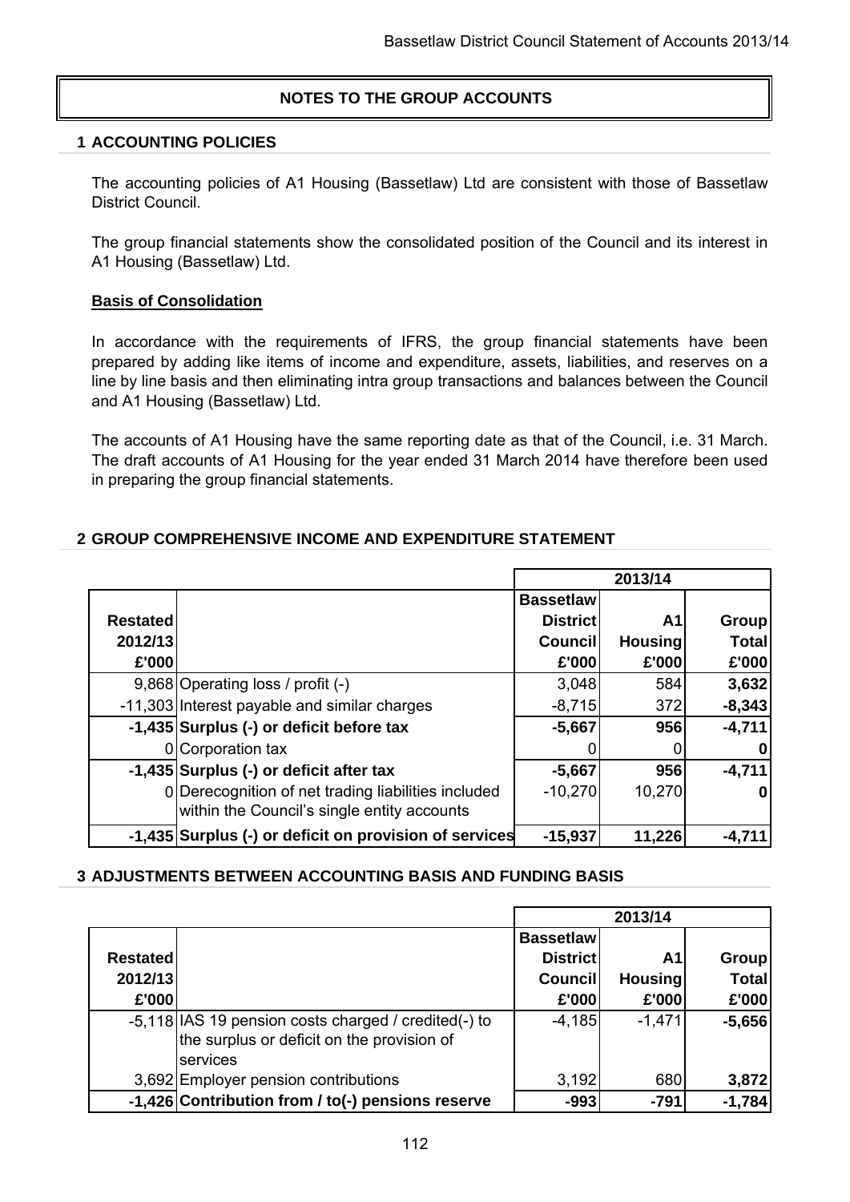# NOTES TO THE GROUP ACCOUNTS

## 1 ACCOUNTING POLICIES

The accounting policies of A1 Housing (Bassetlaw) Ltd are consistent with those of Bassetlaw District Council.

The group financial statements show the consolidated position of the Council and its interest in A1 Housing (Bassetlaw) Ltd.

**Basis of Consolidation**

In accordance with the requirements of IFRS, the group financial statements have been prepared by adding like items of income and expenditure, assets, liabilities, and reserves on a line by line basis and then eliminating intra group transactions and balances between the Council and A1 Housing (Bassetlaw) Ltd.

The accounts of A1 Housing have the same reporting date as that of the Council, i.e. 31 March. The draft accounts of A1 Housing for the year ended 31 March 2014 have therefore been used in preparing the group financial statements.

## 2 GROUP COMPREHENSIVE INCOME AND EXPENDITURE STATEMENT

| | | 2013/14 | | |
|---|---|---|---|---|
| Restated 2012/13 £'000 | | Bassetlaw District Council £'000 | A1 Housing £'000 | Group Total £'000 |
| 9,868 | Operating loss / profit (-) | 3,048 | 584 | **3,632** |
| -11,303 | Interest payable and similar charges | -8,715 | 372 | **-8,343** |
| **-1,435** | **Surplus (-) or deficit before tax** | **-5,667** | **956** | **-4,711** |
| 0 | Corporation tax | 0 | 0 | **0** |
| **-1,435** | **Surplus (-) or deficit after tax** | **-5,667** | **956** | **-4,711** |
| 0 | Derecognition of net trading liabilities included within the Council's single entity accounts | -10,270 | 10,270 | **0** |
| **-1,435** | **Surplus (-) or deficit on provision of services** | **-15,937** | **11,226** | **-4,711** |

## 3 ADJUSTMENTS BETWEEN ACCOUNTING BASIS AND FUNDING BASIS

| | | 2013/14 | | |
|---|---|---|---|---|
| Restated 2012/13 £'000 | | Bassetlaw District Council £'000 | A1 Housing £'000 | Group Total £'000 |
| -5,118 | IAS 19 pension costs charged / credited(-) to the surplus or deficit on the provision of services | -4,185 | -1,471 | **-5,656** |
| 3,692 | Employer pension contributions | 3,192 | 680 | **3,872** |
| **-1,426** | **Contribution from / to(-) pensions reserve** | **-993** | **-791** | **-1,784** |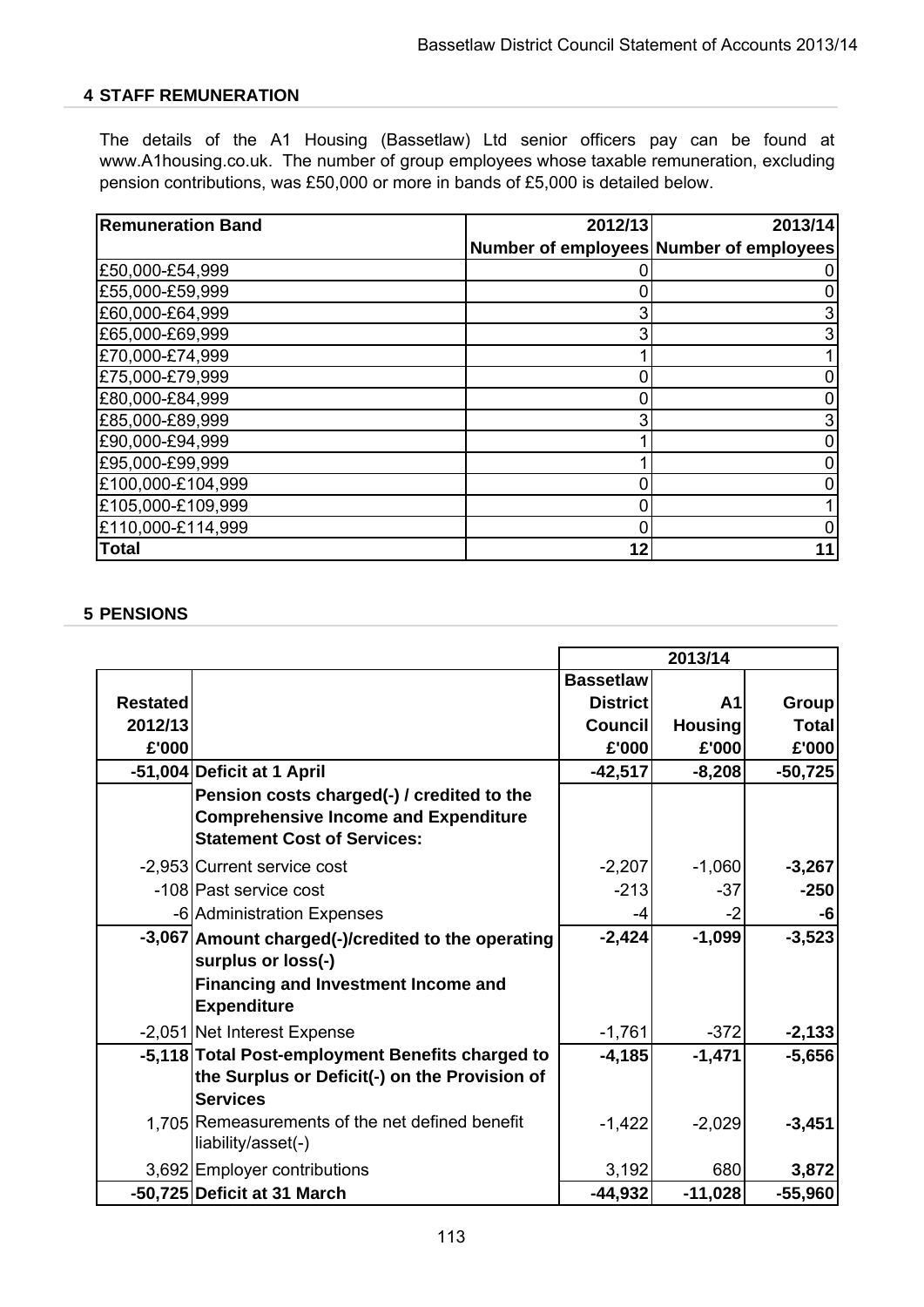## 4 STAFF REMUNERATION

The details of the A1 Housing (Bassetlaw) Ltd senior officers pay can be found at www.A1housing.co.uk. The number of group employees whose taxable remuneration, excluding pension contributions, was £50,000 or more in bands of £5,000 is detailed below.

| Remuneration Band | 2012/13 | 2013/14 |
|---|---|---|
| | Number of employees | Number of employees |
| £50,000-£54,999 | 0 | 0 |
| £55,000-£59,999 | 0 | 0 |
| £60,000-£64,999 | 3 | 3 |
| £65,000-£69,999 | 3 | 3 |
| £70,000-£74,999 | 1 | 1 |
| £75,000-£79,999 | 0 | 0 |
| £80,000-£84,999 | 0 | 0 |
| £85,000-£89,999 | 3 | 3 |
| £90,000-£94,999 | 1 | 0 |
| £95,000-£99,999 | 1 | 0 |
| £100,000-£104,999 | 0 | 0 |
| £105,000-£109,999 | 0 | 1 |
| £110,000-£114,999 | 0 | 0 |
| **Total** | **12** | **11** |

## 5 PENSIONS

| Restated 2012/13 £'000 | | 2013/14 Bassetlaw District Council £'000 | 2013/14 A1 Housing £'000 | 2013/14 Group Total £'000 |
|---|---|---|---|---|
| **-51,004** | **Deficit at 1 April** | **-42,517** | **-8,208** | **-50,725** |
| | **Pension costs charged(-) / credited to the Comprehensive Income and Expenditure Statement Cost of Services:** | | | |
| -2,953 | Current service cost | -2,207 | -1,060 | **-3,267** |
| -108 | Past service cost | -213 | -37 | **-250** |
| -6 | Administration Expenses | -4 | -2 | **-6** |
| **-3,067** | **Amount charged(-)/credited to the operating surplus or loss(-)** | **-2,424** | **-1,099** | **-3,523** |
| | **Financing and Investment Income and Expenditure** | | | |
| -2,051 | Net Interest Expense | -1,761 | -372 | **-2,133** |
| **-5,118** | **Total Post-employment Benefits charged to the Surplus or Deficit(-) on the Provision of Services** | **-4,185** | **-1,471** | **-5,656** |
| 1,705 | Remeasurements of the net defined benefit liability/asset(-) | -1,422 | -2,029 | **-3,451** |
| 3,692 | Employer contributions | 3,192 | 680 | **3,872** |
| **-50,725** | **Deficit at 31 March** | **-44,932** | **-11,028** | **-55,960** |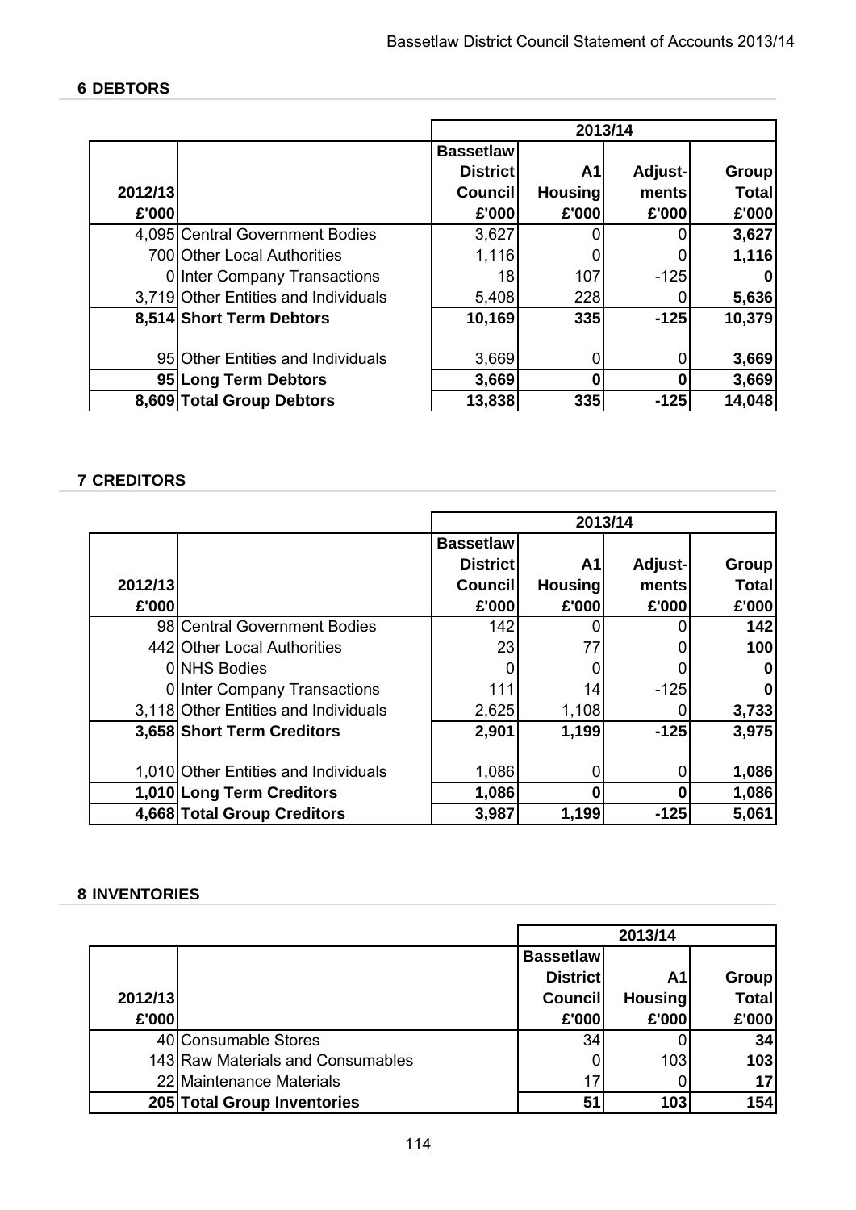## 6 DEBTORS

| 2012/13 £'000 | | 2013/14 Bassetlaw District Council £'000 | A1 Housing £'000 | Adjust-ments £'000 | Group Total £'000 |
|---|---|---|---|---|---|
| 4,095 | Central Government Bodies | 3,627 | 0 | 0 | **3,627** |
| 700 | Other Local Authorities | 1,116 | 0 | 0 | **1,116** |
| 0 | Inter Company Transactions | 18 | 107 | -125 | **0** |
| 3,719 | Other Entities and Individuals | 5,408 | 228 | 0 | **5,636** |
| **8,514** | **Short Term Debtors** | **10,169** | **335** | **-125** | **10,379** |
| 95 | Other Entities and Individuals | 3,669 | 0 | 0 | **3,669** |
| **95** | **Long Term Debtors** | **3,669** | **0** | **0** | **3,669** |
| **8,609** | **Total Group Debtors** | **13,838** | **335** | **-125** | **14,048** |

## 7 CREDITORS

| 2012/13 £'000 | | 2013/14 Bassetlaw District Council £'000 | A1 Housing £'000 | Adjust-ments £'000 | Group Total £'000 |
|---|---|---|---|---|---|
| 98 | Central Government Bodies | 142 | 0 | 0 | **142** |
| 442 | Other Local Authorities | 23 | 77 | 0 | **100** |
| 0 | NHS Bodies | 0 | 0 | 0 | **0** |
| 0 | Inter Company Transactions | 111 | 14 | -125 | **0** |
| 3,118 | Other Entities and Individuals | 2,625 | 1,108 | 0 | **3,733** |
| **3,658** | **Short Term Creditors** | **2,901** | **1,199** | **-125** | **3,975** |
| 1,010 | Other Entities and Individuals | 1,086 | 0 | 0 | **1,086** |
| **1,010** | **Long Term Creditors** | **1,086** | **0** | **0** | **1,086** |
| **4,668** | **Total Group Creditors** | **3,987** | **1,199** | **-125** | **5,061** |

## 8 INVENTORIES

| 2012/13 £'000 | | 2013/14 Bassetlaw District Council £'000 | A1 Housing £'000 | Group Total £'000 |
|---|---|---|---|---|
| 40 | Consumable Stores | 34 | 0 | **34** |
| 143 | Raw Materials and Consumables | 0 | 103 | **103** |
| 22 | Maintenance Materials | 17 | 0 | **17** |
| **205** | **Total Group Inventories** | **51** | **103** | **154** |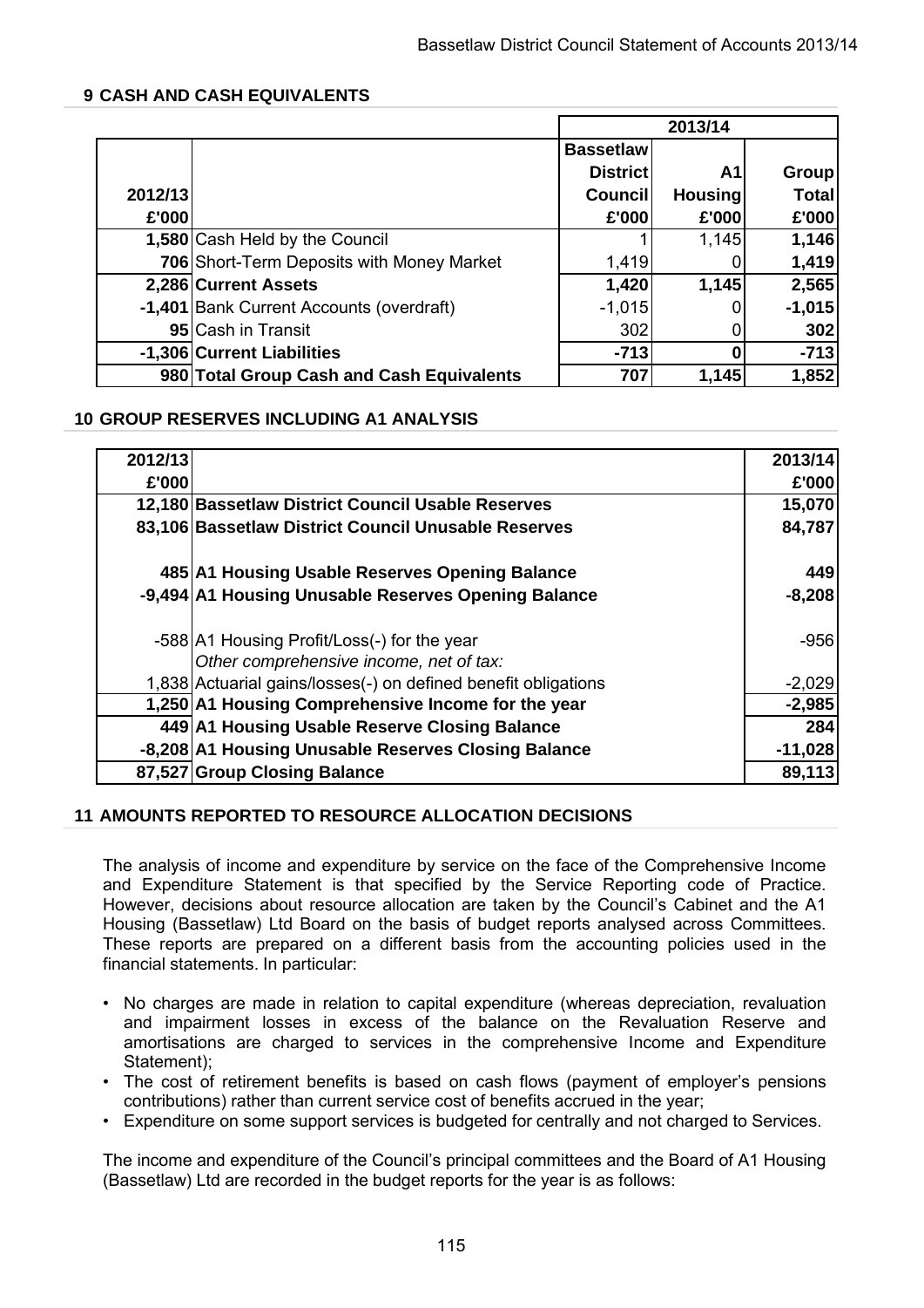## 9 CASH AND CASH EQUIVALENTS

| 2012/13 £'000 | | 2013/14 Bassetlaw District Council £'000 | A1 Housing £'000 | Group Total £'000 |
|---|---|---|---|---|
| 1,580 | Cash Held by the Council | 1 | 1,145 | **1,146** |
| 706 | Short-Term Deposits with Money Market | 1,419 | 0 | **1,419** |
| **2,286** | **Current Assets** | **1,420** | **1,145** | **2,565** |
| -1,401 | Bank Current Accounts (overdraft) | -1,015 | 0 | **-1,015** |
| 95 | Cash in Transit | 302 | 0 | **302** |
| **-1,306** | **Current Liabilities** | **-713** | **0** | **-713** |
| **980** | **Total Group Cash and Cash Equivalents** | **707** | **1,145** | **1,852** |

## 10 GROUP RESERVES INCLUDING A1 ANALYSIS

| 2012/13 £'000 | | 2013/14 £'000 |
|---|---|---|
| **12,180** | **Bassetlaw District Council Usable Reserves** | **15,070** |
| **83,106** | **Bassetlaw District Council Unusable Reserves** | **84,787** |
| | | |
| **485** | **A1 Housing Usable Reserves Opening Balance** | **449** |
| **-9,494** | **A1 Housing Unusable Reserves Opening Balance** | **-8,208** |
| | | |
| -588 | A1 Housing Profit/Loss(-) for the year | -956 |
| | *Other comprehensive income, net of tax:* | |
| 1,838 | Actuarial gains/losses(-) on defined benefit obligations | -2,029 |
| **1,250** | **A1 Housing Comprehensive Income for the year** | **-2,985** |
| **449** | **A1 Housing Usable Reserve Closing Balance** | **284** |
| **-8,208** | **A1 Housing Unusable Reserves Closing Balance** | **-11,028** |
| **87,527** | **Group Closing Balance** | **89,113** |

## 11 AMOUNTS REPORTED TO RESOURCE ALLOCATION DECISIONS

The analysis of income and expenditure by service on the face of the Comprehensive Income and Expenditure Statement is that specified by the Service Reporting code of Practice. However, decisions about resource allocation are taken by the Council's Cabinet and the A1 Housing (Bassetlaw) Ltd Board on the basis of budget reports analysed across Committees. These reports are prepared on a different basis from the accounting policies used in the financial statements. In particular:

- No charges are made in relation to capital expenditure (whereas depreciation, revaluation and impairment losses in excess of the balance on the Revaluation Reserve and amortisations are charged to services in the comprehensive Income and Expenditure Statement);
- The cost of retirement benefits is based on cash flows (payment of employer's pensions contributions) rather than current service cost of benefits accrued in the year;
- Expenditure on some support services is budgeted for centrally and not charged to Services.

The income and expenditure of the Council's principal committees and the Board of A1 Housing (Bassetlaw) Ltd are recorded in the budget reports for the year is as follows: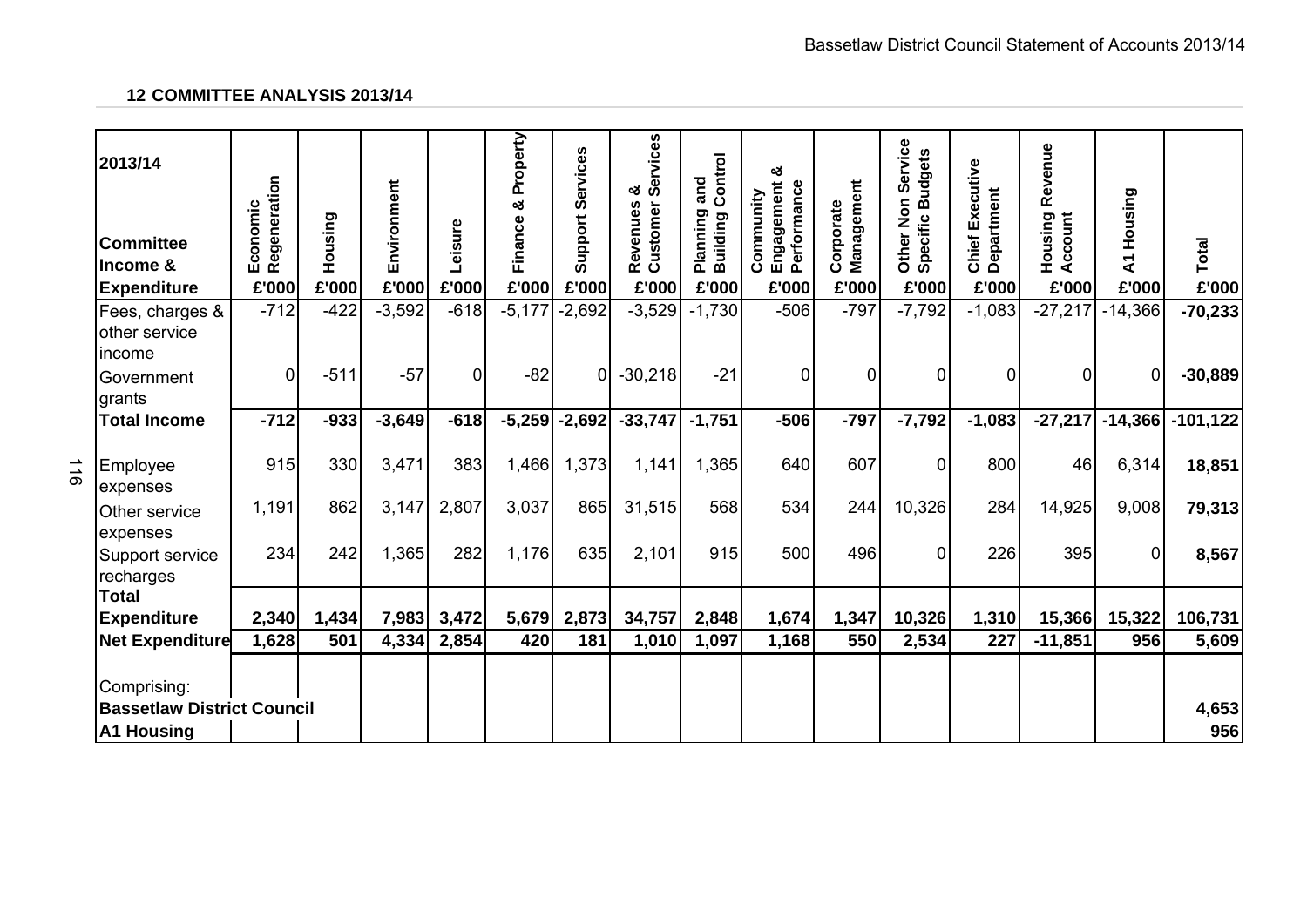## 12 COMMITTEE ANALYSIS 2013/14

| 2013/14 Committee Income & Expenditure | Economic Regeneration £'000 | Housing £'000 | Environment £'000 | Leisure £'000 | Finance & Property £'000 | Support Services £'000 | Revenues & Customer Services £'000 | Planning and Building Control £'000 | Community Engagement & Performance £'000 | Corporate Management £'000 | Other Non Service Specific Budgets £'000 | Chief Executive Department £'000 | Housing Revenue Account £'000 | A1 Housing £'000 | Total £'000 |
|---|---|---|---|---|---|---|---|---|---|---|---|---|---|---|---|
| Fees, charges & other service income | -712 | -422 | -3,592 | -618 | -5,177 | -2,692 | -3,529 | -1,730 | -506 | -797 | -7,792 | -1,083 | -27,217 | -14,366 | **-70,233** |
| Government grants | 0 | -511 | -57 | 0 | -82 | 0 | -30,218 | -21 | 0 | 0 | 0 | 0 | 0 | 0 | **-30,889** |
| **Total Income** | **-712** | **-933** | **-3,649** | **-618** | **-5,259** | **-2,692** | **-33,747** | **-1,751** | **-506** | **-797** | **-7,792** | **-1,083** | **-27,217** | **-14,366** | **-101,122** |
| Employee expenses | 915 | 330 | 3,471 | 383 | 1,466 | 1,373 | 1,141 | 1,365 | 640 | 607 | 0 | 800 | 46 | 6,314 | **18,851** |
| Other service expenses | 1,191 | 862 | 3,147 | 2,807 | 3,037 | 865 | 31,515 | 568 | 534 | 244 | 10,326 | 284 | 14,925 | 9,008 | **79,313** |
| Support service recharges | 234 | 242 | 1,365 | 282 | 1,176 | 635 | 2,101 | 915 | 500 | 496 | 0 | 226 | 395 | 0 | **8,567** |
| **Total Expenditure** | **2,340** | **1,434** | **7,983** | **3,472** | **5,679** | **2,873** | **34,757** | **2,848** | **1,674** | **1,347** | **10,326** | **1,310** | **15,366** | **15,322** | **106,731** |
| **Net Expenditure** | **1,628** | **501** | **4,334** | **2,854** | **420** | **181** | **1,010** | **1,097** | **1,168** | **550** | **2,534** | **227** | **-11,851** | **956** | **5,609** |
| Comprising: | | | | | | | | | | | | | | | |
| **Bassetlaw District Council** | | | | | | | | | | | | | | | **4,653** |
| **A1 Housing** | | | | | | | | | | | | | | | **956** |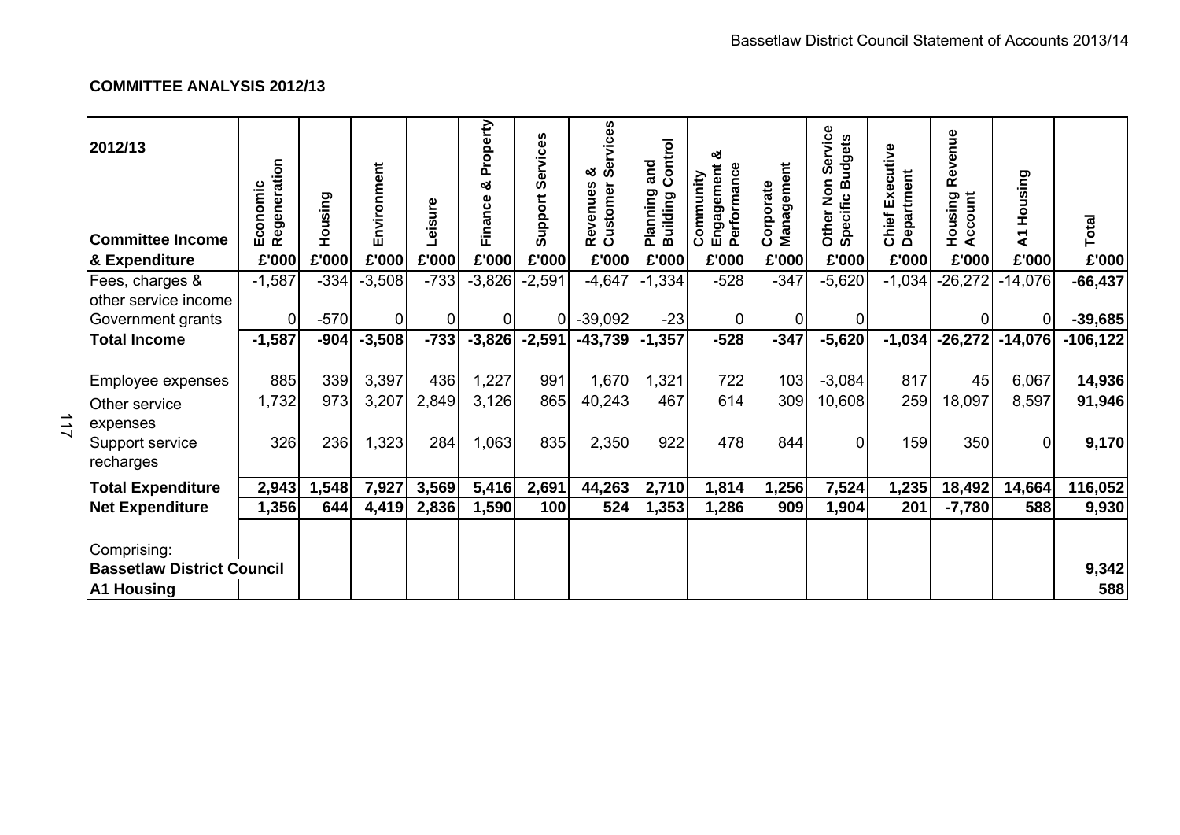## COMMITTEE ANALYSIS 2012/13

| 2012/13 Committee Income & Expenditure | Economic Regeneration £'000 | Housing £'000 | Environment £'000 | Leisure £'000 | Finance & Property £'000 | Support Services £'000 | Revenues & Customer Services £'000 | Planning and Building Control £'000 | Community Engagement & Performance £'000 | Corporate Management £'000 | Other Non Service Specific Budgets £'000 | Chief Executive Department £'000 | Housing Revenue Account £'000 | A1 Housing £'000 | Total £'000 |
|---|---|---|---|---|---|---|---|---|---|---|---|---|---|---|---|
| Fees, charges & other service income | -1,587 | -334 | -3,508 | -733 | -3,826 | -2,591 | -4,647 | -1,334 | -528 | -347 | -5,620 | -1,034 | -26,272 | -14,076 | **-66,437** |
| Government grants | 0 | -570 | 0 | 0 | 0 | 0 | -39,092 | -23 | 0 | 0 | 0 | | 0 | 0 | **-39,685** |
| **Total Income** | **-1,587** | **-904** | **-3,508** | **-733** | **-3,826** | **-2,591** | **-43,739** | **-1,357** | **-528** | **-347** | **-5,620** | **-1,034** | **-26,272** | **-14,076** | **-106,122** |
| Employee expenses | 885 | 339 | 3,397 | 436 | 1,227 | 991 | 1,670 | 1,321 | 722 | 103 | -3,084 | 817 | 45 | 6,067 | **14,936** |
| Other service expenses | 1,732 | 973 | 3,207 | 2,849 | 3,126 | 865 | 40,243 | 467 | 614 | 309 | 10,608 | 259 | 18,097 | 8,597 | **91,946** |
| Support service recharges | 326 | 236 | 1,323 | 284 | 1,063 | 835 | 2,350 | 922 | 478 | 844 | 0 | 159 | 350 | 0 | **9,170** |
| **Total Expenditure** | **2,943** | **1,548** | **7,927** | **3,569** | **5,416** | **2,691** | **44,263** | **2,710** | **1,814** | **1,256** | **7,524** | **1,235** | **18,492** | **14,664** | **116,052** |
| **Net Expenditure** | **1,356** | **644** | **4,419** | **2,836** | **1,590** | **100** | **524** | **1,353** | **1,286** | **909** | **1,904** | **201** | **-7,780** | **588** | **9,930** |
| Comprising: | | | | | | | | | | | | | | | |
| **Bassetlaw District Council** | | | | | | | | | | | | | | | **9,342** |
| **A1 Housing** | | | | | | | | | | | | | | | **588** |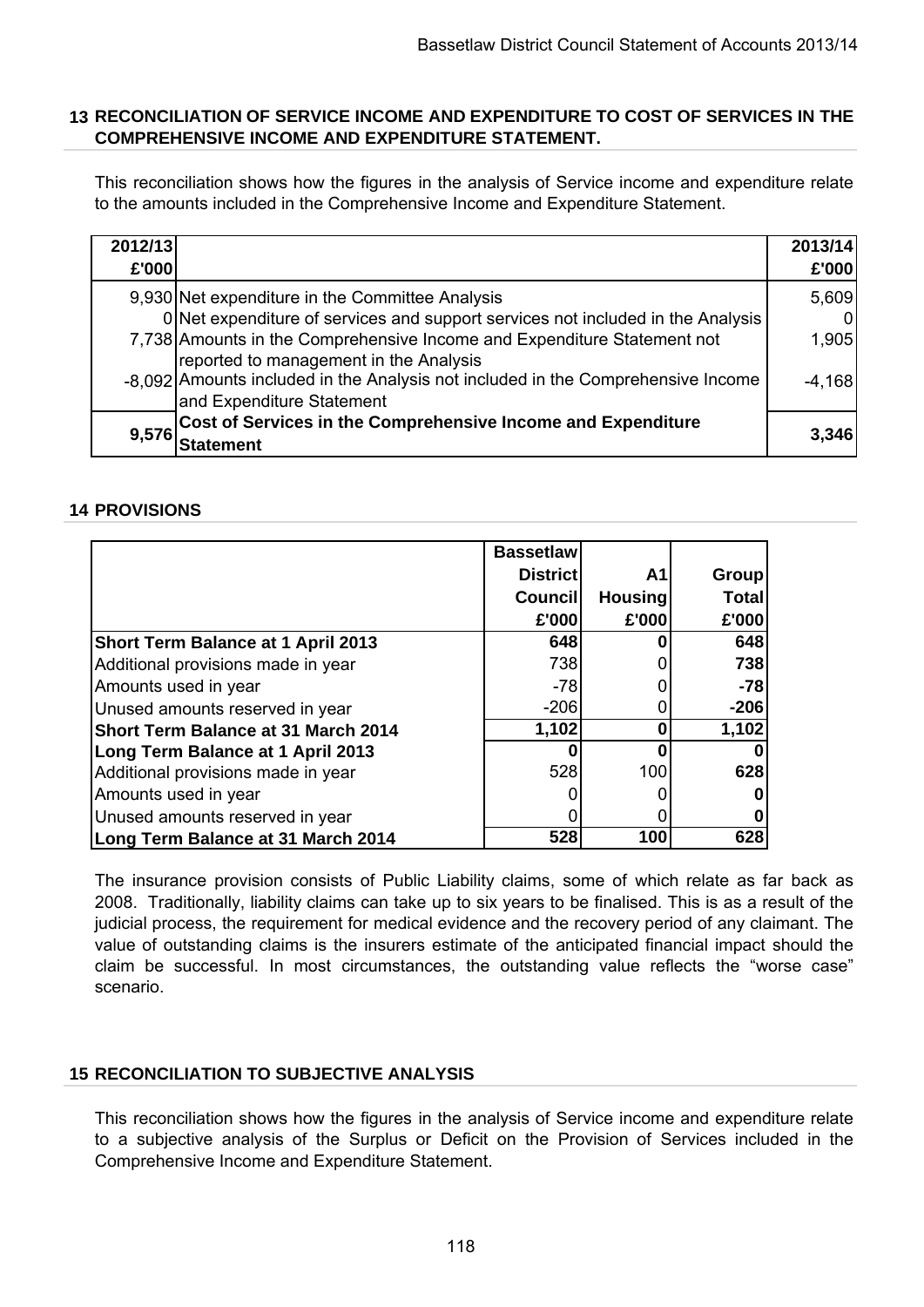## 13 RECONCILIATION OF SERVICE INCOME AND EXPENDITURE TO COST OF SERVICES IN THE COMPREHENSIVE INCOME AND EXPENDITURE STATEMENT.

This reconciliation shows how the figures in the analysis of Service income and expenditure relate to the amounts included in the Comprehensive Income and Expenditure Statement.

| 2012/13 £'000 | | 2013/14 £'000 |
|---|---|---|
| 9,930 | Net expenditure in the Committee Analysis | 5,609 |
| 0 | Net expenditure of services and support services not included in the Analysis | 0 |
| 7,738 | Amounts in the Comprehensive Income and Expenditure Statement not reported to management in the Analysis | 1,905 |
| -8,092 | Amounts included in the Analysis not included in the Comprehensive Income and Expenditure Statement | -4,168 |
| **9,576** | **Cost of Services in the Comprehensive Income and Expenditure Statement** | **3,346** |

## 14 PROVISIONS

| | Bassetlaw District Council £'000 | A1 Housing £'000 | Group Total £'000 |
|---|---|---|---|
| **Short Term Balance at 1 April 2013** | **648** | **0** | **648** |
| Additional provisions made in year | 738 | 0 | **738** |
| Amounts used in year | -78 | 0 | **-78** |
| Unused amounts reserved in year | -206 | 0 | **-206** |
| **Short Term Balance at 31 March 2014** | **1,102** | **0** | **1,102** |
| **Long Term Balance at 1 April 2013** | **0** | **0** | **0** |
| Additional provisions made in year | 528 | 100 | **628** |
| Amounts used in year | 0 | 0 | **0** |
| Unused amounts reserved in year | 0 | 0 | **0** |
| **Long Term Balance at 31 March 2014** | **528** | **100** | **628** |

The insurance provision consists of Public Liability claims, some of which relate as far back as 2008. Traditionally, liability claims can take up to six years to be finalised. This is as a result of the judicial process, the requirement for medical evidence and the recovery period of any claimant. The value of outstanding claims is the insurers estimate of the anticipated financial impact should the claim be successful. In most circumstances, the outstanding value reflects the "worse case" scenario.

## 15 RECONCILIATION TO SUBJECTIVE ANALYSIS

This reconciliation shows how the figures in the analysis of Service income and expenditure relate to a subjective analysis of the Surplus or Deficit on the Provision of Services included in the Comprehensive Income and Expenditure Statement.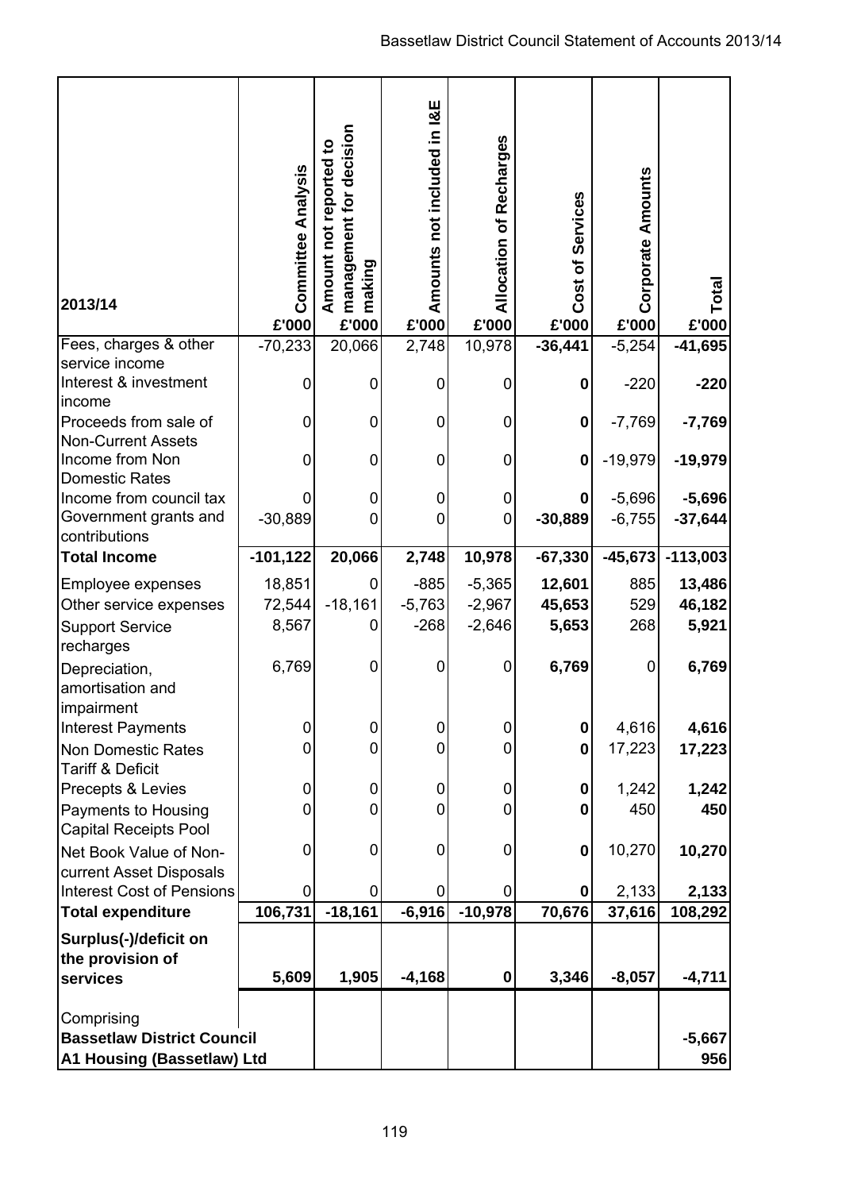| 2013/14 | Committee Analysis | Amount not reported to management for decision making | Amounts not included in I&E | Allocation of Recharges | Cost of Services | Corporate Amounts | Total |
|---|---|---|---|---|---|---|---|
| | £'000 | £'000 | £'000 | £'000 | £'000 | £'000 | £'000 |
| Fees, charges & other service income | -70,233 | 20,066 | 2,748 | 10,978 | **-36,441** | -5,254 | **-41,695** |
| Interest & investment income | 0 | 0 | 0 | 0 | **0** | -220 | **-220** |
| Proceeds from sale of Non-Current Assets | 0 | 0 | 0 | 0 | **0** | -7,769 | **-7,769** |
| Income from Non Domestic Rates | 0 | 0 | 0 | 0 | **0** | -19,979 | **-19,979** |
| Income from council tax | 0 | 0 | 0 | 0 | **0** | -5,696 | **-5,696** |
| Government grants and contributions | -30,889 | 0 | 0 | 0 | **-30,889** | -6,755 | **-37,644** |
| **Total Income** | **-101,122** | **20,066** | **2,748** | **10,978** | **-67,330** | **-45,673** | **-113,003** |
| Employee expenses | 18,851 | 0 | -885 | -5,365 | **12,601** | 885 | **13,486** |
| Other service expenses | 72,544 | -18,161 | -5,763 | -2,967 | **45,653** | 529 | **46,182** |
| Support Service recharges | 8,567 | 0 | -268 | -2,646 | **5,653** | 268 | **5,921** |
| Depreciation, amortisation and impairment | 6,769 | 0 | 0 | 0 | **6,769** | 0 | **6,769** |
| Interest Payments | 0 | 0 | 0 | 0 | **0** | 4,616 | **4,616** |
| Non Domestic Rates Tariff & Deficit | 0 | 0 | 0 | 0 | **0** | 17,223 | **17,223** |
| Precepts & Levies | 0 | 0 | 0 | 0 | **0** | 1,242 | **1,242** |
| Payments to Housing Capital Receipts Pool | 0 | 0 | 0 | 0 | **0** | 450 | **450** |
| Net Book Value of Non-current Asset Disposals | 0 | 0 | 0 | 0 | **0** | 10,270 | **10,270** |
| Interest Cost of Pensions | 0 | 0 | 0 | 0 | **0** | 2,133 | **2,133** |
| **Total expenditure** | **106,731** | **-18,161** | **-6,916** | **-10,978** | **70,676** | **37,616** | **108,292** |
| **Surplus(-)/deficit on the provision of services** | **5,609** | **1,905** | **-4,168** | **0** | **3,346** | **-8,057** | **-4,711** |
| Comprising | | | | | | | |
| **Bassetlaw District Council** | | | | | | | **-5,667** |
| **A1 Housing (Bassetlaw) Ltd** | | | | | | | **956** |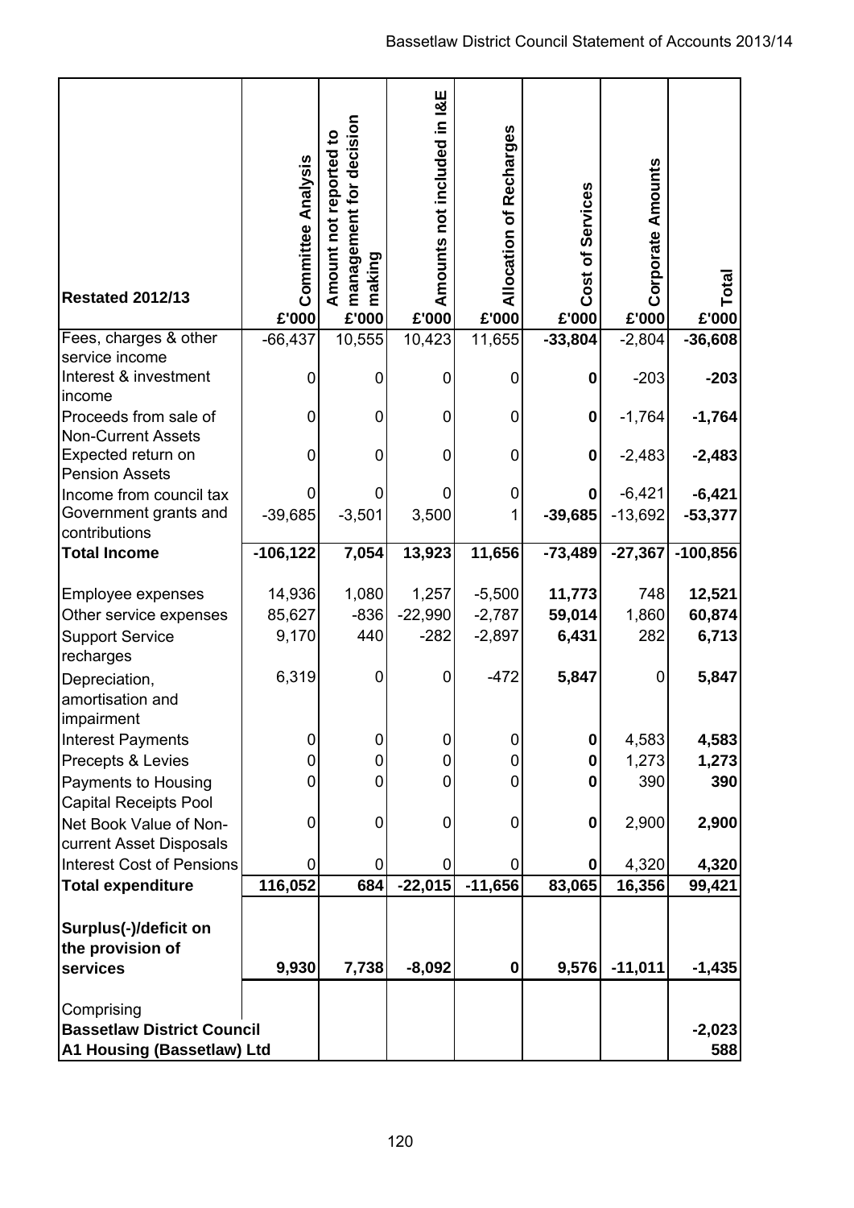| Restated 2012/13 | Committee Analysis £'000 | Amount not reported to management for decision making £'000 | Amounts not included in I&E £'000 | Allocation of Recharges £'000 | Cost of Services £'000 | Corporate Amounts £'000 | Total £'000 |
|---|---|---|---|---|---|---|---|
| Fees, charges & other service income | -66,437 | 10,555 | 10,423 | 11,655 | **-33,804** | -2,804 | **-36,608** |
| Interest & investment income | 0 | 0 | 0 | 0 | **0** | -203 | **-203** |
| Proceeds from sale of Non-Current Assets | 0 | 0 | 0 | 0 | **0** | -1,764 | **-1,764** |
| Expected return on Pension Assets | 0 | 0 | 0 | 0 | **0** | -2,483 | **-2,483** |
| Income from council tax | 0 | 0 | 0 | 0 | **0** | -6,421 | **-6,421** |
| Government grants and contributions | -39,685 | -3,501 | 3,500 | 1 | **-39,685** | -13,692 | **-53,377** |
| **Total Income** | **-106,122** | **7,054** | **13,923** | **11,656** | **-73,489** | **-27,367** | **-100,856** |
| Employee expenses | 14,936 | 1,080 | 1,257 | -5,500 | **11,773** | 748 | **12,521** |
| Other service expenses | 85,627 | -836 | -22,990 | -2,787 | **59,014** | 1,860 | **60,874** |
| Support Service recharges | 9,170 | 440 | -282 | -2,897 | **6,431** | 282 | **6,713** |
| Depreciation, amortisation and impairment | 6,319 | 0 | 0 | -472 | **5,847** | 0 | **5,847** |
| Interest Payments | 0 | 0 | 0 | 0 | **0** | 4,583 | **4,583** |
| Precepts & Levies | 0 | 0 | 0 | 0 | **0** | 1,273 | **1,273** |
| Payments to Housing Capital Receipts Pool | 0 | 0 | 0 | 0 | **0** | 390 | **390** |
| Net Book Value of Non-current Asset Disposals | 0 | 0 | 0 | 0 | **0** | 2,900 | **2,900** |
| Interest Cost of Pensions | 0 | 0 | 0 | 0 | **0** | 4,320 | **4,320** |
| **Total expenditure** | **116,052** | **684** | **-22,015** | **-11,656** | **83,065** | **16,356** | **99,421** |
| **Surplus(-)/deficit on the provision of services** | **9,930** | **7,738** | **-8,092** | **0** | **9,576** | **-11,011** | **-1,435** |
| Comprising | | | | | | | |
| **Bassetlaw District Council** | | | | | | | **-2,023** |
| **A1 Housing (Bassetlaw) Ltd** | | | | | | | **588** |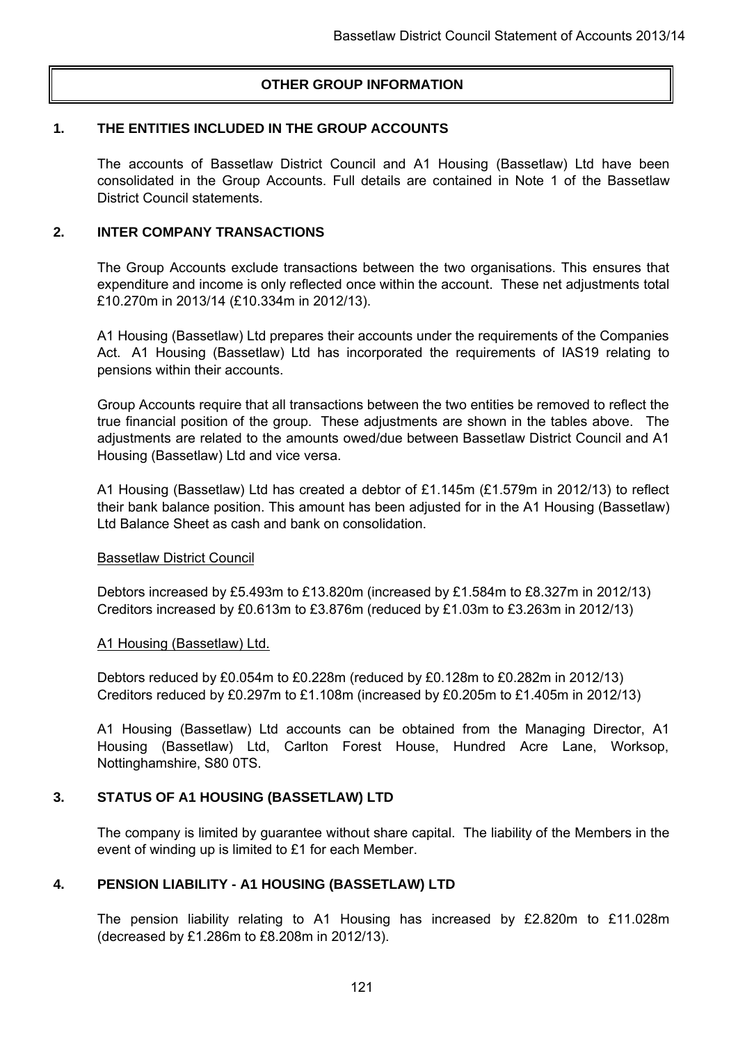# OTHER GROUP INFORMATION

## 1. THE ENTITIES INCLUDED IN THE GROUP ACCOUNTS

The accounts of Bassetlaw District Council and A1 Housing (Bassetlaw) Ltd have been consolidated in the Group Accounts. Full details are contained in Note 1 of the Bassetlaw District Council statements.

## 2. INTER COMPANY TRANSACTIONS

The Group Accounts exclude transactions between the two organisations. This ensures that expenditure and income is only reflected once within the account. These net adjustments total £10.270m in 2013/14 (£10.334m in 2012/13).

A1 Housing (Bassetlaw) Ltd prepares their accounts under the requirements of the Companies Act. A1 Housing (Bassetlaw) Ltd has incorporated the requirements of IAS19 relating to pensions within their accounts.

Group Accounts require that all transactions between the two entities be removed to reflect the true financial position of the group. These adjustments are shown in the tables above. The adjustments are related to the amounts owed/due between Bassetlaw District Council and A1 Housing (Bassetlaw) Ltd and vice versa.

A1 Housing (Bassetlaw) Ltd has created a debtor of £1.145m (£1.579m in 2012/13) to reflect their bank balance position. This amount has been adjusted for in the A1 Housing (Bassetlaw) Ltd Balance Sheet as cash and bank on consolidation.

Bassetlaw District Council

Debtors increased by £5.493m to £13.820m (increased by £1.584m to £8.327m in 2012/13)
Creditors increased by £0.613m to £3.876m (reduced by £1.03m to £3.263m in 2012/13)

A1 Housing (Bassetlaw) Ltd.

Debtors reduced by £0.054m to £0.228m (reduced by £0.128m to £0.282m in 2012/13)
Creditors reduced by £0.297m to £1.108m (increased by £0.205m to £1.405m in 2012/13)

A1 Housing (Bassetlaw) Ltd accounts can be obtained from the Managing Director, A1 Housing (Bassetlaw) Ltd, Carlton Forest House, Hundred Acre Lane, Worksop, Nottinghamshire, S80 0TS.

## 3. STATUS OF A1 HOUSING (BASSETLAW) LTD

The company is limited by guarantee without share capital. The liability of the Members in the event of winding up is limited to £1 for each Member.

## 4. PENSION LIABILITY - A1 HOUSING (BASSETLAW) LTD

The pension liability relating to A1 Housing has increased by £2.820m to £11.028m (decreased by £1.286m to £8.208m in 2012/13).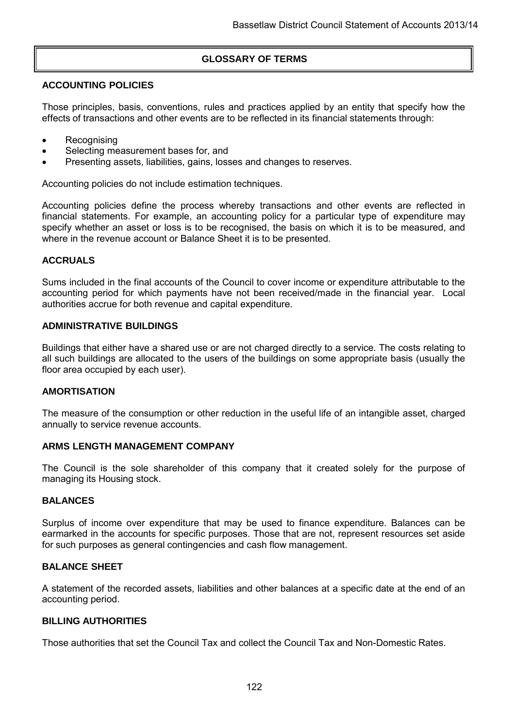# GLOSSARY OF TERMS

## ACCOUNTING POLICIES

Those principles, basis, conventions, rules and practices applied by an entity that specify how the effects of transactions and other events are to be reflected in its financial statements through:

- Recognising
- Selecting measurement bases for, and
- Presenting assets, liabilities, gains, losses and changes to reserves.

Accounting policies do not include estimation techniques.

Accounting policies define the process whereby transactions and other events are reflected in financial statements. For example, an accounting policy for a particular type of expenditure may specify whether an asset or loss is to be recognised, the basis on which it is to be measured, and where in the revenue account or Balance Sheet it is to be presented.

## ACCRUALS

Sums included in the final accounts of the Council to cover income or expenditure attributable to the accounting period for which payments have not been received/made in the financial year. Local authorities accrue for both revenue and capital expenditure.

## ADMINISTRATIVE BUILDINGS

Buildings that either have a shared use or are not charged directly to a service. The costs relating to all such buildings are allocated to the users of the buildings on some appropriate basis (usually the floor area occupied by each user).

## AMORTISATION

The measure of the consumption or other reduction in the useful life of an intangible asset, charged annually to service revenue accounts.

## ARMS LENGTH MANAGEMENT COMPANY

The Council is the sole shareholder of this company that it created solely for the purpose of managing its Housing stock.

## BALANCES

Surplus of income over expenditure that may be used to finance expenditure. Balances can be earmarked in the accounts for specific purposes. Those that are not, represent resources set aside for such purposes as general contingencies and cash flow management.

## BALANCE SHEET

A statement of the recorded assets, liabilities and other balances at a specific date at the end of an accounting period.

## BILLING AUTHORITIES

Those authorities that set the Council Tax and collect the Council Tax and Non-Domestic Rates.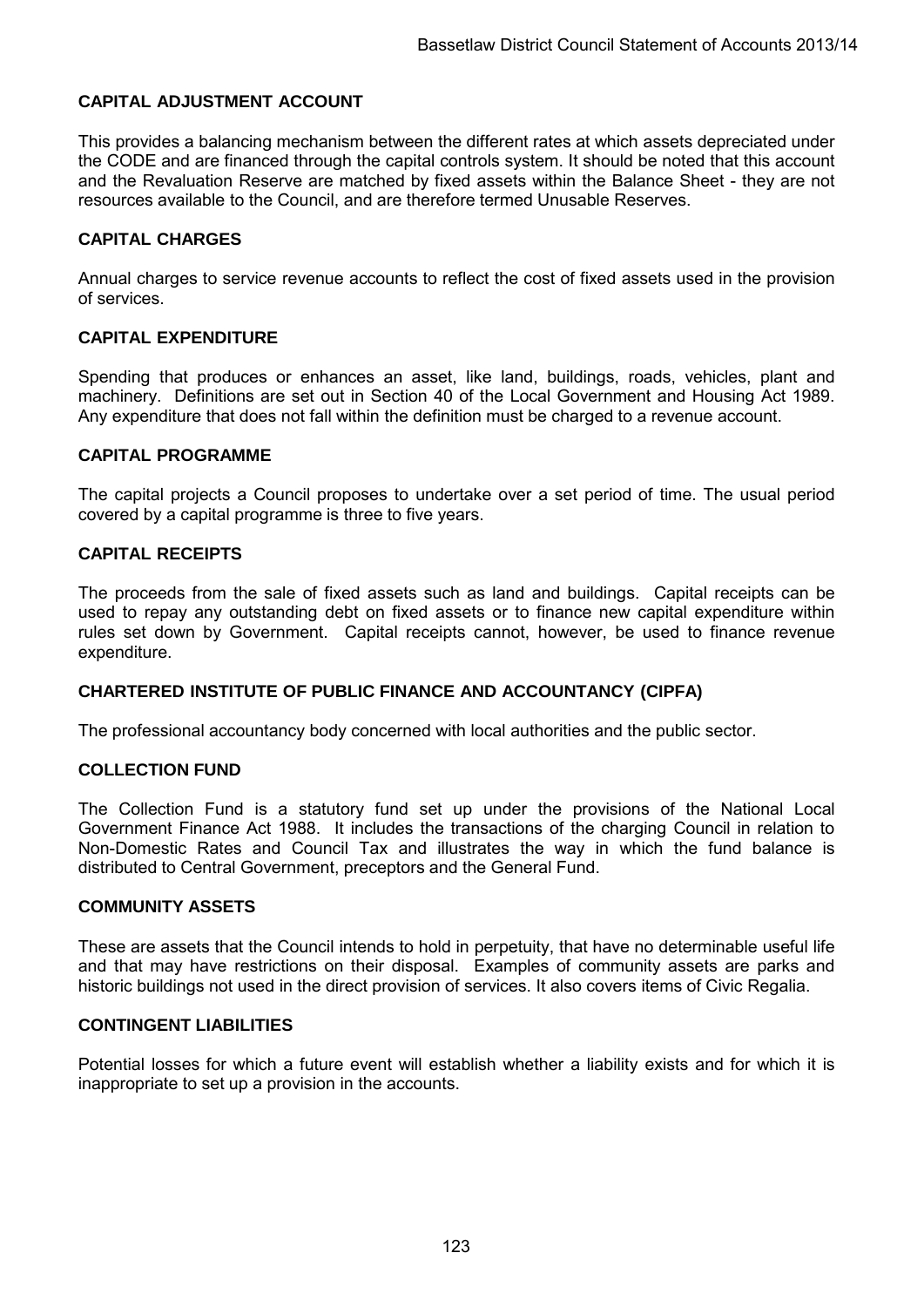**CAPITAL ADJUSTMENT ACCOUNT**

This provides a balancing mechanism between the different rates at which assets depreciated under the CODE and are financed through the capital controls system. It should be noted that this account and the Revaluation Reserve are matched by fixed assets within the Balance Sheet - they are not resources available to the Council, and are therefore termed Unusable Reserves.

**CAPITAL CHARGES**

Annual charges to service revenue accounts to reflect the cost of fixed assets used in the provision of services.

**CAPITAL EXPENDITURE**

Spending that produces or enhances an asset, like land, buildings, roads, vehicles, plant and machinery. Definitions are set out in Section 40 of the Local Government and Housing Act 1989. Any expenditure that does not fall within the definition must be charged to a revenue account.

**CAPITAL PROGRAMME**

The capital projects a Council proposes to undertake over a set period of time. The usual period covered by a capital programme is three to five years.

**CAPITAL RECEIPTS**

The proceeds from the sale of fixed assets such as land and buildings. Capital receipts can be used to repay any outstanding debt on fixed assets or to finance new capital expenditure within rules set down by Government. Capital receipts cannot, however, be used to finance revenue expenditure.

**CHARTERED INSTITUTE OF PUBLIC FINANCE AND ACCOUNTANCY (CIPFA)**

The professional accountancy body concerned with local authorities and the public sector.

**COLLECTION FUND**

The Collection Fund is a statutory fund set up under the provisions of the National Local Government Finance Act 1988. It includes the transactions of the charging Council in relation to Non-Domestic Rates and Council Tax and illustrates the way in which the fund balance is distributed to Central Government, preceptors and the General Fund.

**COMMUNITY ASSETS**

These are assets that the Council intends to hold in perpetuity, that have no determinable useful life and that may have restrictions on their disposal. Examples of community assets are parks and historic buildings not used in the direct provision of services. It also covers items of Civic Regalia.

**CONTINGENT LIABILITIES**

Potential losses for which a future event will establish whether a liability exists and for which it is inappropriate to set up a provision in the accounts.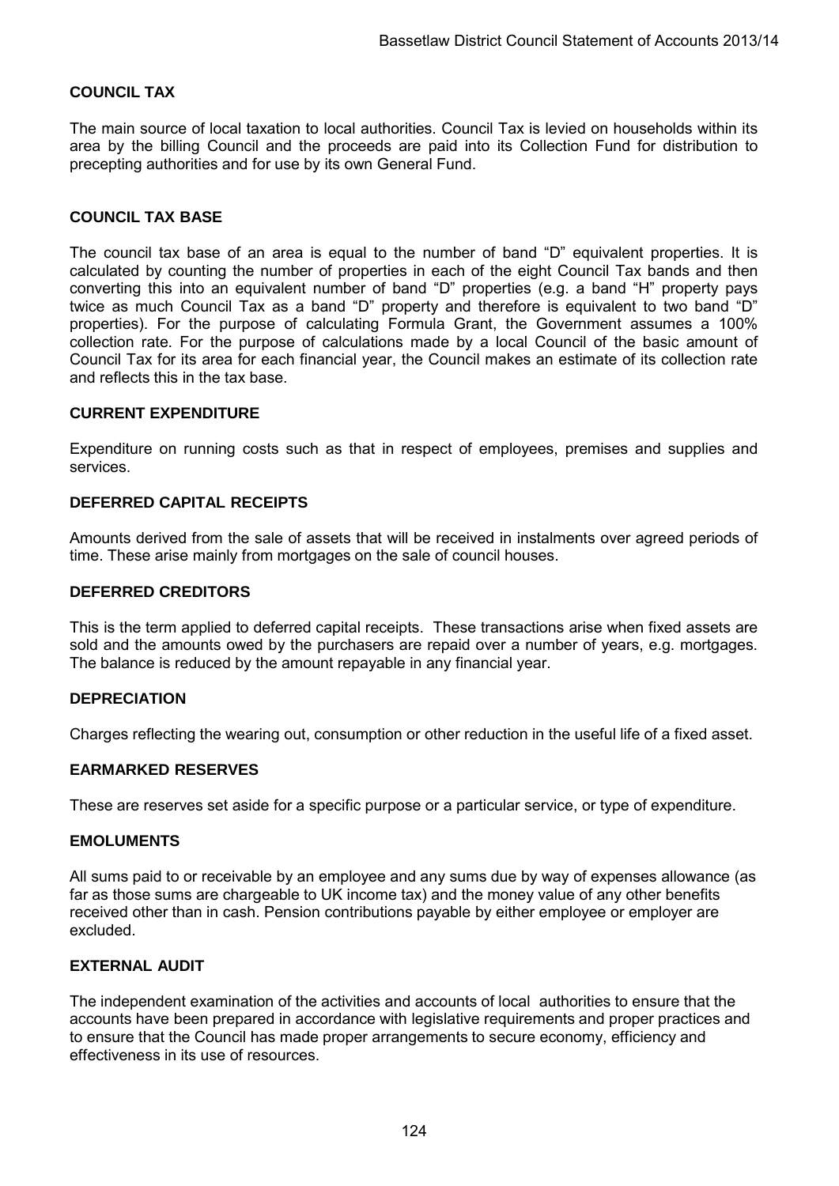## COUNCIL TAX

The main source of local taxation to local authorities. Council Tax is levied on households within its area by the billing Council and the proceeds are paid into its Collection Fund for distribution to precepting authorities and for use by its own General Fund.

## COUNCIL TAX BASE

The council tax base of an area is equal to the number of band "D" equivalent properties. It is calculated by counting the number of properties in each of the eight Council Tax bands and then converting this into an equivalent number of band "D" properties (e.g. a band "H" property pays twice as much Council Tax as a band "D" property and therefore is equivalent to two band "D" properties). For the purpose of calculating Formula Grant, the Government assumes a 100% collection rate. For the purpose of calculations made by a local Council of the basic amount of Council Tax for its area for each financial year, the Council makes an estimate of its collection rate and reflects this in the tax base.

## CURRENT EXPENDITURE

Expenditure on running costs such as that in respect of employees, premises and supplies and services.

## DEFERRED CAPITAL RECEIPTS

Amounts derived from the sale of assets that will be received in instalments over agreed periods of time. These arise mainly from mortgages on the sale of council houses.

## DEFERRED CREDITORS

This is the term applied to deferred capital receipts. These transactions arise when fixed assets are sold and the amounts owed by the purchasers are repaid over a number of years, e.g. mortgages. The balance is reduced by the amount repayable in any financial year.

## DEPRECIATION

Charges reflecting the wearing out, consumption or other reduction in the useful life of a fixed asset.

## EARMARKED RESERVES

These are reserves set aside for a specific purpose or a particular service, or type of expenditure.

## EMOLUMENTS

All sums paid to or receivable by an employee and any sums due by way of expenses allowance (as far as those sums are chargeable to UK income tax) and the money value of any other benefits received other than in cash. Pension contributions payable by either employee or employer are excluded.

## EXTERNAL AUDIT

The independent examination of the activities and accounts of local authorities to ensure that the accounts have been prepared in accordance with legislative requirements and proper practices and to ensure that the Council has made proper arrangements to secure economy, efficiency and effectiveness in its use of resources.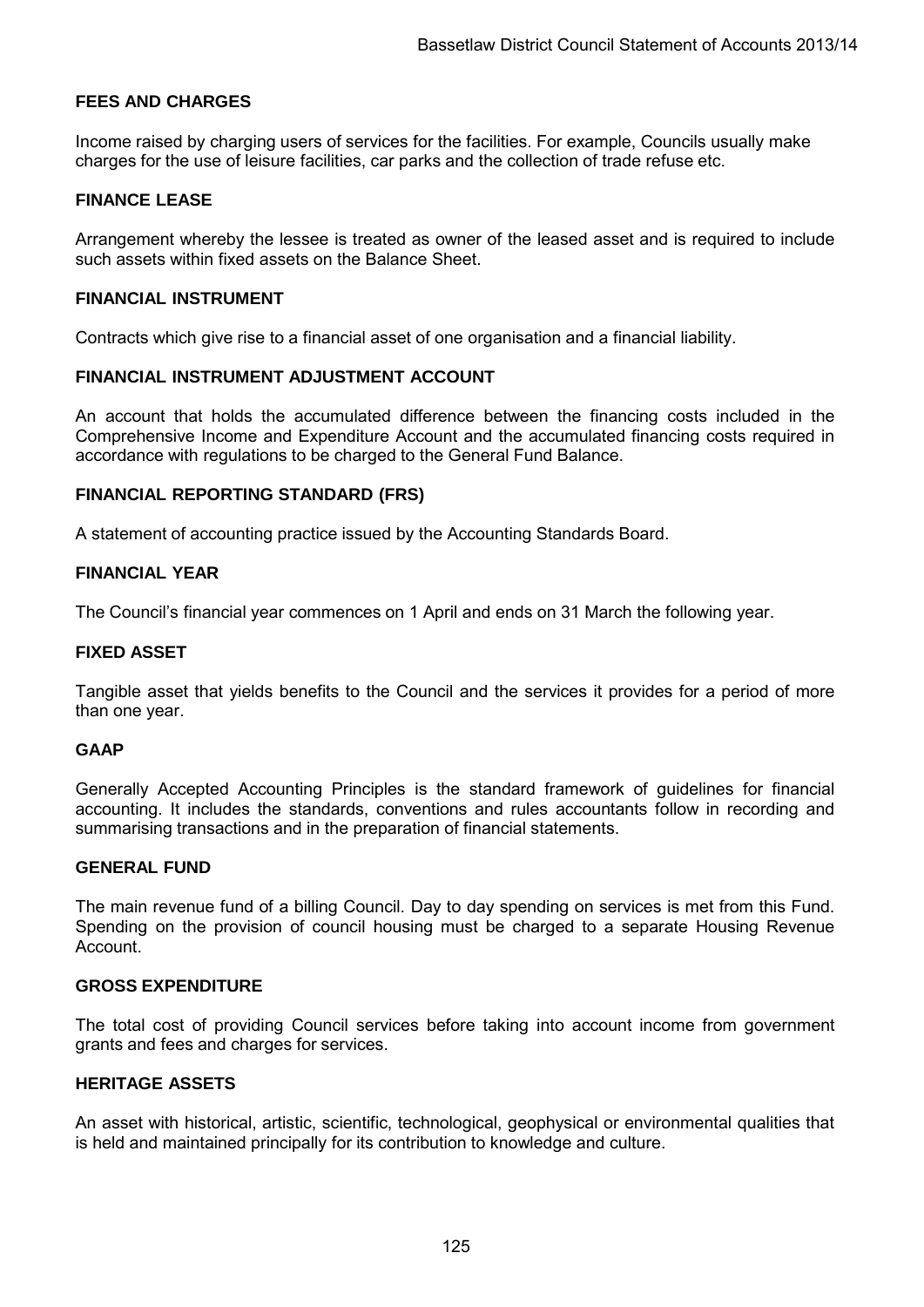**FEES AND CHARGES**

Income raised by charging users of services for the facilities. For example, Councils usually make charges for the use of leisure facilities, car parks and the collection of trade refuse etc.

**FINANCE LEASE**

Arrangement whereby the lessee is treated as owner of the leased asset and is required to include such assets within fixed assets on the Balance Sheet.

**FINANCIAL INSTRUMENT**

Contracts which give rise to a financial asset of one organisation and a financial liability.

**FINANCIAL INSTRUMENT ADJUSTMENT ACCOUNT**

An account that holds the accumulated difference between the financing costs included in the Comprehensive Income and Expenditure Account and the accumulated financing costs required in accordance with regulations to be charged to the General Fund Balance.

**FINANCIAL REPORTING STANDARD (FRS)**

A statement of accounting practice issued by the Accounting Standards Board.

**FINANCIAL YEAR**

The Council's financial year commences on 1 April and ends on 31 March the following year.

**FIXED ASSET**

Tangible asset that yields benefits to the Council and the services it provides for a period of more than one year.

**GAAP**

Generally Accepted Accounting Principles is the standard framework of guidelines for financial accounting. It includes the standards, conventions and rules accountants follow in recording and summarising transactions and in the preparation of financial statements.

**GENERAL FUND**

The main revenue fund of a billing Council. Day to day spending on services is met from this Fund. Spending on the provision of council housing must be charged to a separate Housing Revenue Account.

**GROSS EXPENDITURE**

The total cost of providing Council services before taking into account income from government grants and fees and charges for services.

**HERITAGE ASSETS**

An asset with historical, artistic, scientific, technological, geophysical or environmental qualities that is held and maintained principally for its contribution to knowledge and culture.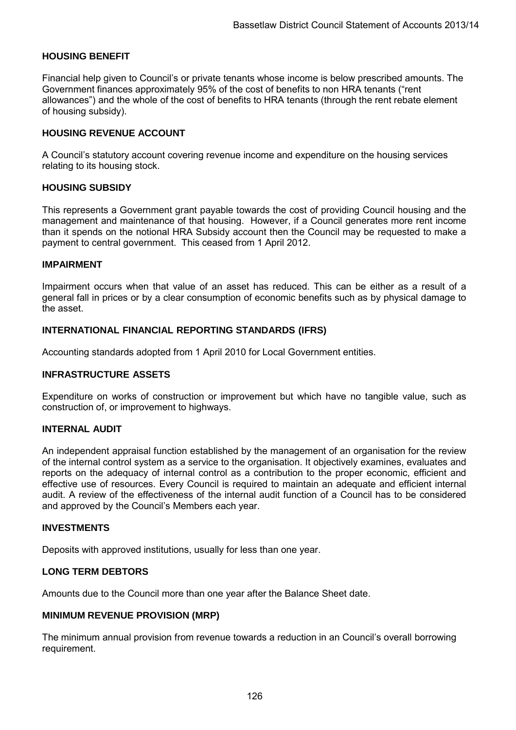### HOUSING BENEFIT

Financial help given to Council's or private tenants whose income is below prescribed amounts. The Government finances approximately 95% of the cost of benefits to non HRA tenants ("rent allowances") and the whole of the cost of benefits to HRA tenants (through the rent rebate element of housing subsidy).

### HOUSING REVENUE ACCOUNT

A Council's statutory account covering revenue income and expenditure on the housing services relating to its housing stock.

### HOUSING SUBSIDY

This represents a Government grant payable towards the cost of providing Council housing and the management and maintenance of that housing. However, if a Council generates more rent income than it spends on the notional HRA Subsidy account then the Council may be requested to make a payment to central government. This ceased from 1 April 2012.

### IMPAIRMENT

Impairment occurs when that value of an asset has reduced. This can be either as a result of a general fall in prices or by a clear consumption of economic benefits such as by physical damage to the asset.

### INTERNATIONAL FINANCIAL REPORTING STANDARDS (IFRS)

Accounting standards adopted from 1 April 2010 for Local Government entities.

### INFRASTRUCTURE ASSETS

Expenditure on works of construction or improvement but which have no tangible value, such as construction of, or improvement to highways.

### INTERNAL AUDIT

An independent appraisal function established by the management of an organisation for the review of the internal control system as a service to the organisation. It objectively examines, evaluates and reports on the adequacy of internal control as a contribution to the proper economic, efficient and effective use of resources. Every Council is required to maintain an adequate and efficient internal audit. A review of the effectiveness of the internal audit function of a Council has to be considered and approved by the Council's Members each year.

### INVESTMENTS

Deposits with approved institutions, usually for less than one year.

### LONG TERM DEBTORS

Amounts due to the Council more than one year after the Balance Sheet date.

### MINIMUM REVENUE PROVISION (MRP)

The minimum annual provision from revenue towards a reduction in an Council's overall borrowing requirement.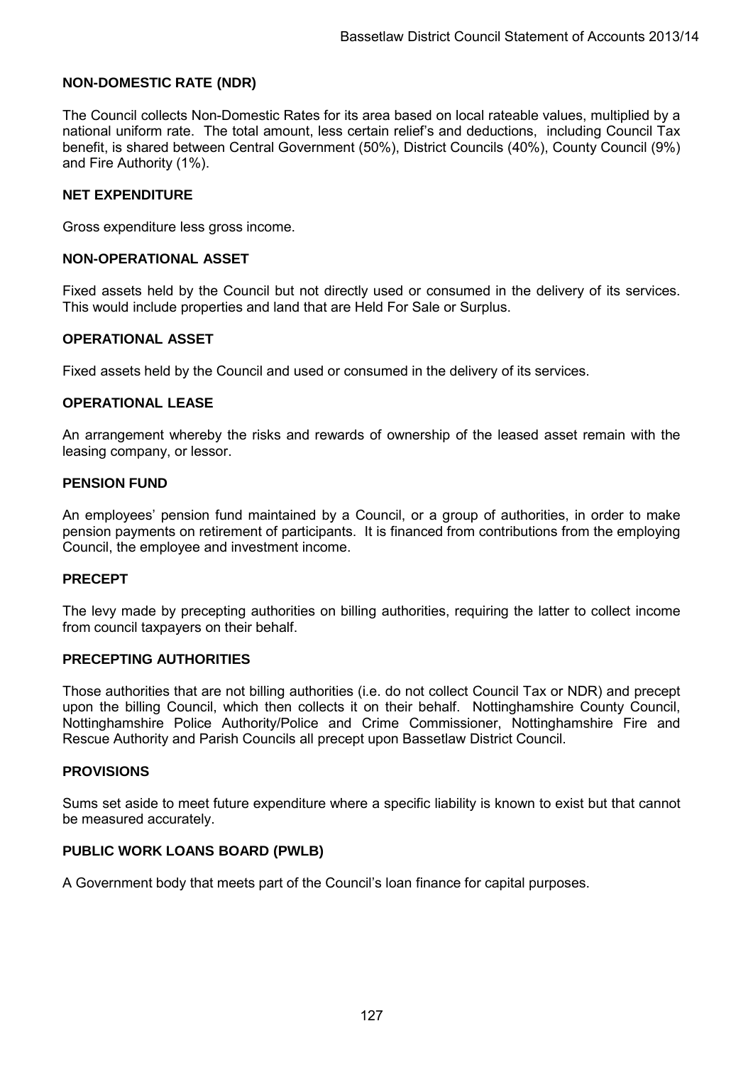**NON-DOMESTIC RATE (NDR)**

The Council collects Non-Domestic Rates for its area based on local rateable values, multiplied by a national uniform rate. The total amount, less certain relief's and deductions, including Council Tax benefit, is shared between Central Government (50%), District Councils (40%), County Council (9%) and Fire Authority (1%).

**NET EXPENDITURE**

Gross expenditure less gross income.

**NON-OPERATIONAL ASSET**

Fixed assets held by the Council but not directly used or consumed in the delivery of its services. This would include properties and land that are Held For Sale or Surplus.

**OPERATIONAL ASSET**

Fixed assets held by the Council and used or consumed in the delivery of its services.

**OPERATIONAL LEASE**

An arrangement whereby the risks and rewards of ownership of the leased asset remain with the leasing company, or lessor.

**PENSION FUND**

An employees' pension fund maintained by a Council, or a group of authorities, in order to make pension payments on retirement of participants. It is financed from contributions from the employing Council, the employee and investment income.

**PRECEPT**

The levy made by precepting authorities on billing authorities, requiring the latter to collect income from council taxpayers on their behalf.

**PRECEPTING AUTHORITIES**

Those authorities that are not billing authorities (i.e. do not collect Council Tax or NDR) and precept upon the billing Council, which then collects it on their behalf. Nottinghamshire County Council, Nottinghamshire Police Authority/Police and Crime Commissioner, Nottinghamshire Fire and Rescue Authority and Parish Councils all precept upon Bassetlaw District Council.

**PROVISIONS**

Sums set aside to meet future expenditure where a specific liability is known to exist but that cannot be measured accurately.

**PUBLIC WORK LOANS BOARD (PWLB)**

A Government body that meets part of the Council's loan finance for capital purposes.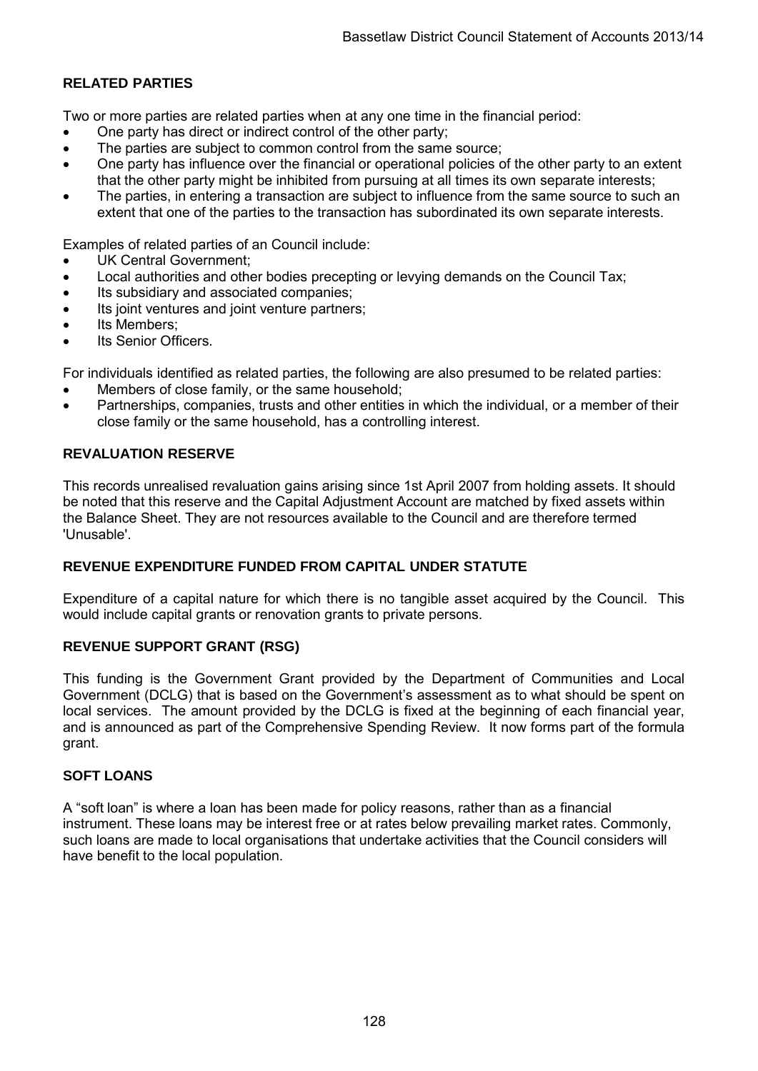## RELATED PARTIES

Two or more parties are related parties when at any one time in the financial period:

- One party has direct or indirect control of the other party;
- The parties are subject to common control from the same source;
- One party has influence over the financial or operational policies of the other party to an extent that the other party might be inhibited from pursuing at all times its own separate interests;
- The parties, in entering a transaction are subject to influence from the same source to such an extent that one of the parties to the transaction has subordinated its own separate interests.

Examples of related parties of an Council include:

- UK Central Government;
- Local authorities and other bodies precepting or levying demands on the Council Tax;
- Its subsidiary and associated companies;
- Its joint ventures and joint venture partners;
- Its Members;
- Its Senior Officers.

For individuals identified as related parties, the following are also presumed to be related parties:

- Members of close family, or the same household;
- Partnerships, companies, trusts and other entities in which the individual, or a member of their close family or the same household, has a controlling interest.

## REVALUATION RESERVE

This records unrealised revaluation gains arising since 1st April 2007 from holding assets. It should be noted that this reserve and the Capital Adjustment Account are matched by fixed assets within the Balance Sheet. They are not resources available to the Council and are therefore termed 'Unusable'.

## REVENUE EXPENDITURE FUNDED FROM CAPITAL UNDER STATUTE

Expenditure of a capital nature for which there is no tangible asset acquired by the Council. This would include capital grants or renovation grants to private persons.

## REVENUE SUPPORT GRANT (RSG)

This funding is the Government Grant provided by the Department of Communities and Local Government (DCLG) that is based on the Government's assessment as to what should be spent on local services. The amount provided by the DCLG is fixed at the beginning of each financial year, and is announced as part of the Comprehensive Spending Review. It now forms part of the formula grant.

## SOFT LOANS

A "soft loan" is where a loan has been made for policy reasons, rather than as a financial instrument. These loans may be interest free or at rates below prevailing market rates. Commonly, such loans are made to local organisations that undertake activities that the Council considers will have benefit to the local population.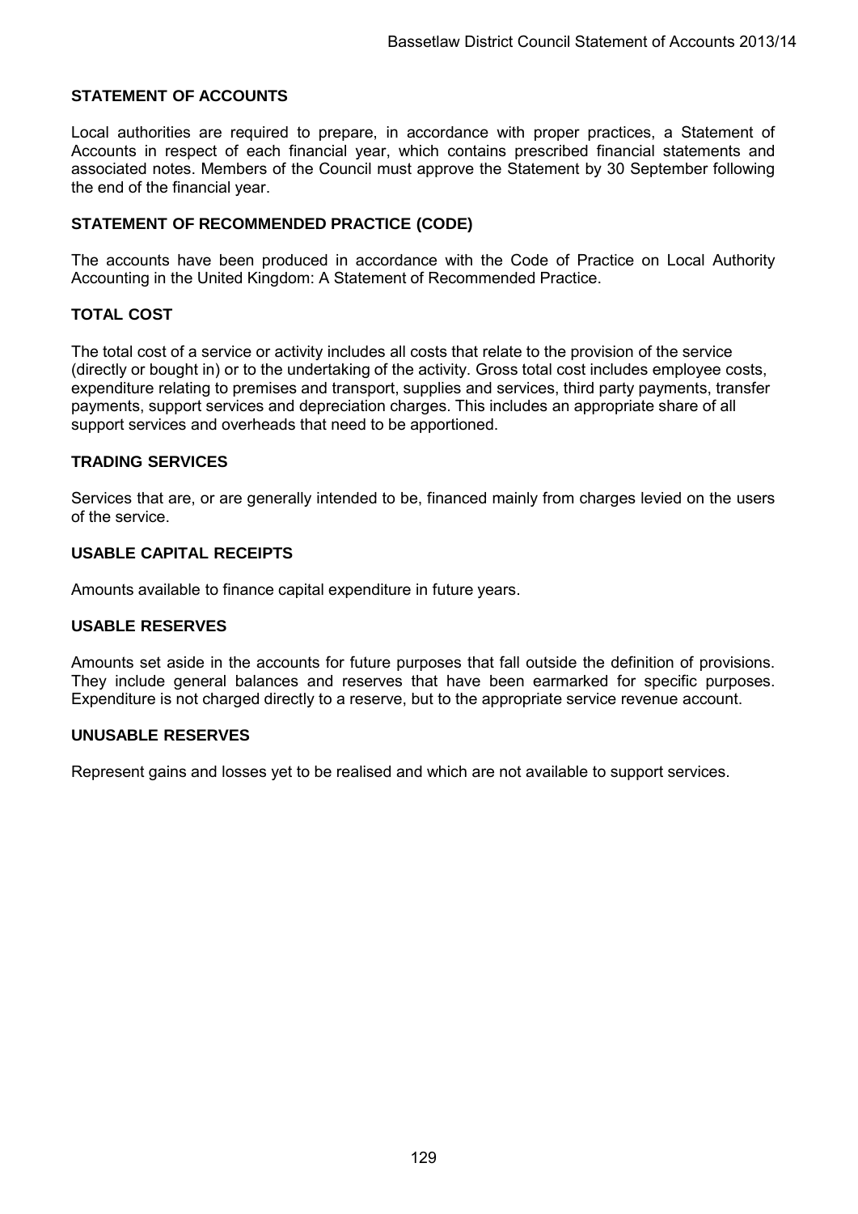**STATEMENT OF ACCOUNTS**

Local authorities are required to prepare, in accordance with proper practices, a Statement of Accounts in respect of each financial year, which contains prescribed financial statements and associated notes. Members of the Council must approve the Statement by 30 September following the end of the financial year.

**STATEMENT OF RECOMMENDED PRACTICE (CODE)**

The accounts have been produced in accordance with the Code of Practice on Local Authority Accounting in the United Kingdom: A Statement of Recommended Practice.

**TOTAL COST**

The total cost of a service or activity includes all costs that relate to the provision of the service (directly or bought in) or to the undertaking of the activity. Gross total cost includes employee costs, expenditure relating to premises and transport, supplies and services, third party payments, transfer payments, support services and depreciation charges. This includes an appropriate share of all support services and overheads that need to be apportioned.

**TRADING SERVICES**

Services that are, or are generally intended to be, financed mainly from charges levied on the users of the service.

**USABLE CAPITAL RECEIPTS**

Amounts available to finance capital expenditure in future years.

**USABLE RESERVES**

Amounts set aside in the accounts for future purposes that fall outside the definition of provisions. They include general balances and reserves that have been earmarked for specific purposes. Expenditure is not charged directly to a reserve, but to the appropriate service revenue account.

**UNUSABLE RESERVES**

Represent gains and losses yet to be realised and which are not available to support services.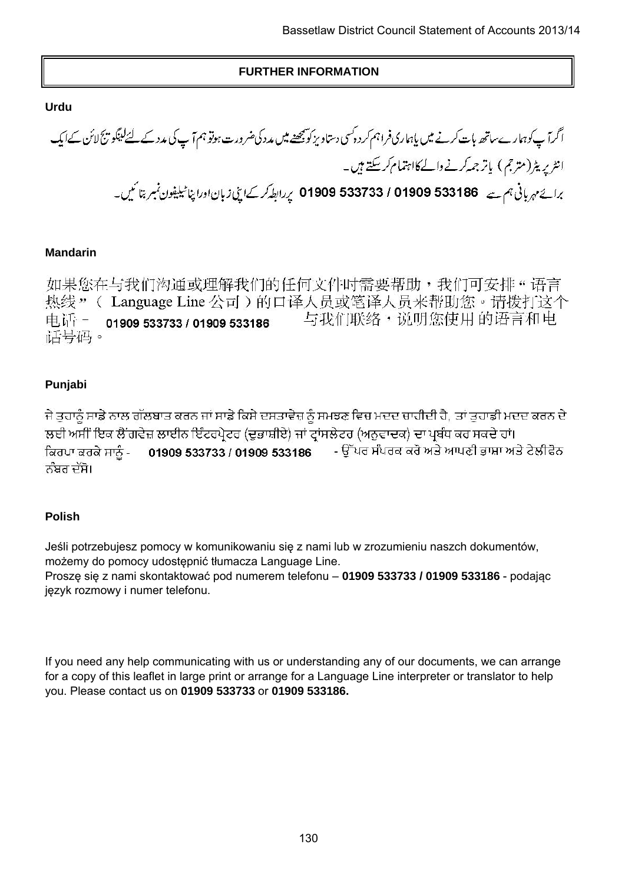# FURTHER INFORMATION

**Urdu**

اگر آپ کو ہمارے ساتھ بات کرنے میں یا ہماری فراہم کردہ کسی دستاویز کو سمجھنے میں مدد کی ضرورت ہو تو ہم آپ کی مدد کے لئے لینگویج لائن کے ایک انٹرپریٹر (مترجم) یا ترجمہ کرنے والے کا اہتمام کر سکتے ہیں۔
برائے مہربانی ہم سے **01909 533733 / 01909 533186** پر رابطہ کر کے اپنی زبان اور اپنا ٹیلیفون نمبر بتائیں۔

**Mandarin**

如果您在与我们沟通或理解我们的任何文件时需要帮助，我们可安排"语言热线"（ Language Line 公司）的口译人员或笔译人员来帮助您。请拨打这个电话 – **01909 533733 / 01909 533186** 与我们联络，说明您使用的语言和电话号码。

**Punjabi**

ਜੇ ਤੁਹਾਨੂੰ ਸਾਡੇ ਨਾਲ ਗੱਲਬਾਤ ਕਰਨ ਜਾਂ ਸਾਡੇ ਕਿਸੇ ਦਸਤਾਵੇਜ਼ ਨੂੰ ਸਮਝਣ ਵਿਚ ਮਦਦ ਚਾਹੀਦੀ ਹੈ, ਤਾਂ ਤੁਹਾਡੀ ਮਦਦ ਕਰਨ ਦੇ ਲਈ ਅਸੀਂ ਇਕ ਲੈਂਗਵੇਜ਼ ਲਾਈਨ ਇੰਟਰਪ੍ਰੇਟਰ (ਦੁਭਾਸ਼ੀਏ) ਜਾਂ ਟ੍ਰਾਂਸਲੇਟਰ (ਅਨੁਵਾਦਕ) ਦਾ ਪ੍ਰਬੰਧ ਕਰ ਸਕਦੇ ਹਾਂ। ਕਿਰਪਾ ਕਰਕੇ ਸਾਨੂੰ - **01909 533733 / 01909 533186** - ਉੱਪਰ ਸੰਪਰਕ ਕਰੋ ਅਤੇ ਆਪਣੀ ਭਾਸ਼ਾ ਅਤੇ ਟੇਲੀਫੋਨ ਨੰਬਰ ਦੱਸੋ।

**Polish**

Jeśli potrzebujesz pomocy w komunikowaniu się z nami lub w zrozumieniu naszch dokumentów, możemy do pomocy udostępnić tłumacza Language Line.
Proszę się z nami skontaktować pod numerem telefonu – **01909 533733 / 01909 533186** - podając język rozmowy i numer telefonu.

If you need any help communicating with us or understanding any of our documents, we can arrange for a copy of this leaflet in large print or arrange for a Language Line interpreter or translator to help you. Please contact us on **01909 533733** or **01909 533186.**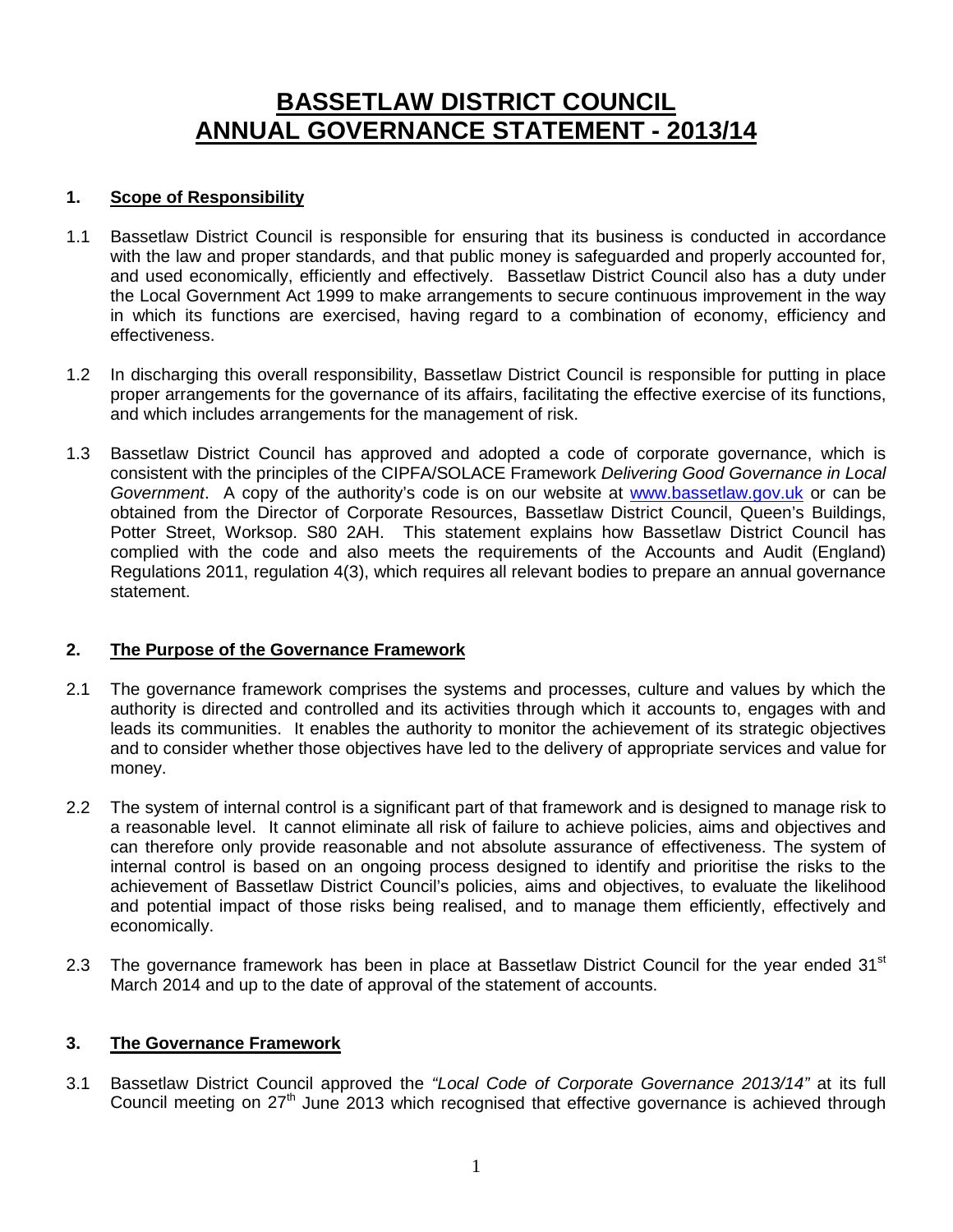# BASSETLAW DISTRICT COUNCIL
# ANNUAL GOVERNANCE STATEMENT - 2013/14

## 1. Scope of Responsibility

1.1 Bassetlaw District Council is responsible for ensuring that its business is conducted in accordance with the law and proper standards, and that public money is safeguarded and properly accounted for, and used economically, efficiently and effectively. Bassetlaw District Council also has a duty under the Local Government Act 1999 to make arrangements to secure continuous improvement in the way in which its functions are exercised, having regard to a combination of economy, efficiency and effectiveness.

1.2 In discharging this overall responsibility, Bassetlaw District Council is responsible for putting in place proper arrangements for the governance of its affairs, facilitating the effective exercise of its functions, and which includes arrangements for the management of risk.

1.3 Bassetlaw District Council has approved and adopted a code of corporate governance, which is consistent with the principles of the CIPFA/SOLACE Framework *Delivering Good Governance in Local Government*. A copy of the authority's code is on our website at www.bassetlaw.gov.uk or can be obtained from the Director of Corporate Resources, Bassetlaw District Council, Queen's Buildings, Potter Street, Worksop. S80 2AH. This statement explains how Bassetlaw District Council has complied with the code and also meets the requirements of the Accounts and Audit (England) Regulations 2011, regulation 4(3), which requires all relevant bodies to prepare an annual governance statement.

## 2. The Purpose of the Governance Framework

2.1 The governance framework comprises the systems and processes, culture and values by which the authority is directed and controlled and its activities through which it accounts to, engages with and leads its communities. It enables the authority to monitor the achievement of its strategic objectives and to consider whether those objectives have led to the delivery of appropriate services and value for money.

2.2 The system of internal control is a significant part of that framework and is designed to manage risk to a reasonable level. It cannot eliminate all risk of failure to achieve policies, aims and objectives and can therefore only provide reasonable and not absolute assurance of effectiveness. The system of internal control is based on an ongoing process designed to identify and prioritise the risks to the achievement of Bassetlaw District Council's policies, aims and objectives, to evaluate the likelihood and potential impact of those risks being realised, and to manage them efficiently, effectively and economically.

2.3 The governance framework has been in place at Bassetlaw District Council for the year ended 31st March 2014 and up to the date of approval of the statement of accounts.

## 3. The Governance Framework

3.1 Bassetlaw District Council approved the *"Local Code of Corporate Governance 2013/14"* at its full Council meeting on 27th June 2013 which recognised that effective governance is achieved through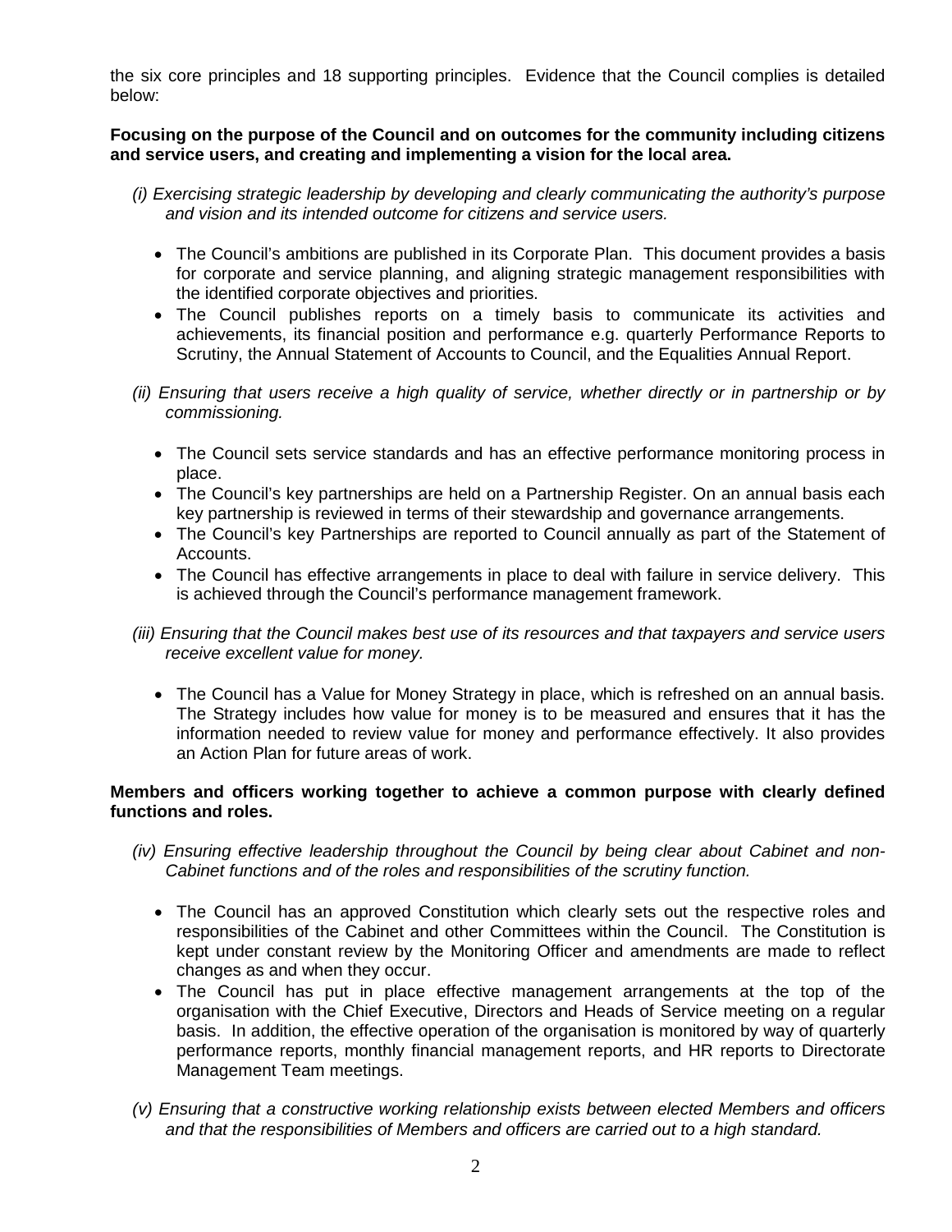the six core principles and 18 supporting principles. Evidence that the Council complies is detailed below:

**Focusing on the purpose of the Council and on outcomes for the community including citizens and service users, and creating and implementing a vision for the local area.**

*(i) Exercising strategic leadership by developing and clearly communicating the authority's purpose and vision and its intended outcome for citizens and service users.*

- The Council's ambitions are published in its Corporate Plan. This document provides a basis for corporate and service planning, and aligning strategic management responsibilities with the identified corporate objectives and priorities.
- The Council publishes reports on a timely basis to communicate its activities and achievements, its financial position and performance e.g. quarterly Performance Reports to Scrutiny, the Annual Statement of Accounts to Council, and the Equalities Annual Report.

*(ii) Ensuring that users receive a high quality of service, whether directly or in partnership or by commissioning.*

- The Council sets service standards and has an effective performance monitoring process in place.
- The Council's key partnerships are held on a Partnership Register. On an annual basis each key partnership is reviewed in terms of their stewardship and governance arrangements.
- The Council's key Partnerships are reported to Council annually as part of the Statement of Accounts.
- The Council has effective arrangements in place to deal with failure in service delivery. This is achieved through the Council's performance management framework.

*(iii) Ensuring that the Council makes best use of its resources and that taxpayers and service users receive excellent value for money.*

- The Council has a Value for Money Strategy in place, which is refreshed on an annual basis. The Strategy includes how value for money is to be measured and ensures that it has the information needed to review value for money and performance effectively. It also provides an Action Plan for future areas of work.

**Members and officers working together to achieve a common purpose with clearly defined functions and roles.**

*(iv) Ensuring effective leadership throughout the Council by being clear about Cabinet and non-Cabinet functions and of the roles and responsibilities of the scrutiny function.*

- The Council has an approved Constitution which clearly sets out the respective roles and responsibilities of the Cabinet and other Committees within the Council. The Constitution is kept under constant review by the Monitoring Officer and amendments are made to reflect changes as and when they occur.
- The Council has put in place effective management arrangements at the top of the organisation with the Chief Executive, Directors and Heads of Service meeting on a regular basis. In addition, the effective operation of the organisation is monitored by way of quarterly performance reports, monthly financial management reports, and HR reports to Directorate Management Team meetings.

*(v) Ensuring that a constructive working relationship exists between elected Members and officers and that the responsibilities of Members and officers are carried out to a high standard.*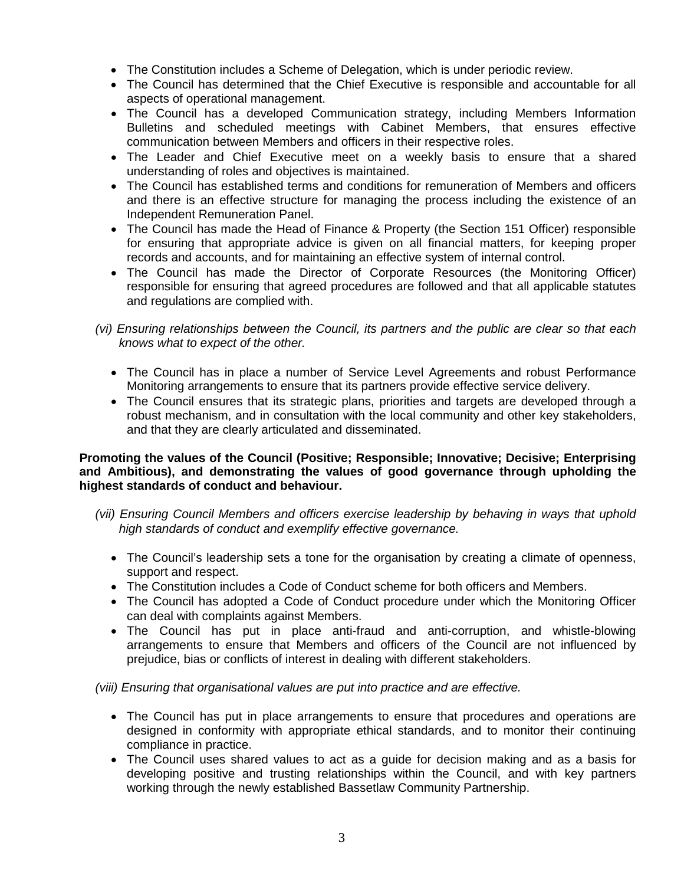- The Constitution includes a Scheme of Delegation, which is under periodic review.
- The Council has determined that the Chief Executive is responsible and accountable for all aspects of operational management.
- The Council has a developed Communication strategy, including Members Information Bulletins and scheduled meetings with Cabinet Members, that ensures effective communication between Members and officers in their respective roles.
- The Leader and Chief Executive meet on a weekly basis to ensure that a shared understanding of roles and objectives is maintained.
- The Council has established terms and conditions for remuneration of Members and officers and there is an effective structure for managing the process including the existence of an Independent Remuneration Panel.
- The Council has made the Head of Finance & Property (the Section 151 Officer) responsible for ensuring that appropriate advice is given on all financial matters, for keeping proper records and accounts, and for maintaining an effective system of internal control.
- The Council has made the Director of Corporate Resources (the Monitoring Officer) responsible for ensuring that agreed procedures are followed and that all applicable statutes and regulations are complied with.

*(vi) Ensuring relationships between the Council, its partners and the public are clear so that each knows what to expect of the other.*

- The Council has in place a number of Service Level Agreements and robust Performance Monitoring arrangements to ensure that its partners provide effective service delivery.
- The Council ensures that its strategic plans, priorities and targets are developed through a robust mechanism, and in consultation with the local community and other key stakeholders, and that they are clearly articulated and disseminated.

**Promoting the values of the Council (Positive; Responsible; Innovative; Decisive; Enterprising and Ambitious), and demonstrating the values of good governance through upholding the highest standards of conduct and behaviour.**

*(vii) Ensuring Council Members and officers exercise leadership by behaving in ways that uphold high standards of conduct and exemplify effective governance.*

- The Council's leadership sets a tone for the organisation by creating a climate of openness, support and respect.
- The Constitution includes a Code of Conduct scheme for both officers and Members.
- The Council has adopted a Code of Conduct procedure under which the Monitoring Officer can deal with complaints against Members.
- The Council has put in place anti-fraud and anti-corruption, and whistle-blowing arrangements to ensure that Members and officers of the Council are not influenced by prejudice, bias or conflicts of interest in dealing with different stakeholders.

*(viii) Ensuring that organisational values are put into practice and are effective.*

- The Council has put in place arrangements to ensure that procedures and operations are designed in conformity with appropriate ethical standards, and to monitor their continuing compliance in practice.
- The Council uses shared values to act as a guide for decision making and as a basis for developing positive and trusting relationships within the Council, and with key partners working through the newly established Bassetlaw Community Partnership.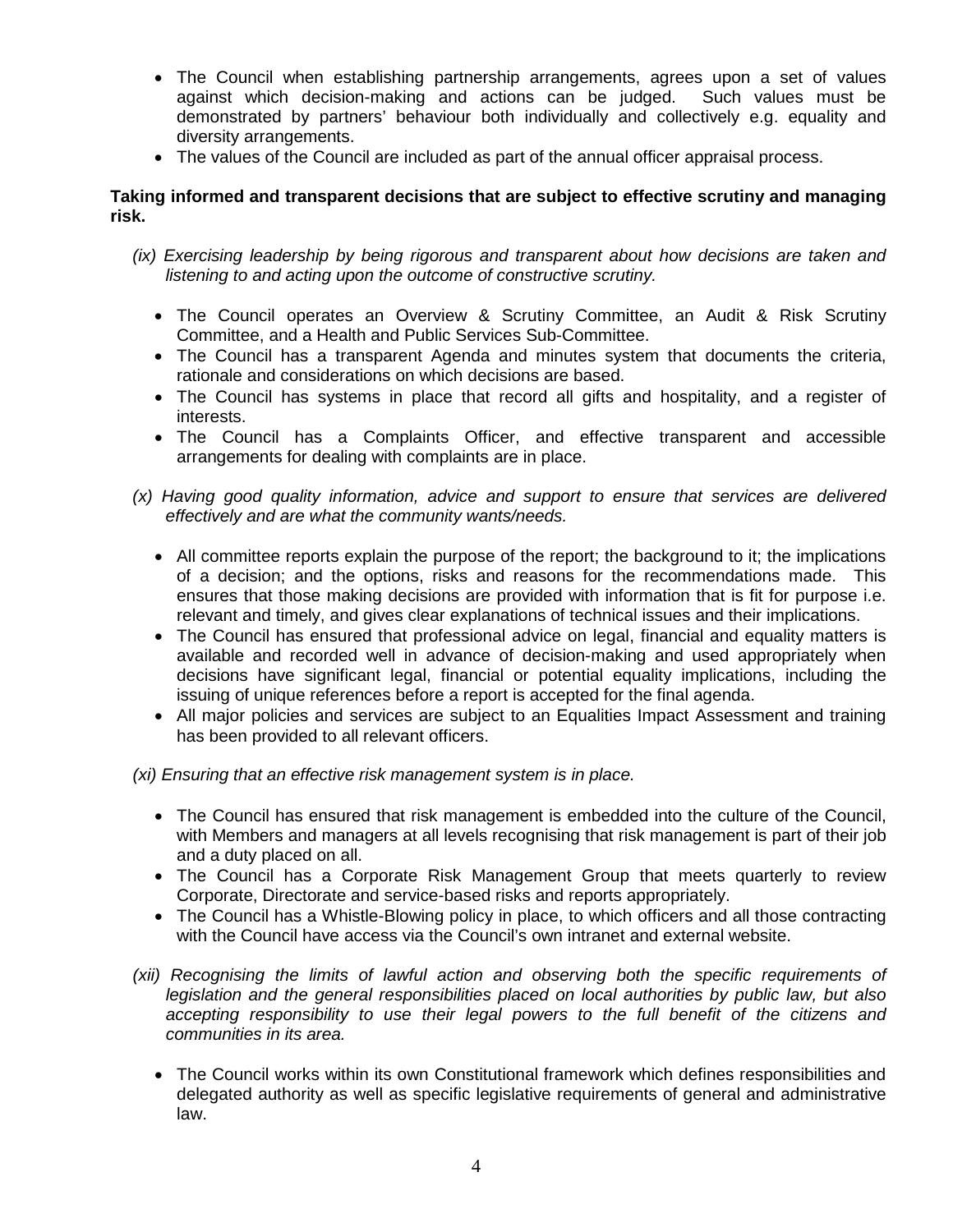- The Council when establishing partnership arrangements, agrees upon a set of values against which decision-making and actions can be judged. Such values must be demonstrated by partners' behaviour both individually and collectively e.g. equality and diversity arrangements.
- The values of the Council are included as part of the annual officer appraisal process.

**Taking informed and transparent decisions that are subject to effective scrutiny and managing risk.**

*(ix) Exercising leadership by being rigorous and transparent about how decisions are taken and listening to and acting upon the outcome of constructive scrutiny.*

- The Council operates an Overview & Scrutiny Committee, an Audit & Risk Scrutiny Committee, and a Health and Public Services Sub-Committee.
- The Council has a transparent Agenda and minutes system that documents the criteria, rationale and considerations on which decisions are based.
- The Council has systems in place that record all gifts and hospitality, and a register of interests.
- The Council has a Complaints Officer, and effective transparent and accessible arrangements for dealing with complaints are in place.

*(x) Having good quality information, advice and support to ensure that services are delivered effectively and are what the community wants/needs.*

- All committee reports explain the purpose of the report; the background to it; the implications of a decision; and the options, risks and reasons for the recommendations made. This ensures that those making decisions are provided with information that is fit for purpose i.e. relevant and timely, and gives clear explanations of technical issues and their implications.
- The Council has ensured that professional advice on legal, financial and equality matters is available and recorded well in advance of decision-making and used appropriately when decisions have significant legal, financial or potential equality implications, including the issuing of unique references before a report is accepted for the final agenda.
- All major policies and services are subject to an Equalities Impact Assessment and training has been provided to all relevant officers.

*(xi) Ensuring that an effective risk management system is in place.*

- The Council has ensured that risk management is embedded into the culture of the Council, with Members and managers at all levels recognising that risk management is part of their job and a duty placed on all.
- The Council has a Corporate Risk Management Group that meets quarterly to review Corporate, Directorate and service-based risks and reports appropriately.
- The Council has a Whistle-Blowing policy in place, to which officers and all those contracting with the Council have access via the Council's own intranet and external website.

*(xii) Recognising the limits of lawful action and observing both the specific requirements of legislation and the general responsibilities placed on local authorities by public law, but also accepting responsibility to use their legal powers to the full benefit of the citizens and communities in its area.*

- The Council works within its own Constitutional framework which defines responsibilities and delegated authority as well as specific legislative requirements of general and administrative law.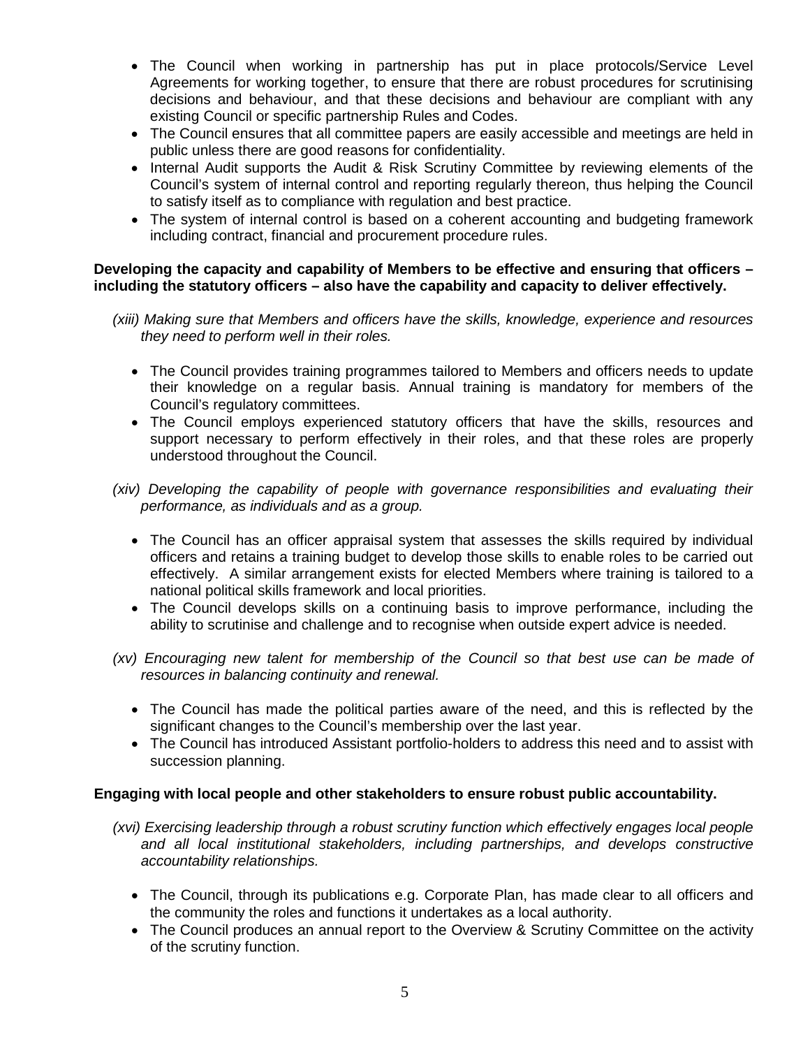- The Council when working in partnership has put in place protocols/Service Level Agreements for working together, to ensure that there are robust procedures for scrutinising decisions and behaviour, and that these decisions and behaviour are compliant with any existing Council or specific partnership Rules and Codes.
- The Council ensures that all committee papers are easily accessible and meetings are held in public unless there are good reasons for confidentiality.
- Internal Audit supports the Audit & Risk Scrutiny Committee by reviewing elements of the Council's system of internal control and reporting regularly thereon, thus helping the Council to satisfy itself as to compliance with regulation and best practice.
- The system of internal control is based on a coherent accounting and budgeting framework including contract, financial and procurement procedure rules.

**Developing the capacity and capability of Members to be effective and ensuring that officers – including the statutory officers – also have the capability and capacity to deliver effectively.**

*(xiii) Making sure that Members and officers have the skills, knowledge, experience and resources they need to perform well in their roles.*

- The Council provides training programmes tailored to Members and officers needs to update their knowledge on a regular basis. Annual training is mandatory for members of the Council's regulatory committees.
- The Council employs experienced statutory officers that have the skills, resources and support necessary to perform effectively in their roles, and that these roles are properly understood throughout the Council.

*(xiv) Developing the capability of people with governance responsibilities and evaluating their performance, as individuals and as a group.*

- The Council has an officer appraisal system that assesses the skills required by individual officers and retains a training budget to develop those skills to enable roles to be carried out effectively. A similar arrangement exists for elected Members where training is tailored to a national political skills framework and local priorities.
- The Council develops skills on a continuing basis to improve performance, including the ability to scrutinise and challenge and to recognise when outside expert advice is needed.

*(xv) Encouraging new talent for membership of the Council so that best use can be made of resources in balancing continuity and renewal.*

- The Council has made the political parties aware of the need, and this is reflected by the significant changes to the Council's membership over the last year.
- The Council has introduced Assistant portfolio-holders to address this need and to assist with succession planning.

**Engaging with local people and other stakeholders to ensure robust public accountability.**

*(xvi) Exercising leadership through a robust scrutiny function which effectively engages local people and all local institutional stakeholders, including partnerships, and develops constructive accountability relationships.*

- The Council, through its publications e.g. Corporate Plan, has made clear to all officers and the community the roles and functions it undertakes as a local authority.
- The Council produces an annual report to the Overview & Scrutiny Committee on the activity of the scrutiny function.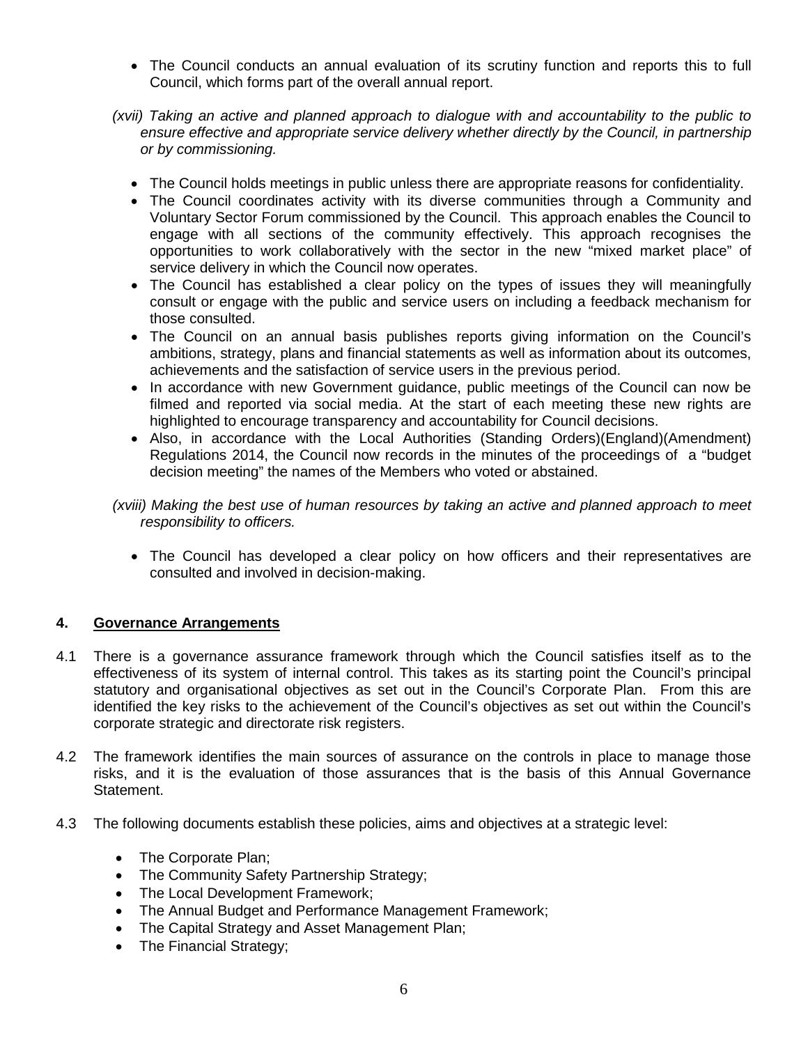- The Council conducts an annual evaluation of its scrutiny function and reports this to full Council, which forms part of the overall annual report.

*(xvii) Taking an active and planned approach to dialogue with and accountability to the public to ensure effective and appropriate service delivery whether directly by the Council, in partnership or by commissioning.*

- The Council holds meetings in public unless there are appropriate reasons for confidentiality.
- The Council coordinates activity with its diverse communities through a Community and Voluntary Sector Forum commissioned by the Council. This approach enables the Council to engage with all sections of the community effectively. This approach recognises the opportunities to work collaboratively with the sector in the new "mixed market place" of service delivery in which the Council now operates.
- The Council has established a clear policy on the types of issues they will meaningfully consult or engage with the public and service users on including a feedback mechanism for those consulted.
- The Council on an annual basis publishes reports giving information on the Council's ambitions, strategy, plans and financial statements as well as information about its outcomes, achievements and the satisfaction of service users in the previous period.
- In accordance with new Government guidance, public meetings of the Council can now be filmed and reported via social media. At the start of each meeting these new rights are highlighted to encourage transparency and accountability for Council decisions.
- Also, in accordance with the Local Authorities (Standing Orders)(England)(Amendment) Regulations 2014, the Council now records in the minutes of the proceedings of a "budget decision meeting" the names of the Members who voted or abstained.

*(xviii) Making the best use of human resources by taking an active and planned approach to meet responsibility to officers.*

- The Council has developed a clear policy on how officers and their representatives are consulted and involved in decision-making.

## 4. Governance Arrangements

4.1 There is a governance assurance framework through which the Council satisfies itself as to the effectiveness of its system of internal control. This takes as its starting point the Council's principal statutory and organisational objectives as set out in the Council's Corporate Plan. From this are identified the key risks to the achievement of the Council's objectives as set out within the Council's corporate strategic and directorate risk registers.

4.2 The framework identifies the main sources of assurance on the controls in place to manage those risks, and it is the evaluation of those assurances that is the basis of this Annual Governance Statement.

4.3 The following documents establish these policies, aims and objectives at a strategic level:

- The Corporate Plan;
- The Community Safety Partnership Strategy;
- The Local Development Framework;
- The Annual Budget and Performance Management Framework;
- The Capital Strategy and Asset Management Plan;
- The Financial Strategy;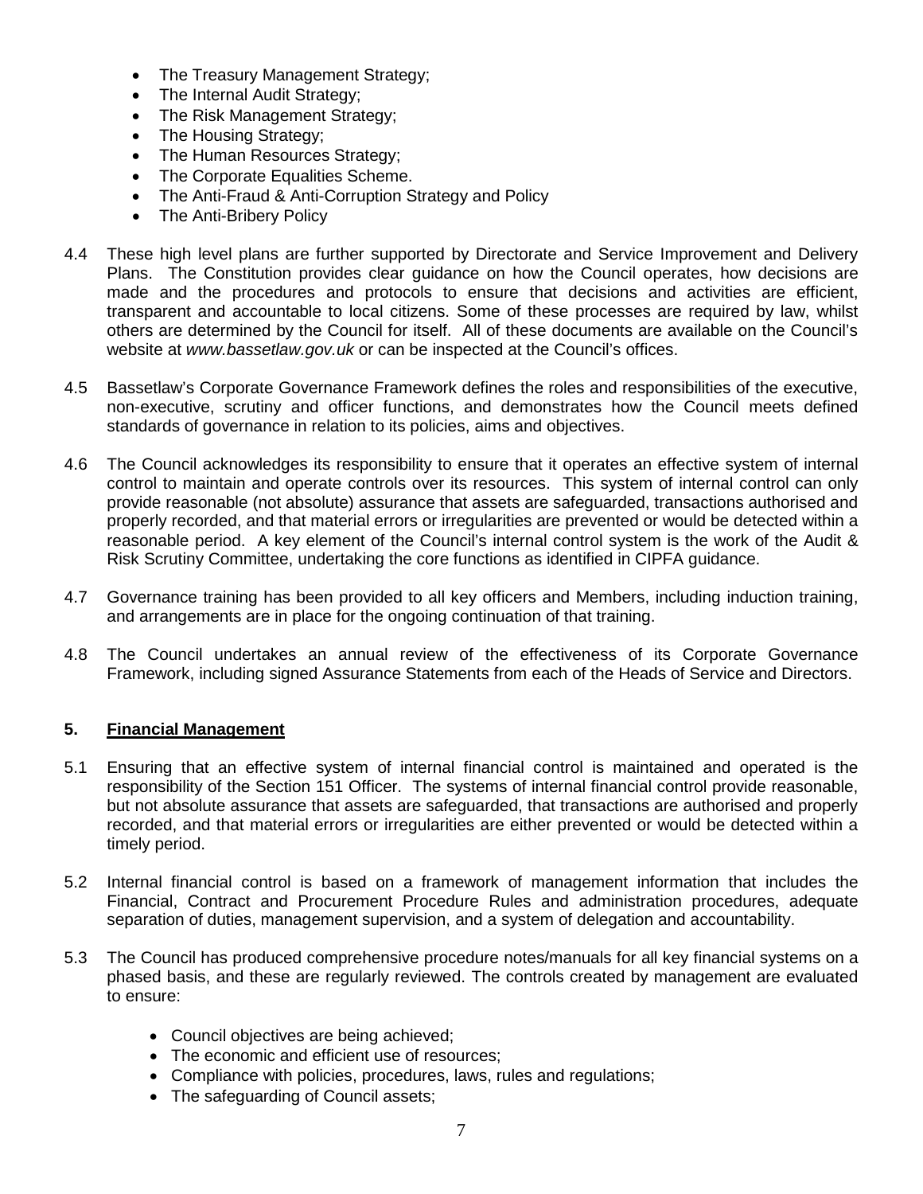- The Treasury Management Strategy;
- The Internal Audit Strategy;
- The Risk Management Strategy;
- The Housing Strategy;
- The Human Resources Strategy;
- The Corporate Equalities Scheme.
- The Anti-Fraud & Anti-Corruption Strategy and Policy
- The Anti-Bribery Policy

4.4 These high level plans are further supported by Directorate and Service Improvement and Delivery Plans. The Constitution provides clear guidance on how the Council operates, how decisions are made and the procedures and protocols to ensure that decisions and activities are efficient, transparent and accountable to local citizens. Some of these processes are required by law, whilst others are determined by the Council for itself. All of these documents are available on the Council's website at *www.bassetlaw.gov.uk* or can be inspected at the Council's offices.

4.5 Bassetlaw's Corporate Governance Framework defines the roles and responsibilities of the executive, non-executive, scrutiny and officer functions, and demonstrates how the Council meets defined standards of governance in relation to its policies, aims and objectives.

4.6 The Council acknowledges its responsibility to ensure that it operates an effective system of internal control to maintain and operate controls over its resources. This system of internal control can only provide reasonable (not absolute) assurance that assets are safeguarded, transactions authorised and properly recorded, and that material errors or irregularities are prevented or would be detected within a reasonable period. A key element of the Council's internal control system is the work of the Audit & Risk Scrutiny Committee, undertaking the core functions as identified in CIPFA guidance.

4.7 Governance training has been provided to all key officers and Members, including induction training, and arrangements are in place for the ongoing continuation of that training.

4.8 The Council undertakes an annual review of the effectiveness of its Corporate Governance Framework, including signed Assurance Statements from each of the Heads of Service and Directors.

## 5. Financial Management

5.1 Ensuring that an effective system of internal financial control is maintained and operated is the responsibility of the Section 151 Officer. The systems of internal financial control provide reasonable, but not absolute assurance that assets are safeguarded, that transactions are authorised and properly recorded, and that material errors or irregularities are either prevented or would be detected within a timely period.

5.2 Internal financial control is based on a framework of management information that includes the Financial, Contract and Procurement Procedure Rules and administration procedures, adequate separation of duties, management supervision, and a system of delegation and accountability.

5.3 The Council has produced comprehensive procedure notes/manuals for all key financial systems on a phased basis, and these are regularly reviewed. The controls created by management are evaluated to ensure:

- Council objectives are being achieved;
- The economic and efficient use of resources;
- Compliance with policies, procedures, laws, rules and regulations;
- The safeguarding of Council assets;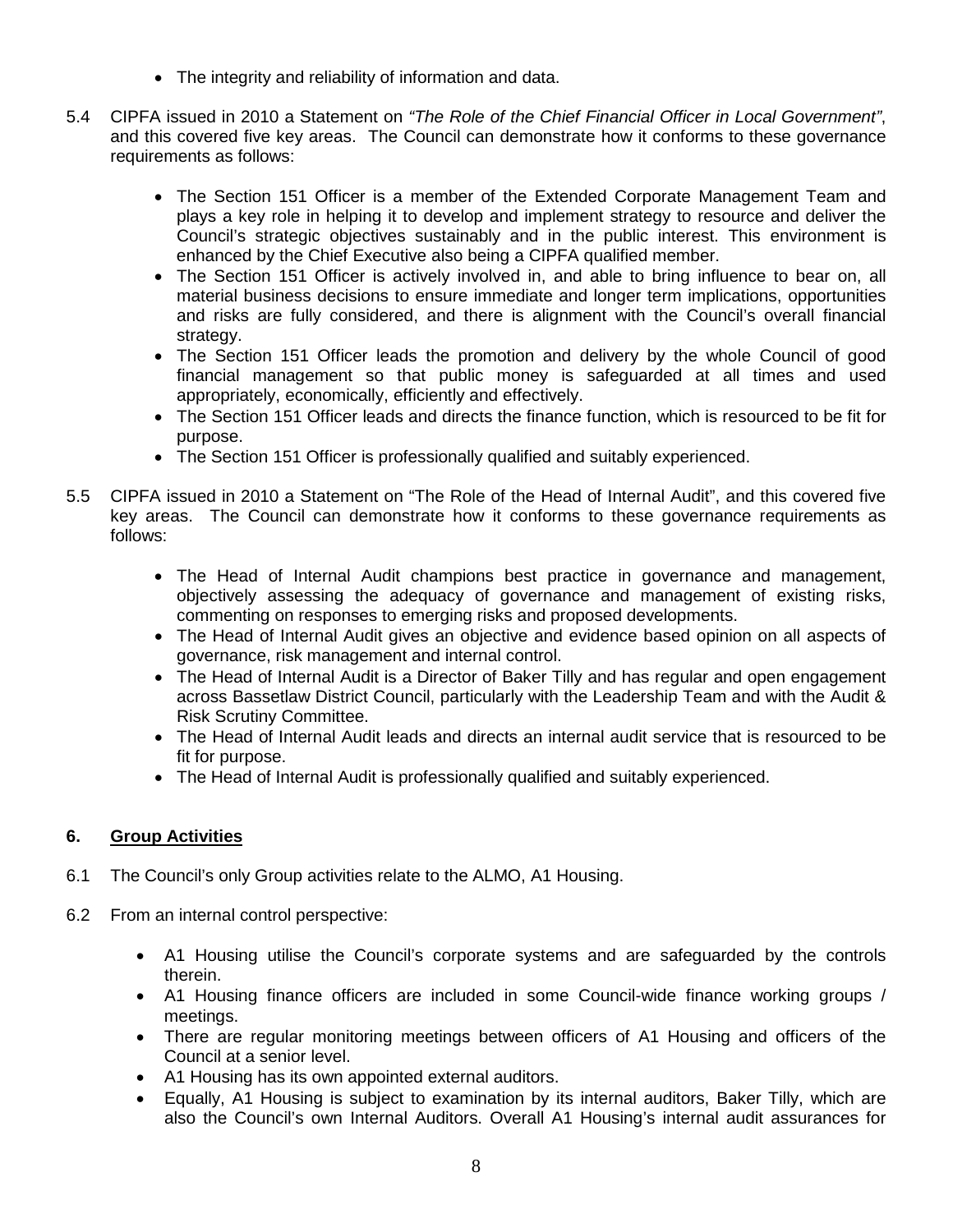- The integrity and reliability of information and data.

5.4 CIPFA issued in 2010 a Statement on *"The Role of the Chief Financial Officer in Local Government"*, and this covered five key areas. The Council can demonstrate how it conforms to these governance requirements as follows:

- The Section 151 Officer is a member of the Extended Corporate Management Team and plays a key role in helping it to develop and implement strategy to resource and deliver the Council's strategic objectives sustainably and in the public interest. This environment is enhanced by the Chief Executive also being a CIPFA qualified member.
- The Section 151 Officer is actively involved in, and able to bring influence to bear on, all material business decisions to ensure immediate and longer term implications, opportunities and risks are fully considered, and there is alignment with the Council's overall financial strategy.
- The Section 151 Officer leads the promotion and delivery by the whole Council of good financial management so that public money is safeguarded at all times and used appropriately, economically, efficiently and effectively.
- The Section 151 Officer leads and directs the finance function, which is resourced to be fit for purpose.
- The Section 151 Officer is professionally qualified and suitably experienced.

5.5 CIPFA issued in 2010 a Statement on "The Role of the Head of Internal Audit", and this covered five key areas. The Council can demonstrate how it conforms to these governance requirements as follows:

- The Head of Internal Audit champions best practice in governance and management, objectively assessing the adequacy of governance and management of existing risks, commenting on responses to emerging risks and proposed developments.
- The Head of Internal Audit gives an objective and evidence based opinion on all aspects of governance, risk management and internal control.
- The Head of Internal Audit is a Director of Baker Tilly and has regular and open engagement across Bassetlaw District Council, particularly with the Leadership Team and with the Audit & Risk Scrutiny Committee.
- The Head of Internal Audit leads and directs an internal audit service that is resourced to be fit for purpose.
- The Head of Internal Audit is professionally qualified and suitably experienced.

## 6. Group Activities

6.1 The Council's only Group activities relate to the ALMO, A1 Housing.

6.2 From an internal control perspective:

- A1 Housing utilise the Council's corporate systems and are safeguarded by the controls therein.
- A1 Housing finance officers are included in some Council-wide finance working groups / meetings.
- There are regular monitoring meetings between officers of A1 Housing and officers of the Council at a senior level.
- A1 Housing has its own appointed external auditors.
- Equally, A1 Housing is subject to examination by its internal auditors, Baker Tilly, which are also the Council's own Internal Auditors. Overall A1 Housing's internal audit assurances for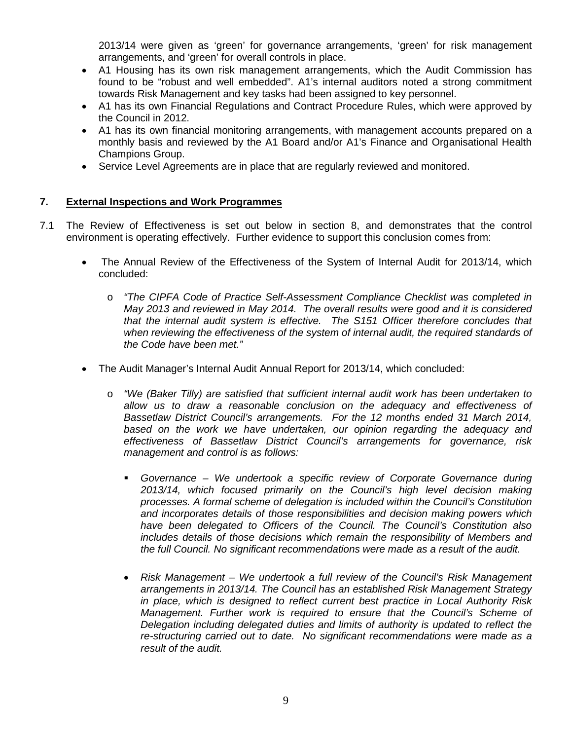2013/14 were given as 'green' for governance arrangements, 'green' for risk management arrangements, and 'green' for overall controls in place.

- A1 Housing has its own risk management arrangements, which the Audit Commission has found to be "robust and well embedded". A1's internal auditors noted a strong commitment towards Risk Management and key tasks had been assigned to key personnel.
- A1 has its own Financial Regulations and Contract Procedure Rules, which were approved by the Council in 2012.
- A1 has its own financial monitoring arrangements, with management accounts prepared on a monthly basis and reviewed by the A1 Board and/or A1's Finance and Organisational Health Champions Group.
- Service Level Agreements are in place that are regularly reviewed and monitored.

## 7. External Inspections and Work Programmes

7.1 The Review of Effectiveness is set out below in section 8, and demonstrates that the control environment is operating effectively. Further evidence to support this conclusion comes from:

- The Annual Review of the Effectiveness of the System of Internal Audit for 2013/14, which concluded:
  - *"The CIPFA Code of Practice Self-Assessment Compliance Checklist was completed in May 2013 and reviewed in May 2014. The overall results were good and it is considered that the internal audit system is effective. The S151 Officer therefore concludes that when reviewing the effectiveness of the system of internal audit, the required standards of the Code have been met."*
- The Audit Manager's Internal Audit Annual Report for 2013/14, which concluded:
  - *"We (Baker Tilly) are satisfied that sufficient internal audit work has been undertaken to allow us to draw a reasonable conclusion on the adequacy and effectiveness of Bassetlaw District Council's arrangements. For the 12 months ended 31 March 2014, based on the work we have undertaken, our opinion regarding the adequacy and effectiveness of Bassetlaw District Council's arrangements for governance, risk management and control is as follows:*
    - *Governance – We undertook a specific review of Corporate Governance during 2013/14, which focused primarily on the Council's high level decision making processes. A formal scheme of delegation is included within the Council's Constitution and incorporates details of those responsibilities and decision making powers which have been delegated to Officers of the Council. The Council's Constitution also includes details of those decisions which remain the responsibility of Members and the full Council. No significant recommendations were made as a result of the audit.*
    - *Risk Management – We undertook a full review of the Council's Risk Management arrangements in 2013/14. The Council has an established Risk Management Strategy in place, which is designed to reflect current best practice in Local Authority Risk Management. Further work is required to ensure that the Council's Scheme of Delegation including delegated duties and limits of authority is updated to reflect the re-structuring carried out to date. No significant recommendations were made as a result of the audit.*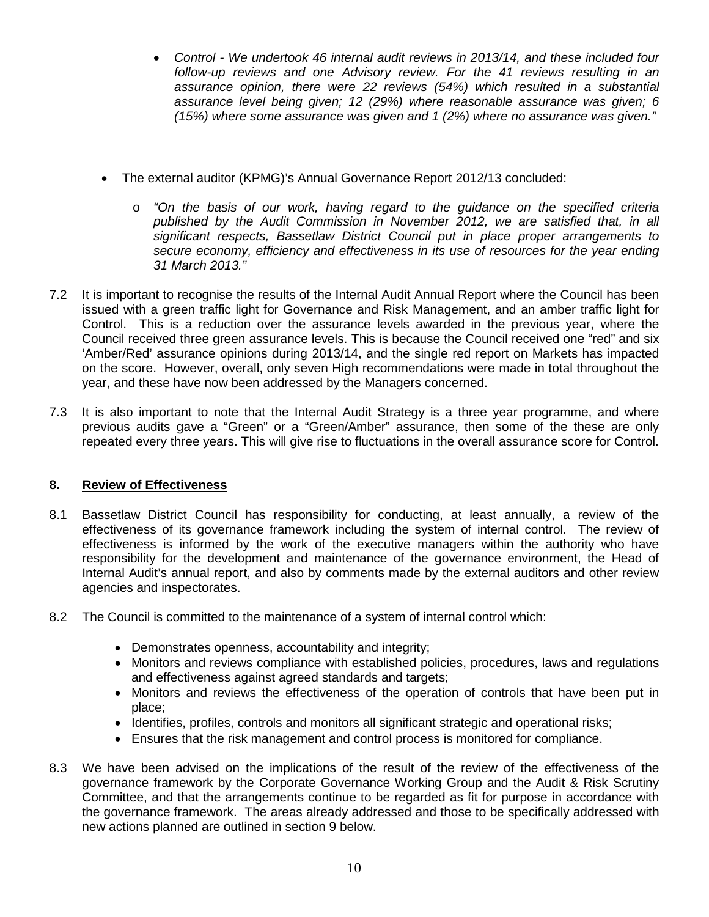- *Control - We undertook 46 internal audit reviews in 2013/14, and these included four follow-up reviews and one Advisory review. For the 41 reviews resulting in an assurance opinion, there were 22 reviews (54%) which resulted in a substantial assurance level being given; 12 (29%) where reasonable assurance was given; 6 (15%) where some assurance was given and 1 (2%) where no assurance was given."*

- The external auditor (KPMG)'s Annual Governance Report 2012/13 concluded:
    - *"On the basis of our work, having regard to the guidance on the specified criteria published by the Audit Commission in November 2012, we are satisfied that, in all significant respects, Bassetlaw District Council put in place proper arrangements to secure economy, efficiency and effectiveness in its use of resources for the year ending 31 March 2013."*

7.2 It is important to recognise the results of the Internal Audit Annual Report where the Council has been issued with a green traffic light for Governance and Risk Management, and an amber traffic light for Control. This is a reduction over the assurance levels awarded in the previous year, where the Council received three green assurance levels. This is because the Council received one "red" and six 'Amber/Red' assurance opinions during 2013/14, and the single red report on Markets has impacted on the score. However, overall, only seven High recommendations were made in total throughout the year, and these have now been addressed by the Managers concerned.

7.3 It is also important to note that the Internal Audit Strategy is a three year programme, and where previous audits gave a "Green" or a "Green/Amber" assurance, then some of the these are only repeated every three years. This will give rise to fluctuations in the overall assurance score for Control.

## 8. Review of Effectiveness

8.1 Bassetlaw District Council has responsibility for conducting, at least annually, a review of the effectiveness of its governance framework including the system of internal control. The review of effectiveness is informed by the work of the executive managers within the authority who have responsibility for the development and maintenance of the governance environment, the Head of Internal Audit's annual report, and also by comments made by the external auditors and other review agencies and inspectorates.

8.2 The Council is committed to the maintenance of a system of internal control which:

- Demonstrates openness, accountability and integrity;
- Monitors and reviews compliance with established policies, procedures, laws and regulations and effectiveness against agreed standards and targets;
- Monitors and reviews the effectiveness of the operation of controls that have been put in place;
- Identifies, profiles, controls and monitors all significant strategic and operational risks;
- Ensures that the risk management and control process is monitored for compliance.

8.3 We have been advised on the implications of the result of the review of the effectiveness of the governance framework by the Corporate Governance Working Group and the Audit & Risk Scrutiny Committee, and that the arrangements continue to be regarded as fit for purpose in accordance with the governance framework. The areas already addressed and those to be specifically addressed with new actions planned are outlined in section 9 below.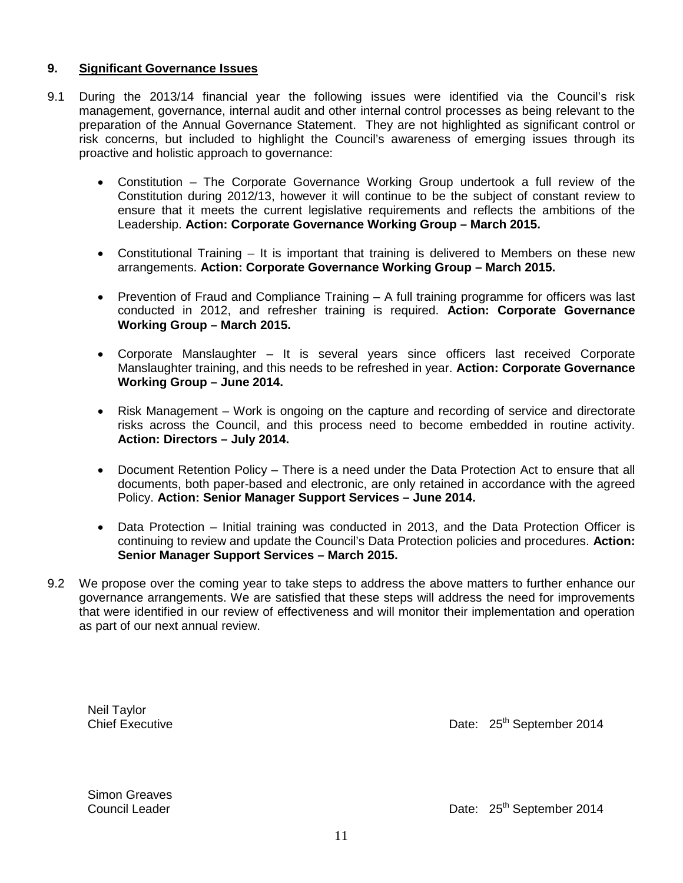## 9. Significant Governance Issues

9.1 During the 2013/14 financial year the following issues were identified via the Council's risk management, governance, internal audit and other internal control processes as being relevant to the preparation of the Annual Governance Statement. They are not highlighted as significant control or risk concerns, but included to highlight the Council's awareness of emerging issues through its proactive and holistic approach to governance:

- Constitution – The Corporate Governance Working Group undertook a full review of the Constitution during 2012/13, however it will continue to be the subject of constant review to ensure that it meets the current legislative requirements and reflects the ambitions of the Leadership. **Action: Corporate Governance Working Group – March 2015.**

- Constitutional Training – It is important that training is delivered to Members on these new arrangements. **Action: Corporate Governance Working Group – March 2015.**

- Prevention of Fraud and Compliance Training – A full training programme for officers was last conducted in 2012, and refresher training is required. **Action: Corporate Governance Working Group – March 2015.**

- Corporate Manslaughter – It is several years since officers last received Corporate Manslaughter training, and this needs to be refreshed in year. **Action: Corporate Governance Working Group – June 2014.**

- Risk Management – Work is ongoing on the capture and recording of service and directorate risks across the Council, and this process need to become embedded in routine activity. **Action: Directors – July 2014.**

- Document Retention Policy – There is a need under the Data Protection Act to ensure that all documents, both paper-based and electronic, are only retained in accordance with the agreed Policy. **Action: Senior Manager Support Services – June 2014.**

- Data Protection – Initial training was conducted in 2013, and the Data Protection Officer is continuing to review and update the Council's Data Protection policies and procedures. **Action: Senior Manager Support Services – March 2015.**

9.2 We propose over the coming year to take steps to address the above matters to further enhance our governance arrangements. We are satisfied that these steps will address the need for improvements that were identified in our review of effectiveness and will monitor their implementation and operation as part of our next annual review.

Neil Taylor
Chief Executive

Date: 25th September 2014

Simon Greaves
Council Leader

Date: 25th September 2014